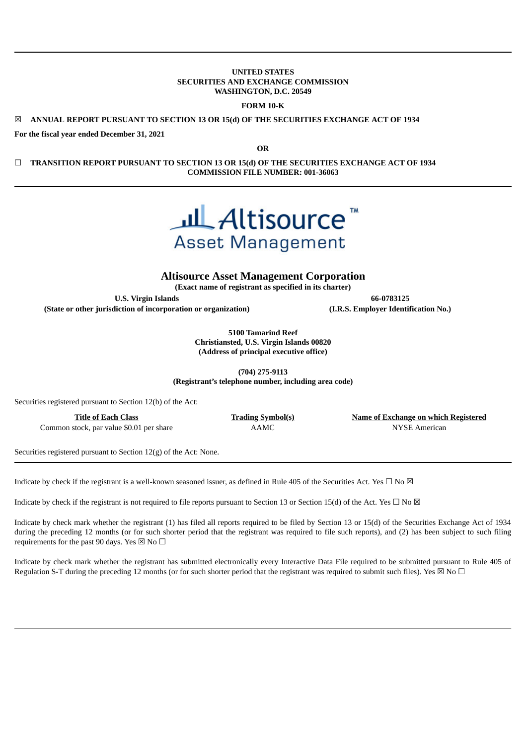**UNITED STATES**
**SECURITIES AND EXCHANGE COMMISSION**
**WASHINGTON, D.C. 20549**

**FORM 10-K**

☒ **ANNUAL REPORT PURSUANT TO SECTION 13 OR 15(d) OF THE SECURITIES EXCHANGE ACT OF 1934**

**For the fiscal year ended December 31, 2021**

**OR**

☐ **TRANSITION REPORT PURSUANT TO SECTION 13 OR 15(d) OF THE SECURITIES EXCHANGE ACT OF 1934**
**COMMISSION FILE NUMBER: 001-36063**

Altisource™ Asset Management

# Altisource Asset Management Corporation

**(Exact name of registrant as specified in its charter)**

| | |
|---|---|
| **U.S. Virgin Islands** | **66-0783125** |
| **(State or other jurisdiction of incorporation or organization)** | **(I.R.S. Employer Identification No.)** |

**5100 Tamarind Reef**
**Christiansted, U.S. Virgin Islands 00820**
**(Address of principal executive office)**

**(704) 275-9113**
**(Registrant's telephone number, including area code)**

Securities registered pursuant to Section 12(b) of the Act:

| Title of Each Class | Trading Symbol(s) | Name of Exchange on which Registered |
|---|---|---|
| Common stock, par value $0.01 per share | AAMC | NYSE American |

Securities registered pursuant to Section 12(g) of the Act: None.

Indicate by check if the registrant is a well-known seasoned issuer, as defined in Rule 405 of the Securities Act. Yes ☐ No ☒

Indicate by check if the registrant is not required to file reports pursuant to Section 13 or Section 15(d) of the Act. Yes ☐ No ☒

Indicate by check mark whether the registrant (1) has filed all reports required to be filed by Section 13 or 15(d) of the Securities Exchange Act of 1934 during the preceding 12 months (or for such shorter period that the registrant was required to file such reports), and (2) has been subject to such filing requirements for the past 90 days. Yes ☒ No ☐

Indicate by check mark whether the registrant has submitted electronically every Interactive Data File required to be submitted pursuant to Rule 405 of Regulation S-T during the preceding 12 months (or for such shorter period that the registrant was required to submit such files). Yes ☒ No ☐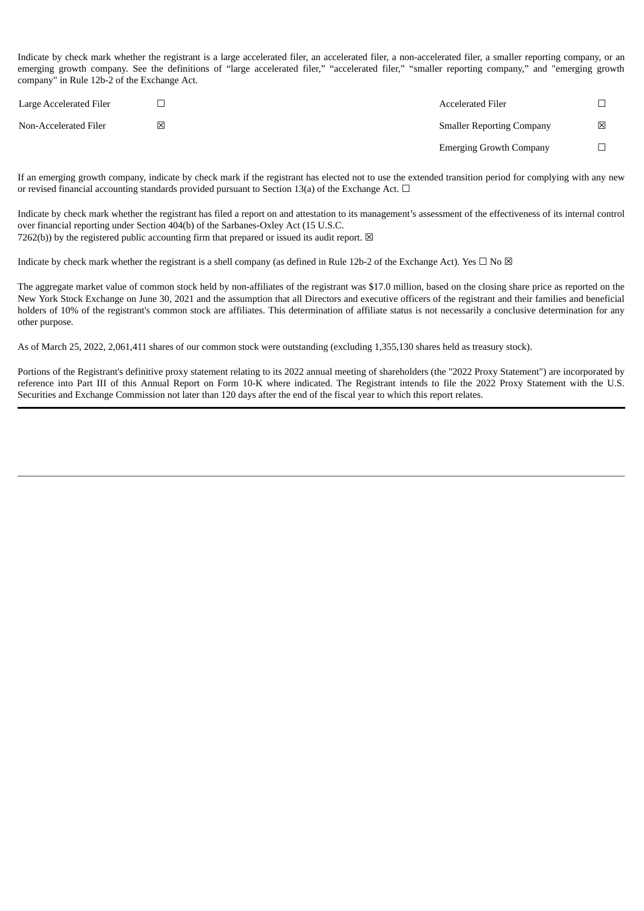Indicate by check mark whether the registrant is a large accelerated filer, an accelerated filer, a non-accelerated filer, a smaller reporting company, or an emerging growth company. See the definitions of “large accelerated filer,” “accelerated filer,” “smaller reporting company,” and "emerging growth company" in Rule 12b-2 of the Exchange Act.

| | | | |
|---|---|---|---|
| Large Accelerated Filer | ☐ | Accelerated Filer | ☐ |
| Non-Accelerated Filer | ☒ | Smaller Reporting Company | ☒ |
| | | Emerging Growth Company | ☐ |

If an emerging growth company, indicate by check mark if the registrant has elected not to use the extended transition period for complying with any new or revised financial accounting standards provided pursuant to Section 13(a) of the Exchange Act. ☐

Indicate by check mark whether the registrant has filed a report on and attestation to its management’s assessment of the effectiveness of its internal control over financial reporting under Section 404(b) of the Sarbanes-Oxley Act (15 U.S.C.
7262(b)) by the registered public accounting firm that prepared or issued its audit report. ☒

Indicate by check mark whether the registrant is a shell company (as defined in Rule 12b-2 of the Exchange Act). Yes ☐ No ☒

The aggregate market value of common stock held by non-affiliates of the registrant was $17.0 million, based on the closing share price as reported on the New York Stock Exchange on June 30, 2021 and the assumption that all Directors and executive officers of the registrant and their families and beneficial holders of 10% of the registrant's common stock are affiliates. This determination of affiliate status is not necessarily a conclusive determination for any other purpose.

As of March 25, 2022, 2,061,411 shares of our common stock were outstanding (excluding 1,355,130 shares held as treasury stock).

Portions of the Registrant's definitive proxy statement relating to its 2022 annual meeting of shareholders (the "2022 Proxy Statement") are incorporated by reference into Part III of this Annual Report on Form 10-K where indicated. The Registrant intends to file the 2022 Proxy Statement with the U.S. Securities and Exchange Commission not later than 120 days after the end of the fiscal year to which this report relates.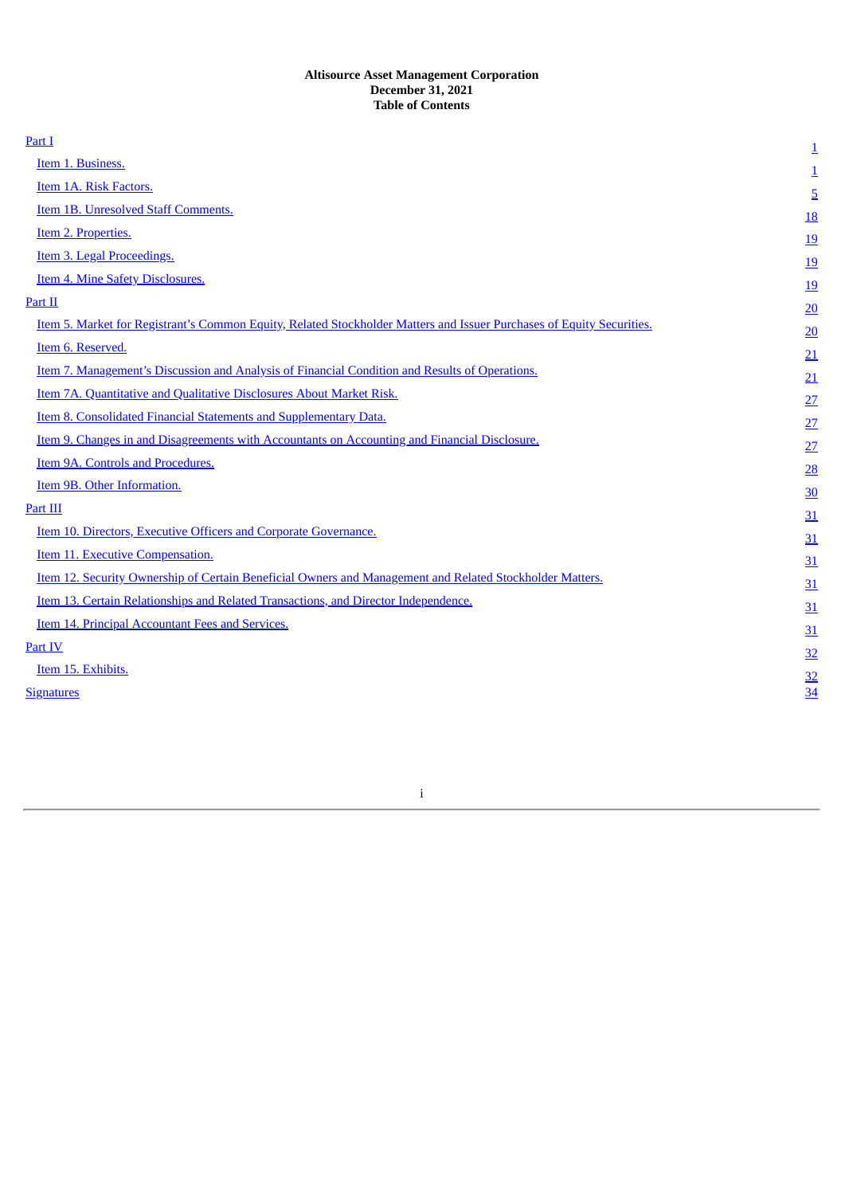**Altisource Asset Management Corporation**
**December 31, 2021**
**Table of Contents**

| | |
|---|---|
| Part I | 1 |
| Item 1. Business. | 1 |
| Item 1A. Risk Factors. | 5 |
| Item 1B. Unresolved Staff Comments. | 18 |
| Item 2. Properties. | 19 |
| Item 3. Legal Proceedings. | 19 |
| Item 4. Mine Safety Disclosures. | 19 |
| Part II | 20 |
| Item 5. Market for Registrant's Common Equity, Related Stockholder Matters and Issuer Purchases of Equity Securities. | 20 |
| Item 6. Reserved. | 21 |
| Item 7. Management's Discussion and Analysis of Financial Condition and Results of Operations. | 21 |
| Item 7A. Quantitative and Qualitative Disclosures About Market Risk. | 27 |
| Item 8. Consolidated Financial Statements and Supplementary Data. | 27 |
| Item 9. Changes in and Disagreements with Accountants on Accounting and Financial Disclosure. | 27 |
| Item 9A. Controls and Procedures. | 28 |
| Item 9B. Other Information. | 30 |
| Part III | 31 |
| Item 10. Directors, Executive Officers and Corporate Governance. | 31 |
| Item 11. Executive Compensation. | 31 |
| Item 12. Security Ownership of Certain Beneficial Owners and Management and Related Stockholder Matters. | 31 |
| Item 13. Certain Relationships and Related Transactions, and Director Independence. | 31 |
| Item 14. Principal Accountant Fees and Services. | 31 |
| Part IV | 32 |
| Item 15. Exhibits. | 32 |
| Signatures | 34 |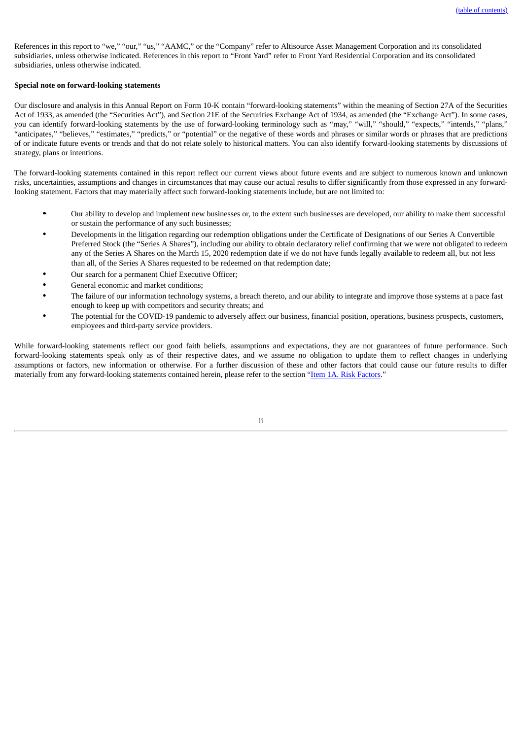References in this report to “we,” “our,” “us,” “AAMC,” or the “Company” refer to Altisource Asset Management Corporation and its consolidated subsidiaries, unless otherwise indicated. References in this report to “Front Yard” refer to Front Yard Residential Corporation and its consolidated subsidiaries, unless otherwise indicated.

**Special note on forward-looking statements**

Our disclosure and analysis in this Annual Report on Form 10-K contain “forward-looking statements” within the meaning of Section 27A of the Securities Act of 1933, as amended (the “Securities Act”), and Section 21E of the Securities Exchange Act of 1934, as amended (the “Exchange Act”). In some cases, you can identify forward-looking statements by the use of forward-looking terminology such as “may,” “will,” “should,” “expects,” “intends,” “plans,” “anticipates,” “believes,” “estimates,” “predicts,” or “potential” or the negative of these words and phrases or similar words or phrases that are predictions of or indicate future events or trends and that do not relate solely to historical matters. You can also identify forward-looking statements by discussions of strategy, plans or intentions.

The forward-looking statements contained in this report reflect our current views about future events and are subject to numerous known and unknown risks, uncertainties, assumptions and changes in circumstances that may cause our actual results to differ significantly from those expressed in any forward-looking statement. Factors that may materially affect such forward-looking statements include, but are not limited to:

- Our ability to develop and implement new businesses or, to the extent such businesses are developed, our ability to make them successful or sustain the performance of any such businesses;
- Developments in the litigation regarding our redemption obligations under the Certificate of Designations of our Series A Convertible Preferred Stock (the “Series A Shares”), including our ability to obtain declaratory relief confirming that we were not obligated to redeem any of the Series A Shares on the March 15, 2020 redemption date if we do not have funds legally available to redeem all, but not less than all, of the Series A Shares requested to be redeemed on that redemption date;
- Our search for a permanent Chief Executive Officer;
- General economic and market conditions;
- The failure of our information technology systems, a breach thereto, and our ability to integrate and improve those systems at a pace fast enough to keep up with competitors and security threats; and
- The potential for the COVID-19 pandemic to adversely affect our business, financial position, operations, business prospects, customers, employees and third-party service providers.

While forward-looking statements reflect our good faith beliefs, assumptions and expectations, they are not guarantees of future performance. Such forward-looking statements speak only as of their respective dates, and we assume no obligation to update them to reflect changes in underlying assumptions or factors, new information or otherwise. For a further discussion of these and other factors that could cause our future results to differ materially from any forward-looking statements contained herein, please refer to the section “Item 1A. Risk Factors.”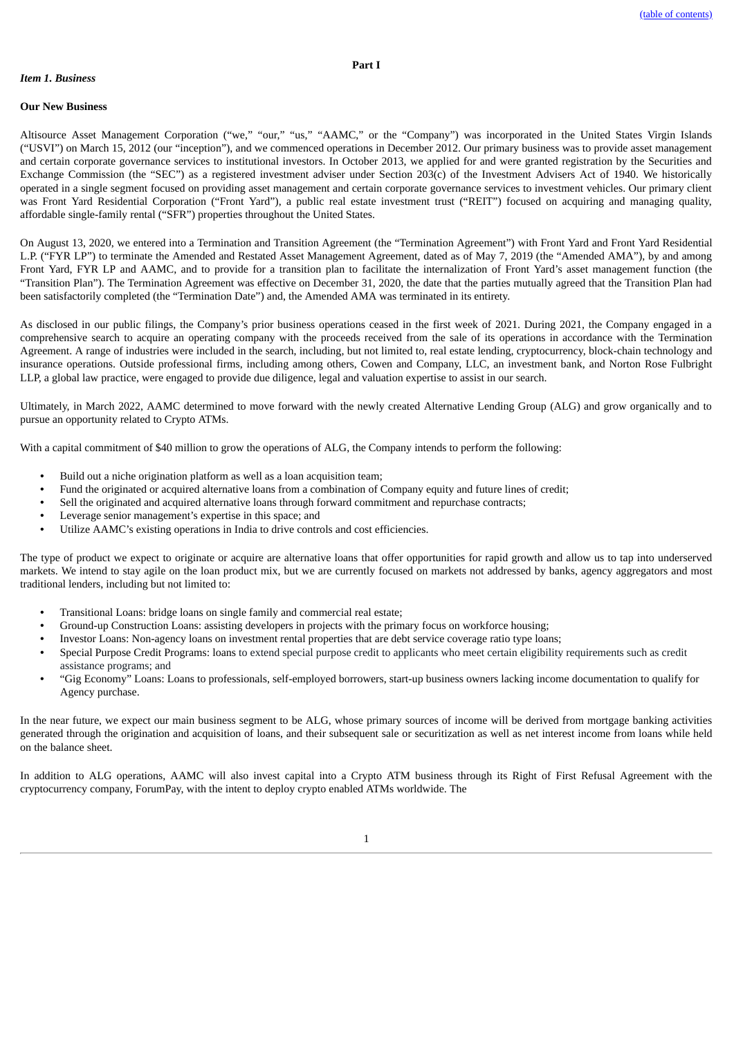# Part I

### *Item 1. Business*

#### Our New Business

Altisource Asset Management Corporation ("we," "our," "us," "AAMC," or the "Company") was incorporated in the United States Virgin Islands ("USVI") on March 15, 2012 (our "inception"), and we commenced operations in December 2012. Our primary business was to provide asset management and certain corporate governance services to institutional investors. In October 2013, we applied for and were granted registration by the Securities and Exchange Commission (the "SEC") as a registered investment adviser under Section 203(c) of the Investment Advisers Act of 1940. We historically operated in a single segment focused on providing asset management and certain corporate governance services to investment vehicles. Our primary client was Front Yard Residential Corporation ("Front Yard"), a public real estate investment trust ("REIT") focused on acquiring and managing quality, affordable single-family rental ("SFR") properties throughout the United States.

On August 13, 2020, we entered into a Termination and Transition Agreement (the "Termination Agreement") with Front Yard and Front Yard Residential L.P. ("FYR LP") to terminate the Amended and Restated Asset Management Agreement, dated as of May 7, 2019 (the "Amended AMA"), by and among Front Yard, FYR LP and AAMC, and to provide for a transition plan to facilitate the internalization of Front Yard's asset management function (the "Transition Plan"). The Termination Agreement was effective on December 31, 2020, the date that the parties mutually agreed that the Transition Plan had been satisfactorily completed (the "Termination Date") and, the Amended AMA was terminated in its entirety.

As disclosed in our public filings, the Company's prior business operations ceased in the first week of 2021. During 2021, the Company engaged in a comprehensive search to acquire an operating company with the proceeds received from the sale of its operations in accordance with the Termination Agreement. A range of industries were included in the search, including, but not limited to, real estate lending, cryptocurrency, block-chain technology and insurance operations. Outside professional firms, including among others, Cowen and Company, LLC, an investment bank, and Norton Rose Fulbright LLP, a global law practice, were engaged to provide due diligence, legal and valuation expertise to assist in our search.

Ultimately, in March 2022, AAMC determined to move forward with the newly created Alternative Lending Group (ALG) and grow organically and to pursue an opportunity related to Crypto ATMs.

With a capital commitment of $40 million to grow the operations of ALG, the Company intends to perform the following:

- Build out a niche origination platform as well as a loan acquisition team;
- Fund the originated or acquired alternative loans from a combination of Company equity and future lines of credit;
- Sell the originated and acquired alternative loans through forward commitment and repurchase contracts;
- Leverage senior management's expertise in this space; and
- Utilize AAMC's existing operations in India to drive controls and cost efficiencies.

The type of product we expect to originate or acquire are alternative loans that offer opportunities for rapid growth and allow us to tap into underserved markets. We intend to stay agile on the loan product mix, but we are currently focused on markets not addressed by banks, agency aggregators and most traditional lenders, including but not limited to:

- Transitional Loans: bridge loans on single family and commercial real estate;
- Ground-up Construction Loans: assisting developers in projects with the primary focus on workforce housing;
- Investor Loans: Non-agency loans on investment rental properties that are debt service coverage ratio type loans;
- Special Purpose Credit Programs: loans to extend special purpose credit to applicants who meet certain eligibility requirements such as credit assistance programs; and
- "Gig Economy" Loans: Loans to professionals, self-employed borrowers, start-up business owners lacking income documentation to qualify for Agency purchase.

In the near future, we expect our main business segment to be ALG, whose primary sources of income will be derived from mortgage banking activities generated through the origination and acquisition of loans, and their subsequent sale or securitization as well as net interest income from loans while held on the balance sheet.

In addition to ALG operations, AAMC will also invest capital into a Crypto ATM business through its Right of First Refusal Agreement with the cryptocurrency company, ForumPay, with the intent to deploy crypto enabled ATMs worldwide. The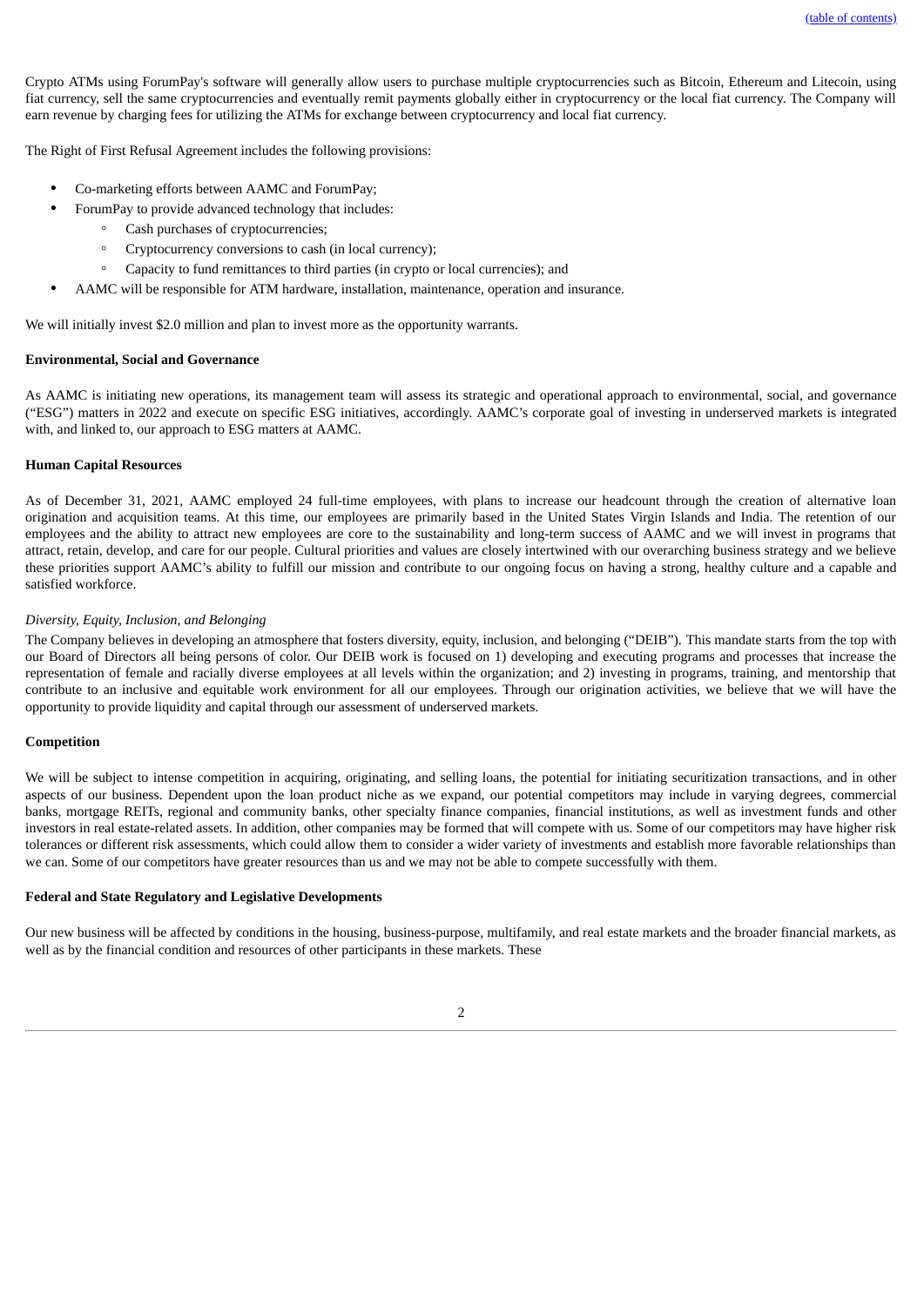Crypto ATMs using ForumPay's software will generally allow users to purchase multiple cryptocurrencies such as Bitcoin, Ethereum and Litecoin, using fiat currency, sell the same cryptocurrencies and eventually remit payments globally either in cryptocurrency or the local fiat currency. The Company will earn revenue by charging fees for utilizing the ATMs for exchange between cryptocurrency and local fiat currency.

The Right of First Refusal Agreement includes the following provisions:

- Co-marketing efforts between AAMC and ForumPay;
- ForumPay to provide advanced technology that includes:
  - Cash purchases of cryptocurrencies;
  - Cryptocurrency conversions to cash (in local currency);
  - Capacity to fund remittances to third parties (in crypto or local currencies); and
- AAMC will be responsible for ATM hardware, installation, maintenance, operation and insurance.

We will initially invest $2.0 million and plan to invest more as the opportunity warrants.

**Environmental, Social and Governance**

As AAMC is initiating new operations, its management team will assess its strategic and operational approach to environmental, social, and governance ("ESG") matters in 2022 and execute on specific ESG initiatives, accordingly. AAMC's corporate goal of investing in underserved markets is integrated with, and linked to, our approach to ESG matters at AAMC.

**Human Capital Resources**

As of December 31, 2021, AAMC employed 24 full-time employees, with plans to increase our headcount through the creation of alternative loan origination and acquisition teams. At this time, our employees are primarily based in the United States Virgin Islands and India. The retention of our employees and the ability to attract new employees are core to the sustainability and long-term success of AAMC and we will invest in programs that attract, retain, develop, and care for our people. Cultural priorities and values are closely intertwined with our overarching business strategy and we believe these priorities support AAMC's ability to fulfill our mission and contribute to our ongoing focus on having a strong, healthy culture and a capable and satisfied workforce.

*Diversity, Equity, Inclusion, and Belonging*

The Company believes in developing an atmosphere that fosters diversity, equity, inclusion, and belonging ("DEIB"). This mandate starts from the top with our Board of Directors all being persons of color. Our DEIB work is focused on 1) developing and executing programs and processes that increase the representation of female and racially diverse employees at all levels within the organization; and 2) investing in programs, training, and mentorship that contribute to an inclusive and equitable work environment for all our employees. Through our origination activities, we believe that we will have the opportunity to provide liquidity and capital through our assessment of underserved markets.

**Competition**

We will be subject to intense competition in acquiring, originating, and selling loans, the potential for initiating securitization transactions, and in other aspects of our business. Dependent upon the loan product niche as we expand, our potential competitors may include in varying degrees, commercial banks, mortgage REITs, regional and community banks, other specialty finance companies, financial institutions, as well as investment funds and other investors in real estate-related assets. In addition, other companies may be formed that will compete with us. Some of our competitors may have higher risk tolerances or different risk assessments, which could allow them to consider a wider variety of investments and establish more favorable relationships than we can. Some of our competitors have greater resources than us and we may not be able to compete successfully with them.

**Federal and State Regulatory and Legislative Developments**

Our new business will be affected by conditions in the housing, business-purpose, multifamily, and real estate markets and the broader financial markets, as well as by the financial condition and resources of other participants in these markets. These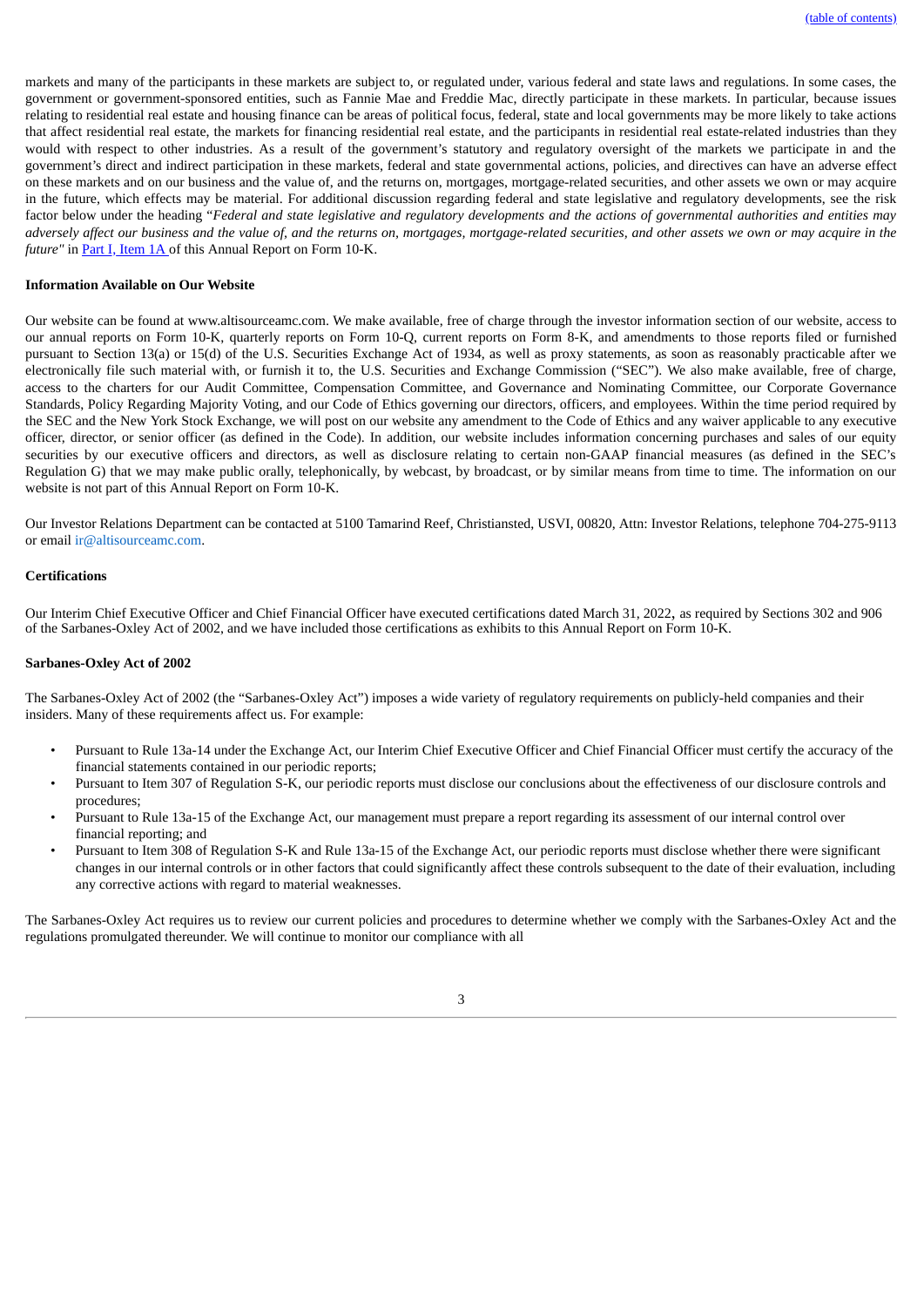markets and many of the participants in these markets are subject to, or regulated under, various federal and state laws and regulations. In some cases, the government or government-sponsored entities, such as Fannie Mae and Freddie Mac, directly participate in these markets. In particular, because issues relating to residential real estate and housing finance can be areas of political focus, federal, state and local governments may be more likely to take actions that affect residential real estate, the markets for financing residential real estate, and the participants in residential real estate-related industries than they would with respect to other industries. As a result of the government's statutory and regulatory oversight of the markets we participate in and the government's direct and indirect participation in these markets, federal and state governmental actions, policies, and directives can have an adverse effect on these markets and on our business and the value of, and the returns on, mortgages, mortgage-related securities, and other assets we own or may acquire in the future, which effects may be material. For additional discussion regarding federal and state legislative and regulatory developments, see the risk factor below under the heading "*Federal and state legislative and regulatory developments and the actions of governmental authorities and entities may adversely affect our business and the value of, and the returns on, mortgages, mortgage-related securities, and other assets we own or may acquire in the future"* in Part I, Item 1A of this Annual Report on Form 10-K.

**Information Available on Our Website**

Our website can be found at www.altisourceamc.com. We make available, free of charge through the investor information section of our website, access to our annual reports on Form 10-K, quarterly reports on Form 10-Q, current reports on Form 8-K, and amendments to those reports filed or furnished pursuant to Section 13(a) or 15(d) of the U.S. Securities Exchange Act of 1934, as well as proxy statements, as soon as reasonably practicable after we electronically file such material with, or furnish it to, the U.S. Securities and Exchange Commission ("SEC"). We also make available, free of charge, access to the charters for our Audit Committee, Compensation Committee, and Governance and Nominating Committee, our Corporate Governance Standards, Policy Regarding Majority Voting, and our Code of Ethics governing our directors, officers, and employees. Within the time period required by the SEC and the New York Stock Exchange, we will post on our website any amendment to the Code of Ethics and any waiver applicable to any executive officer, director, or senior officer (as defined in the Code). In addition, our website includes information concerning purchases and sales of our equity securities by our executive officers and directors, as well as disclosure relating to certain non-GAAP financial measures (as defined in the SEC's Regulation G) that we may make public orally, telephonically, by webcast, by broadcast, or by similar means from time to time. The information on our website is not part of this Annual Report on Form 10-K.

Our Investor Relations Department can be contacted at 5100 Tamarind Reef, Christiansted, USVI, 00820, Attn: Investor Relations, telephone 704-275-9113 or email ir@altisourceamc.com.

**Certifications**

Our Interim Chief Executive Officer and Chief Financial Officer have executed certifications dated March 31, 2022, as required by Sections 302 and 906 of the Sarbanes-Oxley Act of 2002, and we have included those certifications as exhibits to this Annual Report on Form 10-K.

**Sarbanes-Oxley Act of 2002**

The Sarbanes-Oxley Act of 2002 (the "Sarbanes-Oxley Act") imposes a wide variety of regulatory requirements on publicly-held companies and their insiders. Many of these requirements affect us. For example:

- Pursuant to Rule 13a-14 under the Exchange Act, our Interim Chief Executive Officer and Chief Financial Officer must certify the accuracy of the financial statements contained in our periodic reports;
- Pursuant to Item 307 of Regulation S-K, our periodic reports must disclose our conclusions about the effectiveness of our disclosure controls and procedures;
- Pursuant to Rule 13a-15 of the Exchange Act, our management must prepare a report regarding its assessment of our internal control over financial reporting; and
- Pursuant to Item 308 of Regulation S-K and Rule 13a-15 of the Exchange Act, our periodic reports must disclose whether there were significant changes in our internal controls or in other factors that could significantly affect these controls subsequent to the date of their evaluation, including any corrective actions with regard to material weaknesses.

The Sarbanes-Oxley Act requires us to review our current policies and procedures to determine whether we comply with the Sarbanes-Oxley Act and the regulations promulgated thereunder. We will continue to monitor our compliance with all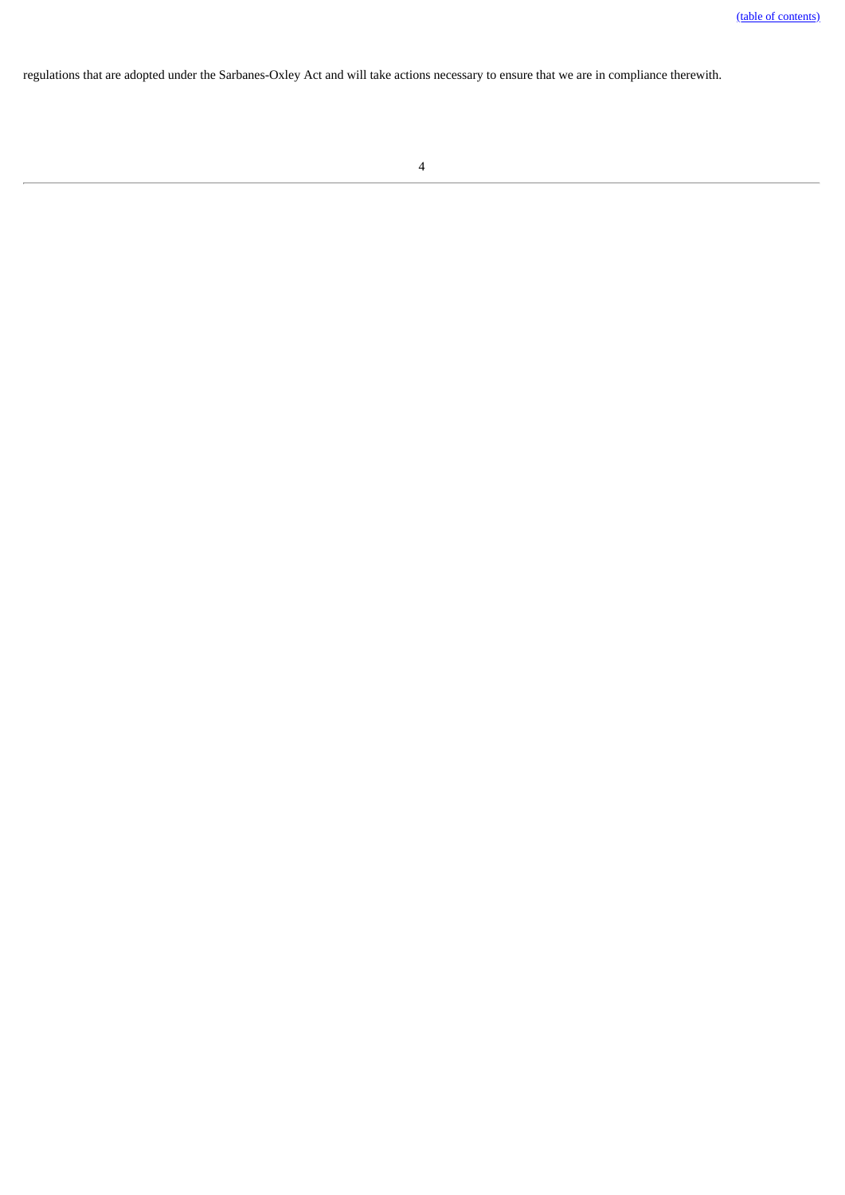regulations that are adopted under the Sarbanes-Oxley Act and will take actions necessary to ensure that we are in compliance therewith.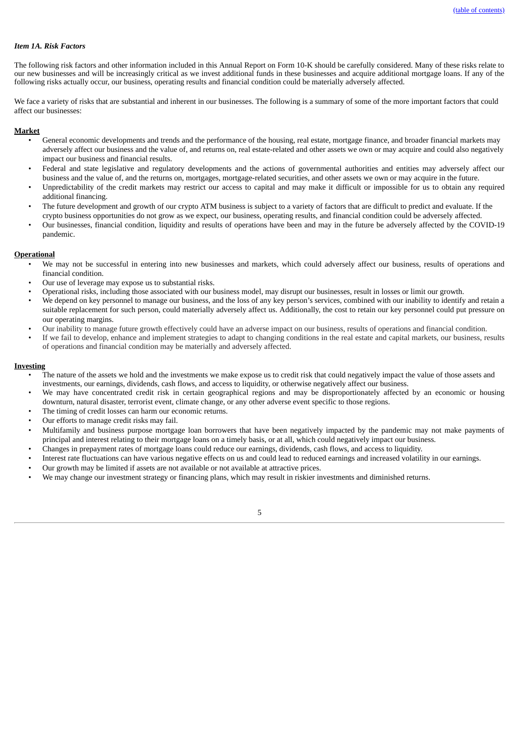*Item 1A. Risk Factors*

The following risk factors and other information included in this Annual Report on Form 10-K should be carefully considered. Many of these risks relate to our new businesses and will be increasingly critical as we invest additional funds in these businesses and acquire additional mortgage loans. If any of the following risks actually occur, our business, operating results and financial condition could be materially adversely affected.

We face a variety of risks that are substantial and inherent in our businesses. The following is a summary of some of the more important factors that could affect our businesses:

**Market**

- General economic developments and trends and the performance of the housing, real estate, mortgage finance, and broader financial markets may adversely affect our business and the value of, and returns on, real estate-related and other assets we own or may acquire and could also negatively impact our business and financial results.
- Federal and state legislative and regulatory developments and the actions of governmental authorities and entities may adversely affect our business and the value of, and the returns on, mortgages, mortgage-related securities, and other assets we own or may acquire in the future.
- Unpredictability of the credit markets may restrict our access to capital and may make it difficult or impossible for us to obtain any required additional financing.
- The future development and growth of our crypto ATM business is subject to a variety of factors that are difficult to predict and evaluate. If the crypto business opportunities do not grow as we expect, our business, operating results, and financial condition could be adversely affected.
- Our businesses, financial condition, liquidity and results of operations have been and may in the future be adversely affected by the COVID-19 pandemic.

**Operational**

- We may not be successful in entering into new businesses and markets, which could adversely affect our business, results of operations and financial condition.
- Our use of leverage may expose us to substantial risks.
- Operational risks, including those associated with our business model, may disrupt our businesses, result in losses or limit our growth.
- We depend on key personnel to manage our business, and the loss of any key person's services, combined with our inability to identify and retain a suitable replacement for such person, could materially adversely affect us. Additionally, the cost to retain our key personnel could put pressure on our operating margins.
- Our inability to manage future growth effectively could have an adverse impact on our business, results of operations and financial condition.
- If we fail to develop, enhance and implement strategies to adapt to changing conditions in the real estate and capital markets, our business, results of operations and financial condition may be materially and adversely affected.

**Investing**

- The nature of the assets we hold and the investments we make expose us to credit risk that could negatively impact the value of those assets and investments, our earnings, dividends, cash flows, and access to liquidity, or otherwise negatively affect our business.
- We may have concentrated credit risk in certain geographical regions and may be disproportionately affected by an economic or housing downturn, natural disaster, terrorist event, climate change, or any other adverse event specific to those regions.
- The timing of credit losses can harm our economic returns.
- Our efforts to manage credit risks may fail.
- Multifamily and business purpose mortgage loan borrowers that have been negatively impacted by the pandemic may not make payments of principal and interest relating to their mortgage loans on a timely basis, or at all, which could negatively impact our business.
- Changes in prepayment rates of mortgage loans could reduce our earnings, dividends, cash flows, and access to liquidity.
- Interest rate fluctuations can have various negative effects on us and could lead to reduced earnings and increased volatility in our earnings.
- Our growth may be limited if assets are not available or not available at attractive prices.
- We may change our investment strategy or financing plans, which may result in riskier investments and diminished returns.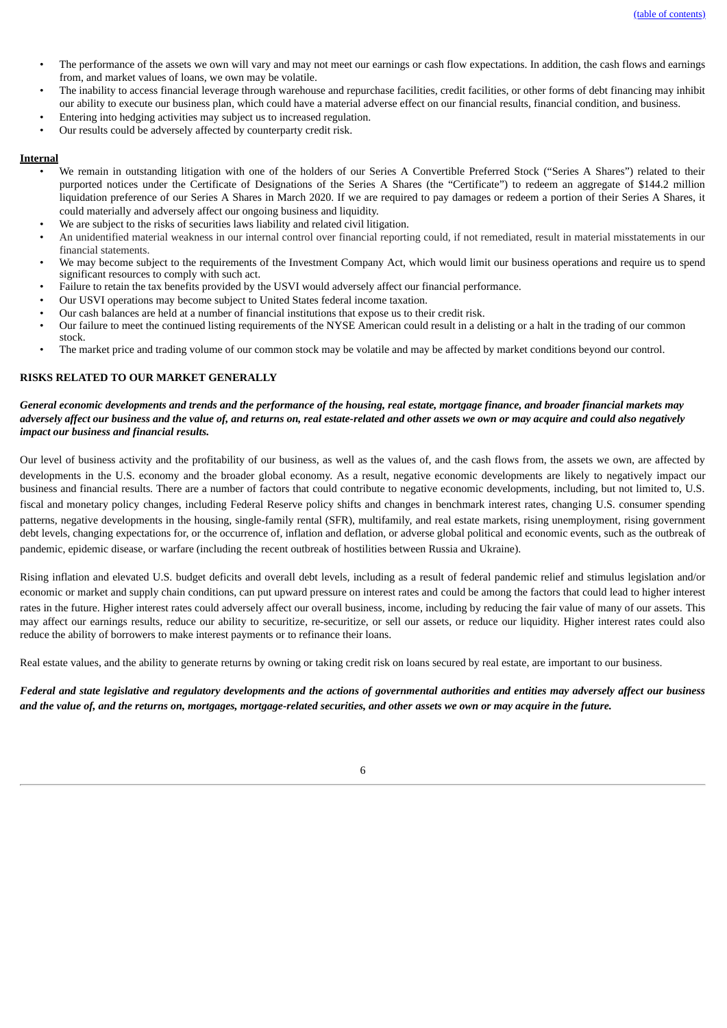- The performance of the assets we own will vary and may not meet our earnings or cash flow expectations. In addition, the cash flows and earnings from, and market values of loans, we own may be volatile.
- The inability to access financial leverage through warehouse and repurchase facilities, credit facilities, or other forms of debt financing may inhibit our ability to execute our business plan, which could have a material adverse effect on our financial results, financial condition, and business.
- Entering into hedging activities may subject us to increased regulation.
- Our results could be adversely affected by counterparty credit risk.

**Internal**

- We remain in outstanding litigation with one of the holders of our Series A Convertible Preferred Stock ("Series A Shares") related to their purported notices under the Certificate of Designations of the Series A Shares (the "Certificate") to redeem an aggregate of $144.2 million liquidation preference of our Series A Shares in March 2020. If we are required to pay damages or redeem a portion of their Series A Shares, it could materially and adversely affect our ongoing business and liquidity.
- We are subject to the risks of securities laws liability and related civil litigation.
- An unidentified material weakness in our internal control over financial reporting could, if not remediated, result in material misstatements in our financial statements.
- We may become subject to the requirements of the Investment Company Act, which would limit our business operations and require us to spend significant resources to comply with such act.
- Failure to retain the tax benefits provided by the USVI would adversely affect our financial performance.
- Our USVI operations may become subject to United States federal income taxation.
- Our cash balances are held at a number of financial institutions that expose us to their credit risk.
- Our failure to meet the continued listing requirements of the NYSE American could result in a delisting or a halt in the trading of our common stock.
- The market price and trading volume of our common stock may be volatile and may be affected by market conditions beyond our control.

## RISKS RELATED TO OUR MARKET GENERALLY

***General economic developments and trends and the performance of the housing, real estate, mortgage finance, and broader financial markets may adversely affect our business and the value of, and returns on, real estate-related and other assets we own or may acquire and could also negatively impact our business and financial results.***

Our level of business activity and the profitability of our business, as well as the values of, and the cash flows from, the assets we own, are affected by developments in the U.S. economy and the broader global economy. As a result, negative economic developments are likely to negatively impact our business and financial results. There are a number of factors that could contribute to negative economic developments, including, but not limited to, U.S. fiscal and monetary policy changes, including Federal Reserve policy shifts and changes in benchmark interest rates, changing U.S. consumer spending patterns, negative developments in the housing, single-family rental (SFR), multifamily, and real estate markets, rising unemployment, rising government debt levels, changing expectations for, or the occurrence of, inflation and deflation, or adverse global political and economic events, such as the outbreak of pandemic, epidemic disease, or warfare (including the recent outbreak of hostilities between Russia and Ukraine).

Rising inflation and elevated U.S. budget deficits and overall debt levels, including as a result of federal pandemic relief and stimulus legislation and/or economic or market and supply chain conditions, can put upward pressure on interest rates and could be among the factors that could lead to higher interest rates in the future. Higher interest rates could adversely affect our overall business, income, including by reducing the fair value of many of our assets. This may affect our earnings results, reduce our ability to securitize, re-securitize, or sell our assets, or reduce our liquidity. Higher interest rates could also reduce the ability of borrowers to make interest payments or to refinance their loans.

Real estate values, and the ability to generate returns by owning or taking credit risk on loans secured by real estate, are important to our business.

***Federal and state legislative and regulatory developments and the actions of governmental authorities and entities may adversely affect our business and the value of, and the returns on, mortgages, mortgage-related securities, and other assets we own or may acquire in the future.***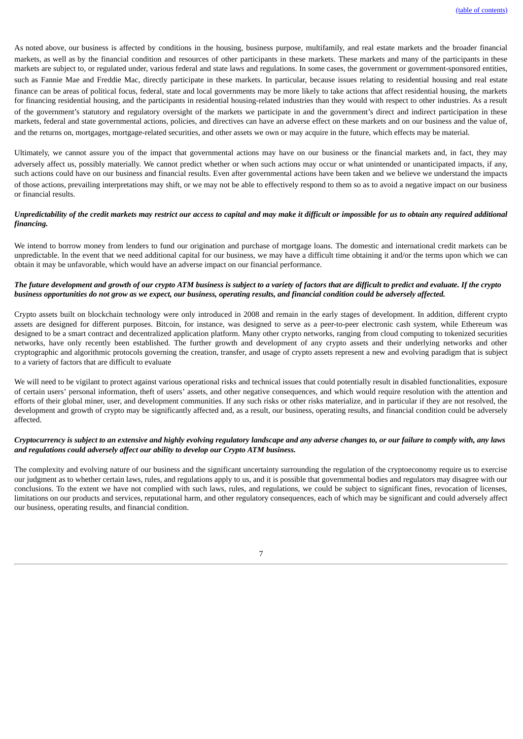As noted above, our business is affected by conditions in the housing, business purpose, multifamily, and real estate markets and the broader financial markets, as well as by the financial condition and resources of other participants in these markets. These markets and many of the participants in these markets are subject to, or regulated under, various federal and state laws and regulations. In some cases, the government or government-sponsored entities, such as Fannie Mae and Freddie Mac, directly participate in these markets. In particular, because issues relating to residential housing and real estate finance can be areas of political focus, federal, state and local governments may be more likely to take actions that affect residential housing, the markets for financing residential housing, and the participants in residential housing-related industries than they would with respect to other industries. As a result of the government's statutory and regulatory oversight of the markets we participate in and the government's direct and indirect participation in these markets, federal and state governmental actions, policies, and directives can have an adverse effect on these markets and on our business and the value of, and the returns on, mortgages, mortgage-related securities, and other assets we own or may acquire in the future, which effects may be material.

Ultimately, we cannot assure you of the impact that governmental actions may have on our business or the financial markets and, in fact, they may adversely affect us, possibly materially. We cannot predict whether or when such actions may occur or what unintended or unanticipated impacts, if any, such actions could have on our business and financial results. Even after governmental actions have been taken and we believe we understand the impacts of those actions, prevailing interpretations may shift, or we may not be able to effectively respond to them so as to avoid a negative impact on our business or financial results.

***Unpredictability of the credit markets may restrict our access to capital and may make it difficult or impossible for us to obtain any required additional financing.***

We intend to borrow money from lenders to fund our origination and purchase of mortgage loans. The domestic and international credit markets can be unpredictable. In the event that we need additional capital for our business, we may have a difficult time obtaining it and/or the terms upon which we can obtain it may be unfavorable, which would have an adverse impact on our financial performance.

***The future development and growth of our crypto ATM business is subject to a variety of factors that are difficult to predict and evaluate. If the crypto business opportunities do not grow as we expect, our business, operating results, and financial condition could be adversely affected.***

Crypto assets built on blockchain technology were only introduced in 2008 and remain in the early stages of development. In addition, different crypto assets are designed for different purposes. Bitcoin, for instance, was designed to serve as a peer-to-peer electronic cash system, while Ethereum was designed to be a smart contract and decentralized application platform. Many other crypto networks, ranging from cloud computing to tokenized securities networks, have only recently been established. The further growth and development of any crypto assets and their underlying networks and other cryptographic and algorithmic protocols governing the creation, transfer, and usage of crypto assets represent a new and evolving paradigm that is subject to a variety of factors that are difficult to evaluate

We will need to be vigilant to protect against various operational risks and technical issues that could potentially result in disabled functionalities, exposure of certain users' personal information, theft of users' assets, and other negative consequences, and which would require resolution with the attention and efforts of their global miner, user, and development communities. If any such risks or other risks materialize, and in particular if they are not resolved, the development and growth of crypto may be significantly affected and, as a result, our business, operating results, and financial condition could be adversely affected.

***Cryptocurrency is subject to an extensive and highly evolving regulatory landscape and any adverse changes to, or our failure to comply with, any laws and regulations could adversely affect our ability to develop our Crypto ATM business.***

The complexity and evolving nature of our business and the significant uncertainty surrounding the regulation of the cryptoeconomy require us to exercise our judgment as to whether certain laws, rules, and regulations apply to us, and it is possible that governmental bodies and regulators may disagree with our conclusions. To the extent we have not complied with such laws, rules, and regulations, we could be subject to significant fines, revocation of licenses, limitations on our products and services, reputational harm, and other regulatory consequences, each of which may be significant and could adversely affect our business, operating results, and financial condition.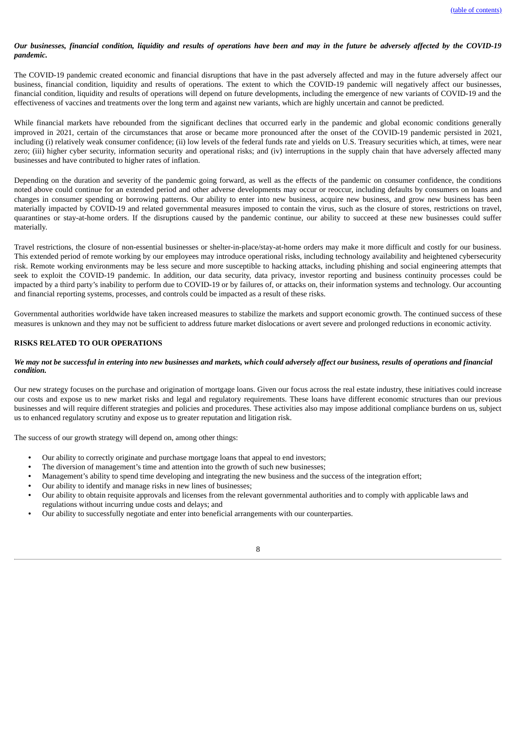***Our businesses, financial condition, liquidity and results of operations have been and may in the future be adversely affected by the COVID-19 pandemic.***

The COVID-19 pandemic created economic and financial disruptions that have in the past adversely affected and may in the future adversely affect our business, financial condition, liquidity and results of operations. The extent to which the COVID-19 pandemic will negatively affect our businesses, financial condition, liquidity and results of operations will depend on future developments, including the emergence of new variants of COVID-19 and the effectiveness of vaccines and treatments over the long term and against new variants, which are highly uncertain and cannot be predicted.

While financial markets have rebounded from the significant declines that occurred early in the pandemic and global economic conditions generally improved in 2021, certain of the circumstances that arose or became more pronounced after the onset of the COVID-19 pandemic persisted in 2021, including (i) relatively weak consumer confidence; (ii) low levels of the federal funds rate and yields on U.S. Treasury securities which, at times, were near zero; (iii) higher cyber security, information security and operational risks; and (iv) interruptions in the supply chain that have adversely affected many businesses and have contributed to higher rates of inflation.

Depending on the duration and severity of the pandemic going forward, as well as the effects of the pandemic on consumer confidence, the conditions noted above could continue for an extended period and other adverse developments may occur or reoccur, including defaults by consumers on loans and changes in consumer spending or borrowing patterns. Our ability to enter into new business, acquire new business, and grow new business has been materially impacted by COVID-19 and related governmental measures imposed to contain the virus, such as the closure of stores, restrictions on travel, quarantines or stay-at-home orders. If the disruptions caused by the pandemic continue, our ability to succeed at these new businesses could suffer materially.

Travel restrictions, the closure of non-essential businesses or shelter-in-place/stay-at-home orders may make it more difficult and costly for our business. This extended period of remote working by our employees may introduce operational risks, including technology availability and heightened cybersecurity risk. Remote working environments may be less secure and more susceptible to hacking attacks, including phishing and social engineering attempts that seek to exploit the COVID-19 pandemic. In addition, our data security, data privacy, investor reporting and business continuity processes could be impacted by a third party's inability to perform due to COVID-19 or by failures of, or attacks on, their information systems and technology. Our accounting and financial reporting systems, processes, and controls could be impacted as a result of these risks.

Governmental authorities worldwide have taken increased measures to stabilize the markets and support economic growth. The continued success of these measures is unknown and they may not be sufficient to address future market dislocations or avert severe and prolonged reductions in economic activity.

## RISKS RELATED TO OUR OPERATIONS

***We may not be successful in entering into new businesses and markets, which could adversely affect our business, results of operations and financial condition.***

Our new strategy focuses on the purchase and origination of mortgage loans. Given our focus across the real estate industry, these initiatives could increase our costs and expose us to new market risks and legal and regulatory requirements. These loans have different economic structures than our previous businesses and will require different strategies and policies and procedures. These activities also may impose additional compliance burdens on us, subject us to enhanced regulatory scrutiny and expose us to greater reputation and litigation risk.

The success of our growth strategy will depend on, among other things:

- Our ability to correctly originate and purchase mortgage loans that appeal to end investors;
- The diversion of management's time and attention into the growth of such new businesses;
- Management's ability to spend time developing and integrating the new business and the success of the integration effort;
- Our ability to identify and manage risks in new lines of businesses;
- Our ability to obtain requisite approvals and licenses from the relevant governmental authorities and to comply with applicable laws and regulations without incurring undue costs and delays; and
- Our ability to successfully negotiate and enter into beneficial arrangements with our counterparties.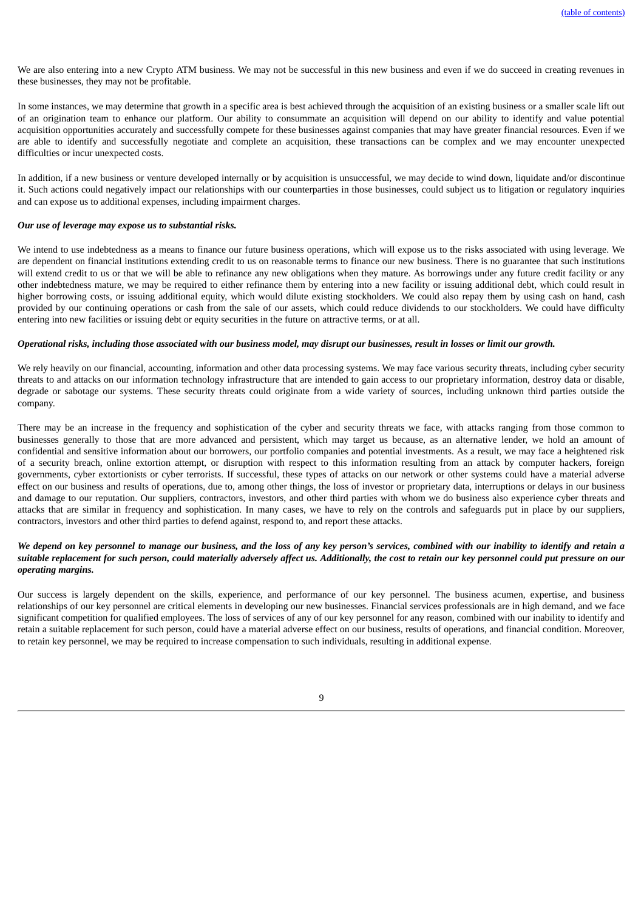We are also entering into a new Crypto ATM business. We may not be successful in this new business and even if we do succeed in creating revenues in these businesses, they may not be profitable.

In some instances, we may determine that growth in a specific area is best achieved through the acquisition of an existing business or a smaller scale lift out of an origination team to enhance our platform. Our ability to consummate an acquisition will depend on our ability to identify and value potential acquisition opportunities accurately and successfully compete for these businesses against companies that may have greater financial resources. Even if we are able to identify and successfully negotiate and complete an acquisition, these transactions can be complex and we may encounter unexpected difficulties or incur unexpected costs.

In addition, if a new business or venture developed internally or by acquisition is unsuccessful, we may decide to wind down, liquidate and/or discontinue it. Such actions could negatively impact our relationships with our counterparties in those businesses, could subject us to litigation or regulatory inquiries and can expose us to additional expenses, including impairment charges.

***Our use of leverage may expose us to substantial risks.***

We intend to use indebtedness as a means to finance our future business operations, which will expose us to the risks associated with using leverage. We are dependent on financial institutions extending credit to us on reasonable terms to finance our new business. There is no guarantee that such institutions will extend credit to us or that we will be able to refinance any new obligations when they mature. As borrowings under any future credit facility or any other indebtedness mature, we may be required to either refinance them by entering into a new facility or issuing additional debt, which could result in higher borrowing costs, or issuing additional equity, which would dilute existing stockholders. We could also repay them by using cash on hand, cash provided by our continuing operations or cash from the sale of our assets, which could reduce dividends to our stockholders. We could have difficulty entering into new facilities or issuing debt or equity securities in the future on attractive terms, or at all.

***Operational risks, including those associated with our business model, may disrupt our businesses, result in losses or limit our growth.***

We rely heavily on our financial, accounting, information and other data processing systems. We may face various security threats, including cyber security threats to and attacks on our information technology infrastructure that are intended to gain access to our proprietary information, destroy data or disable, degrade or sabotage our systems. These security threats could originate from a wide variety of sources, including unknown third parties outside the company.

There may be an increase in the frequency and sophistication of the cyber and security threats we face, with attacks ranging from those common to businesses generally to those that are more advanced and persistent, which may target us because, as an alternative lender, we hold an amount of confidential and sensitive information about our borrowers, our portfolio companies and potential investments. As a result, we may face a heightened risk of a security breach, online extortion attempt, or disruption with respect to this information resulting from an attack by computer hackers, foreign governments, cyber extortionists or cyber terrorists. If successful, these types of attacks on our network or other systems could have a material adverse effect on our business and results of operations, due to, among other things, the loss of investor or proprietary data, interruptions or delays in our business and damage to our reputation. Our suppliers, contractors, investors, and other third parties with whom we do business also experience cyber threats and attacks that are similar in frequency and sophistication. In many cases, we have to rely on the controls and safeguards put in place by our suppliers, contractors, investors and other third parties to defend against, respond to, and report these attacks.

***We depend on key personnel to manage our business, and the loss of any key person's services, combined with our inability to identify and retain a suitable replacement for such person, could materially adversely affect us. Additionally, the cost to retain our key personnel could put pressure on our operating margins.***

Our success is largely dependent on the skills, experience, and performance of our key personnel. The business acumen, expertise, and business relationships of our key personnel are critical elements in developing our new businesses. Financial services professionals are in high demand, and we face significant competition for qualified employees. The loss of services of any of our key personnel for any reason, combined with our inability to identify and retain a suitable replacement for such person, could have a material adverse effect on our business, results of operations, and financial condition. Moreover, to retain key personnel, we may be required to increase compensation to such individuals, resulting in additional expense.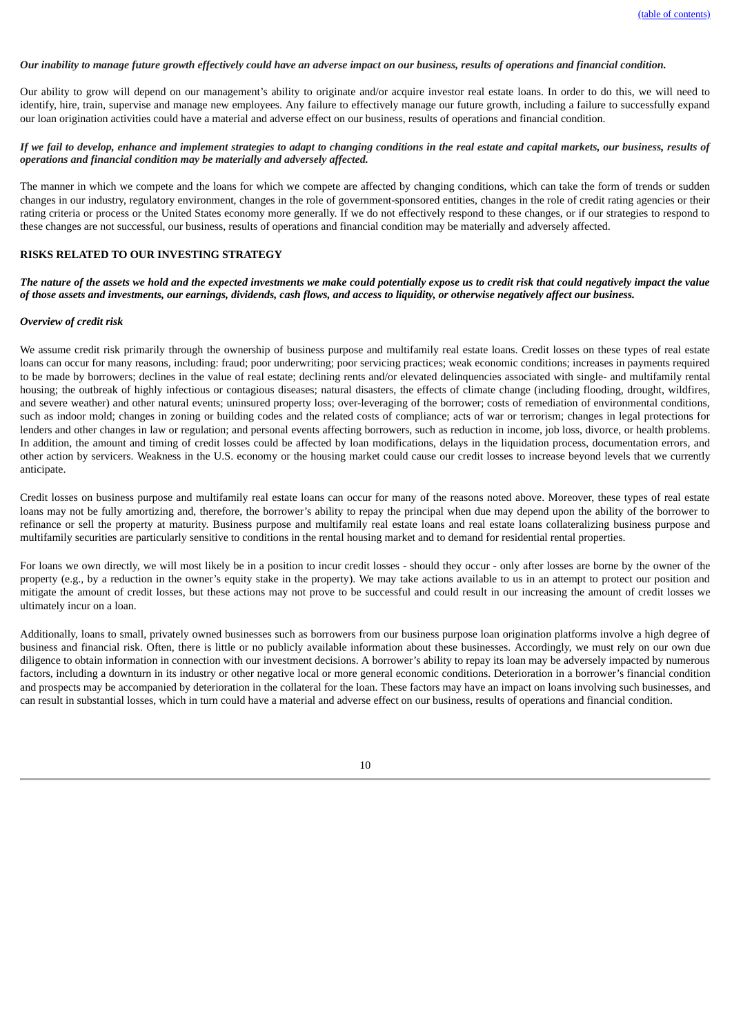***Our inability to manage future growth effectively could have an adverse impact on our business, results of operations and financial condition.***

Our ability to grow will depend on our management's ability to originate and/or acquire investor real estate loans. In order to do this, we will need to identify, hire, train, supervise and manage new employees. Any failure to effectively manage our future growth, including a failure to successfully expand our loan origination activities could have a material and adverse effect on our business, results of operations and financial condition.

***If we fail to develop, enhance and implement strategies to adapt to changing conditions in the real estate and capital markets, our business, results of operations and financial condition may be materially and adversely affected.***

The manner in which we compete and the loans for which we compete are affected by changing conditions, which can take the form of trends or sudden changes in our industry, regulatory environment, changes in the role of government-sponsored entities, changes in the role of credit rating agencies or their rating criteria or process or the United States economy more generally. If we do not effectively respond to these changes, or if our strategies to respond to these changes are not successful, our business, results of operations and financial condition may be materially and adversely affected.

**RISKS RELATED TO OUR INVESTING STRATEGY**

***The nature of the assets we hold and the expected investments we make could potentially expose us to credit risk that could negatively impact the value of those assets and investments, our earnings, dividends, cash flows, and access to liquidity, or otherwise negatively affect our business.***

***Overview of credit risk***

We assume credit risk primarily through the ownership of business purpose and multifamily real estate loans. Credit losses on these types of real estate loans can occur for many reasons, including: fraud; poor underwriting; poor servicing practices; weak economic conditions; increases in payments required to be made by borrowers; declines in the value of real estate; declining rents and/or elevated delinquencies associated with single- and multifamily rental housing; the outbreak of highly infectious or contagious diseases; natural disasters, the effects of climate change (including flooding, drought, wildfires, and severe weather) and other natural events; uninsured property loss; over-leveraging of the borrower; costs of remediation of environmental conditions, such as indoor mold; changes in zoning or building codes and the related costs of compliance; acts of war or terrorism; changes in legal protections for lenders and other changes in law or regulation; and personal events affecting borrowers, such as reduction in income, job loss, divorce, or health problems. In addition, the amount and timing of credit losses could be affected by loan modifications, delays in the liquidation process, documentation errors, and other action by servicers. Weakness in the U.S. economy or the housing market could cause our credit losses to increase beyond levels that we currently anticipate.

Credit losses on business purpose and multifamily real estate loans can occur for many of the reasons noted above. Moreover, these types of real estate loans may not be fully amortizing and, therefore, the borrower's ability to repay the principal when due may depend upon the ability of the borrower to refinance or sell the property at maturity. Business purpose and multifamily real estate loans and real estate loans collateralizing business purpose and multifamily securities are particularly sensitive to conditions in the rental housing market and to demand for residential rental properties.

For loans we own directly, we will most likely be in a position to incur credit losses - should they occur - only after losses are borne by the owner of the property (e.g., by a reduction in the owner's equity stake in the property). We may take actions available to us in an attempt to protect our position and mitigate the amount of credit losses, but these actions may not prove to be successful and could result in our increasing the amount of credit losses we ultimately incur on a loan.

Additionally, loans to small, privately owned businesses such as borrowers from our business purpose loan origination platforms involve a high degree of business and financial risk. Often, there is little or no publicly available information about these businesses. Accordingly, we must rely on our own due diligence to obtain information in connection with our investment decisions. A borrower's ability to repay its loan may be adversely impacted by numerous factors, including a downturn in its industry or other negative local or more general economic conditions. Deterioration in a borrower's financial condition and prospects may be accompanied by deterioration in the collateral for the loan. These factors may have an impact on loans involving such businesses, and can result in substantial losses, which in turn could have a material and adverse effect on our business, results of operations and financial condition.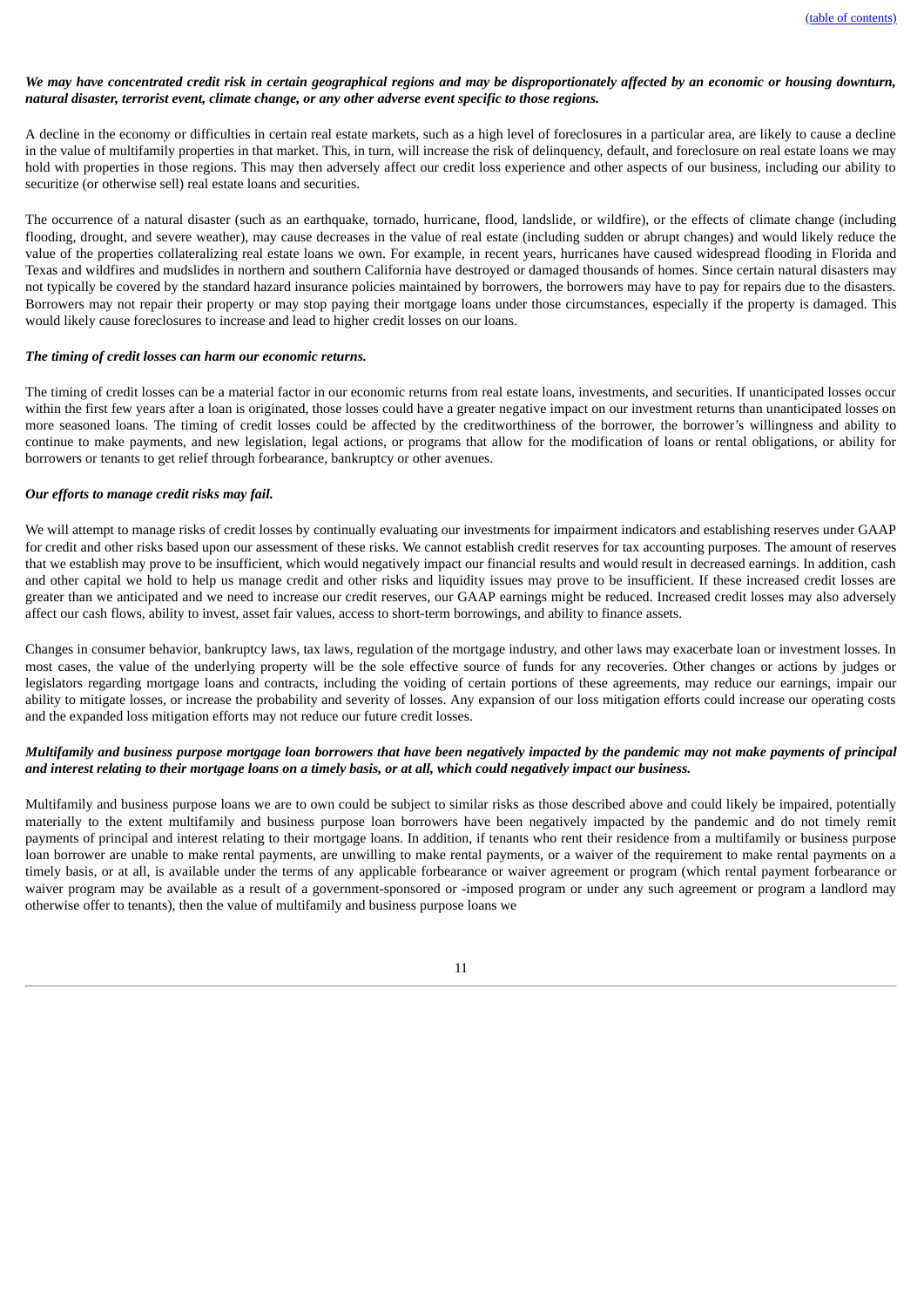***We may have concentrated credit risk in certain geographical regions and may be disproportionately affected by an economic or housing downturn, natural disaster, terrorist event, climate change, or any other adverse event specific to those regions.***

A decline in the economy or difficulties in certain real estate markets, such as a high level of foreclosures in a particular area, are likely to cause a decline in the value of multifamily properties in that market. This, in turn, will increase the risk of delinquency, default, and foreclosure on real estate loans we may hold with properties in those regions. This may then adversely affect our credit loss experience and other aspects of our business, including our ability to securitize (or otherwise sell) real estate loans and securities.

The occurrence of a natural disaster (such as an earthquake, tornado, hurricane, flood, landslide, or wildfire), or the effects of climate change (including flooding, drought, and severe weather), may cause decreases in the value of real estate (including sudden or abrupt changes) and would likely reduce the value of the properties collateralizing real estate loans we own. For example, in recent years, hurricanes have caused widespread flooding in Florida and Texas and wildfires and mudslides in northern and southern California have destroyed or damaged thousands of homes. Since certain natural disasters may not typically be covered by the standard hazard insurance policies maintained by borrowers, the borrowers may have to pay for repairs due to the disasters. Borrowers may not repair their property or may stop paying their mortgage loans under those circumstances, especially if the property is damaged. This would likely cause foreclosures to increase and lead to higher credit losses on our loans.

***The timing of credit losses can harm our economic returns.***

The timing of credit losses can be a material factor in our economic returns from real estate loans, investments, and securities. If unanticipated losses occur within the first few years after a loan is originated, those losses could have a greater negative impact on our investment returns than unanticipated losses on more seasoned loans. The timing of credit losses could be affected by the creditworthiness of the borrower, the borrower's willingness and ability to continue to make payments, and new legislation, legal actions, or programs that allow for the modification of loans or rental obligations, or ability for borrowers or tenants to get relief through forbearance, bankruptcy or other avenues.

***Our efforts to manage credit risks may fail.***

We will attempt to manage risks of credit losses by continually evaluating our investments for impairment indicators and establishing reserves under GAAP for credit and other risks based upon our assessment of these risks. We cannot establish credit reserves for tax accounting purposes. The amount of reserves that we establish may prove to be insufficient, which would negatively impact our financial results and would result in decreased earnings. In addition, cash and other capital we hold to help us manage credit and other risks and liquidity issues may prove to be insufficient. If these increased credit losses are greater than we anticipated and we need to increase our credit reserves, our GAAP earnings might be reduced. Increased credit losses may also adversely affect our cash flows, ability to invest, asset fair values, access to short-term borrowings, and ability to finance assets.

Changes in consumer behavior, bankruptcy laws, tax laws, regulation of the mortgage industry, and other laws may exacerbate loan or investment losses. In most cases, the value of the underlying property will be the sole effective source of funds for any recoveries. Other changes or actions by judges or legislators regarding mortgage loans and contracts, including the voiding of certain portions of these agreements, may reduce our earnings, impair our ability to mitigate losses, or increase the probability and severity of losses. Any expansion of our loss mitigation efforts could increase our operating costs and the expanded loss mitigation efforts may not reduce our future credit losses.

***Multifamily and business purpose mortgage loan borrowers that have been negatively impacted by the pandemic may not make payments of principal and interest relating to their mortgage loans on a timely basis, or at all, which could negatively impact our business.***

Multifamily and business purpose loans we are to own could be subject to similar risks as those described above and could likely be impaired, potentially materially to the extent multifamily and business purpose loan borrowers have been negatively impacted by the pandemic and do not timely remit payments of principal and interest relating to their mortgage loans. In addition, if tenants who rent their residence from a multifamily or business purpose loan borrower are unable to make rental payments, are unwilling to make rental payments, or a waiver of the requirement to make rental payments on a timely basis, or at all, is available under the terms of any applicable forbearance or waiver agreement or program (which rental payment forbearance or waiver program may be available as a result of a government-sponsored or -imposed program or under any such agreement or program a landlord may otherwise offer to tenants), then the value of multifamily and business purpose loans we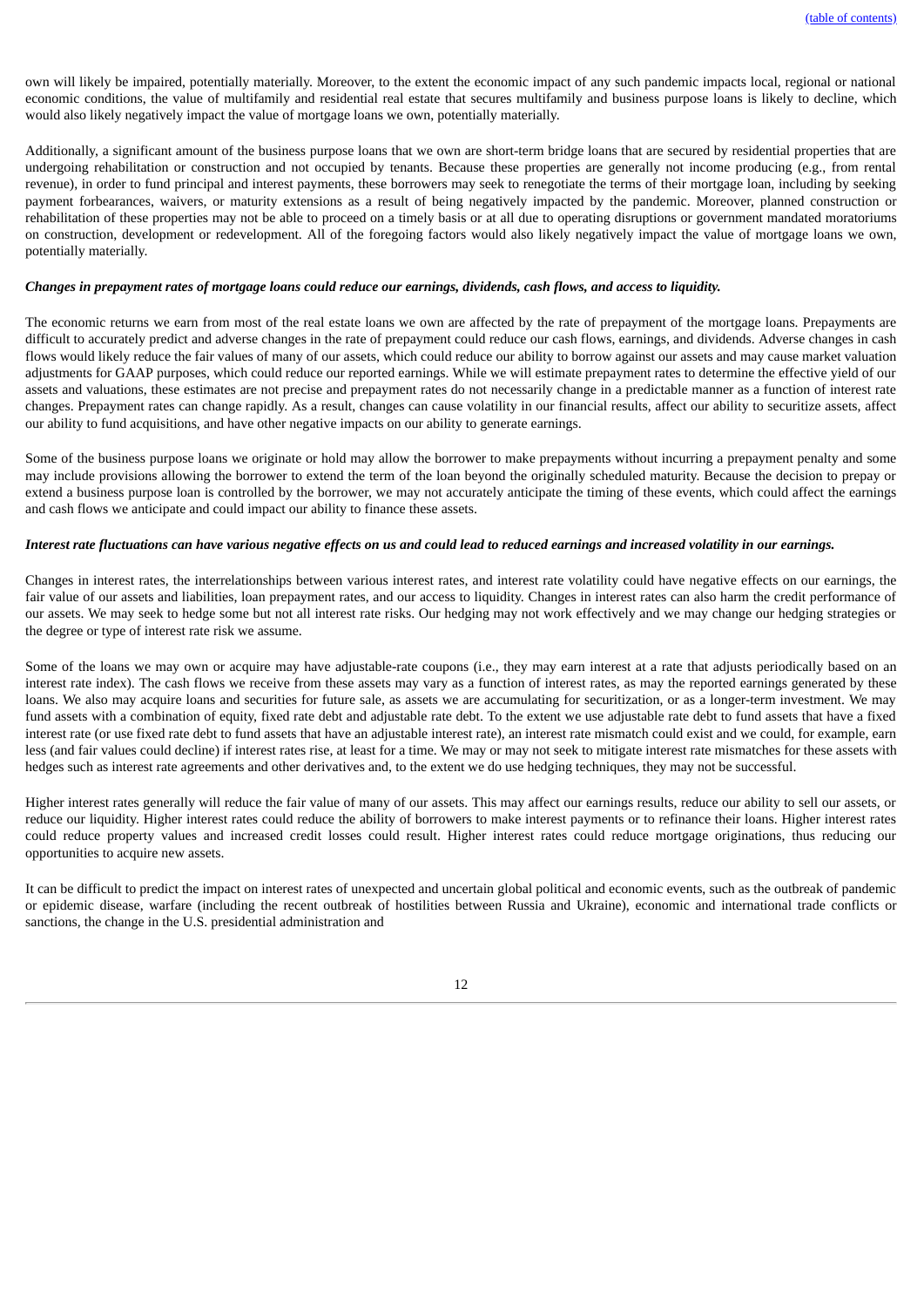own will likely be impaired, potentially materially. Moreover, to the extent the economic impact of any such pandemic impacts local, regional or national economic conditions, the value of multifamily and residential real estate that secures multifamily and business purpose loans is likely to decline, which would also likely negatively impact the value of mortgage loans we own, potentially materially.

Additionally, a significant amount of the business purpose loans that we own are short-term bridge loans that are secured by residential properties that are undergoing rehabilitation or construction and not occupied by tenants. Because these properties are generally not income producing (e.g., from rental revenue), in order to fund principal and interest payments, these borrowers may seek to renegotiate the terms of their mortgage loan, including by seeking payment forbearances, waivers, or maturity extensions as a result of being negatively impacted by the pandemic. Moreover, planned construction or rehabilitation of these properties may not be able to proceed on a timely basis or at all due to operating disruptions or government mandated moratoriums on construction, development or redevelopment. All of the foregoing factors would also likely negatively impact the value of mortgage loans we own, potentially materially.

***Changes in prepayment rates of mortgage loans could reduce our earnings, dividends, cash flows, and access to liquidity.***

The economic returns we earn from most of the real estate loans we own are affected by the rate of prepayment of the mortgage loans. Prepayments are difficult to accurately predict and adverse changes in the rate of prepayment could reduce our cash flows, earnings, and dividends. Adverse changes in cash flows would likely reduce the fair values of many of our assets, which could reduce our ability to borrow against our assets and may cause market valuation adjustments for GAAP purposes, which could reduce our reported earnings. While we will estimate prepayment rates to determine the effective yield of our assets and valuations, these estimates are not precise and prepayment rates do not necessarily change in a predictable manner as a function of interest rate changes. Prepayment rates can change rapidly. As a result, changes can cause volatility in our financial results, affect our ability to securitize assets, affect our ability to fund acquisitions, and have other negative impacts on our ability to generate earnings.

Some of the business purpose loans we originate or hold may allow the borrower to make prepayments without incurring a prepayment penalty and some may include provisions allowing the borrower to extend the term of the loan beyond the originally scheduled maturity. Because the decision to prepay or extend a business purpose loan is controlled by the borrower, we may not accurately anticipate the timing of these events, which could affect the earnings and cash flows we anticipate and could impact our ability to finance these assets.

***Interest rate fluctuations can have various negative effects on us and could lead to reduced earnings and increased volatility in our earnings.***

Changes in interest rates, the interrelationships between various interest rates, and interest rate volatility could have negative effects on our earnings, the fair value of our assets and liabilities, loan prepayment rates, and our access to liquidity. Changes in interest rates can also harm the credit performance of our assets. We may seek to hedge some but not all interest rate risks. Our hedging may not work effectively and we may change our hedging strategies or the degree or type of interest rate risk we assume.

Some of the loans we may own or acquire may have adjustable-rate coupons (i.e., they may earn interest at a rate that adjusts periodically based on an interest rate index). The cash flows we receive from these assets may vary as a function of interest rates, as may the reported earnings generated by these loans. We also may acquire loans and securities for future sale, as assets we are accumulating for securitization, or as a longer-term investment. We may fund assets with a combination of equity, fixed rate debt and adjustable rate debt. To the extent we use adjustable rate debt to fund assets that have a fixed interest rate (or use fixed rate debt to fund assets that have an adjustable interest rate), an interest rate mismatch could exist and we could, for example, earn less (and fair values could decline) if interest rates rise, at least for a time. We may or may not seek to mitigate interest rate mismatches for these assets with hedges such as interest rate agreements and other derivatives and, to the extent we do use hedging techniques, they may not be successful.

Higher interest rates generally will reduce the fair value of many of our assets. This may affect our earnings results, reduce our ability to sell our assets, or reduce our liquidity. Higher interest rates could reduce the ability of borrowers to make interest payments or to refinance their loans. Higher interest rates could reduce property values and increased credit losses could result. Higher interest rates could reduce mortgage originations, thus reducing our opportunities to acquire new assets.

It can be difficult to predict the impact on interest rates of unexpected and uncertain global political and economic events, such as the outbreak of pandemic or epidemic disease, warfare (including the recent outbreak of hostilities between Russia and Ukraine), economic and international trade conflicts or sanctions, the change in the U.S. presidential administration and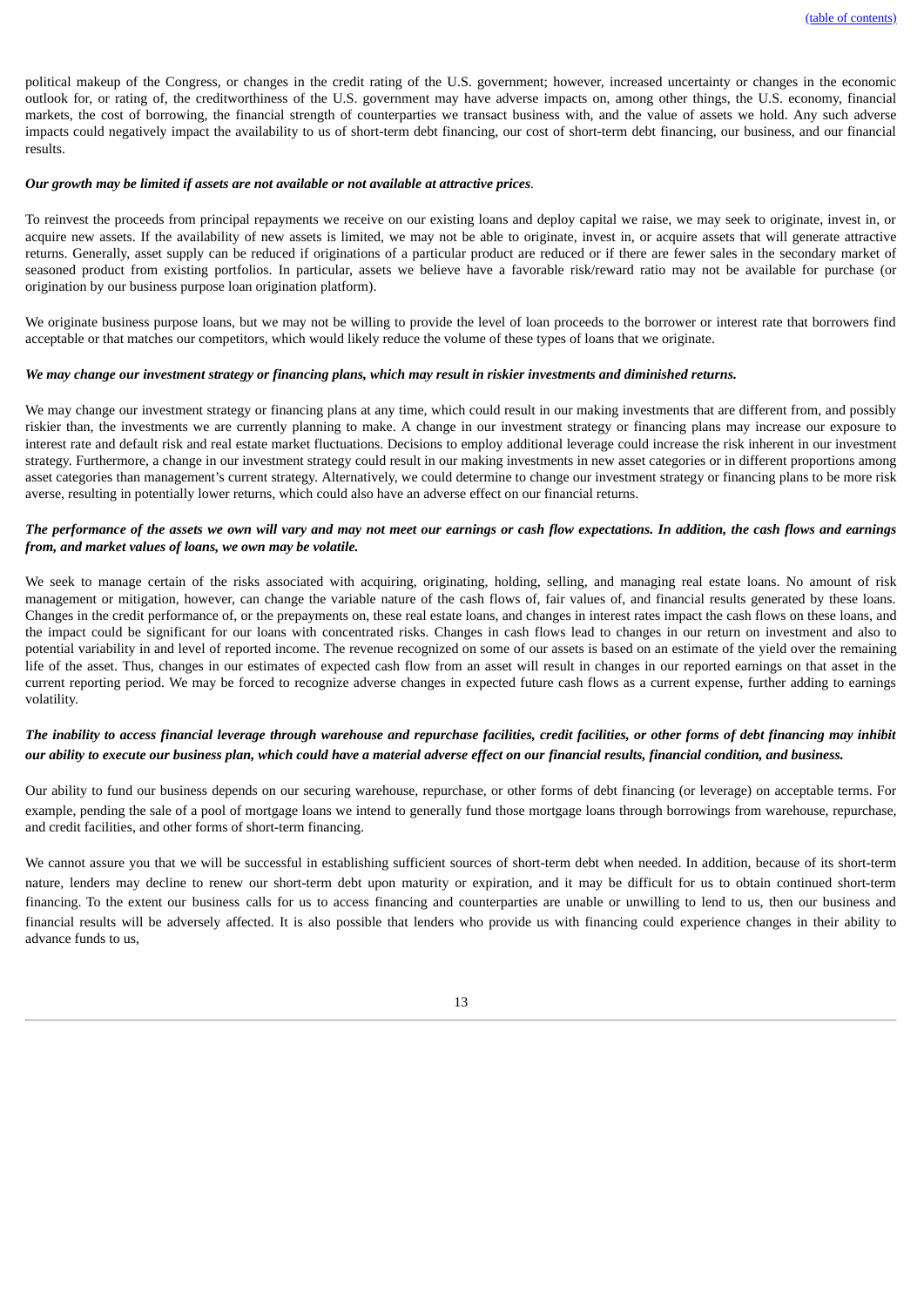political makeup of the Congress, or changes in the credit rating of the U.S. government; however, increased uncertainty or changes in the economic outlook for, or rating of, the creditworthiness of the U.S. government may have adverse impacts on, among other things, the U.S. economy, financial markets, the cost of borrowing, the financial strength of counterparties we transact business with, and the value of assets we hold. Any such adverse impacts could negatively impact the availability to us of short-term debt financing, our cost of short-term debt financing, our business, and our financial results.

***Our growth may be limited if assets are not available or not available at attractive prices*.**

To reinvest the proceeds from principal repayments we receive on our existing loans and deploy capital we raise, we may seek to originate, invest in, or acquire new assets. If the availability of new assets is limited, we may not be able to originate, invest in, or acquire assets that will generate attractive returns. Generally, asset supply can be reduced if originations of a particular product are reduced or if there are fewer sales in the secondary market of seasoned product from existing portfolios. In particular, assets we believe have a favorable risk/reward ratio may not be available for purchase (or origination by our business purpose loan origination platform).

We originate business purpose loans, but we may not be willing to provide the level of loan proceeds to the borrower or interest rate that borrowers find acceptable or that matches our competitors, which would likely reduce the volume of these types of loans that we originate.

***We may change our investment strategy or financing plans, which may result in riskier investments and diminished returns.***

We may change our investment strategy or financing plans at any time, which could result in our making investments that are different from, and possibly riskier than, the investments we are currently planning to make. A change in our investment strategy or financing plans may increase our exposure to interest rate and default risk and real estate market fluctuations. Decisions to employ additional leverage could increase the risk inherent in our investment strategy. Furthermore, a change in our investment strategy could result in our making investments in new asset categories or in different proportions among asset categories than management's current strategy. Alternatively, we could determine to change our investment strategy or financing plans to be more risk averse, resulting in potentially lower returns, which could also have an adverse effect on our financial returns.

***The performance of the assets we own will vary and may not meet our earnings or cash flow expectations. In addition, the cash flows and earnings from, and market values of loans, we own may be volatile.***

We seek to manage certain of the risks associated with acquiring, originating, holding, selling, and managing real estate loans. No amount of risk management or mitigation, however, can change the variable nature of the cash flows of, fair values of, and financial results generated by these loans. Changes in the credit performance of, or the prepayments on, these real estate loans, and changes in interest rates impact the cash flows on these loans, and the impact could be significant for our loans with concentrated risks. Changes in cash flows lead to changes in our return on investment and also to potential variability in and level of reported income. The revenue recognized on some of our assets is based on an estimate of the yield over the remaining life of the asset. Thus, changes in our estimates of expected cash flow from an asset will result in changes in our reported earnings on that asset in the current reporting period. We may be forced to recognize adverse changes in expected future cash flows as a current expense, further adding to earnings volatility.

***The inability to access financial leverage through warehouse and repurchase facilities, credit facilities, or other forms of debt financing may inhibit our ability to execute our business plan, which could have a material adverse effect on our financial results, financial condition, and business.***

Our ability to fund our business depends on our securing warehouse, repurchase, or other forms of debt financing (or leverage) on acceptable terms. For example, pending the sale of a pool of mortgage loans we intend to generally fund those mortgage loans through borrowings from warehouse, repurchase, and credit facilities, and other forms of short-term financing.

We cannot assure you that we will be successful in establishing sufficient sources of short-term debt when needed. In addition, because of its short-term nature, lenders may decline to renew our short-term debt upon maturity or expiration, and it may be difficult for us to obtain continued short-term financing. To the extent our business calls for us to access financing and counterparties are unable or unwilling to lend to us, then our business and financial results will be adversely affected. It is also possible that lenders who provide us with financing could experience changes in their ability to advance funds to us,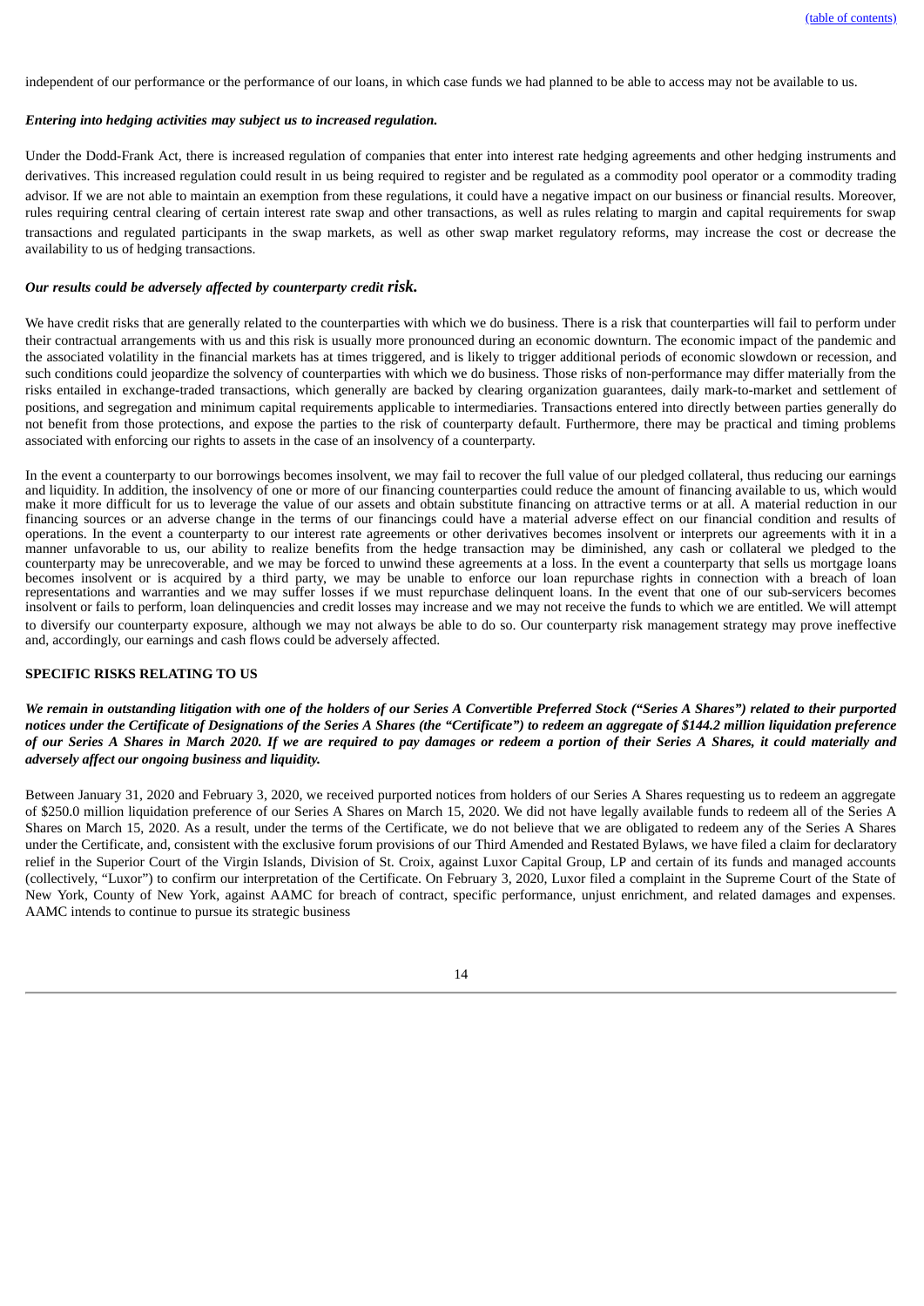independent of our performance or the performance of our loans, in which case funds we had planned to be able to access may not be available to us.

***Entering into hedging activities may subject us to increased regulation.***

Under the Dodd-Frank Act, there is increased regulation of companies that enter into interest rate hedging agreements and other hedging instruments and derivatives. This increased regulation could result in us being required to register and be regulated as a commodity pool operator or a commodity trading advisor. If we are not able to maintain an exemption from these regulations, it could have a negative impact on our business or financial results. Moreover, rules requiring central clearing of certain interest rate swap and other transactions, as well as rules relating to margin and capital requirements for swap transactions and regulated participants in the swap markets, as well as other swap market regulatory reforms, may increase the cost or decrease the availability to us of hedging transactions.

***Our results could be adversely affected by counterparty credit risk.***

We have credit risks that are generally related to the counterparties with which we do business. There is a risk that counterparties will fail to perform under their contractual arrangements with us and this risk is usually more pronounced during an economic downturn. The economic impact of the pandemic and the associated volatility in the financial markets has at times triggered, and is likely to trigger additional periods of economic slowdown or recession, and such conditions could jeopardize the solvency of counterparties with which we do business. Those risks of non-performance may differ materially from the risks entailed in exchange-traded transactions, which generally are backed by clearing organization guarantees, daily mark-to-market and settlement of positions, and segregation and minimum capital requirements applicable to intermediaries. Transactions entered into directly between parties generally do not benefit from those protections, and expose the parties to the risk of counterparty default. Furthermore, there may be practical and timing problems associated with enforcing our rights to assets in the case of an insolvency of a counterparty.

In the event a counterparty to our borrowings becomes insolvent, we may fail to recover the full value of our pledged collateral, thus reducing our earnings and liquidity. In addition, the insolvency of one or more of our financing counterparties could reduce the amount of financing available to us, which would make it more difficult for us to leverage the value of our assets and obtain substitute financing on attractive terms or at all. A material reduction in our financing sources or an adverse change in the terms of our financings could have a material adverse effect on our financial condition and results of operations. In the event a counterparty to our interest rate agreements or other derivatives becomes insolvent or interprets our agreements with it in a manner unfavorable to us, our ability to realize benefits from the hedge transaction may be diminished, any cash or collateral we pledged to the counterparty may be unrecoverable, and we may be forced to unwind these agreements at a loss. In the event a counterparty that sells us mortgage loans becomes insolvent or is acquired by a third party, we may be unable to enforce our loan repurchase rights in connection with a breach of loan representations and warranties and we may suffer losses if we must repurchase delinquent loans. In the event that one of our sub-servicers becomes insolvent or fails to perform, loan delinquencies and credit losses may increase and we may not receive the funds to which we are entitled. We will attempt to diversify our counterparty exposure, although we may not always be able to do so. Our counterparty risk management strategy may prove ineffective and, accordingly, our earnings and cash flows could be adversely affected.

## SPECIFIC RISKS RELATING TO US

***We remain in outstanding litigation with one of the holders of our Series A Convertible Preferred Stock ("Series A Shares") related to their purported notices under the Certificate of Designations of the Series A Shares (the "Certificate") to redeem an aggregate of $144.2 million liquidation preference of our Series A Shares in March 2020. If we are required to pay damages or redeem a portion of their Series A Shares, it could materially and adversely affect our ongoing business and liquidity.***

Between January 31, 2020 and February 3, 2020, we received purported notices from holders of our Series A Shares requesting us to redeem an aggregate of $250.0 million liquidation preference of our Series A Shares on March 15, 2020. We did not have legally available funds to redeem all of the Series A Shares on March 15, 2020. As a result, under the terms of the Certificate, we do not believe that we are obligated to redeem any of the Series A Shares under the Certificate, and, consistent with the exclusive forum provisions of our Third Amended and Restated Bylaws, we have filed a claim for declaratory relief in the Superior Court of the Virgin Islands, Division of St. Croix, against Luxor Capital Group, LP and certain of its funds and managed accounts (collectively, "Luxor") to confirm our interpretation of the Certificate. On February 3, 2020, Luxor filed a complaint in the Supreme Court of the State of New York, County of New York, against AAMC for breach of contract, specific performance, unjust enrichment, and related damages and expenses. AAMC intends to continue to pursue its strategic business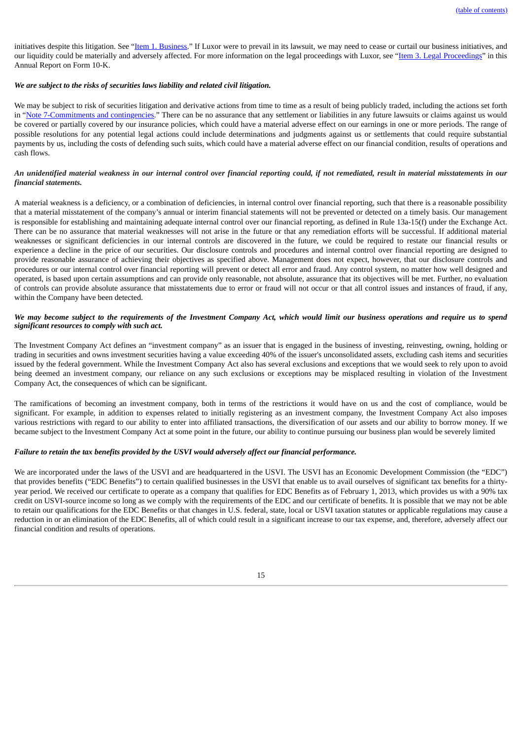initiatives despite this litigation. See "Item 1. Business." If Luxor were to prevail in its lawsuit, we may need to cease or curtail our business initiatives, and our liquidity could be materially and adversely affected. For more information on the legal proceedings with Luxor, see "Item 3. Legal Proceedings" in this Annual Report on Form 10-K.

***We are subject to the risks of securities laws liability and related civil litigation.***

We may be subject to risk of securities litigation and derivative actions from time to time as a result of being publicly traded, including the actions set forth in "Note 7-Commitments and contingencies." There can be no assurance that any settlement or liabilities in any future lawsuits or claims against us would be covered or partially covered by our insurance policies, which could have a material adverse effect on our earnings in one or more periods. The range of possible resolutions for any potential legal actions could include determinations and judgments against us or settlements that could require substantial payments by us, including the costs of defending such suits, which could have a material adverse effect on our financial condition, results of operations and cash flows.

***An unidentified material weakness in our internal control over financial reporting could, if not remediated, result in material misstatements in our financial statements.***

A material weakness is a deficiency, or a combination of deficiencies, in internal control over financial reporting, such that there is a reasonable possibility that a material misstatement of the company's annual or interim financial statements will not be prevented or detected on a timely basis. Our management is responsible for establishing and maintaining adequate internal control over our financial reporting, as defined in Rule 13a-15(f) under the Exchange Act. There can be no assurance that material weaknesses will not arise in the future or that any remediation efforts will be successful. If additional material weaknesses or significant deficiencies in our internal controls are discovered in the future, we could be required to restate our financial results or experience a decline in the price of our securities. Our disclosure controls and procedures and internal control over financial reporting are designed to provide reasonable assurance of achieving their objectives as specified above. Management does not expect, however, that our disclosure controls and procedures or our internal control over financial reporting will prevent or detect all error and fraud. Any control system, no matter how well designed and operated, is based upon certain assumptions and can provide only reasonable, not absolute, assurance that its objectives will be met. Further, no evaluation of controls can provide absolute assurance that misstatements due to error or fraud will not occur or that all control issues and instances of fraud, if any, within the Company have been detected.

***We may become subject to the requirements of the Investment Company Act, which would limit our business operations and require us to spend significant resources to comply with such act.***

The Investment Company Act defines an "investment company" as an issuer that is engaged in the business of investing, reinvesting, owning, holding or trading in securities and owns investment securities having a value exceeding 40% of the issuer's unconsolidated assets, excluding cash items and securities issued by the federal government. While the Investment Company Act also has several exclusions and exceptions that we would seek to rely upon to avoid being deemed an investment company, our reliance on any such exclusions or exceptions may be misplaced resulting in violation of the Investment Company Act, the consequences of which can be significant.

The ramifications of becoming an investment company, both in terms of the restrictions it would have on us and the cost of compliance, would be significant. For example, in addition to expenses related to initially registering as an investment company, the Investment Company Act also imposes various restrictions with regard to our ability to enter into affiliated transactions, the diversification of our assets and our ability to borrow money. If we became subject to the Investment Company Act at some point in the future, our ability to continue pursuing our business plan would be severely limited

***Failure to retain the tax benefits provided by the USVI would adversely affect our financial performance.***

We are incorporated under the laws of the USVI and are headquartered in the USVI. The USVI has an Economic Development Commission (the "EDC") that provides benefits ("EDC Benefits") to certain qualified businesses in the USVI that enable us to avail ourselves of significant tax benefits for a thirty-year period. We received our certificate to operate as a company that qualifies for EDC Benefits as of February 1, 2013, which provides us with a 90% tax credit on USVI-source income so long as we comply with the requirements of the EDC and our certificate of benefits. It is possible that we may not be able to retain our qualifications for the EDC Benefits or that changes in U.S. federal, state, local or USVI taxation statutes or applicable regulations may cause a reduction in or an elimination of the EDC Benefits, all of which could result in a significant increase to our tax expense, and, therefore, adversely affect our financial condition and results of operations.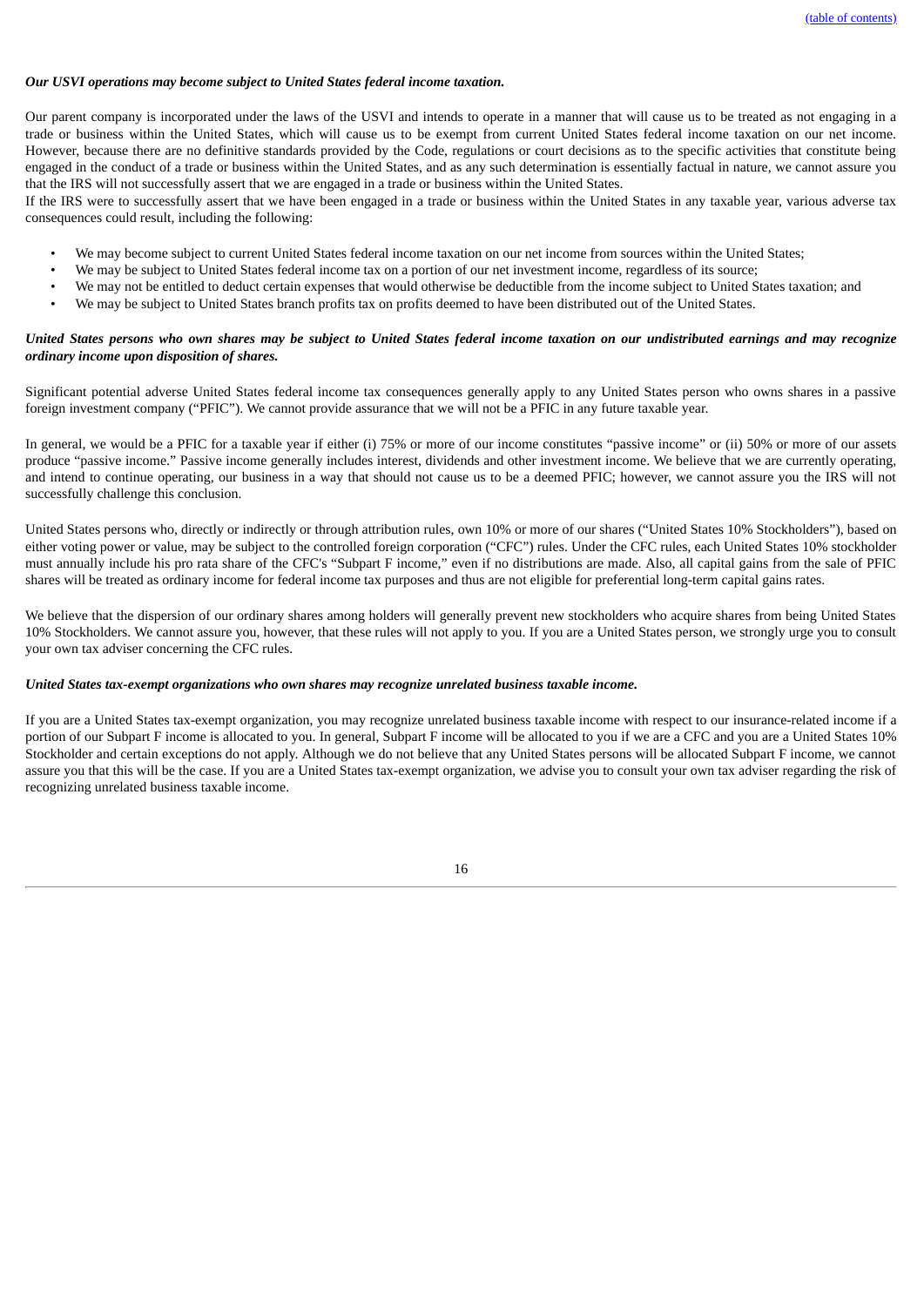***Our USVI operations may become subject to United States federal income taxation.***

Our parent company is incorporated under the laws of the USVI and intends to operate in a manner that will cause us to be treated as not engaging in a trade or business within the United States, which will cause us to be exempt from current United States federal income taxation on our net income. However, because there are no definitive standards provided by the Code, regulations or court decisions as to the specific activities that constitute being engaged in the conduct of a trade or business within the United States, and as any such determination is essentially factual in nature, we cannot assure you that the IRS will not successfully assert that we are engaged in a trade or business within the United States.
If the IRS were to successfully assert that we have been engaged in a trade or business within the United States in any taxable year, various adverse tax consequences could result, including the following:

- We may become subject to current United States federal income taxation on our net income from sources within the United States;
- We may be subject to United States federal income tax on a portion of our net investment income, regardless of its source;
- We may not be entitled to deduct certain expenses that would otherwise be deductible from the income subject to United States taxation; and
- We may be subject to United States branch profits tax on profits deemed to have been distributed out of the United States.

***United States persons who own shares may be subject to United States federal income taxation on our undistributed earnings and may recognize ordinary income upon disposition of shares.***

Significant potential adverse United States federal income tax consequences generally apply to any United States person who owns shares in a passive foreign investment company ("PFIC"). We cannot provide assurance that we will not be a PFIC in any future taxable year.

In general, we would be a PFIC for a taxable year if either (i) 75% or more of our income constitutes "passive income" or (ii) 50% or more of our assets produce "passive income." Passive income generally includes interest, dividends and other investment income. We believe that we are currently operating, and intend to continue operating, our business in a way that should not cause us to be a deemed PFIC; however, we cannot assure you the IRS will not successfully challenge this conclusion.

United States persons who, directly or indirectly or through attribution rules, own 10% or more of our shares ("United States 10% Stockholders"), based on either voting power or value, may be subject to the controlled foreign corporation ("CFC") rules. Under the CFC rules, each United States 10% stockholder must annually include his pro rata share of the CFC's "Subpart F income," even if no distributions are made. Also, all capital gains from the sale of PFIC shares will be treated as ordinary income for federal income tax purposes and thus are not eligible for preferential long-term capital gains rates.

We believe that the dispersion of our ordinary shares among holders will generally prevent new stockholders who acquire shares from being United States 10% Stockholders. We cannot assure you, however, that these rules will not apply to you. If you are a United States person, we strongly urge you to consult your own tax adviser concerning the CFC rules.

***United States tax-exempt organizations who own shares may recognize unrelated business taxable income.***

If you are a United States tax-exempt organization, you may recognize unrelated business taxable income with respect to our insurance-related income if a portion of our Subpart F income is allocated to you. In general, Subpart F income will be allocated to you if we are a CFC and you are a United States 10% Stockholder and certain exceptions do not apply. Although we do not believe that any United States persons will be allocated Subpart F income, we cannot assure you that this will be the case. If you are a United States tax-exempt organization, we advise you to consult your own tax adviser regarding the risk of recognizing unrelated business taxable income.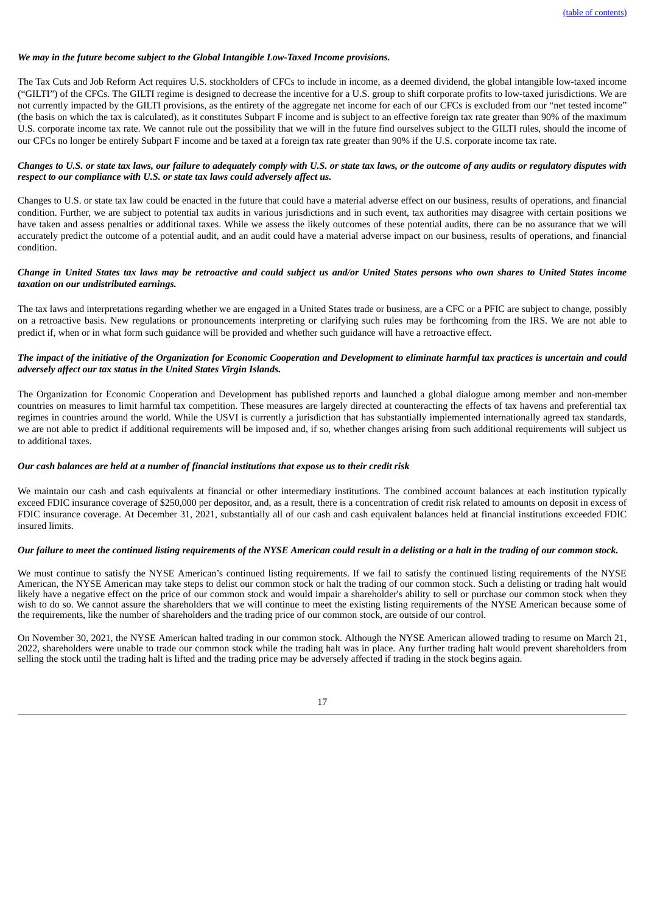***We may in the future become subject to the Global Intangible Low-Taxed Income provisions.***

The Tax Cuts and Job Reform Act requires U.S. stockholders of CFCs to include in income, as a deemed dividend, the global intangible low-taxed income ("GILTI") of the CFCs. The GILTI regime is designed to decrease the incentive for a U.S. group to shift corporate profits to low-taxed jurisdictions. We are not currently impacted by the GILTI provisions, as the entirety of the aggregate net income for each of our CFCs is excluded from our "net tested income" (the basis on which the tax is calculated), as it constitutes Subpart F income and is subject to an effective foreign tax rate greater than 90% of the maximum U.S. corporate income tax rate. We cannot rule out the possibility that we will in the future find ourselves subject to the GILTI rules, should the income of our CFCs no longer be entirely Subpart F income and be taxed at a foreign tax rate greater than 90% if the U.S. corporate income tax rate.

***Changes to U.S. or state tax laws, our failure to adequately comply with U.S. or state tax laws, or the outcome of any audits or regulatory disputes with respect to our compliance with U.S. or state tax laws could adversely affect us.***

Changes to U.S. or state tax law could be enacted in the future that could have a material adverse effect on our business, results of operations, and financial condition. Further, we are subject to potential tax audits in various jurisdictions and in such event, tax authorities may disagree with certain positions we have taken and assess penalties or additional taxes. While we assess the likely outcomes of these potential audits, there can be no assurance that we will accurately predict the outcome of a potential audit, and an audit could have a material adverse impact on our business, results of operations, and financial condition.

***Change in United States tax laws may be retroactive and could subject us and/or United States persons who own shares to United States income taxation on our undistributed earnings.***

The tax laws and interpretations regarding whether we are engaged in a United States trade or business, are a CFC or a PFIC are subject to change, possibly on a retroactive basis. New regulations or pronouncements interpreting or clarifying such rules may be forthcoming from the IRS. We are not able to predict if, when or in what form such guidance will be provided and whether such guidance will have a retroactive effect.

***The impact of the initiative of the Organization for Economic Cooperation and Development to eliminate harmful tax practices is uncertain and could adversely affect our tax status in the United States Virgin Islands.***

The Organization for Economic Cooperation and Development has published reports and launched a global dialogue among member and non-member countries on measures to limit harmful tax competition. These measures are largely directed at counteracting the effects of tax havens and preferential tax regimes in countries around the world. While the USVI is currently a jurisdiction that has substantially implemented internationally agreed tax standards, we are not able to predict if additional requirements will be imposed and, if so, whether changes arising from such additional requirements will subject us to additional taxes.

***Our cash balances are held at a number of financial institutions that expose us to their credit risk***

We maintain our cash and cash equivalents at financial or other intermediary institutions. The combined account balances at each institution typically exceed FDIC insurance coverage of $250,000 per depositor, and, as a result, there is a concentration of credit risk related to amounts on deposit in excess of FDIC insurance coverage. At December 31, 2021, substantially all of our cash and cash equivalent balances held at financial institutions exceeded FDIC insured limits.

***Our failure to meet the continued listing requirements of the NYSE American could result in a delisting or a halt in the trading of our common stock.***

We must continue to satisfy the NYSE American's continued listing requirements. If we fail to satisfy the continued listing requirements of the NYSE American, the NYSE American may take steps to delist our common stock or halt the trading of our common stock. Such a delisting or trading halt would likely have a negative effect on the price of our common stock and would impair a shareholder's ability to sell or purchase our common stock when they wish to do so. We cannot assure the shareholders that we will continue to meet the existing listing requirements of the NYSE American because some of the requirements, like the number of shareholders and the trading price of our common stock, are outside of our control.

On November 30, 2021, the NYSE American halted trading in our common stock. Although the NYSE American allowed trading to resume on March 21, 2022, shareholders were unable to trade our common stock while the trading halt was in place. Any further trading halt would prevent shareholders from selling the stock until the trading halt is lifted and the trading price may be adversely affected if trading in the stock begins again.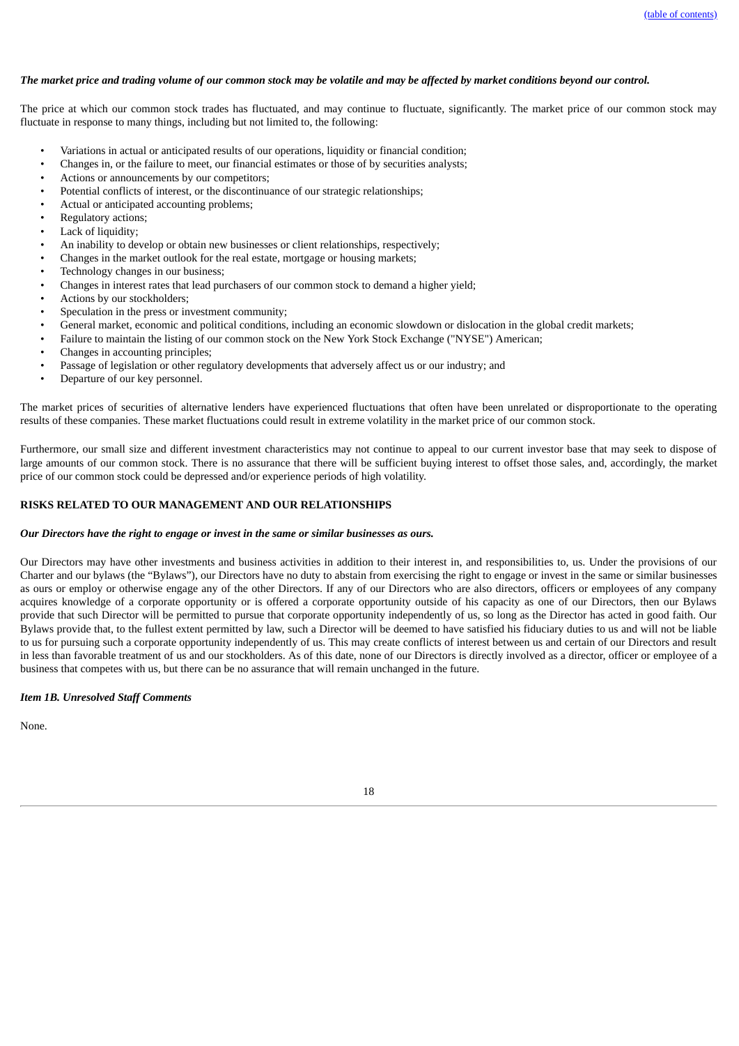***The market price and trading volume of our common stock may be volatile and may be affected by market conditions beyond our control.***

The price at which our common stock trades has fluctuated, and may continue to fluctuate, significantly. The market price of our common stock may fluctuate in response to many things, including but not limited to, the following:

- Variations in actual or anticipated results of our operations, liquidity or financial condition;
- Changes in, or the failure to meet, our financial estimates or those of by securities analysts;
- Actions or announcements by our competitors;
- Potential conflicts of interest, or the discontinuance of our strategic relationships;
- Actual or anticipated accounting problems;
- Regulatory actions;
- Lack of liquidity;
- An inability to develop or obtain new businesses or client relationships, respectively;
- Changes in the market outlook for the real estate, mortgage or housing markets;
- Technology changes in our business;
- Changes in interest rates that lead purchasers of our common stock to demand a higher yield;
- Actions by our stockholders;
- Speculation in the press or investment community;
- General market, economic and political conditions, including an economic slowdown or dislocation in the global credit markets;
- Failure to maintain the listing of our common stock on the New York Stock Exchange ("NYSE") American;
- Changes in accounting principles;
- Passage of legislation or other regulatory developments that adversely affect us or our industry; and
- Departure of our key personnel.

The market prices of securities of alternative lenders have experienced fluctuations that often have been unrelated or disproportionate to the operating results of these companies. These market fluctuations could result in extreme volatility in the market price of our common stock.

Furthermore, our small size and different investment characteristics may not continue to appeal to our current investor base that may seek to dispose of large amounts of our common stock. There is no assurance that there will be sufficient buying interest to offset those sales, and, accordingly, the market price of our common stock could be depressed and/or experience periods of high volatility.

## RISKS RELATED TO OUR MANAGEMENT AND OUR RELATIONSHIPS

***Our Directors have the right to engage or invest in the same or similar businesses as ours.***

Our Directors may have other investments and business activities in addition to their interest in, and responsibilities to, us. Under the provisions of our Charter and our bylaws (the "Bylaws"), our Directors have no duty to abstain from exercising the right to engage or invest in the same or similar businesses as ours or employ or otherwise engage any of the other Directors. If any of our Directors who are also directors, officers or employees of any company acquires knowledge of a corporate opportunity or is offered a corporate opportunity outside of his capacity as one of our Directors, then our Bylaws provide that such Director will be permitted to pursue that corporate opportunity independently of us, so long as the Director has acted in good faith. Our Bylaws provide that, to the fullest extent permitted by law, such a Director will be deemed to have satisfied his fiduciary duties to us and will not be liable to us for pursuing such a corporate opportunity independently of us. This may create conflicts of interest between us and certain of our Directors and result in less than favorable treatment of us and our stockholders. As of this date, none of our Directors is directly involved as a director, officer or employee of a business that competes with us, but there can be no assurance that will remain unchanged in the future.

***Item 1B. Unresolved Staff Comments***

None.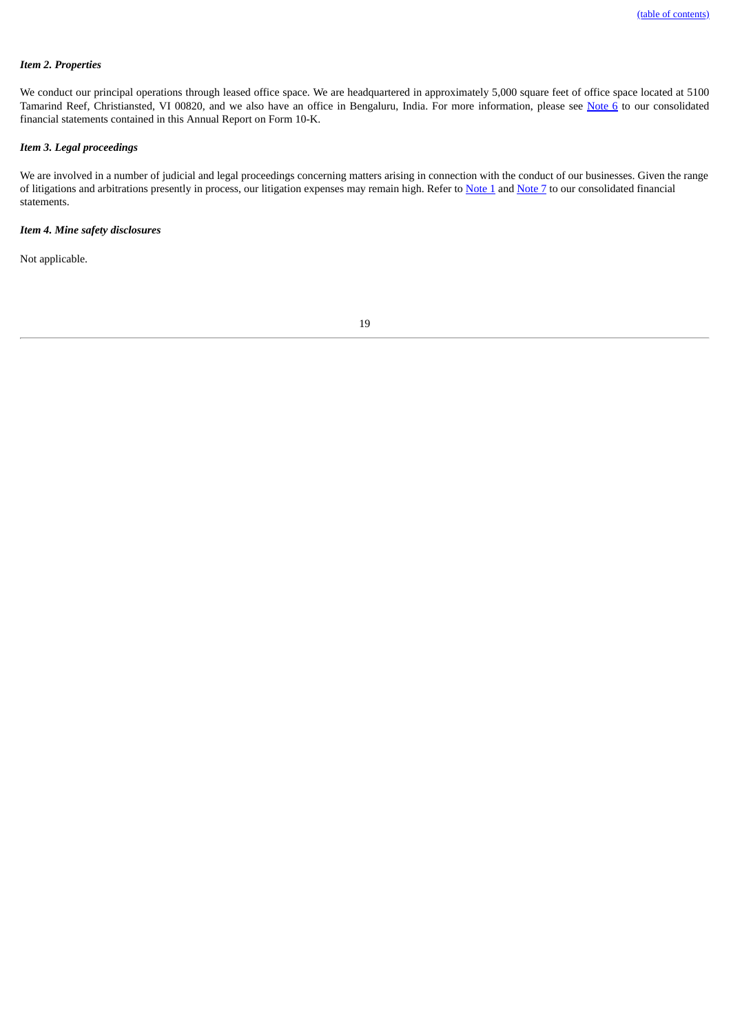### *Item 2. Properties*

We conduct our principal operations through leased office space. We are headquartered in approximately 5,000 square feet of office space located at 5100 Tamarind Reef, Christiansted, VI 00820, and we also have an office in Bengaluru, India. For more information, please see Note 6 to our consolidated financial statements contained in this Annual Report on Form 10-K.

### *Item 3. Legal proceedings*

We are involved in a number of judicial and legal proceedings concerning matters arising in connection with the conduct of our businesses. Given the range of litigations and arbitrations presently in process, our litigation expenses may remain high. Refer to Note 1 and Note 7 to our consolidated financial statements.

### *Item 4. Mine safety disclosures*

Not applicable.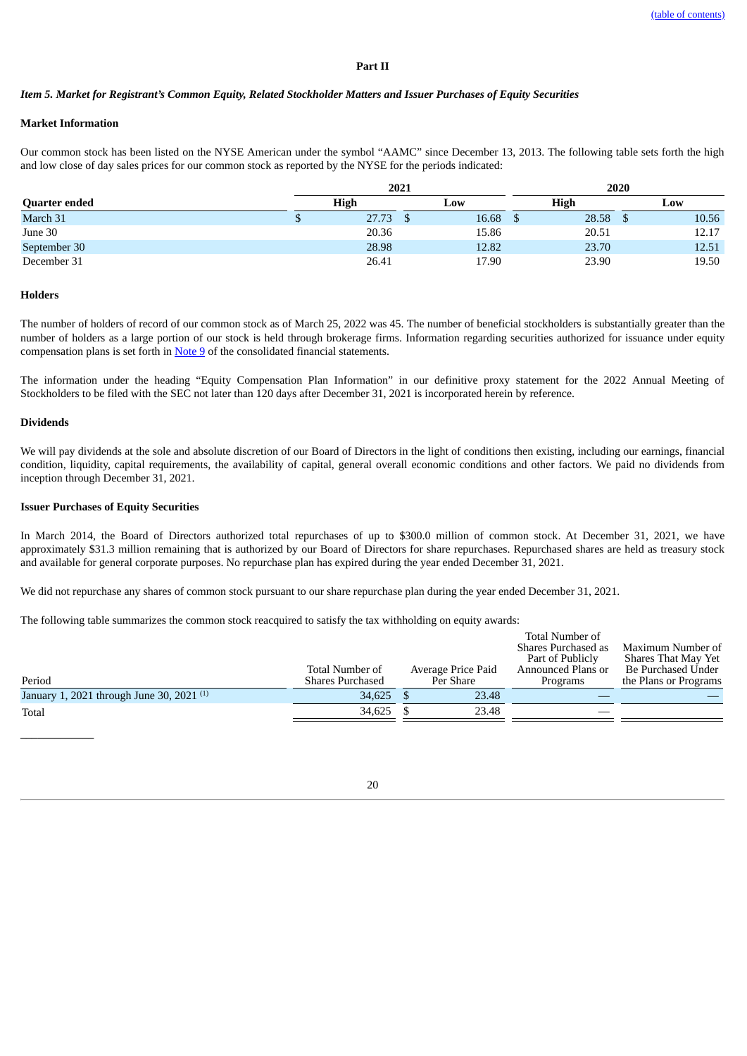## Part II

### *Item 5. Market for Registrant's Common Equity, Related Stockholder Matters and Issuer Purchases of Equity Securities*

**Market Information**

Our common stock has been listed on the NYSE American under the symbol "AAMC" since December 13, 2013. The following table sets forth the high and low close of day sales prices for our common stock as reported by the NYSE for the periods indicated:

| | 2021 | | 2020 | |
|---|---|---|---|---|
| **Quarter ended** | **High** | **Low** | **High** | **Low** |
| March 31 | $ 27.73 | $ 16.68 | $ 28.58 | $ 10.56 |
| June 30 | 20.36 | 15.86 | 20.51 | 12.17 |
| September 30 | 28.98 | 12.82 | 23.70 | 12.51 |
| December 31 | 26.41 | 17.90 | 23.90 | 19.50 |

**Holders**

The number of holders of record of our common stock as of March 25, 2022 was 45. The number of beneficial stockholders is substantially greater than the number of holders as a large portion of our stock is held through brokerage firms. Information regarding securities authorized for issuance under equity compensation plans is set forth in Note 9 of the consolidated financial statements.

The information under the heading "Equity Compensation Plan Information" in our definitive proxy statement for the 2022 Annual Meeting of Stockholders to be filed with the SEC not later than 120 days after December 31, 2021 is incorporated herein by reference.

**Dividends**

We will pay dividends at the sole and absolute discretion of our Board of Directors in the light of conditions then existing, including our earnings, financial condition, liquidity, capital requirements, the availability of capital, general overall economic conditions and other factors. We paid no dividends from inception through December 31, 2021.

**Issuer Purchases of Equity Securities**

In March 2014, the Board of Directors authorized total repurchases of up to $300.0 million of common stock. At December 31, 2021, we have approximately $31.3 million remaining that is authorized by our Board of Directors for share repurchases. Repurchased shares are held as treasury stock and available for general corporate purposes. No repurchase plan has expired during the year ended December 31, 2021.

We did not repurchase any shares of common stock pursuant to our share repurchase plan during the year ended December 31, 2021.

The following table summarizes the common stock reacquired to satisfy the tax withholding on equity awards:

| Period | Total Number of Shares Purchased | Average Price Paid Per Share | Total Number of Shares Purchased as Part of Publicly Announced Plans or Programs | Maximum Number of Shares That May Yet Be Purchased Under the Plans or Programs |
|---|---|---|---|---|
| January 1, 2021 through June 30, 2021 [1] | 34,625 | $ 23.48 | — | — |
| Total | 34,625 | $ 23.48 | — | |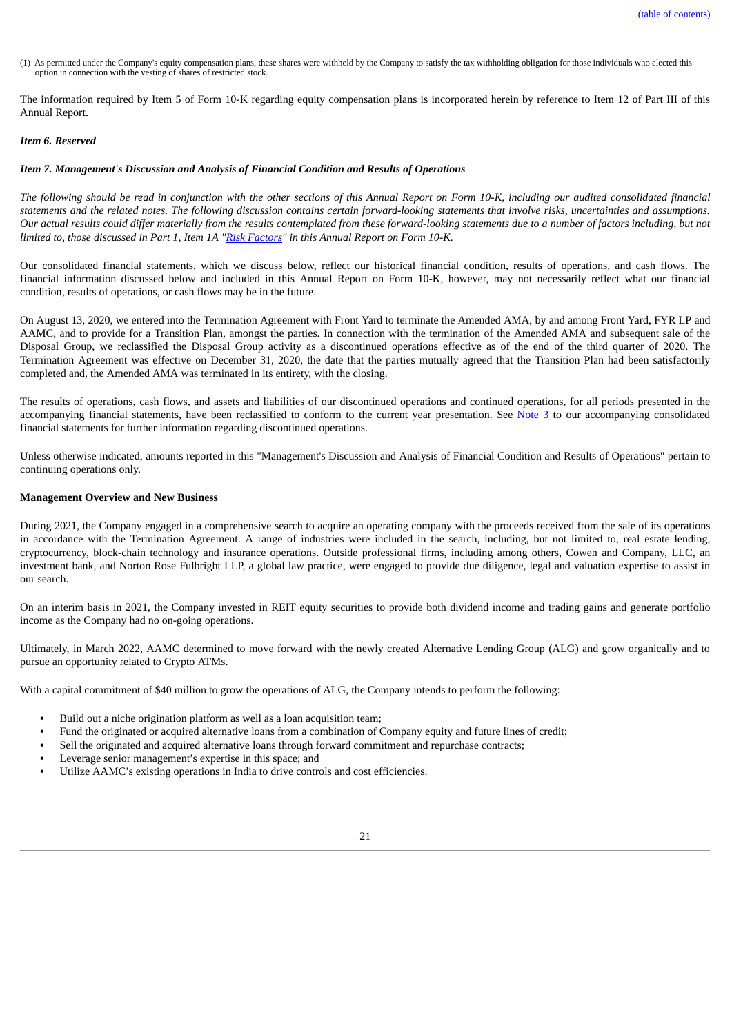(1) As permitted under the Company's equity compensation plans, these shares were withheld by the Company to satisfy the tax withholding obligation for those individuals who elected this option in connection with the vesting of shares of restricted stock.

The information required by Item 5 of Form 10-K regarding equity compensation plans is incorporated herein by reference to Item 12 of Part III of this Annual Report.

***Item 6. Reserved***

***Item 7. Management's Discussion and Analysis of Financial Condition and Results of Operations***

*The following should be read in conjunction with the other sections of this Annual Report on Form 10-K, including our audited consolidated financial statements and the related notes. The following discussion contains certain forward-looking statements that involve risks, uncertainties and assumptions. Our actual results could differ materially from the results contemplated from these forward-looking statements due to a number of factors including, but not limited to, those discussed in Part 1, Item 1A "Risk Factors" in this Annual Report on Form 10-K.*

Our consolidated financial statements, which we discuss below, reflect our historical financial condition, results of operations, and cash flows. The financial information discussed below and included in this Annual Report on Form 10-K, however, may not necessarily reflect what our financial condition, results of operations, or cash flows may be in the future.

On August 13, 2020, we entered into the Termination Agreement with Front Yard to terminate the Amended AMA, by and among Front Yard, FYR LP and AAMC, and to provide for a Transition Plan, amongst the parties. In connection with the termination of the Amended AMA and subsequent sale of the Disposal Group, we reclassified the Disposal Group activity as a discontinued operations effective as of the end of the third quarter of 2020. The Termination Agreement was effective on December 31, 2020, the date that the parties mutually agreed that the Transition Plan had been satisfactorily completed and, the Amended AMA was terminated in its entirety, with the closing.

The results of operations, cash flows, and assets and liabilities of our discontinued operations and continued operations, for all periods presented in the accompanying financial statements, have been reclassified to conform to the current year presentation. See Note 3 to our accompanying consolidated financial statements for further information regarding discontinued operations.

Unless otherwise indicated, amounts reported in this "Management's Discussion and Analysis of Financial Condition and Results of Operations" pertain to continuing operations only.

**Management Overview and New Business**

During 2021, the Company engaged in a comprehensive search to acquire an operating company with the proceeds received from the sale of its operations in accordance with the Termination Agreement. A range of industries were included in the search, including, but not limited to, real estate lending, cryptocurrency, block-chain technology and insurance operations. Outside professional firms, including among others, Cowen and Company, LLC, an investment bank, and Norton Rose Fulbright LLP, a global law practice, were engaged to provide due diligence, legal and valuation expertise to assist in our search.

On an interim basis in 2021, the Company invested in REIT equity securities to provide both dividend income and trading gains and generate portfolio income as the Company had no on-going operations.

Ultimately, in March 2022, AAMC determined to move forward with the newly created Alternative Lending Group (ALG) and grow organically and to pursue an opportunity related to Crypto ATMs.

With a capital commitment of $40 million to grow the operations of ALG, the Company intends to perform the following:

- Build out a niche origination platform as well as a loan acquisition team;
- Fund the originated or acquired alternative loans from a combination of Company equity and future lines of credit;
- Sell the originated and acquired alternative loans through forward commitment and repurchase contracts;
- Leverage senior management's expertise in this space; and
- Utilize AAMC's existing operations in India to drive controls and cost efficiencies.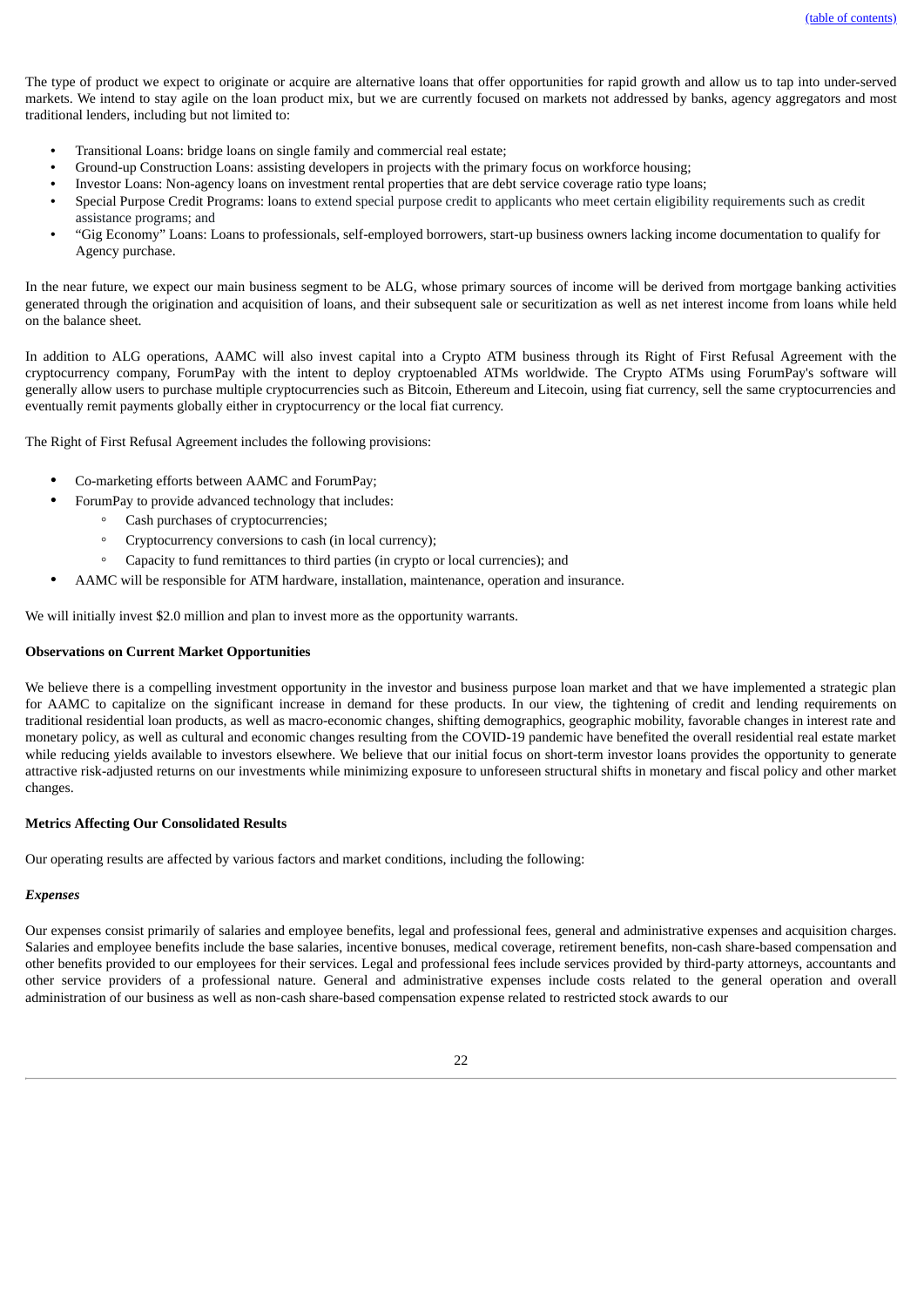The type of product we expect to originate or acquire are alternative loans that offer opportunities for rapid growth and allow us to tap into under-served markets. We intend to stay agile on the loan product mix, but we are currently focused on markets not addressed by banks, agency aggregators and most traditional lenders, including but not limited to:

- Transitional Loans: bridge loans on single family and commercial real estate;
- Ground-up Construction Loans: assisting developers in projects with the primary focus on workforce housing;
- Investor Loans: Non-agency loans on investment rental properties that are debt service coverage ratio type loans;
- Special Purpose Credit Programs: loans to extend special purpose credit to applicants who meet certain eligibility requirements such as credit assistance programs; and
- "Gig Economy" Loans: Loans to professionals, self-employed borrowers, start-up business owners lacking income documentation to qualify for Agency purchase.

In the near future, we expect our main business segment to be ALG, whose primary sources of income will be derived from mortgage banking activities generated through the origination and acquisition of loans, and their subsequent sale or securitization as well as net interest income from loans while held on the balance sheet.

In addition to ALG operations, AAMC will also invest capital into a Crypto ATM business through its Right of First Refusal Agreement with the cryptocurrency company, ForumPay with the intent to deploy cryptoenabled ATMs worldwide. The Crypto ATMs using ForumPay's software will generally allow users to purchase multiple cryptocurrencies such as Bitcoin, Ethereum and Litecoin, using fiat currency, sell the same cryptocurrencies and eventually remit payments globally either in cryptocurrency or the local fiat currency.

The Right of First Refusal Agreement includes the following provisions:

- Co-marketing efforts between AAMC and ForumPay;
- ForumPay to provide advanced technology that includes:
  - Cash purchases of cryptocurrencies;
  - Cryptocurrency conversions to cash (in local currency);
  - Capacity to fund remittances to third parties (in crypto or local currencies); and
- AAMC will be responsible for ATM hardware, installation, maintenance, operation and insurance.

We will initially invest $2.0 million and plan to invest more as the opportunity warrants.

**Observations on Current Market Opportunities**

We believe there is a compelling investment opportunity in the investor and business purpose loan market and that we have implemented a strategic plan for AAMC to capitalize on the significant increase in demand for these products. In our view, the tightening of credit and lending requirements on traditional residential loan products, as well as macro-economic changes, shifting demographics, geographic mobility, favorable changes in interest rate and monetary policy, as well as cultural and economic changes resulting from the COVID-19 pandemic have benefited the overall residential real estate market while reducing yields available to investors elsewhere. We believe that our initial focus on short-term investor loans provides the opportunity to generate attractive risk-adjusted returns on our investments while minimizing exposure to unforeseen structural shifts in monetary and fiscal policy and other market changes.

**Metrics Affecting Our Consolidated Results**

Our operating results are affected by various factors and market conditions, including the following:

***Expenses***

Our expenses consist primarily of salaries and employee benefits, legal and professional fees, general and administrative expenses and acquisition charges. Salaries and employee benefits include the base salaries, incentive bonuses, medical coverage, retirement benefits, non-cash share-based compensation and other benefits provided to our employees for their services. Legal and professional fees include services provided by third-party attorneys, accountants and other service providers of a professional nature. General and administrative expenses include costs related to the general operation and overall administration of our business as well as non-cash share-based compensation expense related to restricted stock awards to our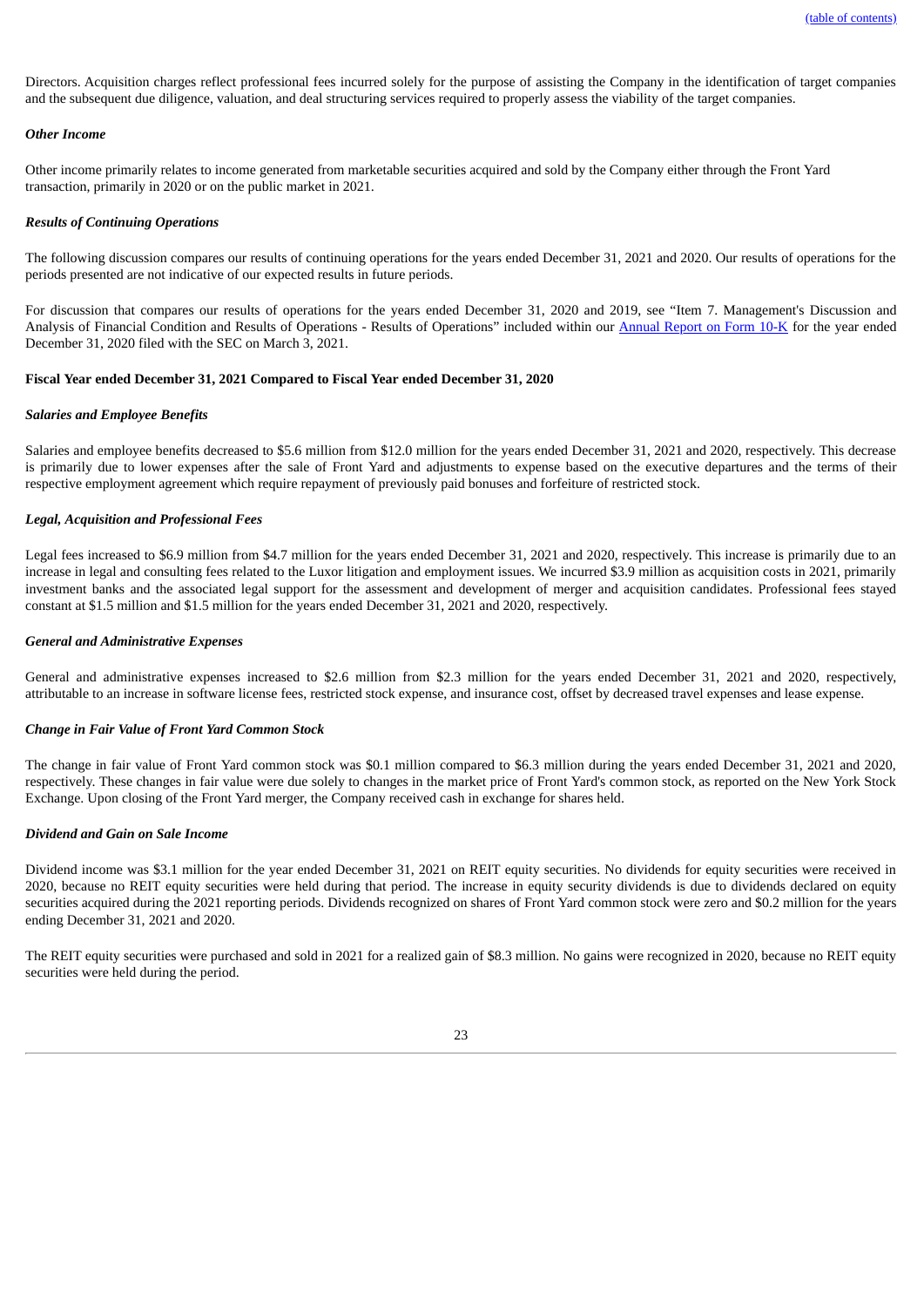Directors. Acquisition charges reflect professional fees incurred solely for the purpose of assisting the Company in the identification of target companies and the subsequent due diligence, valuation, and deal structuring services required to properly assess the viability of the target companies.

***Other Income***

Other income primarily relates to income generated from marketable securities acquired and sold by the Company either through the Front Yard transaction, primarily in 2020 or on the public market in 2021.

***Results of Continuing Operations***

The following discussion compares our results of continuing operations for the years ended December 31, 2021 and 2020. Our results of operations for the periods presented are not indicative of our expected results in future periods.

For discussion that compares our results of operations for the years ended December 31, 2020 and 2019, see "Item 7. Management's Discussion and Analysis of Financial Condition and Results of Operations - Results of Operations" included within our Annual Report on Form 10-K for the year ended December 31, 2020 filed with the SEC on March 3, 2021.

**Fiscal Year ended December 31, 2021 Compared to Fiscal Year ended December 31, 2020**

***Salaries and Employee Benefits***

Salaries and employee benefits decreased to \$5.6 million from \$12.0 million for the years ended December 31, 2021 and 2020, respectively. This decrease is primarily due to lower expenses after the sale of Front Yard and adjustments to expense based on the executive departures and the terms of their respective employment agreement which require repayment of previously paid bonuses and forfeiture of restricted stock.

***Legal, Acquisition and Professional Fees***

Legal fees increased to \$6.9 million from \$4.7 million for the years ended December 31, 2021 and 2020, respectively. This increase is primarily due to an increase in legal and consulting fees related to the Luxor litigation and employment issues. We incurred \$3.9 million as acquisition costs in 2021, primarily investment banks and the associated legal support for the assessment and development of merger and acquisition candidates. Professional fees stayed constant at \$1.5 million and \$1.5 million for the years ended December 31, 2021 and 2020, respectively.

***General and Administrative Expenses***

General and administrative expenses increased to \$2.6 million from \$2.3 million for the years ended December 31, 2021 and 2020, respectively, attributable to an increase in software license fees, restricted stock expense, and insurance cost, offset by decreased travel expenses and lease expense.

***Change in Fair Value of Front Yard Common Stock***

The change in fair value of Front Yard common stock was \$0.1 million compared to \$6.3 million during the years ended December 31, 2021 and 2020, respectively. These changes in fair value were due solely to changes in the market price of Front Yard's common stock, as reported on the New York Stock Exchange. Upon closing of the Front Yard merger, the Company received cash in exchange for shares held.

***Dividend and Gain on Sale Income***

Dividend income was \$3.1 million for the year ended December 31, 2021 on REIT equity securities. No dividends for equity securities were received in 2020, because no REIT equity securities were held during that period. The increase in equity security dividends is due to dividends declared on equity securities acquired during the 2021 reporting periods. Dividends recognized on shares of Front Yard common stock were zero and \$0.2 million for the years ending December 31, 2021 and 2020.

The REIT equity securities were purchased and sold in 2021 for a realized gain of \$8.3 million. No gains were recognized in 2020, because no REIT equity securities were held during the period.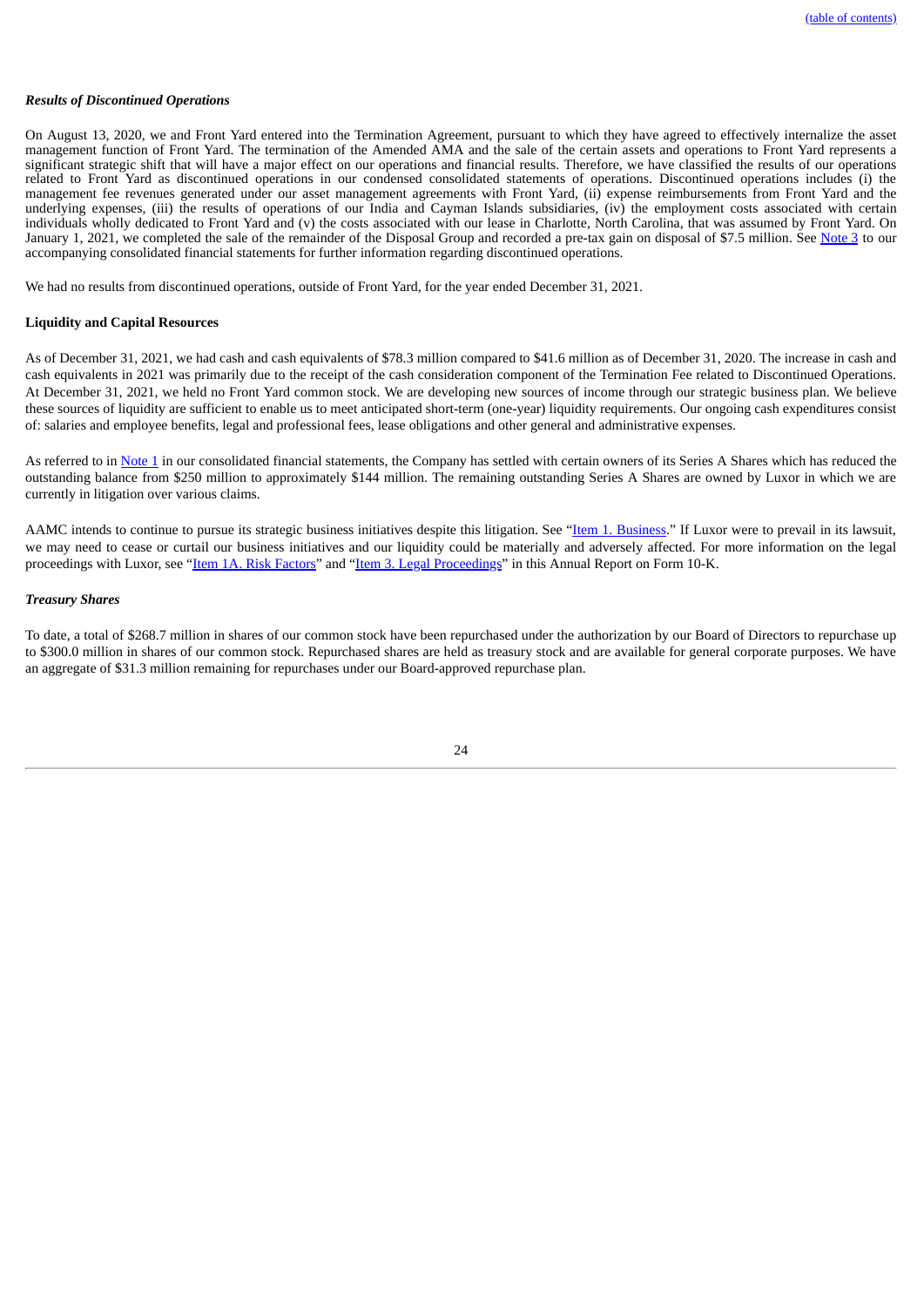***Results of Discontinued Operations***

On August 13, 2020, we and Front Yard entered into the Termination Agreement, pursuant to which they have agreed to effectively internalize the asset management function of Front Yard. The termination of the Amended AMA and the sale of the certain assets and operations to Front Yard represents a significant strategic shift that will have a major effect on our operations and financial results. Therefore, we have classified the results of our operations related to Front Yard as discontinued operations in our condensed consolidated statements of operations. Discontinued operations includes (i) the management fee revenues generated under our asset management agreements with Front Yard, (ii) expense reimbursements from Front Yard and the underlying expenses, (iii) the results of operations of our India and Cayman Islands subsidiaries, (iv) the employment costs associated with certain individuals wholly dedicated to Front Yard and (v) the costs associated with our lease in Charlotte, North Carolina, that was assumed by Front Yard. On January 1, 2021, we completed the sale of the remainder of the Disposal Group and recorded a pre-tax gain on disposal of $7.5 million. See Note 3 to our accompanying consolidated financial statements for further information regarding discontinued operations.

We had no results from discontinued operations, outside of Front Yard, for the year ended December 31, 2021.

**Liquidity and Capital Resources**

As of December 31, 2021, we had cash and cash equivalents of $78.3 million compared to $41.6 million as of December 31, 2020. The increase in cash and cash equivalents in 2021 was primarily due to the receipt of the cash consideration component of the Termination Fee related to Discontinued Operations. At December 31, 2021, we held no Front Yard common stock. We are developing new sources of income through our strategic business plan. We believe these sources of liquidity are sufficient to enable us to meet anticipated short-term (one-year) liquidity requirements. Our ongoing cash expenditures consist of: salaries and employee benefits, legal and professional fees, lease obligations and other general and administrative expenses.

As referred to in Note 1 in our consolidated financial statements, the Company has settled with certain owners of its Series A Shares which has reduced the outstanding balance from $250 million to approximately $144 million. The remaining outstanding Series A Shares are owned by Luxor in which we are currently in litigation over various claims.

AAMC intends to continue to pursue its strategic business initiatives despite this litigation. See "Item 1. Business." If Luxor were to prevail in its lawsuit, we may need to cease or curtail our business initiatives and our liquidity could be materially and adversely affected. For more information on the legal proceedings with Luxor, see "Item 1A. Risk Factors" and "Item 3. Legal Proceedings" in this Annual Report on Form 10-K.

***Treasury Shares***

To date, a total of $268.7 million in shares of our common stock have been repurchased under the authorization by our Board of Directors to repurchase up to $300.0 million in shares of our common stock. Repurchased shares are held as treasury stock and are available for general corporate purposes. We have an aggregate of $31.3 million remaining for repurchases under our Board-approved repurchase plan.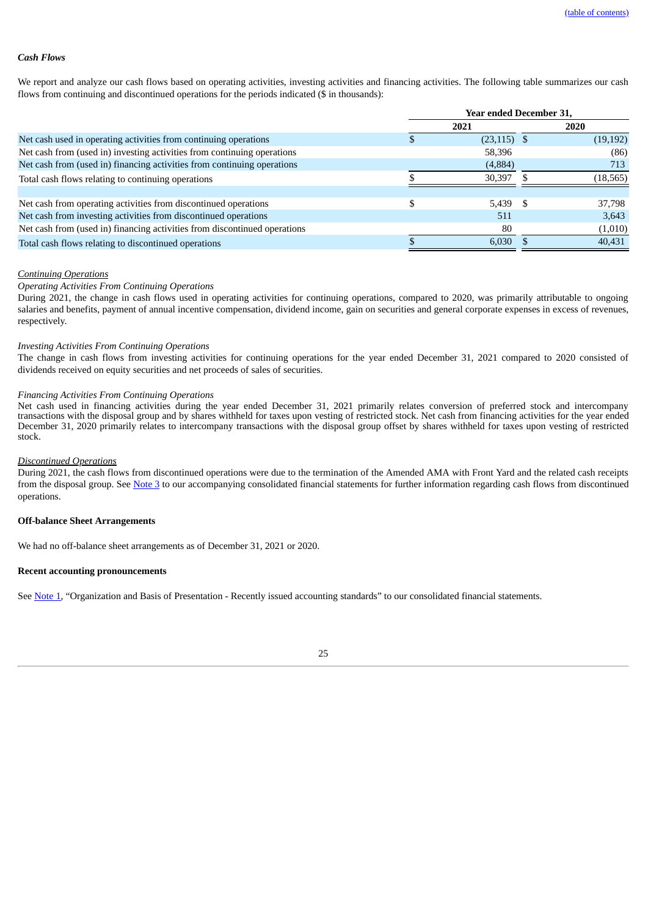*Cash Flows*

We report and analyze our cash flows based on operating activities, investing activities and financing activities. The following table summarizes our cash flows from continuing and discontinued operations for the periods indicated ($ in thousands):

| | Year ended December 31, | |
|---|---|---|
| | 2021 | 2020 |
| Net cash used in operating activities from continuing operations | $ (23,115) | $ (19,192) |
| Net cash from (used in) investing activities from continuing operations | 58,396 | (86) |
| Net cash from (used in) financing activities from continuing operations | (4,884) | 713 |
| Total cash flows relating to continuing operations | $ 30,397 | $ (18,565) |
| | | |
| Net cash from operating activities from discontinued operations | $ 5,439 | $ 37,798 |
| Net cash from investing activities from discontinued operations | 511 | 3,643 |
| Net cash from (used in) financing activities from discontinued operations | 80 | (1,010) |
| Total cash flows relating to discontinued operations | $ 6,030 | $ 40,431 |

*Continuing Operations*

*Operating Activities From Continuing Operations*

During 2021, the change in cash flows used in operating activities for continuing operations, compared to 2020, was primarily attributable to ongoing salaries and benefits, payment of annual incentive compensation, dividend income, gain on securities and general corporate expenses in excess of revenues, respectively.

*Investing Activities From Continuing Operations*

The change in cash flows from investing activities for continuing operations for the year ended December 31, 2021 compared to 2020 consisted of dividends received on equity securities and net proceeds of sales of securities.

*Financing Activities From Continuing Operations*

Net cash used in financing activities during the year ended December 31, 2021 primarily relates conversion of preferred stock and intercompany transactions with the disposal group and by shares withheld for taxes upon vesting of restricted stock. Net cash from financing activities for the year ended December 31, 2020 primarily relates to intercompany transactions with the disposal group offset by shares withheld for taxes upon vesting of restricted stock.

*Discontinued Operations*

During 2021, the cash flows from discontinued operations were due to the termination of the Amended AMA with Front Yard and the related cash receipts from the disposal group. See Note 3 to our accompanying consolidated financial statements for further information regarding cash flows from discontinued operations.

**Off-balance Sheet Arrangements**

We had no off-balance sheet arrangements as of December 31, 2021 or 2020.

**Recent accounting pronouncements**

See Note 1, "Organization and Basis of Presentation - Recently issued accounting standards" to our consolidated financial statements.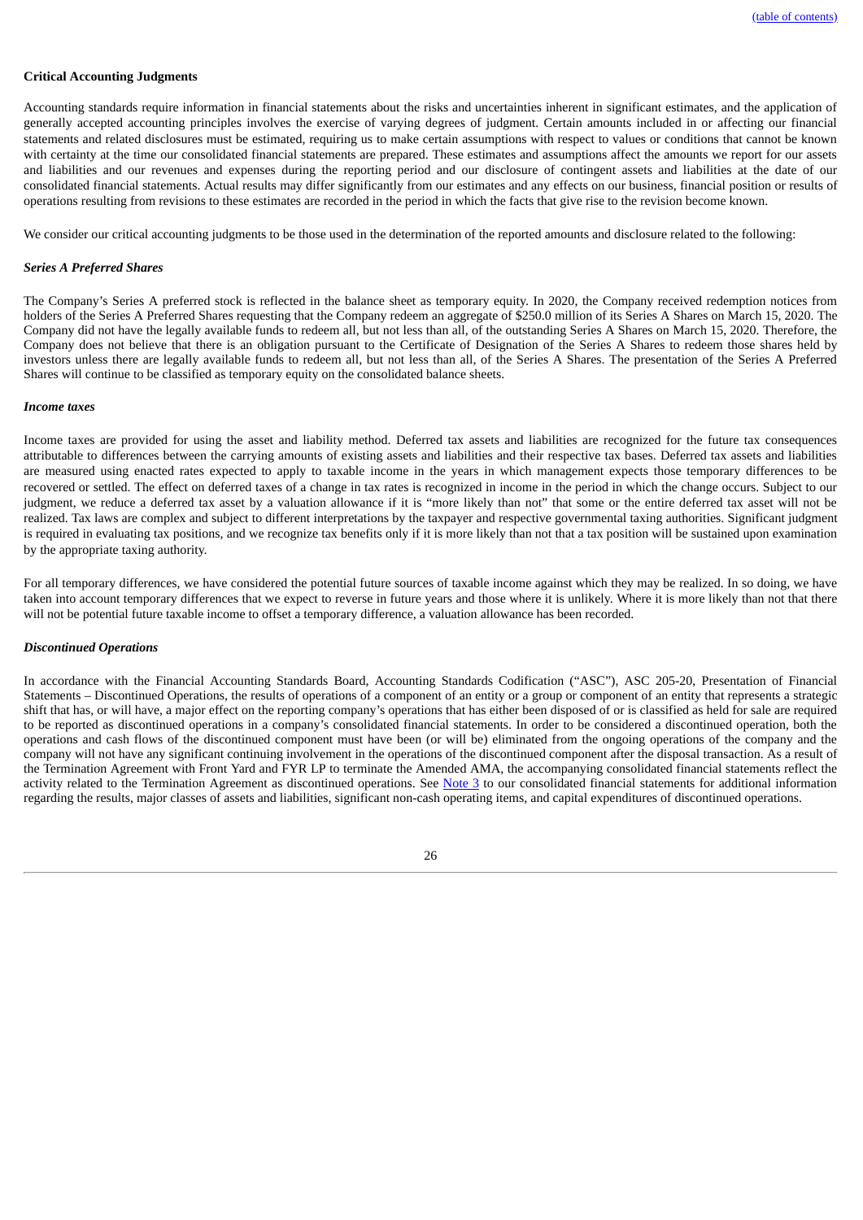**Critical Accounting Judgments**

Accounting standards require information in financial statements about the risks and uncertainties inherent in significant estimates, and the application of generally accepted accounting principles involves the exercise of varying degrees of judgment. Certain amounts included in or affecting our financial statements and related disclosures must be estimated, requiring us to make certain assumptions with respect to values or conditions that cannot be known with certainty at the time our consolidated financial statements are prepared. These estimates and assumptions affect the amounts we report for our assets and liabilities and our revenues and expenses during the reporting period and our disclosure of contingent assets and liabilities at the date of our consolidated financial statements. Actual results may differ significantly from our estimates and any effects on our business, financial position or results of operations resulting from revisions to these estimates are recorded in the period in which the facts that give rise to the revision become known.

We consider our critical accounting judgments to be those used in the determination of the reported amounts and disclosure related to the following:

***Series A Preferred Shares***

The Company's Series A preferred stock is reflected in the balance sheet as temporary equity. In 2020, the Company received redemption notices from holders of the Series A Preferred Shares requesting that the Company redeem an aggregate of $250.0 million of its Series A Shares on March 15, 2020. The Company did not have the legally available funds to redeem all, but not less than all, of the outstanding Series A Shares on March 15, 2020. Therefore, the Company does not believe that there is an obligation pursuant to the Certificate of Designation of the Series A Shares to redeem those shares held by investors unless there are legally available funds to redeem all, but not less than all, of the Series A Shares. The presentation of the Series A Preferred Shares will continue to be classified as temporary equity on the consolidated balance sheets.

***Income taxes***

Income taxes are provided for using the asset and liability method. Deferred tax assets and liabilities are recognized for the future tax consequences attributable to differences between the carrying amounts of existing assets and liabilities and their respective tax bases. Deferred tax assets and liabilities are measured using enacted rates expected to apply to taxable income in the years in which management expects those temporary differences to be recovered or settled. The effect on deferred taxes of a change in tax rates is recognized in income in the period in which the change occurs. Subject to our judgment, we reduce a deferred tax asset by a valuation allowance if it is "more likely than not" that some or the entire deferred tax asset will not be realized. Tax laws are complex and subject to different interpretations by the taxpayer and respective governmental taxing authorities. Significant judgment is required in evaluating tax positions, and we recognize tax benefits only if it is more likely than not that a tax position will be sustained upon examination by the appropriate taxing authority.

For all temporary differences, we have considered the potential future sources of taxable income against which they may be realized. In so doing, we have taken into account temporary differences that we expect to reverse in future years and those where it is unlikely. Where it is more likely than not that there will not be potential future taxable income to offset a temporary difference, a valuation allowance has been recorded.

***Discontinued Operations***

In accordance with the Financial Accounting Standards Board, Accounting Standards Codification ("ASC"), ASC 205-20, Presentation of Financial Statements – Discontinued Operations, the results of operations of a component of an entity or a group or component of an entity that represents a strategic shift that has, or will have, a major effect on the reporting company's operations that has either been disposed of or is classified as held for sale are required to be reported as discontinued operations in a company's consolidated financial statements. In order to be considered a discontinued operation, both the operations and cash flows of the discontinued component must have been (or will be) eliminated from the ongoing operations of the company and the company will not have any significant continuing involvement in the operations of the discontinued component after the disposal transaction. As a result of the Termination Agreement with Front Yard and FYR LP to terminate the Amended AMA, the accompanying consolidated financial statements reflect the activity related to the Termination Agreement as discontinued operations. See Note 3 to our consolidated financial statements for additional information regarding the results, major classes of assets and liabilities, significant non-cash operating items, and capital expenditures of discontinued operations.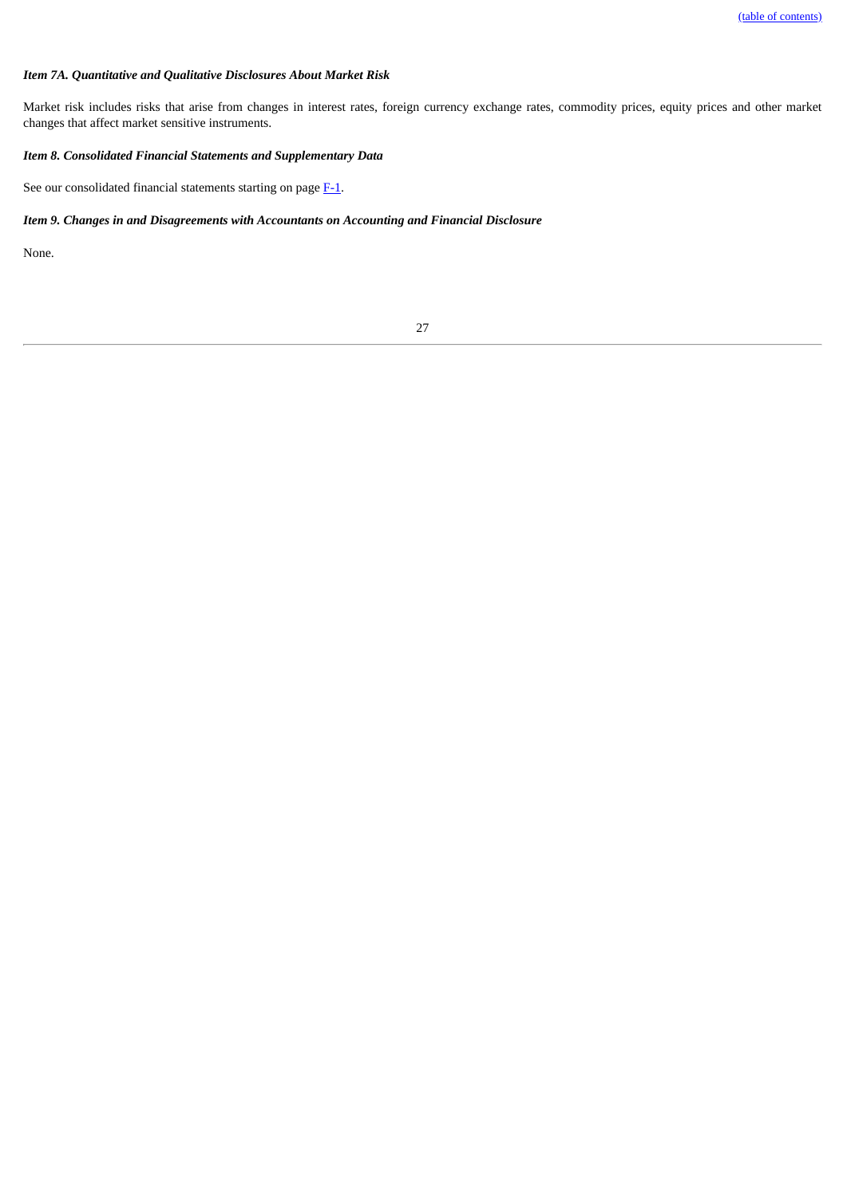*Item 7A. Quantitative and Qualitative Disclosures About Market Risk*

Market risk includes risks that arise from changes in interest rates, foreign currency exchange rates, commodity prices, equity prices and other market changes that affect market sensitive instruments.

*Item 8. Consolidated Financial Statements and Supplementary Data*

See our consolidated financial statements starting on page F-1.

*Item 9. Changes in and Disagreements with Accountants on Accounting and Financial Disclosure*

None.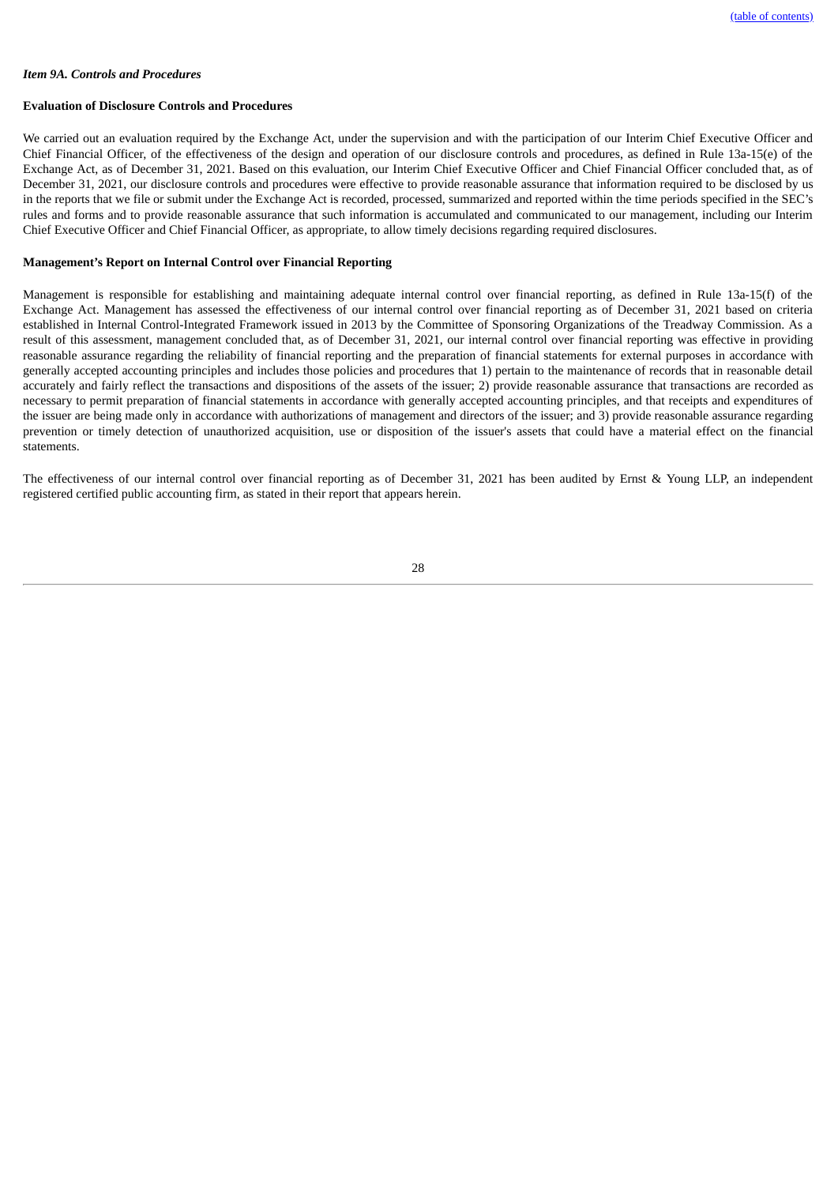### *Item 9A. Controls and Procedures*

**Evaluation of Disclosure Controls and Procedures**

We carried out an evaluation required by the Exchange Act, under the supervision and with the participation of our Interim Chief Executive Officer and Chief Financial Officer, of the effectiveness of the design and operation of our disclosure controls and procedures, as defined in Rule 13a-15(e) of the Exchange Act, as of December 31, 2021. Based on this evaluation, our Interim Chief Executive Officer and Chief Financial Officer concluded that, as of December 31, 2021, our disclosure controls and procedures were effective to provide reasonable assurance that information required to be disclosed by us in the reports that we file or submit under the Exchange Act is recorded, processed, summarized and reported within the time periods specified in the SEC's rules and forms and to provide reasonable assurance that such information is accumulated and communicated to our management, including our Interim Chief Executive Officer and Chief Financial Officer, as appropriate, to allow timely decisions regarding required disclosures.

**Management's Report on Internal Control over Financial Reporting**

Management is responsible for establishing and maintaining adequate internal control over financial reporting, as defined in Rule 13a-15(f) of the Exchange Act. Management has assessed the effectiveness of our internal control over financial reporting as of December 31, 2021 based on criteria established in Internal Control-Integrated Framework issued in 2013 by the Committee of Sponsoring Organizations of the Treadway Commission. As a result of this assessment, management concluded that, as of December 31, 2021, our internal control over financial reporting was effective in providing reasonable assurance regarding the reliability of financial reporting and the preparation of financial statements for external purposes in accordance with generally accepted accounting principles and includes those policies and procedures that 1) pertain to the maintenance of records that in reasonable detail accurately and fairly reflect the transactions and dispositions of the assets of the issuer; 2) provide reasonable assurance that transactions are recorded as necessary to permit preparation of financial statements in accordance with generally accepted accounting principles, and that receipts and expenditures of the issuer are being made only in accordance with authorizations of management and directors of the issuer; and 3) provide reasonable assurance regarding prevention or timely detection of unauthorized acquisition, use or disposition of the issuer's assets that could have a material effect on the financial statements.

The effectiveness of our internal control over financial reporting as of December 31, 2021 has been audited by Ernst & Young LLP, an independent registered certified public accounting firm, as stated in their report that appears herein.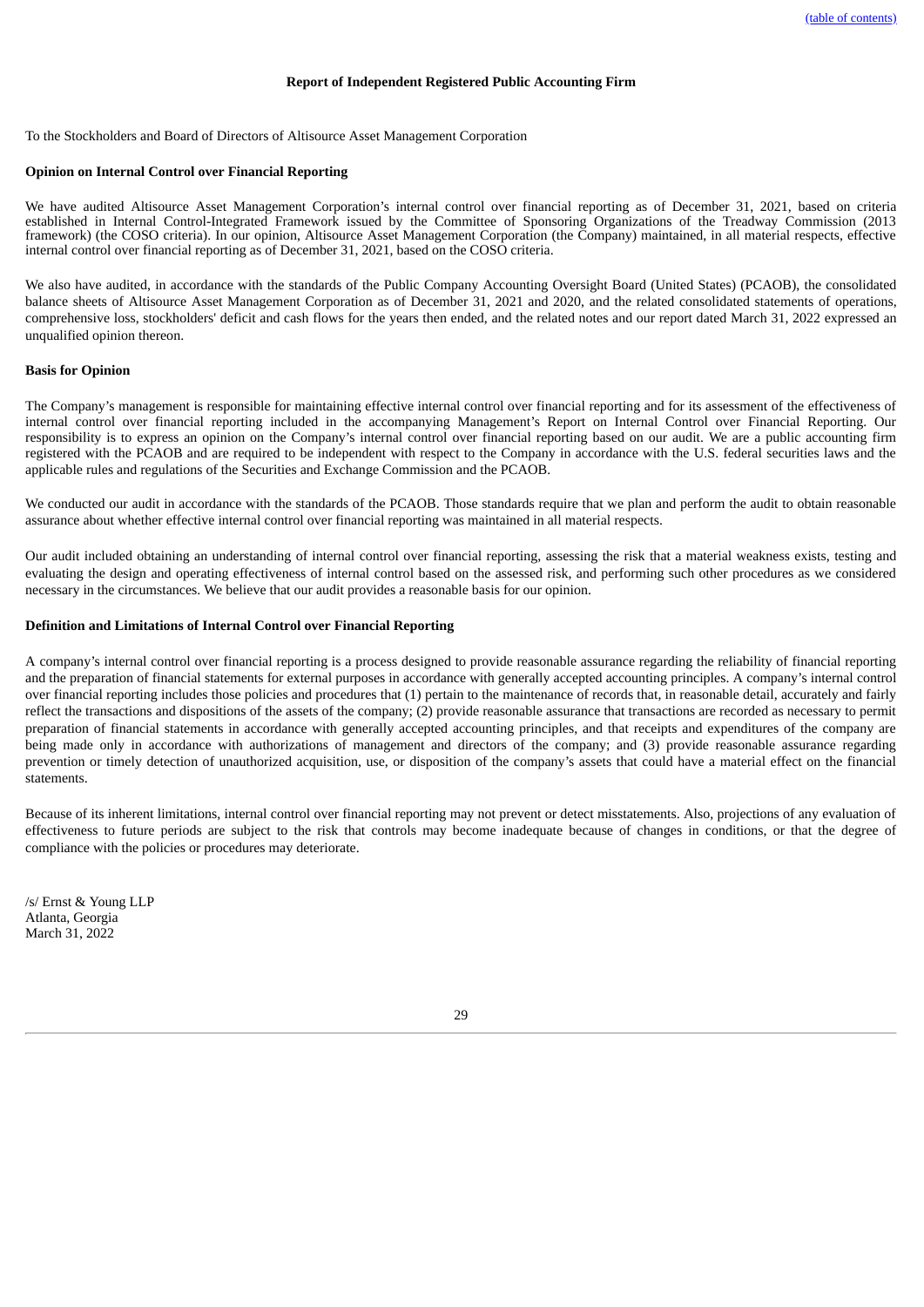## Report of Independent Registered Public Accounting Firm

To the Stockholders and Board of Directors of Altisource Asset Management Corporation

**Opinion on Internal Control over Financial Reporting**

We have audited Altisource Asset Management Corporation's internal control over financial reporting as of December 31, 2021, based on criteria established in Internal Control-Integrated Framework issued by the Committee of Sponsoring Organizations of the Treadway Commission (2013 framework) (the COSO criteria). In our opinion, Altisource Asset Management Corporation (the Company) maintained, in all material respects, effective internal control over financial reporting as of December 31, 2021, based on the COSO criteria.

We also have audited, in accordance with the standards of the Public Company Accounting Oversight Board (United States) (PCAOB), the consolidated balance sheets of Altisource Asset Management Corporation as of December 31, 2021 and 2020, and the related consolidated statements of operations, comprehensive loss, stockholders' deficit and cash flows for the years then ended, and the related notes and our report dated March 31, 2022 expressed an unqualified opinion thereon.

**Basis for Opinion**

The Company's management is responsible for maintaining effective internal control over financial reporting and for its assessment of the effectiveness of internal control over financial reporting included in the accompanying Management's Report on Internal Control over Financial Reporting. Our responsibility is to express an opinion on the Company's internal control over financial reporting based on our audit. We are a public accounting firm registered with the PCAOB and are required to be independent with respect to the Company in accordance with the U.S. federal securities laws and the applicable rules and regulations of the Securities and Exchange Commission and the PCAOB.

We conducted our audit in accordance with the standards of the PCAOB. Those standards require that we plan and perform the audit to obtain reasonable assurance about whether effective internal control over financial reporting was maintained in all material respects.

Our audit included obtaining an understanding of internal control over financial reporting, assessing the risk that a material weakness exists, testing and evaluating the design and operating effectiveness of internal control based on the assessed risk, and performing such other procedures as we considered necessary in the circumstances. We believe that our audit provides a reasonable basis for our opinion.

**Definition and Limitations of Internal Control over Financial Reporting**

A company's internal control over financial reporting is a process designed to provide reasonable assurance regarding the reliability of financial reporting and the preparation of financial statements for external purposes in accordance with generally accepted accounting principles. A company's internal control over financial reporting includes those policies and procedures that (1) pertain to the maintenance of records that, in reasonable detail, accurately and fairly reflect the transactions and dispositions of the assets of the company; (2) provide reasonable assurance that transactions are recorded as necessary to permit preparation of financial statements in accordance with generally accepted accounting principles, and that receipts and expenditures of the company are being made only in accordance with authorizations of management and directors of the company; and (3) provide reasonable assurance regarding prevention or timely detection of unauthorized acquisition, use, or disposition of the company's assets that could have a material effect on the financial statements.

Because of its inherent limitations, internal control over financial reporting may not prevent or detect misstatements. Also, projections of any evaluation of effectiveness to future periods are subject to the risk that controls may become inadequate because of changes in conditions, or that the degree of compliance with the policies or procedures may deteriorate.

/s/ Ernst & Young LLP
Atlanta, Georgia
March 31, 2022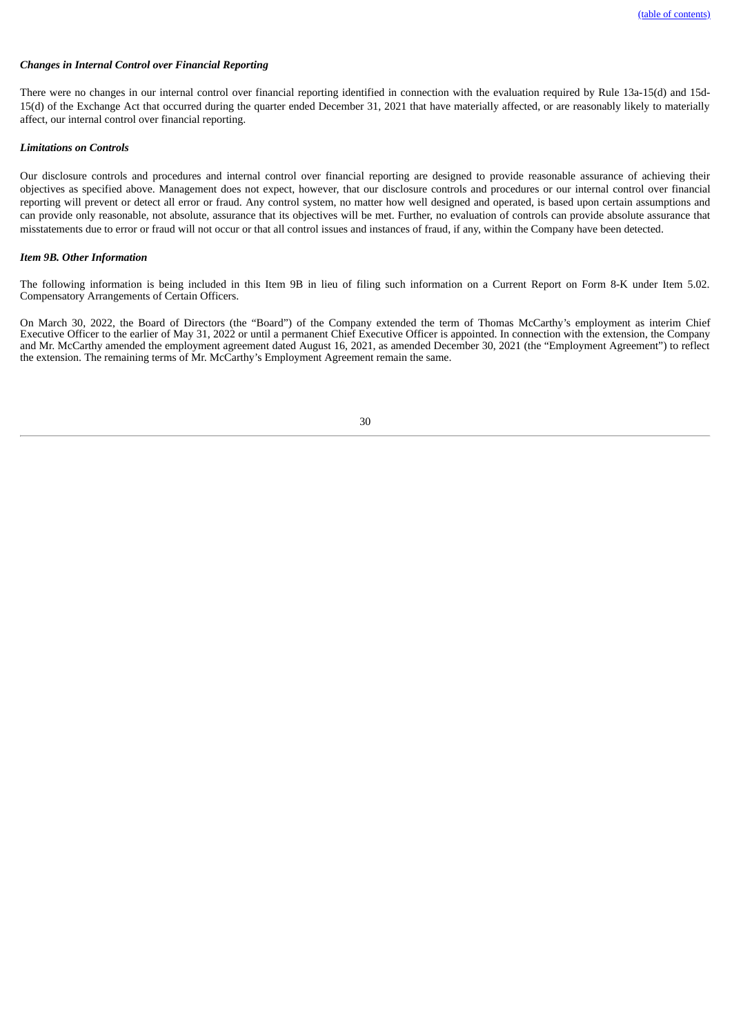### *Changes in Internal Control over Financial Reporting*

There were no changes in our internal control over financial reporting identified in connection with the evaluation required by Rule 13a-15(d) and 15d-15(d) of the Exchange Act that occurred during the quarter ended December 31, 2021 that have materially affected, or are reasonably likely to materially affect, our internal control over financial reporting.

### *Limitations on Controls*

Our disclosure controls and procedures and internal control over financial reporting are designed to provide reasonable assurance of achieving their objectives as specified above. Management does not expect, however, that our disclosure controls and procedures or our internal control over financial reporting will prevent or detect all error or fraud. Any control system, no matter how well designed and operated, is based upon certain assumptions and can provide only reasonable, not absolute, assurance that its objectives will be met. Further, no evaluation of controls can provide absolute assurance that misstatements due to error or fraud will not occur or that all control issues and instances of fraud, if any, within the Company have been detected.

### *Item 9B. Other Information*

The following information is being included in this Item 9B in lieu of filing such information on a Current Report on Form 8-K under Item 5.02. Compensatory Arrangements of Certain Officers.

On March 30, 2022, the Board of Directors (the "Board") of the Company extended the term of Thomas McCarthy's employment as interim Chief Executive Officer to the earlier of May 31, 2022 or until a permanent Chief Executive Officer is appointed. In connection with the extension, the Company and Mr. McCarthy amended the employment agreement dated August 16, 2021, as amended December 30, 2021 (the "Employment Agreement") to reflect the extension. The remaining terms of Mr. McCarthy's Employment Agreement remain the same.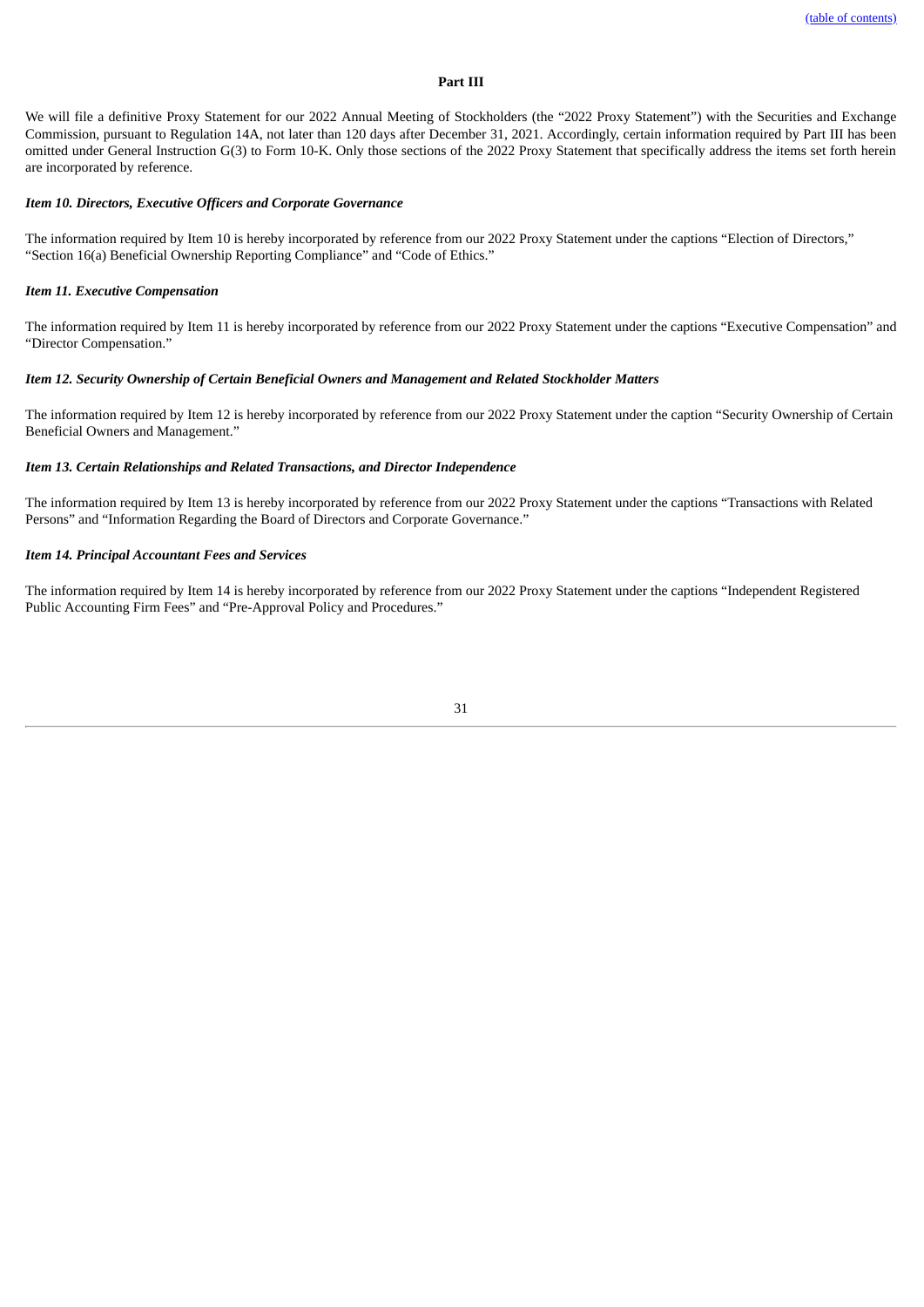## Part III

We will file a definitive Proxy Statement for our 2022 Annual Meeting of Stockholders (the "2022 Proxy Statement") with the Securities and Exchange Commission, pursuant to Regulation 14A, not later than 120 days after December 31, 2021. Accordingly, certain information required by Part III has been omitted under General Instruction G(3) to Form 10-K. Only those sections of the 2022 Proxy Statement that specifically address the items set forth herein are incorporated by reference.

### *Item 10. Directors, Executive Officers and Corporate Governance*

The information required by Item 10 is hereby incorporated by reference from our 2022 Proxy Statement under the captions "Election of Directors," "Section 16(a) Beneficial Ownership Reporting Compliance" and "Code of Ethics."

### *Item 11. Executive Compensation*

The information required by Item 11 is hereby incorporated by reference from our 2022 Proxy Statement under the captions "Executive Compensation" and "Director Compensation."

### *Item 12. Security Ownership of Certain Beneficial Owners and Management and Related Stockholder Matters*

The information required by Item 12 is hereby incorporated by reference from our 2022 Proxy Statement under the caption "Security Ownership of Certain Beneficial Owners and Management."

### *Item 13. Certain Relationships and Related Transactions, and Director Independence*

The information required by Item 13 is hereby incorporated by reference from our 2022 Proxy Statement under the captions "Transactions with Related Persons" and "Information Regarding the Board of Directors and Corporate Governance."

### *Item 14. Principal Accountant Fees and Services*

The information required by Item 14 is hereby incorporated by reference from our 2022 Proxy Statement under the captions "Independent Registered Public Accounting Firm Fees" and "Pre-Approval Policy and Procedures."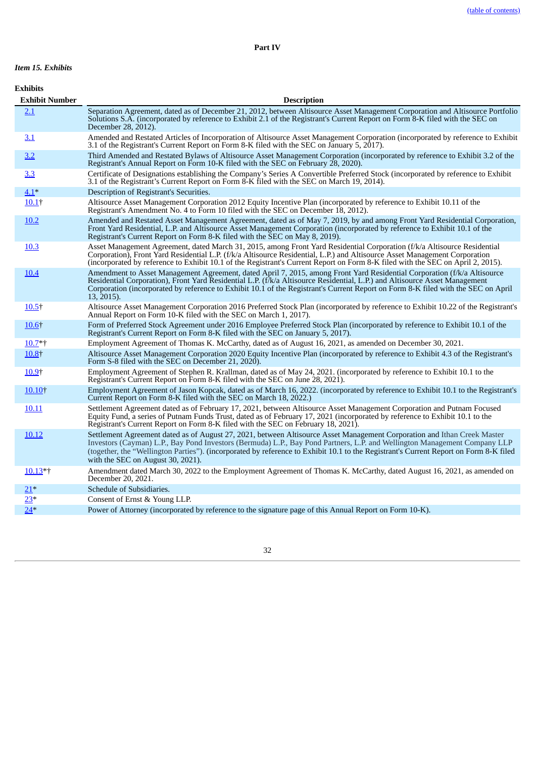# Part IV

*Item 15. Exhibits*

**Exhibits**

| Exhibit Number | Description |
|---|---|
| 2.1 | Separation Agreement, dated as of December 21, 2012, between Altisource Asset Management Corporation and Altisource Portfolio Solutions S.A. (incorporated by reference to Exhibit 2.1 of the Registrant's Current Report on Form 8-K filed with the SEC on December 28, 2012). |
| 3.1 | Amended and Restated Articles of Incorporation of Altisource Asset Management Corporation (incorporated by reference to Exhibit 3.1 of the Registrant's Current Report on Form 8-K filed with the SEC on January 5, 2017). |
| 3.2 | Third Amended and Restated Bylaws of Altisource Asset Management Corporation (incorporated by reference to Exhibit 3.2 of the Registrant's Annual Report on Form 10-K filed with the SEC on February 28, 2020). |
| 3.3 | Certificate of Designations establishing the Company's Series A Convertible Preferred Stock (incorporated by reference to Exhibit 3.1 of the Registrant's Current Report on Form 8-K filed with the SEC on March 19, 2014). |
| 4.1* | Description of Registrant's Securities. |
| 10.1† | Altisource Asset Management Corporation 2012 Equity Incentive Plan (incorporated by reference to Exhibit 10.11 of the Registrant's Amendment No. 4 to Form 10 filed with the SEC on December 18, 2012). |
| 10.2 | Amended and Restated Asset Management Agreement, dated as of May 7, 2019, by and among Front Yard Residential Corporation, Front Yard Residential, L.P. and Altisource Asset Management Corporation (incorporated by reference to Exhibit 10.1 of the Registrant's Current Report on Form 8-K filed with the SEC on May 8, 2019). |
| 10.3 | Asset Management Agreement, dated March 31, 2015, among Front Yard Residential Corporation (f/k/a Altisource Residential Corporation), Front Yard Residential L.P. (f/k/a Altisource Residential, L.P.) and Altisource Asset Management Corporation (incorporated by reference to Exhibit 10.1 of the Registrant's Current Report on Form 8-K filed with the SEC on April 2, 2015). |
| 10.4 | Amendment to Asset Management Agreement, dated April 7, 2015, among Front Yard Residential Corporation (f/k/a Altisource Residential Corporation), Front Yard Residential L.P. (f/k/a Altisource Residential, L.P.) and Altisource Asset Management Corporation (incorporated by reference to Exhibit 10.1 of the Registrant's Current Report on Form 8-K filed with the SEC on April 13, 2015). |
| 10.5† | Altisource Asset Management Corporation 2016 Preferred Stock Plan (incorporated by reference to Exhibit 10.22 of the Registrant's Annual Report on Form 10-K filed with the SEC on March 1, 2017). |
| 10.6† | Form of Preferred Stock Agreement under 2016 Employee Preferred Stock Plan (incorporated by reference to Exhibit 10.1 of the Registrant's Current Report on Form 8-K filed with the SEC on January 5, 2017). |
| 10.7*† | Employment Agreement of Thomas K. McCarthy, dated as of August 16, 2021, as amended on December 30, 2021. |
| 10.8† | Altisource Asset Management Corporation 2020 Equity Incentive Plan (incorporated by reference to Exhibit 4.3 of the Registrant's Form S-8 filed with the SEC on December 21, 2020). |
| 10.9† | Employment Agreement of Stephen R. Krallman, dated as of May 24, 2021. (incorporated by reference to Exhibit 10.1 to the Registrant's Current Report on Form 8-K filed with the SEC on June 28, 2021). |
| 10.10† | Employment Agreement of Jason Kopcak, dated as of March 16, 2022. (incorporated by reference to Exhibit 10.1 to the Registrant's Current Report on Form 8-K filed with the SEC on March 18, 2022.) |
| 10.11 | Settlement Agreement dated as of February 17, 2021, between Altisource Asset Management Corporation and Putnam Focused Equity Fund, a series of Putnam Funds Trust, dated as of February 17, 2021 (incorporated by reference to Exhibit 10.1 to the Registrant's Current Report on Form 8-K filed with the SEC on February 18, 2021). |
| 10.12 | Settlement Agreement dated as of August 27, 2021, between Altisource Asset Management Corporation and Ithan Creek Master Investors (Cayman) L.P., Bay Pond Investors (Bermuda) L.P., Bay Pond Partners, L.P. and Wellington Management Company LLP (together, the "Wellington Parties"). (incorporated by reference to Exhibit 10.1 to the Registrant's Current Report on Form 8-K filed with the SEC on August 30, 2021). |
| 10.13*† | Amendment dated March 30, 2022 to the Employment Agreement of Thomas K. McCarthy, dated August 16, 2021, as amended on December 20, 2021. |
| 21* | Schedule of Subsidiaries. |
| 23* | Consent of Ernst & Young LLP. |
| 24* | Power of Attorney (incorporated by reference to the signature page of this Annual Report on Form 10-K). |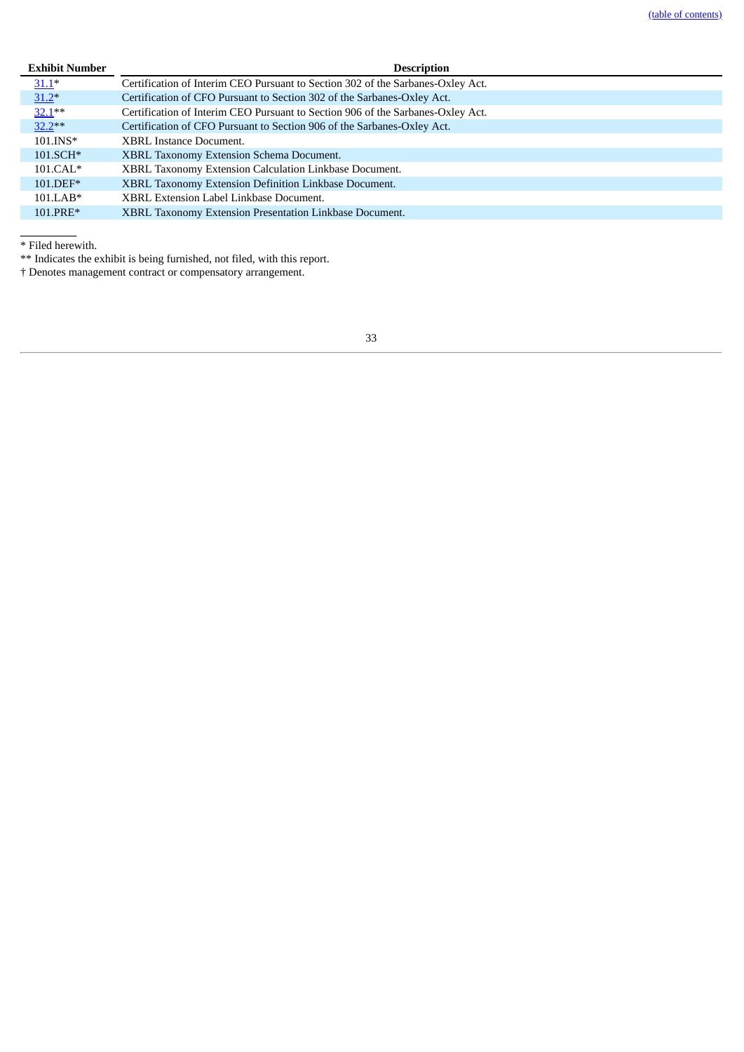| Exhibit Number | Description |
|---|---|
| 31.1* | Certification of Interim CEO Pursuant to Section 302 of the Sarbanes-Oxley Act. |
| 31.2* | Certification of CFO Pursuant to Section 302 of the Sarbanes-Oxley Act. |
| 32.1** | Certification of Interim CEO Pursuant to Section 906 of the Sarbanes-Oxley Act. |
| 32.2** | Certification of CFO Pursuant to Section 906 of the Sarbanes-Oxley Act. |
| 101.INS* | XBRL Instance Document. |
| 101.SCH* | XBRL Taxonomy Extension Schema Document. |
| 101.CAL* | XBRL Taxonomy Extension Calculation Linkbase Document. |
| 101.DEF* | XBRL Taxonomy Extension Definition Linkbase Document. |
| 101.LAB* | XBRL Extension Label Linkbase Document. |
| 101.PRE* | XBRL Taxonomy Extension Presentation Linkbase Document. |

* Filed herewith.

** Indicates the exhibit is being furnished, not filed, with this report.

† Denotes management contract or compensatory arrangement.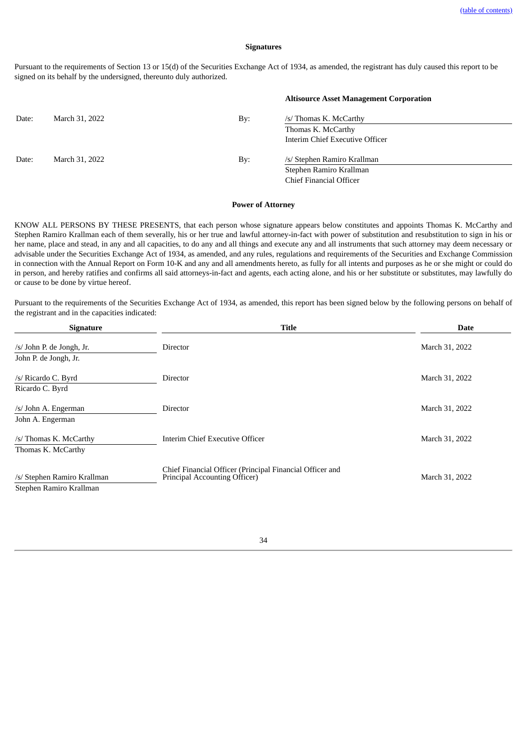## Signatures

Pursuant to the requirements of Section 13 or 15(d) of the Securities Exchange Act of 1934, as amended, the registrant has duly caused this report to be signed on its behalf by the undersigned, thereunto duly authorized.

**Altisource Asset Management Corporation**

| | | | |
|---|---|---|---|
| Date: | March 31, 2022 | By: | /s/ Thomas K. McCarthy<br>Thomas K. McCarthy<br>Interim Chief Executive Officer |
| Date: | March 31, 2022 | By: | /s/ Stephen Ramiro Krallman<br>Stephen Ramiro Krallman<br>Chief Financial Officer |

## Power of Attorney

KNOW ALL PERSONS BY THESE PRESENTS, that each person whose signature appears below constitutes and appoints Thomas K. McCarthy and Stephen Ramiro Krallman each of them severally, his or her true and lawful attorney-in-fact with power of substitution and resubstitution to sign in his or her name, place and stead, in any and all capacities, to do any and all things and execute any and all instruments that such attorney may deem necessary or advisable under the Securities Exchange Act of 1934, as amended, and any rules, regulations and requirements of the Securities and Exchange Commission in connection with the Annual Report on Form 10-K and any and all amendments hereto, as fully for all intents and purposes as he or she might or could do in person, and hereby ratifies and confirms all said attorneys-in-fact and agents, each acting alone, and his or her substitute or substitutes, may lawfully do or cause to be done by virtue hereof.

Pursuant to the requirements of the Securities Exchange Act of 1934, as amended, this report has been signed below by the following persons on behalf of the registrant and in the capacities indicated:

| Signature | Title | Date |
|---|---|---|
| /s/ John P. de Jongh, Jr.<br>John P. de Jongh, Jr. | Director | March 31, 2022 |
| /s/ Ricardo C. Byrd<br>Ricardo C. Byrd | Director | March 31, 2022 |
| /s/ John A. Engerman<br>John A. Engerman | Director | March 31, 2022 |
| /s/ Thomas K. McCarthy<br>Thomas K. McCarthy | Interim Chief Executive Officer | March 31, 2022 |
| /s/ Stephen Ramiro Krallman<br>Stephen Ramiro Krallman | Chief Financial Officer (Principal Financial Officer and Principal Accounting Officer) | March 31, 2022 |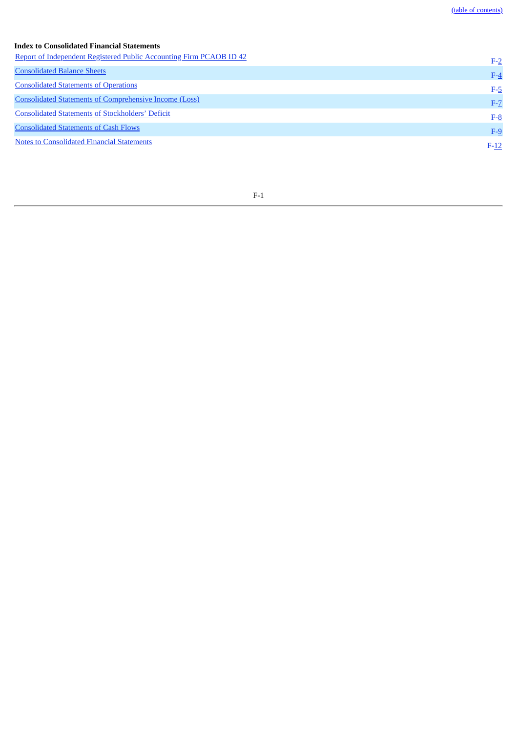**Index to Consolidated Financial Statements**

| | |
|---|---|
| Report of Independent Registered Public Accounting Firm PCAOB ID 42 | F-2 |
| Consolidated Balance Sheets | F-4 |
| Consolidated Statements of Operations | F-5 |
| Consolidated Statements of Comprehensive Income (Loss) | F-7 |
| Consolidated Statements of Stockholders' Deficit | F-8 |
| Consolidated Statements of Cash Flows | F-9 |
| Notes to Consolidated Financial Statements | F-12 |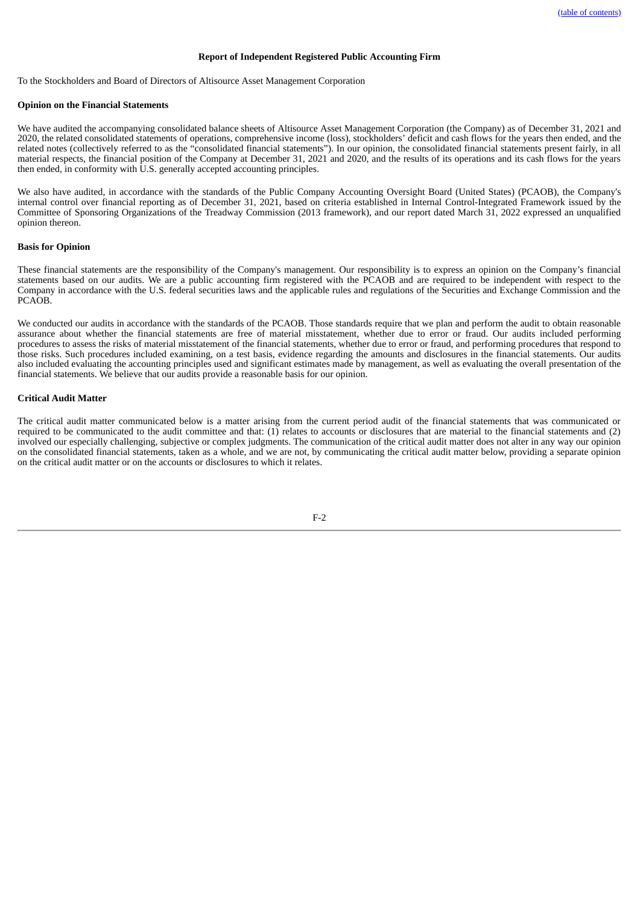## Report of Independent Registered Public Accounting Firm

To the Stockholders and Board of Directors of Altisource Asset Management Corporation

### Opinion on the Financial Statements

We have audited the accompanying consolidated balance sheets of Altisource Asset Management Corporation (the Company) as of December 31, 2021 and 2020, the related consolidated statements of operations, comprehensive income (loss), stockholders' deficit and cash flows for the years then ended, and the related notes (collectively referred to as the "consolidated financial statements"). In our opinion, the consolidated financial statements present fairly, in all material respects, the financial position of the Company at December 31, 2021 and 2020, and the results of its operations and its cash flows for the years then ended, in conformity with U.S. generally accepted accounting principles.

We also have audited, in accordance with the standards of the Public Company Accounting Oversight Board (United States) (PCAOB), the Company's internal control over financial reporting as of December 31, 2021, based on criteria established in Internal Control-Integrated Framework issued by the Committee of Sponsoring Organizations of the Treadway Commission (2013 framework), and our report dated March 31, 2022 expressed an unqualified opinion thereon.

### Basis for Opinion

These financial statements are the responsibility of the Company's management. Our responsibility is to express an opinion on the Company's financial statements based on our audits. We are a public accounting firm registered with the PCAOB and are required to be independent with respect to the Company in accordance with the U.S. federal securities laws and the applicable rules and regulations of the Securities and Exchange Commission and the PCAOB.

We conducted our audits in accordance with the standards of the PCAOB. Those standards require that we plan and perform the audit to obtain reasonable assurance about whether the financial statements are free of material misstatement, whether due to error or fraud. Our audits included performing procedures to assess the risks of material misstatement of the financial statements, whether due to error or fraud, and performing procedures that respond to those risks. Such procedures included examining, on a test basis, evidence regarding the amounts and disclosures in the financial statements. Our audits also included evaluating the accounting principles used and significant estimates made by management, as well as evaluating the overall presentation of the financial statements. We believe that our audits provide a reasonable basis for our opinion.

### Critical Audit Matter

The critical audit matter communicated below is a matter arising from the current period audit of the financial statements that was communicated or required to be communicated to the audit committee and that: (1) relates to accounts or disclosures that are material to the financial statements and (2) involved our especially challenging, subjective or complex judgments. The communication of the critical audit matter does not alter in any way our opinion on the consolidated financial statements, taken as a whole, and we are not, by communicating the critical audit matter below, providing a separate opinion on the critical audit matter or on the accounts or disclosures to which it relates.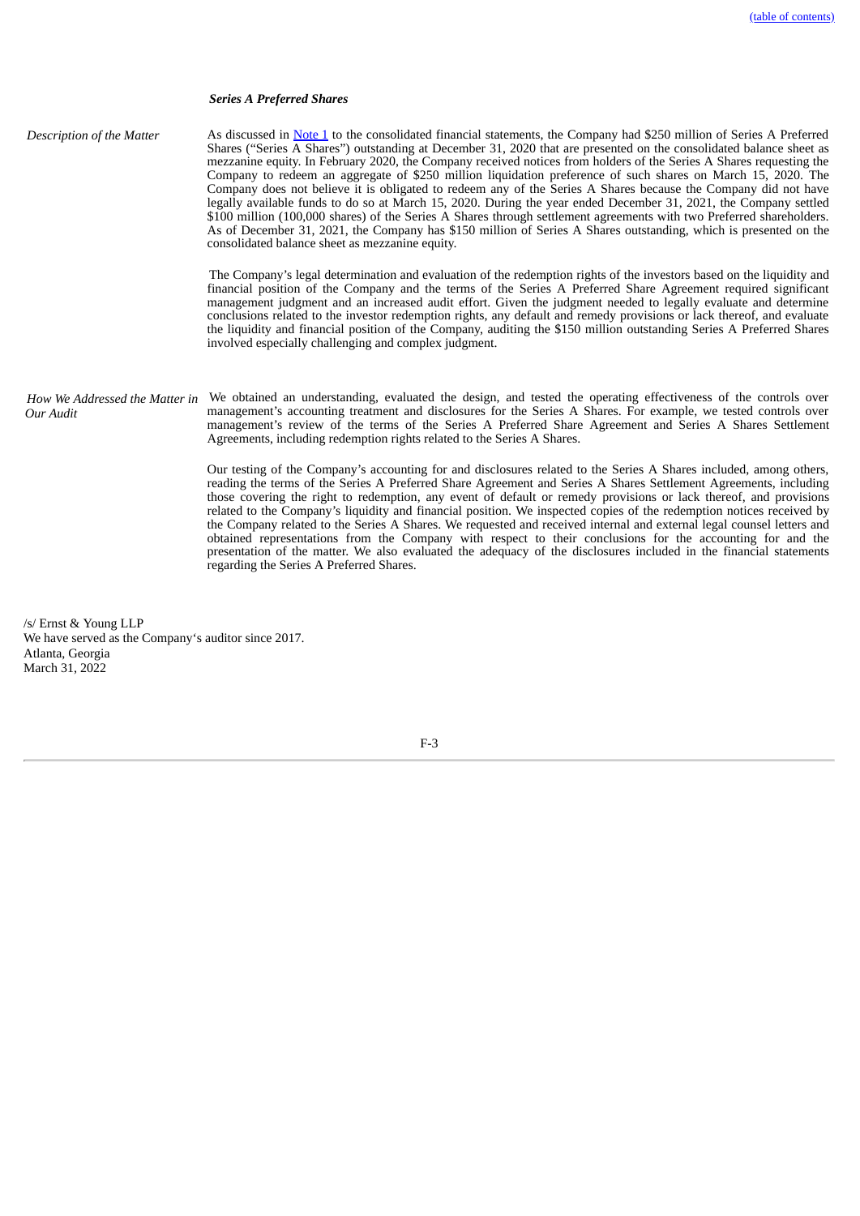***Series A Preferred Shares***

| | |
|---|---|
| *Description of the Matter* | As discussed in Note 1 to the consolidated financial statements, the Company had $250 million of Series A Preferred Shares ("Series A Shares") outstanding at December 31, 2020 that are presented on the consolidated balance sheet as mezzanine equity. In February 2020, the Company received notices from holders of the Series A Shares requesting the Company to redeem an aggregate of $250 million liquidation preference of such shares on March 15, 2020. The Company does not believe it is obligated to redeem any of the Series A Shares because the Company did not have legally available funds to do so at March 15, 2020. During the year ended December 31, 2021, the Company settled $100 million (100,000 shares) of the Series A Shares through settlement agreements with two Preferred shareholders. As of December 31, 2021, the Company has $150 million of Series A Shares outstanding, which is presented on the consolidated balance sheet as mezzanine equity. |
| | The Company's legal determination and evaluation of the redemption rights of the investors based on the liquidity and financial position of the Company and the terms of the Series A Preferred Share Agreement required significant management judgment and an increased audit effort. Given the judgment needed to legally evaluate and determine conclusions related to the investor redemption rights, any default and remedy provisions or lack thereof, and evaluate the liquidity and financial position of the Company, auditing the $150 million outstanding Series A Preferred Shares involved especially challenging and complex judgment. |
| *How We Addressed the Matter in Our Audit* | We obtained an understanding, evaluated the design, and tested the operating effectiveness of the controls over management's accounting treatment and disclosures for the Series A Shares. For example, we tested controls over management's review of the terms of the Series A Preferred Share Agreement and Series A Shares Settlement Agreements, including redemption rights related to the Series A Shares. |
| | Our testing of the Company's accounting for and disclosures related to the Series A Shares included, among others, reading the terms of the Series A Preferred Share Agreement and Series A Shares Settlement Agreements, including those covering the right to redemption, any event of default or remedy provisions or lack thereof, and provisions related to the Company's liquidity and financial position. We inspected copies of the redemption notices received by the Company related to the Series A Shares. We requested and received internal and external legal counsel letters and obtained representations from the Company with respect to their conclusions for the accounting for and the presentation of the matter. We also evaluated the adequacy of the disclosures included in the financial statements regarding the Series A Preferred Shares. |

/s/ Ernst & Young LLP
We have served as the Company's auditor since 2017.
Atlanta, Georgia
March 31, 2022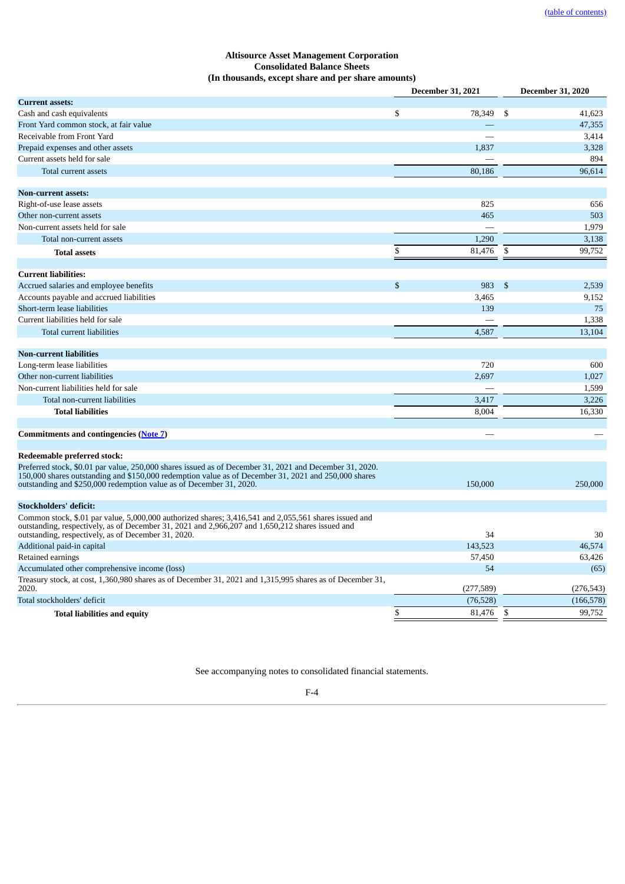**Altisource Asset Management Corporation**
**Consolidated Balance Sheets**
**(In thousands, except share and per share amounts)**

| | December 31, 2021 | December 31, 2020 |
|---|---|---|
| **Current assets:** | | |
| Cash and cash equivalents | $ 78,349 | $ 41,623 |
| Front Yard common stock, at fair value | — | 47,355 |
| Receivable from Front Yard | — | 3,414 |
| Prepaid expenses and other assets | 1,837 | 3,328 |
| Current assets held for sale | — | 894 |
| Total current assets | 80,186 | 96,614 |
| | | |
| **Non-current assets:** | | |
| Right-of-use lease assets | 825 | 656 |
| Other non-current assets | 465 | 503 |
| Non-current assets held for sale | — | 1,979 |
| Total non-current assets | 1,290 | 3,138 |
| **Total assets** | $ 81,476 | $ 99,752 |
| | | |
| **Current liabilities:** | | |
| Accrued salaries and employee benefits | $ 983 | $ 2,539 |
| Accounts payable and accrued liabilities | 3,465 | 9,152 |
| Short-term lease liabilities | 139 | 75 |
| Current liabilities held for sale | — | 1,338 |
| Total current liabilities | 4,587 | 13,104 |
| | | |
| **Non-current liabilities** | | |
| Long-term lease liabilities | 720 | 600 |
| Other non-current liabilities | 2,697 | 1,027 |
| Non-current liabilities held for sale | — | 1,599 |
| Total non-current liabilities | 3,417 | 3,226 |
| **Total liabilities** | 8,004 | 16,330 |
| | | |
| **Commitments and contingencies (Note 7)** | — | — |
| | | |
| **Redeemable preferred stock:** | | |
| Preferred stock, $0.01 par value, 250,000 shares issued as of December 31, 2021 and December 31, 2020. 150,000 shares outstanding and $150,000 redemption value as of December 31, 2021 and 250,000 shares outstanding and $250,000 redemption value as of December 31, 2020. | 150,000 | 250,000 |
| | | |
| **Stockholders' deficit:** | | |
| Common stock, $.01 par value, 5,000,000 authorized shares; 3,416,541 and 2,055,561 shares issued and outstanding, respectively, as of December 31, 2021 and 2,966,207 and 1,650,212 shares issued and outstanding, respectively, as of December 31, 2020. | 34 | 30 |
| Additional paid-in capital | 143,523 | 46,574 |
| Retained earnings | 57,450 | 63,426 |
| Accumulated other comprehensive income (loss) | 54 | (65) |
| Treasury stock, at cost, 1,360,980 shares as of December 31, 2021 and 1,315,995 shares as of December 31, 2020. | (277,589) | (276,543) |
| Total stockholders' deficit | (76,528) | (166,578) |
| **Total liabilities and equity** | $ 81,476 | $ 99,752 |

See accompanying notes to consolidated financial statements.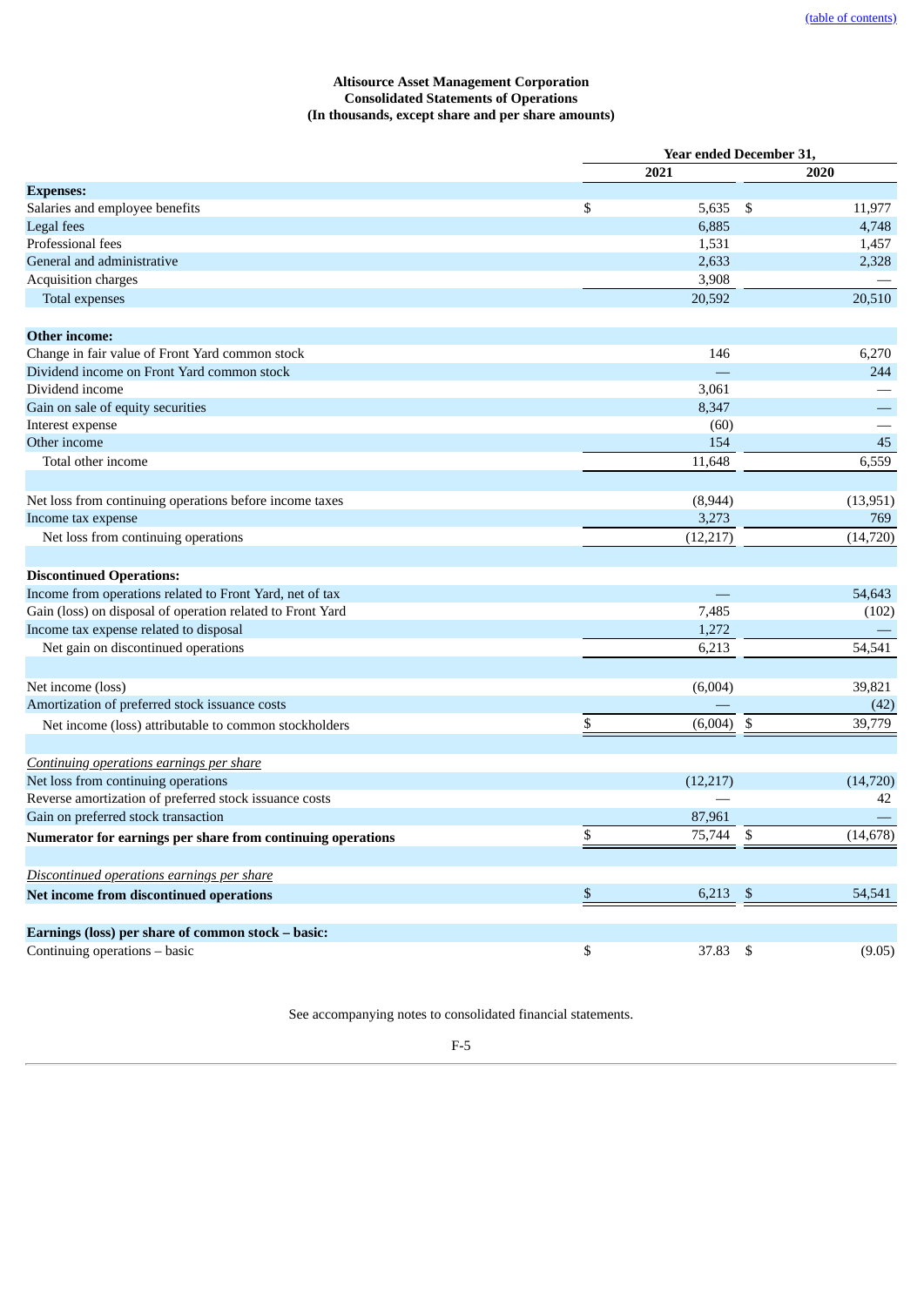**Altisource Asset Management Corporation**
**Consolidated Statements of Operations**
**(In thousands, except share and per share amounts)**

| | Year ended December 31, | |
|---|---|---|
| | 2021 | 2020 |
| **Expenses:** | | |
| Salaries and employee benefits | $ 5,635 | $ 11,977 |
| Legal fees | 6,885 | 4,748 |
| Professional fees | 1,531 | 1,457 |
| General and administrative | 2,633 | 2,328 |
| Acquisition charges | 3,908 | — |
| Total expenses | 20,592 | 20,510 |
| | | |
| **Other income:** | | |
| Change in fair value of Front Yard common stock | 146 | 6,270 |
| Dividend income on Front Yard common stock | — | 244 |
| Dividend income | 3,061 | — |
| Gain on sale of equity securities | 8,347 | — |
| Interest expense | (60) | — |
| Other income | 154 | 45 |
| Total other income | 11,648 | 6,559 |
| | | |
| Net loss from continuing operations before income taxes | (8,944) | (13,951) |
| Income tax expense | 3,273 | 769 |
| Net loss from continuing operations | (12,217) | (14,720) |
| | | |
| **Discontinued Operations:** | | |
| Income from operations related to Front Yard, net of tax | — | 54,643 |
| Gain (loss) on disposal of operation related to Front Yard | 7,485 | (102) |
| Income tax expense related to disposal | 1,272 | — |
| Net gain on discontinued operations | 6,213 | 54,541 |
| | | |
| Net income (loss) | (6,004) | 39,821 |
| Amortization of preferred stock issuance costs | — | (42) |
| Net income (loss) attributable to common stockholders | $ (6,004) | $ 39,779 |
| | | |
| *Continuing operations earnings per share* | | |
| Net loss from continuing operations | (12,217) | (14,720) |
| Reverse amortization of preferred stock issuance costs | — | 42 |
| Gain on preferred stock transaction | 87,961 | — |
| **Numerator for earnings per share from continuing operations** | $ 75,744 | $ (14,678) |
| | | |
| *Discontinued operations earnings per share* | | |
| **Net income from discontinued operations** | $ 6,213 | $ 54,541 |
| | | |
| **Earnings (loss) per share of common stock – basic:** | | |
| Continuing operations – basic | $ 37.83 | $ (9.05) |

See accompanying notes to consolidated financial statements.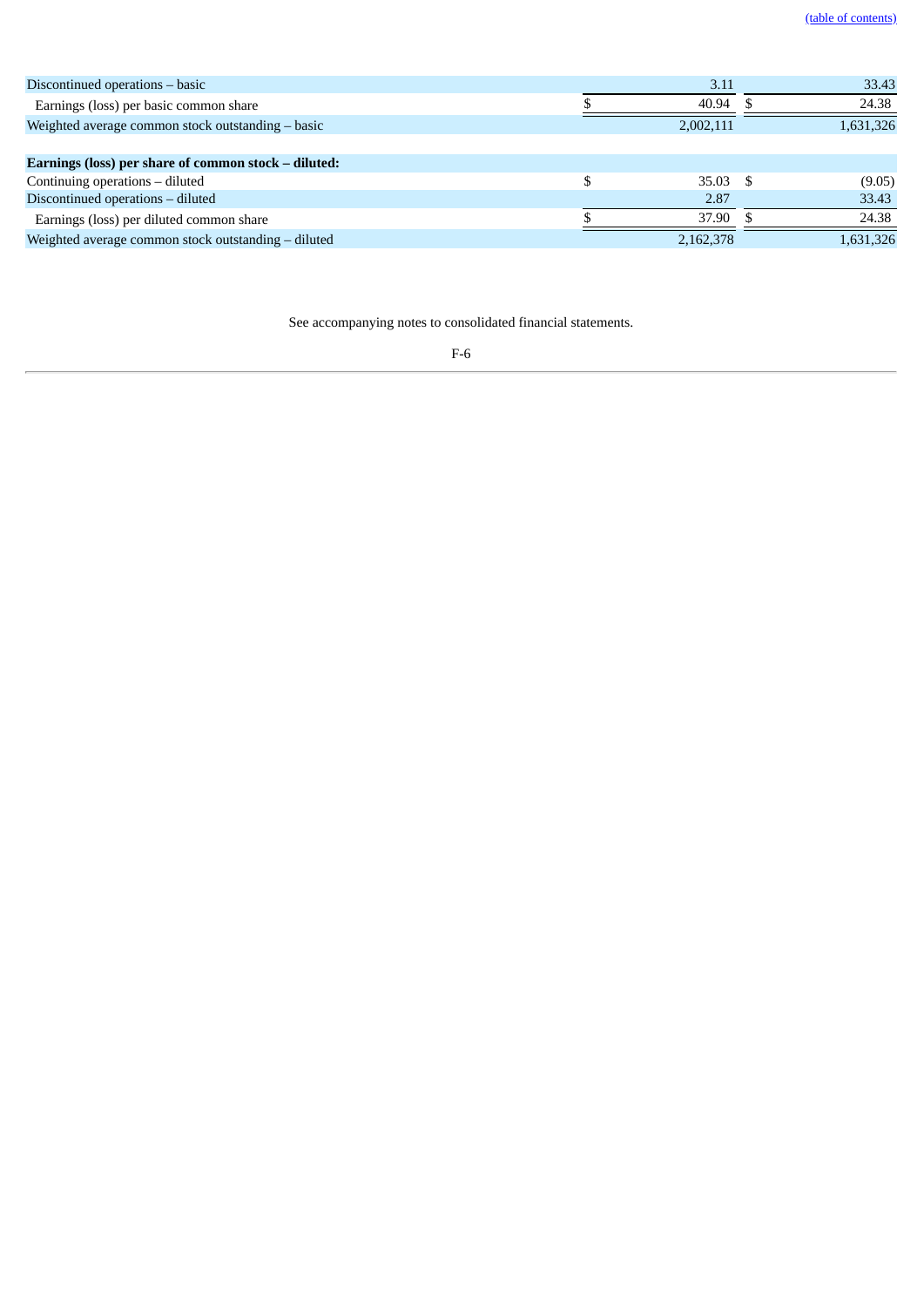| | | |
|---|---|---|
| Discontinued operations – basic | 3.11 | 33.43 |
| Earnings (loss) per basic common share | $ 40.94 | $ 24.38 |
| Weighted average common stock outstanding – basic | 2,002,111 | 1,631,326 |
| | | |
| **Earnings (loss) per share of common stock – diluted:** | | |
| Continuing operations – diluted | $ 35.03 | $ (9.05) |
| Discontinued operations – diluted | 2.87 | 33.43 |
| Earnings (loss) per diluted common share | $ 37.90 | $ 24.38 |
| Weighted average common stock outstanding – diluted | 2,162,378 | 1,631,326 |

See accompanying notes to consolidated financial statements.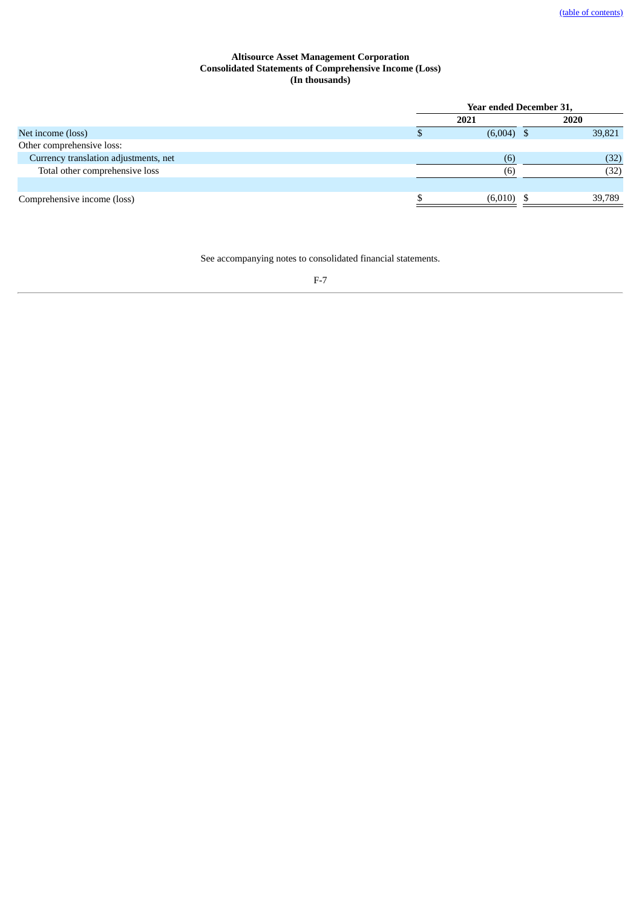**Altisource Asset Management Corporation**
**Consolidated Statements of Comprehensive Income (Loss)**
**(In thousands)**

| | Year ended December 31, | |
|---|---|---|
| | 2021 | 2020 |
| Net income (loss) | $ (6,004) | $ 39,821 |
| Other comprehensive loss: | | |
| Currency translation adjustments, net | (6) | (32) |
| Total other comprehensive loss | (6) | (32) |
| | | |
| Comprehensive income (loss) | $ (6,010) | $ 39,789 |

See accompanying notes to consolidated financial statements.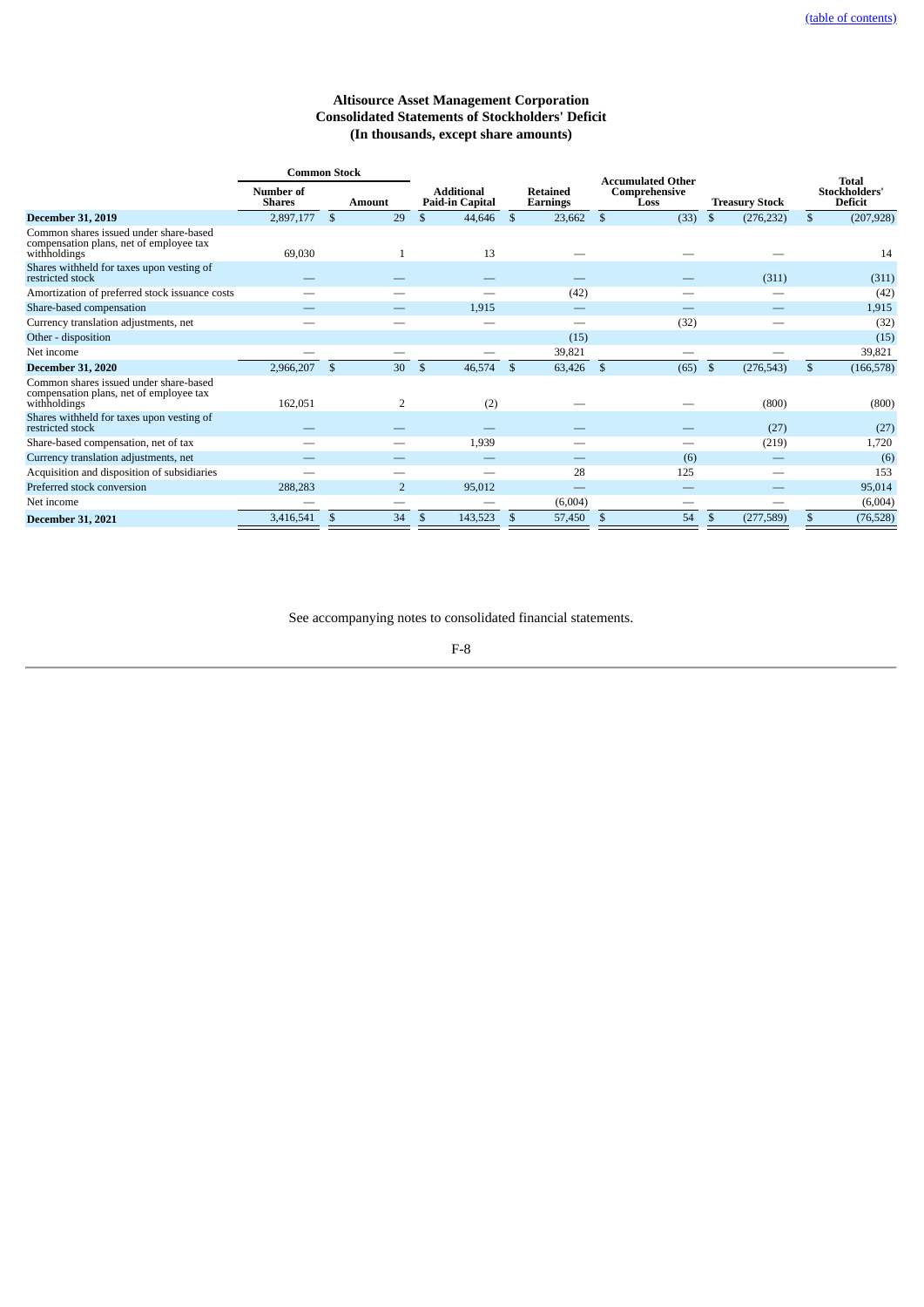# Altisource Asset Management Corporation
## Consolidated Statements of Stockholders' Deficit
### (In thousands, except share amounts)

| | Common Stock | | | | | | |
|---|---|---|---|---|---|---|---|
| | Number of Shares | Amount | Additional Paid-in Capital | Retained Earnings | Accumulated Other Comprehensive Loss | Treasury Stock | Total Stockholders' Deficit |
| **December 31, 2019** | 2,897,177 | $ 29 | $ 44,646 | $ 23,662 | $ (33) | $ (276,232) | $ (207,928) |
| Common shares issued under share-based compensation plans, net of employee tax withholdings | 69,030 | 1 | 13 | — | — | — | 14 |
| Shares withheld for taxes upon vesting of restricted stock | — | — | — | — | — | (311) | (311) |
| Amortization of preferred stock issuance costs | — | — | — | (42) | — | — | (42) |
| Share-based compensation | — | — | 1,915 | — | — | — | 1,915 |
| Currency translation adjustments, net | — | — | — | — | (32) | — | (32) |
| Other - disposition | | | | (15) | | | (15) |
| Net income | — | — | — | 39,821 | — | — | 39,821 |
| **December 31, 2020** | 2,966,207 | $ 30 | $ 46,574 | $ 63,426 | $ (65) | $ (276,543) | $ (166,578) |
| Common shares issued under share-based compensation plans, net of employee tax withholdings | 162,051 | 2 | (2) | — | — | (800) | (800) |
| Shares withheld for taxes upon vesting of restricted stock | — | — | — | — | — | (27) | (27) |
| Share-based compensation, net of tax | — | — | 1,939 | — | — | (219) | 1,720 |
| Currency translation adjustments, net | — | — | — | — | (6) | — | (6) |
| Acquisition and disposition of subsidiaries | — | — | — | 28 | 125 | — | 153 |
| Preferred stock conversion | 288,283 | 2 | 95,012 | — | — | — | 95,014 |
| Net income | — | — | — | (6,004) | — | — | (6,004) |
| **December 31, 2021** | 3,416,541 | $ 34 | $ 143,523 | $ 57,450 | $ 54 | $ (277,589) | $ (76,528) |

See accompanying notes to consolidated financial statements.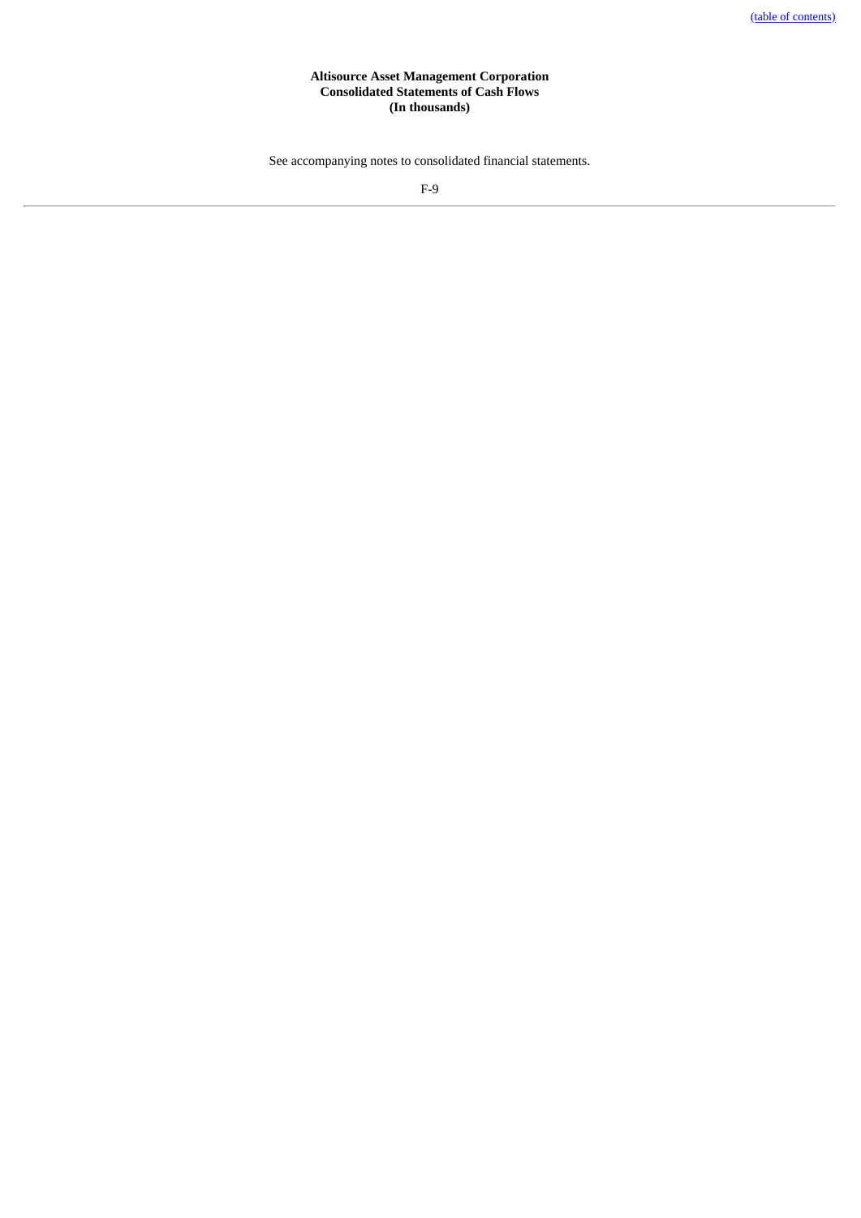**Altisource Asset Management Corporation**
**Consolidated Statements of Cash Flows**
**(In thousands)**

See accompanying notes to consolidated financial statements.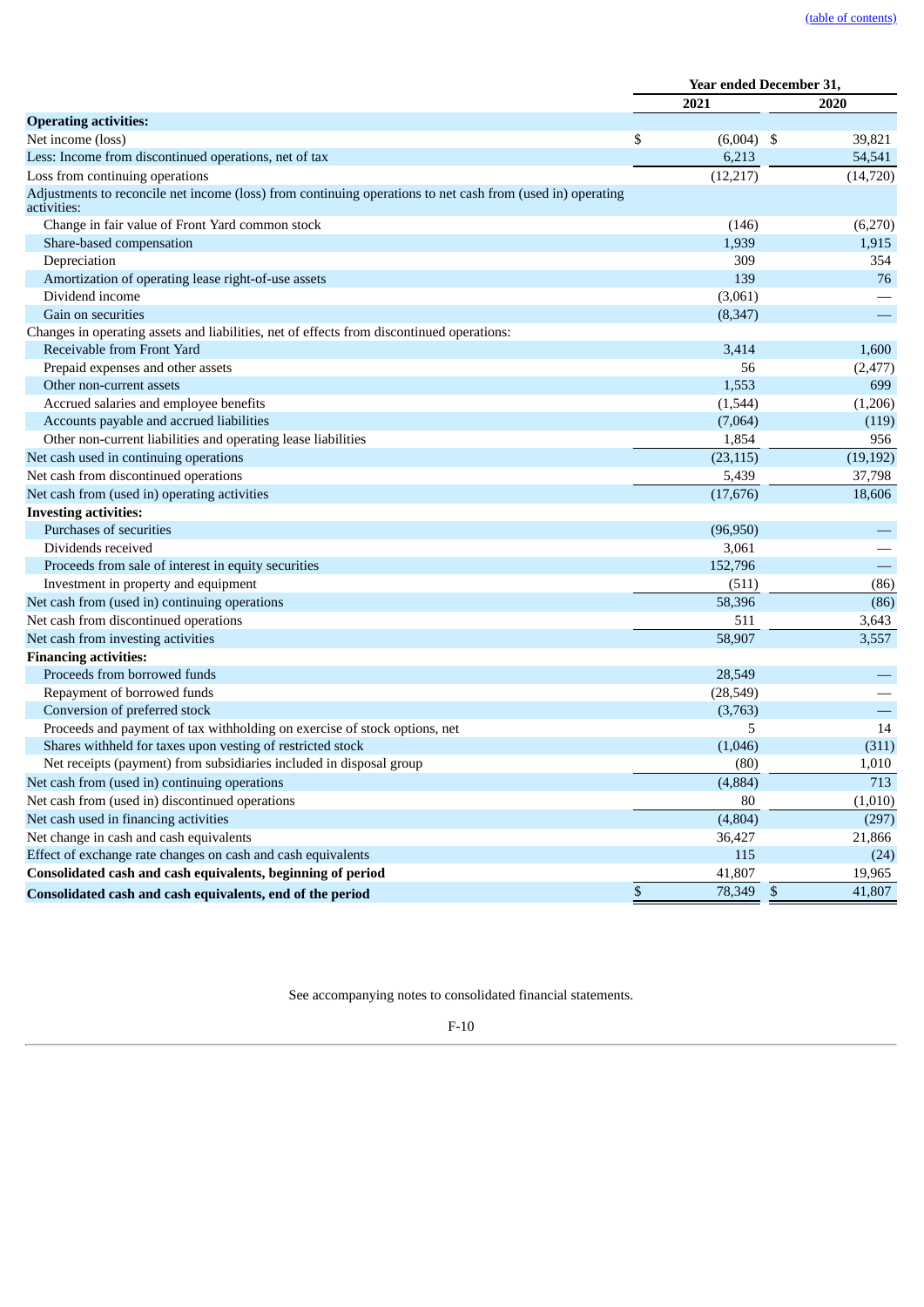| | Year ended December 31, | |
|---|---|---|
| | 2021 | 2020 |
| **Operating activities:** | | |
| Net income (loss) | $ (6,004) | $ 39,821 |
| Less: Income from discontinued operations, net of tax | 6,213 | 54,541 |
| Loss from continuing operations | (12,217) | (14,720) |
| Adjustments to reconcile net income (loss) from continuing operations to net cash from (used in) operating activities: | | |
| Change in fair value of Front Yard common stock | (146) | (6,270) |
| Share-based compensation | 1,939 | 1,915 |
| Depreciation | 309 | 354 |
| Amortization of operating lease right-of-use assets | 139 | 76 |
| Dividend income | (3,061) | — |
| Gain on securities | (8,347) | — |
| Changes in operating assets and liabilities, net of effects from discontinued operations: | | |
| Receivable from Front Yard | 3,414 | 1,600 |
| Prepaid expenses and other assets | 56 | (2,477) |
| Other non-current assets | 1,553 | 699 |
| Accrued salaries and employee benefits | (1,544) | (1,206) |
| Accounts payable and accrued liabilities | (7,064) | (119) |
| Other non-current liabilities and operating lease liabilities | 1,854 | 956 |
| Net cash used in continuing operations | (23,115) | (19,192) |
| Net cash from discontinued operations | 5,439 | 37,798 |
| Net cash from (used in) operating activities | (17,676) | 18,606 |
| **Investing activities:** | | |
| Purchases of securities | (96,950) | — |
| Dividends received | 3,061 | — |
| Proceeds from sale of interest in equity securities | 152,796 | — |
| Investment in property and equipment | (511) | (86) |
| Net cash from (used in) continuing operations | 58,396 | (86) |
| Net cash from discontinued operations | 511 | 3,643 |
| Net cash from investing activities | 58,907 | 3,557 |
| **Financing activities:** | | |
| Proceeds from borrowed funds | 28,549 | — |
| Repayment of borrowed funds | (28,549) | — |
| Conversion of preferred stock | (3,763) | — |
| Proceeds and payment of tax withholding on exercise of stock options, net | 5 | 14 |
| Shares withheld for taxes upon vesting of restricted stock | (1,046) | (311) |
| Net receipts (payment) from subsidiaries included in disposal group | (80) | 1,010 |
| Net cash from (used in) continuing operations | (4,884) | 713 |
| Net cash from (used in) discontinued operations | 80 | (1,010) |
| Net cash used in financing activities | (4,804) | (297) |
| Net change in cash and cash equivalents | 36,427 | 21,866 |
| Effect of exchange rate changes on cash and cash equivalents | 115 | (24) |
| **Consolidated cash and cash equivalents, beginning of period** | 41,807 | 19,965 |
| **Consolidated cash and cash equivalents, end of the period** | $ 78,349 | $ 41,807 |

See accompanying notes to consolidated financial statements.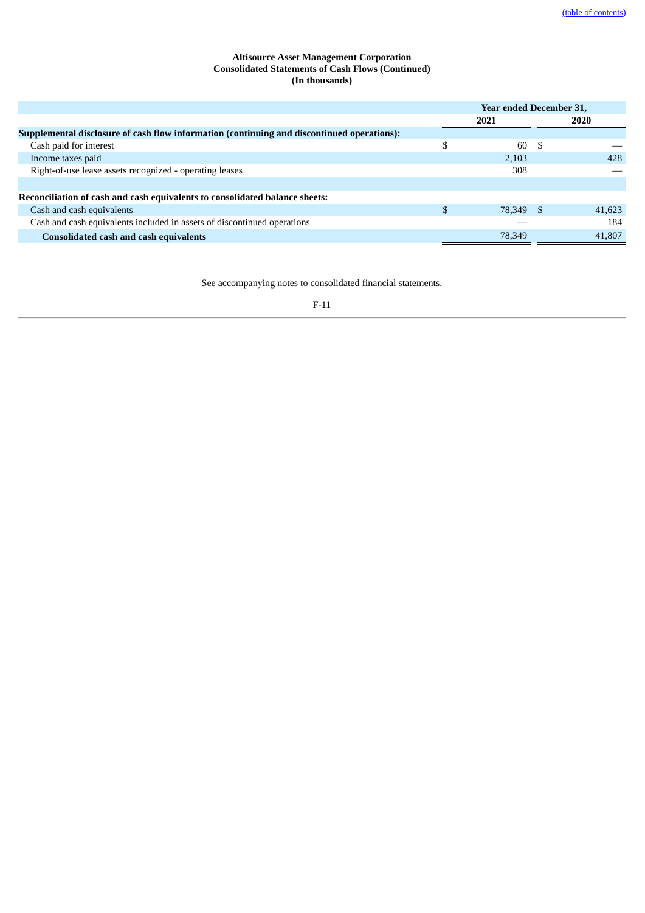**Altisource Asset Management Corporation**
**Consolidated Statements of Cash Flows (Continued)**
**(In thousands)**

| | Year ended December 31, | |
|---|---|---|
| | 2021 | 2020 |
| **Supplemental disclosure of cash flow information (continuing and discontinued operations):** | | |
| Cash paid for interest | $ 60 | $ — |
| Income taxes paid | 2,103 | 428 |
| Right-of-use lease assets recognized - operating leases | 308 | — |
| | | |
| **Reconciliation of cash and cash equivalents to consolidated balance sheets:** | | |
| Cash and cash equivalents | $ 78,349 | $ 41,623 |
| Cash and cash equivalents included in assets of discontinued operations | — | 184 |
| **Consolidated cash and cash equivalents** | 78,349 | 41,807 |

See accompanying notes to consolidated financial statements.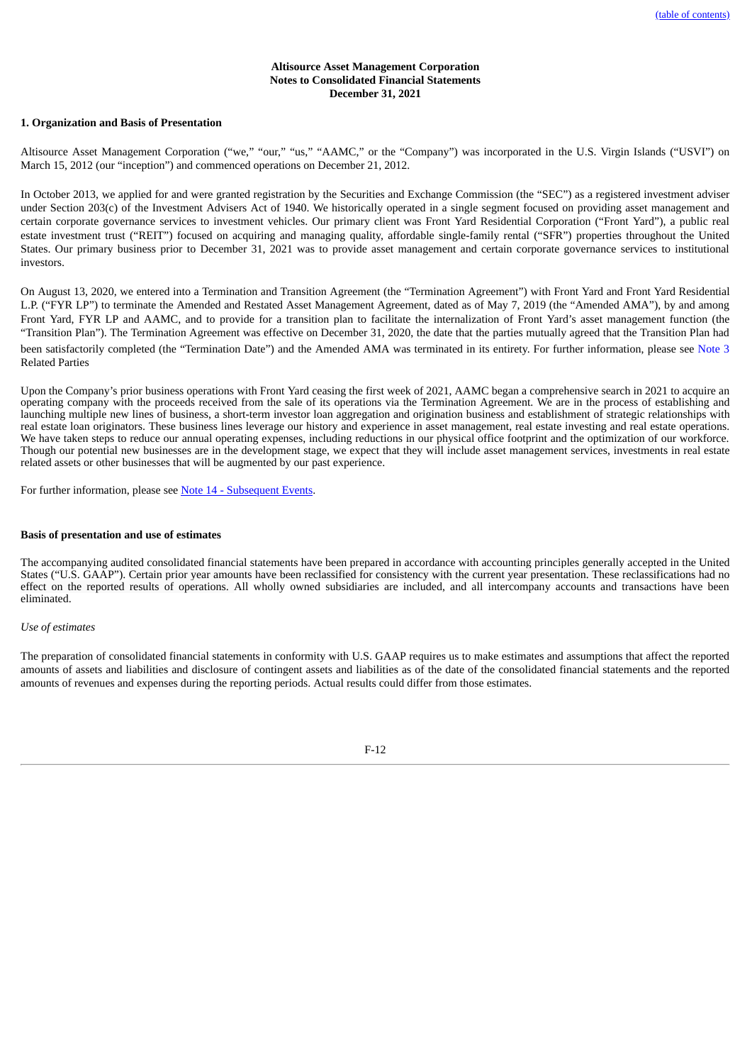**Altisource Asset Management Corporation**
**Notes to Consolidated Financial Statements**
**December 31, 2021**

**1. Organization and Basis of Presentation**

Altisource Asset Management Corporation ("we," "our," "us," "AAMC," or the "Company") was incorporated in the U.S. Virgin Islands ("USVI") on March 15, 2012 (our "inception") and commenced operations on December 21, 2012.

In October 2013, we applied for and were granted registration by the Securities and Exchange Commission (the "SEC") as a registered investment adviser under Section 203(c) of the Investment Advisers Act of 1940. We historically operated in a single segment focused on providing asset management and certain corporate governance services to investment vehicles. Our primary client was Front Yard Residential Corporation ("Front Yard"), a public real estate investment trust ("REIT") focused on acquiring and managing quality, affordable single-family rental ("SFR") properties throughout the United States. Our primary business prior to December 31, 2021 was to provide asset management and certain corporate governance services to institutional investors.

On August 13, 2020, we entered into a Termination and Transition Agreement (the "Termination Agreement") with Front Yard and Front Yard Residential L.P. ("FYR LP") to terminate the Amended and Restated Asset Management Agreement, dated as of May 7, 2019 (the "Amended AMA"), by and among Front Yard, FYR LP and AAMC, and to provide for a transition plan to facilitate the internalization of Front Yard's asset management function (the "Transition Plan"). The Termination Agreement was effective on December 31, 2020, the date that the parties mutually agreed that the Transition Plan had been satisfactorily completed (the "Termination Date") and the Amended AMA was terminated in its entirety. For further information, please see Note 3 Related Parties

Upon the Company's prior business operations with Front Yard ceasing the first week of 2021, AAMC began a comprehensive search in 2021 to acquire an operating company with the proceeds received from the sale of its operations via the Termination Agreement. We are in the process of establishing and launching multiple new lines of business, a short-term investor loan aggregation and origination business and establishment of strategic relationships with real estate loan originators. These business lines leverage our history and experience in asset management, real estate investing and real estate operations. We have taken steps to reduce our annual operating expenses, including reductions in our physical office footprint and the optimization of our workforce. Though our potential new businesses are in the development stage, we expect that they will include asset management services, investments in real estate related assets or other businesses that will be augmented by our past experience.

For further information, please see Note 14 - Subsequent Events.

**Basis of presentation and use of estimates**

The accompanying audited consolidated financial statements have been prepared in accordance with accounting principles generally accepted in the United States ("U.S. GAAP"). Certain prior year amounts have been reclassified for consistency with the current year presentation. These reclassifications had no effect on the reported results of operations. All wholly owned subsidiaries are included, and all intercompany accounts and transactions have been eliminated.

*Use of estimates*

The preparation of consolidated financial statements in conformity with U.S. GAAP requires us to make estimates and assumptions that affect the reported amounts of assets and liabilities and disclosure of contingent assets and liabilities as of the date of the consolidated financial statements and the reported amounts of revenues and expenses during the reporting periods. Actual results could differ from those estimates.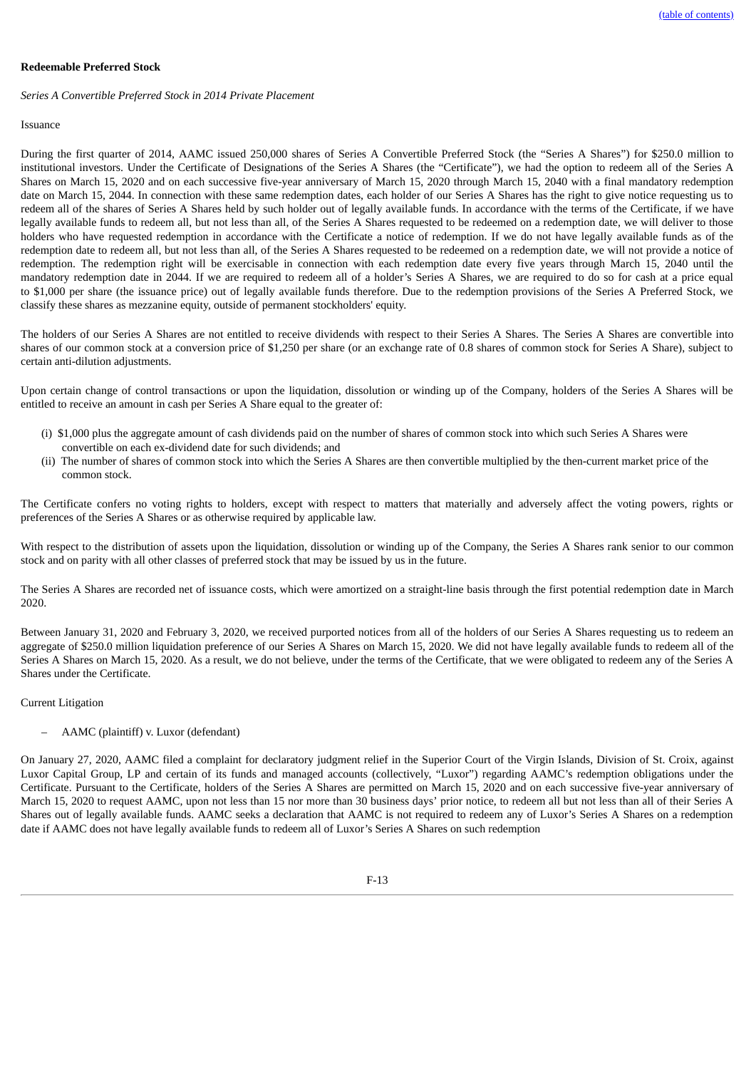**Redeemable Preferred Stock**

*Series A Convertible Preferred Stock in 2014 Private Placement*

Issuance

During the first quarter of 2014, AAMC issued 250,000 shares of Series A Convertible Preferred Stock (the “Series A Shares”) for $250.0 million to institutional investors. Under the Certificate of Designations of the Series A Shares (the “Certificate”), we had the option to redeem all of the Series A Shares on March 15, 2020 and on each successive five-year anniversary of March 15, 2020 through March 15, 2040 with a final mandatory redemption date on March 15, 2044. In connection with these same redemption dates, each holder of our Series A Shares has the right to give notice requesting us to redeem all of the shares of Series A Shares held by such holder out of legally available funds. In accordance with the terms of the Certificate, if we have legally available funds to redeem all, but not less than all, of the Series A Shares requested to be redeemed on a redemption date, we will deliver to those holders who have requested redemption in accordance with the Certificate a notice of redemption. If we do not have legally available funds as of the redemption date to redeem all, but not less than all, of the Series A Shares requested to be redeemed on a redemption date, we will not provide a notice of redemption. The redemption right will be exercisable in connection with each redemption date every five years through March 15, 2040 until the mandatory redemption date in 2044. If we are required to redeem all of a holder’s Series A Shares, we are required to do so for cash at a price equal to $1,000 per share (the issuance price) out of legally available funds therefore. Due to the redemption provisions of the Series A Preferred Stock, we classify these shares as mezzanine equity, outside of permanent stockholders' equity.

The holders of our Series A Shares are not entitled to receive dividends with respect to their Series A Shares. The Series A Shares are convertible into shares of our common stock at a conversion price of $1,250 per share (or an exchange rate of 0.8 shares of common stock for Series A Share), subject to certain anti-dilution adjustments.

Upon certain change of control transactions or upon the liquidation, dissolution or winding up of the Company, holders of the Series A Shares will be entitled to receive an amount in cash per Series A Share equal to the greater of:

(i) $1,000 plus the aggregate amount of cash dividends paid on the number of shares of common stock into which such Series A Shares were convertible on each ex-dividend date for such dividends; and
(ii) The number of shares of common stock into which the Series A Shares are then convertible multiplied by the then-current market price of the common stock.

The Certificate confers no voting rights to holders, except with respect to matters that materially and adversely affect the voting powers, rights or preferences of the Series A Shares or as otherwise required by applicable law.

With respect to the distribution of assets upon the liquidation, dissolution or winding up of the Company, the Series A Shares rank senior to our common stock and on parity with all other classes of preferred stock that may be issued by us in the future.

The Series A Shares are recorded net of issuance costs, which were amortized on a straight-line basis through the first potential redemption date in March 2020.

Between January 31, 2020 and February 3, 2020, we received purported notices from all of the holders of our Series A Shares requesting us to redeem an aggregate of $250.0 million liquidation preference of our Series A Shares on March 15, 2020. We did not have legally available funds to redeem all of the Series A Shares on March 15, 2020. As a result, we do not believe, under the terms of the Certificate, that we were obligated to redeem any of the Series A Shares under the Certificate.

Current Litigation

– AAMC (plaintiff) v. Luxor (defendant)

On January 27, 2020, AAMC filed a complaint for declaratory judgment relief in the Superior Court of the Virgin Islands, Division of St. Croix, against Luxor Capital Group, LP and certain of its funds and managed accounts (collectively, “Luxor”) regarding AAMC’s redemption obligations under the Certificate. Pursuant to the Certificate, holders of the Series A Shares are permitted on March 15, 2020 and on each successive five-year anniversary of March 15, 2020 to request AAMC, upon not less than 15 nor more than 30 business days’ prior notice, to redeem all but not less than all of their Series A Shares out of legally available funds. AAMC seeks a declaration that AAMC is not required to redeem any of Luxor’s Series A Shares on a redemption date if AAMC does not have legally available funds to redeem all of Luxor’s Series A Shares on such redemption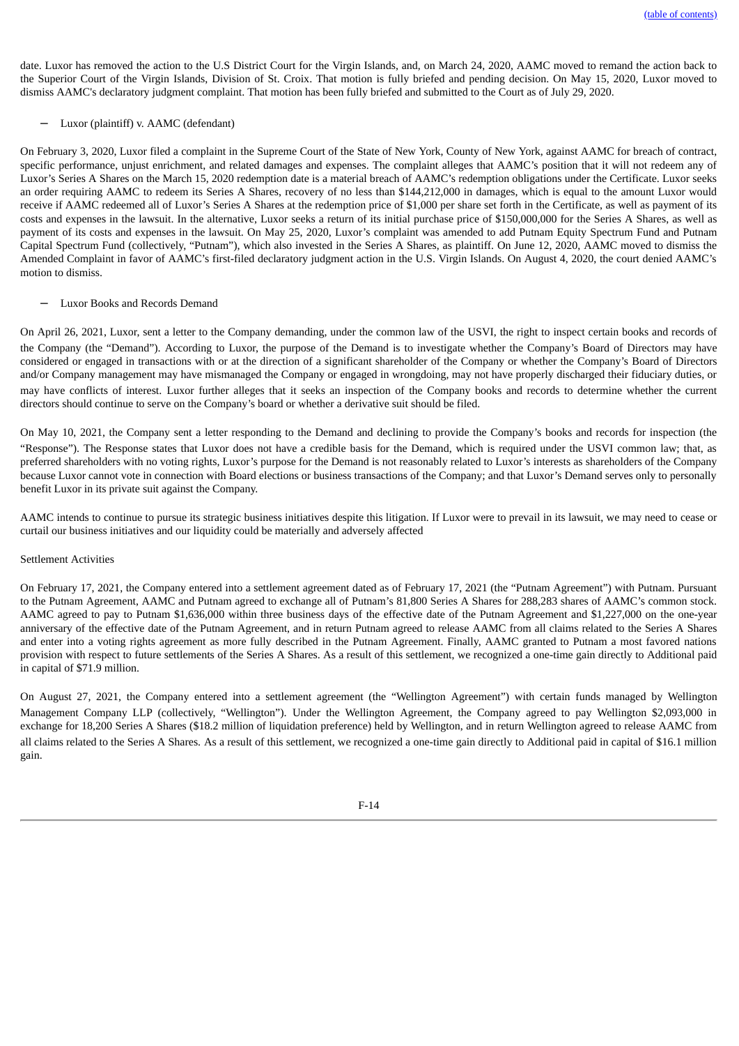date. Luxor has removed the action to the U.S District Court for the Virgin Islands, and, on March 24, 2020, AAMC moved to remand the action back to the Superior Court of the Virgin Islands, Division of St. Croix. That motion is fully briefed and pending decision. On May 15, 2020, Luxor moved to dismiss AAMC's declaratory judgment complaint. That motion has been fully briefed and submitted to the Court as of July 29, 2020.

− Luxor (plaintiff) v. AAMC (defendant)

On February 3, 2020, Luxor filed a complaint in the Supreme Court of the State of New York, County of New York, against AAMC for breach of contract, specific performance, unjust enrichment, and related damages and expenses. The complaint alleges that AAMC's position that it will not redeem any of Luxor's Series A Shares on the March 15, 2020 redemption date is a material breach of AAMC's redemption obligations under the Certificate. Luxor seeks an order requiring AAMC to redeem its Series A Shares, recovery of no less than $144,212,000 in damages, which is equal to the amount Luxor would receive if AAMC redeemed all of Luxor's Series A Shares at the redemption price of $1,000 per share set forth in the Certificate, as well as payment of its costs and expenses in the lawsuit. In the alternative, Luxor seeks a return of its initial purchase price of $150,000,000 for the Series A Shares, as well as payment of its costs and expenses in the lawsuit. On May 25, 2020, Luxor's complaint was amended to add Putnam Equity Spectrum Fund and Putnam Capital Spectrum Fund (collectively, "Putnam"), which also invested in the Series A Shares, as plaintiff. On June 12, 2020, AAMC moved to dismiss the Amended Complaint in favor of AAMC's first-filed declaratory judgment action in the U.S. Virgin Islands. On August 4, 2020, the court denied AAMC's motion to dismiss.

− Luxor Books and Records Demand

On April 26, 2021, Luxor, sent a letter to the Company demanding, under the common law of the USVI, the right to inspect certain books and records of the Company (the "Demand"). According to Luxor, the purpose of the Demand is to investigate whether the Company's Board of Directors may have considered or engaged in transactions with or at the direction of a significant shareholder of the Company or whether the Company's Board of Directors and/or Company management may have mismanaged the Company or engaged in wrongdoing, may not have properly discharged their fiduciary duties, or may have conflicts of interest. Luxor further alleges that it seeks an inspection of the Company books and records to determine whether the current directors should continue to serve on the Company's board or whether a derivative suit should be filed.

On May 10, 2021, the Company sent a letter responding to the Demand and declining to provide the Company's books and records for inspection (the "Response"). The Response states that Luxor does not have a credible basis for the Demand, which is required under the USVI common law; that, as preferred shareholders with no voting rights, Luxor's purpose for the Demand is not reasonably related to Luxor's interests as shareholders of the Company because Luxor cannot vote in connection with Board elections or business transactions of the Company; and that Luxor's Demand serves only to personally benefit Luxor in its private suit against the Company.

AAMC intends to continue to pursue its strategic business initiatives despite this litigation. If Luxor were to prevail in its lawsuit, we may need to cease or curtail our business initiatives and our liquidity could be materially and adversely affected

Settlement Activities

On February 17, 2021, the Company entered into a settlement agreement dated as of February 17, 2021 (the "Putnam Agreement") with Putnam. Pursuant to the Putnam Agreement, AAMC and Putnam agreed to exchange all of Putnam's 81,800 Series A Shares for 288,283 shares of AAMC's common stock. AAMC agreed to pay to Putnam $1,636,000 within three business days of the effective date of the Putnam Agreement and $1,227,000 on the one-year anniversary of the effective date of the Putnam Agreement, and in return Putnam agreed to release AAMC from all claims related to the Series A Shares and enter into a voting rights agreement as more fully described in the Putnam Agreement. Finally, AAMC granted to Putnam a most favored nations provision with respect to future settlements of the Series A Shares. As a result of this settlement, we recognized a one-time gain directly to Additional paid in capital of $71.9 million.

On August 27, 2021, the Company entered into a settlement agreement (the "Wellington Agreement") with certain funds managed by Wellington Management Company LLP (collectively, "Wellington"). Under the Wellington Agreement, the Company agreed to pay Wellington $2,093,000 in exchange for 18,200 Series A Shares ($18.2 million of liquidation preference) held by Wellington, and in return Wellington agreed to release AAMC from all claims related to the Series A Shares. As a result of this settlement, we recognized a one-time gain directly to Additional paid in capital of $16.1 million gain.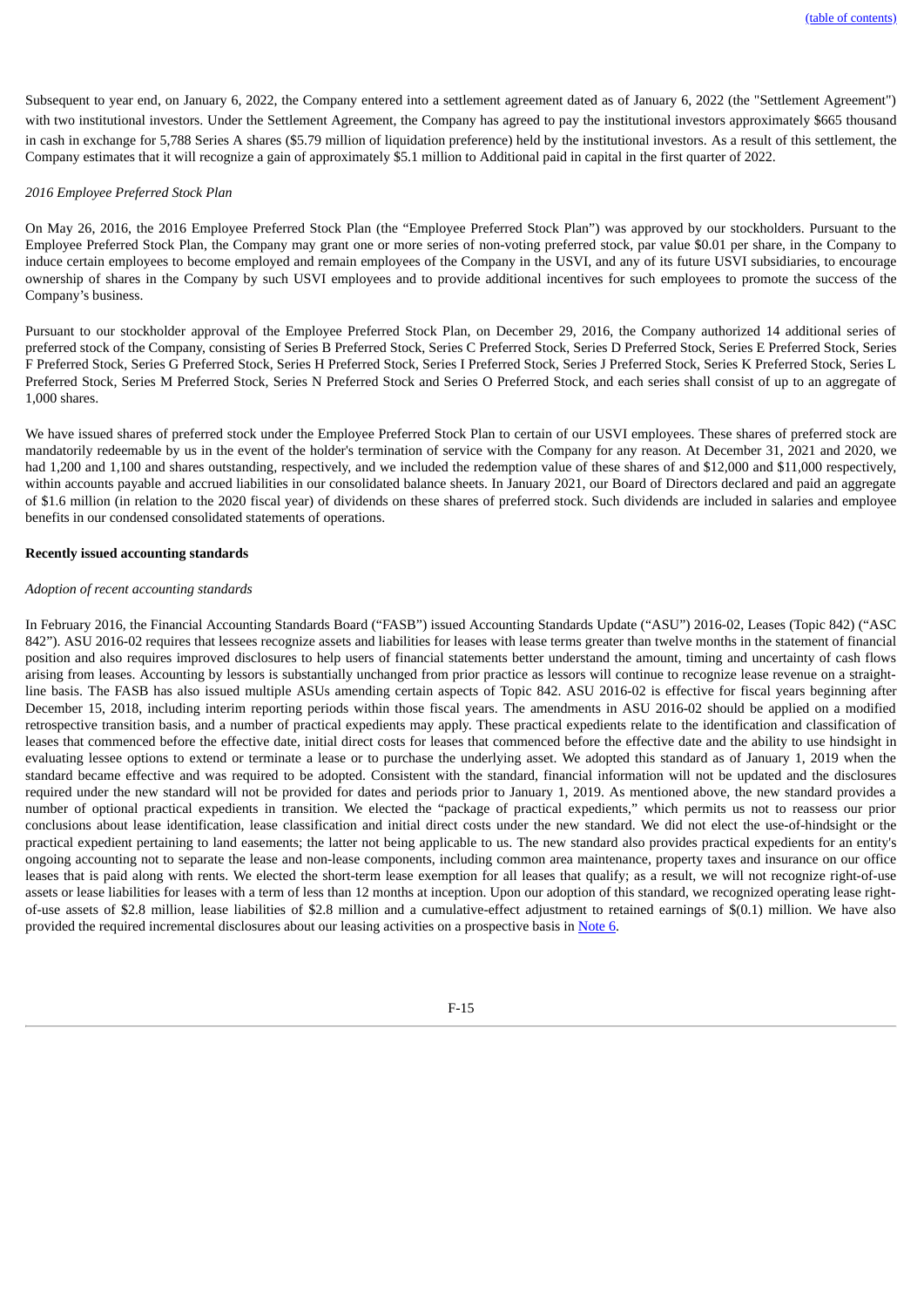Subsequent to year end, on January 6, 2022, the Company entered into a settlement agreement dated as of January 6, 2022 (the "Settlement Agreement") with two institutional investors. Under the Settlement Agreement, the Company has agreed to pay the institutional investors approximately $665 thousand in cash in exchange for 5,788 Series A shares ($5.79 million of liquidation preference) held by the institutional investors. As a result of this settlement, the Company estimates that it will recognize a gain of approximately $5.1 million to Additional paid in capital in the first quarter of 2022.

*2016 Employee Preferred Stock Plan*

On May 26, 2016, the 2016 Employee Preferred Stock Plan (the "Employee Preferred Stock Plan") was approved by our stockholders. Pursuant to the Employee Preferred Stock Plan, the Company may grant one or more series of non-voting preferred stock, par value $0.01 per share, in the Company to induce certain employees to become employed and remain employees of the Company in the USVI, and any of its future USVI subsidiaries, to encourage ownership of shares in the Company by such USVI employees and to provide additional incentives for such employees to promote the success of the Company's business.

Pursuant to our stockholder approval of the Employee Preferred Stock Plan, on December 29, 2016, the Company authorized 14 additional series of preferred stock of the Company, consisting of Series B Preferred Stock, Series C Preferred Stock, Series D Preferred Stock, Series E Preferred Stock, Series F Preferred Stock, Series G Preferred Stock, Series H Preferred Stock, Series I Preferred Stock, Series J Preferred Stock, Series K Preferred Stock, Series L Preferred Stock, Series M Preferred Stock, Series N Preferred Stock and Series O Preferred Stock, and each series shall consist of up to an aggregate of 1,000 shares.

We have issued shares of preferred stock under the Employee Preferred Stock Plan to certain of our USVI employees. These shares of preferred stock are mandatorily redeemable by us in the event of the holder's termination of service with the Company for any reason. At December 31, 2021 and 2020, we had 1,200 and 1,100 and shares outstanding, respectively, and we included the redemption value of these shares of and $12,000 and $11,000 respectively, within accounts payable and accrued liabilities in our consolidated balance sheets. In January 2021, our Board of Directors declared and paid an aggregate of $1.6 million (in relation to the 2020 fiscal year) of dividends on these shares of preferred stock. Such dividends are included in salaries and employee benefits in our condensed consolidated statements of operations.

**Recently issued accounting standards**

*Adoption of recent accounting standards*

In February 2016, the Financial Accounting Standards Board ("FASB") issued Accounting Standards Update ("ASU") 2016-02, Leases (Topic 842) ("ASC 842"). ASU 2016-02 requires that lessees recognize assets and liabilities for leases with lease terms greater than twelve months in the statement of financial position and also requires improved disclosures to help users of financial statements better understand the amount, timing and uncertainty of cash flows arising from leases. Accounting by lessors is substantially unchanged from prior practice as lessors will continue to recognize lease revenue on a straight-line basis. The FASB has also issued multiple ASUs amending certain aspects of Topic 842. ASU 2016-02 is effective for fiscal years beginning after December 15, 2018, including interim reporting periods within those fiscal years. The amendments in ASU 2016-02 should be applied on a modified retrospective transition basis, and a number of practical expedients may apply. These practical expedients relate to the identification and classification of leases that commenced before the effective date, initial direct costs for leases that commenced before the effective date and the ability to use hindsight in evaluating lessee options to extend or terminate a lease or to purchase the underlying asset. We adopted this standard as of January 1, 2019 when the standard became effective and was required to be adopted. Consistent with the standard, financial information will not be updated and the disclosures required under the new standard will not be provided for dates and periods prior to January 1, 2019. As mentioned above, the new standard provides a number of optional practical expedients in transition. We elected the "package of practical expedients," which permits us not to reassess our prior conclusions about lease identification, lease classification and initial direct costs under the new standard. We did not elect the use-of-hindsight or the practical expedient pertaining to land easements; the latter not being applicable to us. The new standard also provides practical expedients for an entity's ongoing accounting not to separate the lease and non-lease components, including common area maintenance, property taxes and insurance on our office leases that is paid along with rents. We elected the short-term lease exemption for all leases that qualify; as a result, we will not recognize right-of-use assets or lease liabilities for leases with a term of less than 12 months at inception. Upon our adoption of this standard, we recognized operating lease right-of-use assets of $2.8 million, lease liabilities of $2.8 million and a cumulative-effect adjustment to retained earnings of $(0.1) million. We have also provided the required incremental disclosures about our leasing activities on a prospective basis in Note 6.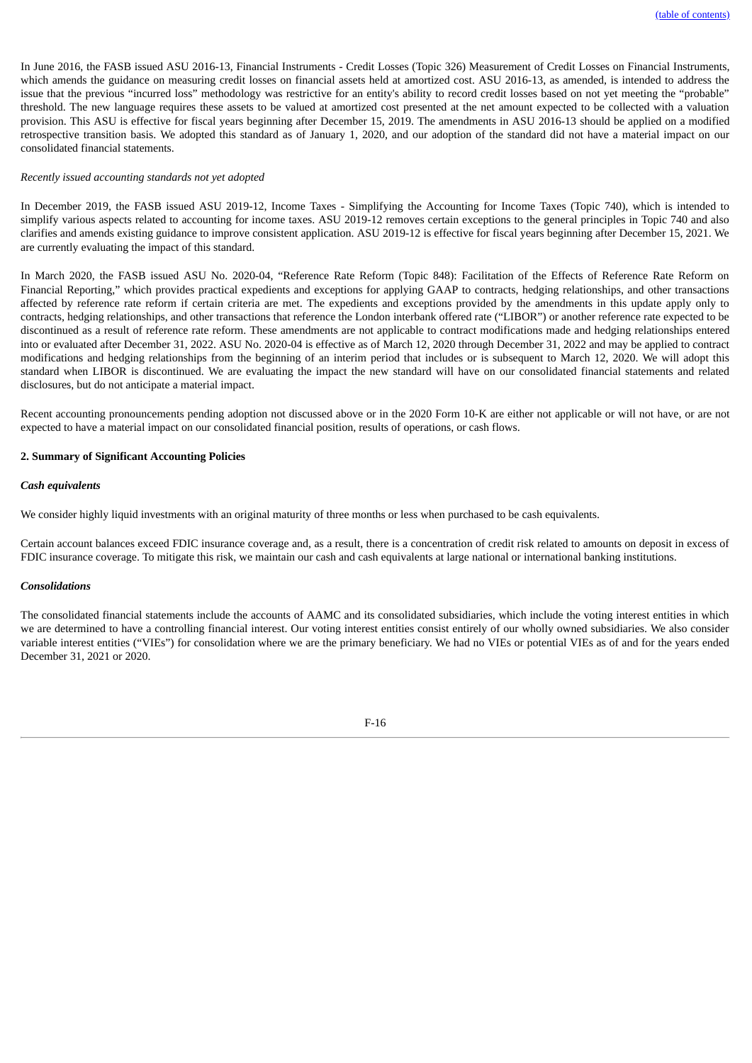In June 2016, the FASB issued ASU 2016-13, Financial Instruments - Credit Losses (Topic 326) Measurement of Credit Losses on Financial Instruments, which amends the guidance on measuring credit losses on financial assets held at amortized cost. ASU 2016-13, as amended, is intended to address the issue that the previous "incurred loss" methodology was restrictive for an entity's ability to record credit losses based on not yet meeting the "probable" threshold. The new language requires these assets to be valued at amortized cost presented at the net amount expected to be collected with a valuation provision. This ASU is effective for fiscal years beginning after December 15, 2019. The amendments in ASU 2016-13 should be applied on a modified retrospective transition basis. We adopted this standard as of January 1, 2020, and our adoption of the standard did not have a material impact on our consolidated financial statements.

*Recently issued accounting standards not yet adopted*

In December 2019, the FASB issued ASU 2019-12, Income Taxes - Simplifying the Accounting for Income Taxes (Topic 740), which is intended to simplify various aspects related to accounting for income taxes. ASU 2019-12 removes certain exceptions to the general principles in Topic 740 and also clarifies and amends existing guidance to improve consistent application. ASU 2019-12 is effective for fiscal years beginning after December 15, 2021. We are currently evaluating the impact of this standard.

In March 2020, the FASB issued ASU No. 2020-04, "Reference Rate Reform (Topic 848): Facilitation of the Effects of Reference Rate Reform on Financial Reporting," which provides practical expedients and exceptions for applying GAAP to contracts, hedging relationships, and other transactions affected by reference rate reform if certain criteria are met. The expedients and exceptions provided by the amendments in this update apply only to contracts, hedging relationships, and other transactions that reference the London interbank offered rate ("LIBOR") or another reference rate expected to be discontinued as a result of reference rate reform. These amendments are not applicable to contract modifications made and hedging relationships entered into or evaluated after December 31, 2022. ASU No. 2020-04 is effective as of March 12, 2020 through December 31, 2022 and may be applied to contract modifications and hedging relationships from the beginning of an interim period that includes or is subsequent to March 12, 2020. We will adopt this standard when LIBOR is discontinued. We are evaluating the impact the new standard will have on our consolidated financial statements and related disclosures, but do not anticipate a material impact.

Recent accounting pronouncements pending adoption not discussed above or in the 2020 Form 10-K are either not applicable or will not have, or are not expected to have a material impact on our consolidated financial position, results of operations, or cash flows.

**2. Summary of Significant Accounting Policies**

***Cash equivalents***

We consider highly liquid investments with an original maturity of three months or less when purchased to be cash equivalents.

Certain account balances exceed FDIC insurance coverage and, as a result, there is a concentration of credit risk related to amounts on deposit in excess of FDIC insurance coverage. To mitigate this risk, we maintain our cash and cash equivalents at large national or international banking institutions.

***Consolidations***

The consolidated financial statements include the accounts of AAMC and its consolidated subsidiaries, which include the voting interest entities in which we are determined to have a controlling financial interest. Our voting interest entities consist entirely of our wholly owned subsidiaries. We also consider variable interest entities ("VIEs") for consolidation where we are the primary beneficiary. We had no VIEs or potential VIEs as of and for the years ended December 31, 2021 or 2020.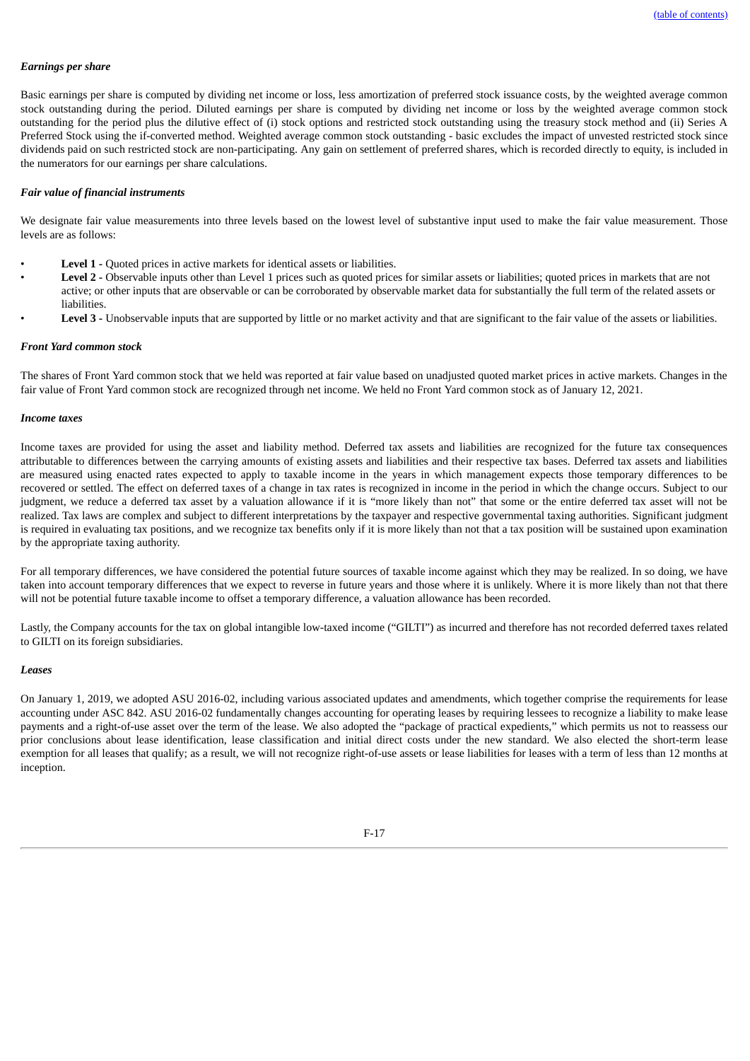### *Earnings per share*

Basic earnings per share is computed by dividing net income or loss, less amortization of preferred stock issuance costs, by the weighted average common stock outstanding during the period. Diluted earnings per share is computed by dividing net income or loss by the weighted average common stock outstanding for the period plus the dilutive effect of (i) stock options and restricted stock outstanding using the treasury stock method and (ii) Series A Preferred Stock using the if-converted method. Weighted average common stock outstanding - basic excludes the impact of unvested restricted stock since dividends paid on such restricted stock are non-participating. Any gain on settlement of preferred shares, which is recorded directly to equity, is included in the numerators for our earnings per share calculations.

### *Fair value of financial instruments*

We designate fair value measurements into three levels based on the lowest level of substantive input used to make the fair value measurement. Those levels are as follows:

- **Level 1 -** Quoted prices in active markets for identical assets or liabilities.
- **Level 2 -** Observable inputs other than Level 1 prices such as quoted prices for similar assets or liabilities; quoted prices in markets that are not active; or other inputs that are observable or can be corroborated by observable market data for substantially the full term of the related assets or liabilities.
- **Level 3 -** Unobservable inputs that are supported by little or no market activity and that are significant to the fair value of the assets or liabilities.

### *Front Yard common stock*

The shares of Front Yard common stock that we held was reported at fair value based on unadjusted quoted market prices in active markets. Changes in the fair value of Front Yard common stock are recognized through net income. We held no Front Yard common stock as of January 12, 2021.

### *Income taxes*

Income taxes are provided for using the asset and liability method. Deferred tax assets and liabilities are recognized for the future tax consequences attributable to differences between the carrying amounts of existing assets and liabilities and their respective tax bases. Deferred tax assets and liabilities are measured using enacted rates expected to apply to taxable income in the years in which management expects those temporary differences to be recovered or settled. The effect on deferred taxes of a change in tax rates is recognized in income in the period in which the change occurs. Subject to our judgment, we reduce a deferred tax asset by a valuation allowance if it is "more likely than not" that some or the entire deferred tax asset will not be realized. Tax laws are complex and subject to different interpretations by the taxpayer and respective governmental taxing authorities. Significant judgment is required in evaluating tax positions, and we recognize tax benefits only if it is more likely than not that a tax position will be sustained upon examination by the appropriate taxing authority.

For all temporary differences, we have considered the potential future sources of taxable income against which they may be realized. In so doing, we have taken into account temporary differences that we expect to reverse in future years and those where it is unlikely. Where it is more likely than not that there will not be potential future taxable income to offset a temporary difference, a valuation allowance has been recorded.

Lastly, the Company accounts for the tax on global intangible low-taxed income ("GILTI") as incurred and therefore has not recorded deferred taxes related to GILTI on its foreign subsidiaries.

### *Leases*

On January 1, 2019, we adopted ASU 2016-02, including various associated updates and amendments, which together comprise the requirements for lease accounting under ASC 842. ASU 2016-02 fundamentally changes accounting for operating leases by requiring lessees to recognize a liability to make lease payments and a right-of-use asset over the term of the lease. We also adopted the "package of practical expedients," which permits us not to reassess our prior conclusions about lease identification, lease classification and initial direct costs under the new standard. We also elected the short-term lease exemption for all leases that qualify; as a result, we will not recognize right-of-use assets or lease liabilities for leases with a term of less than 12 months at inception.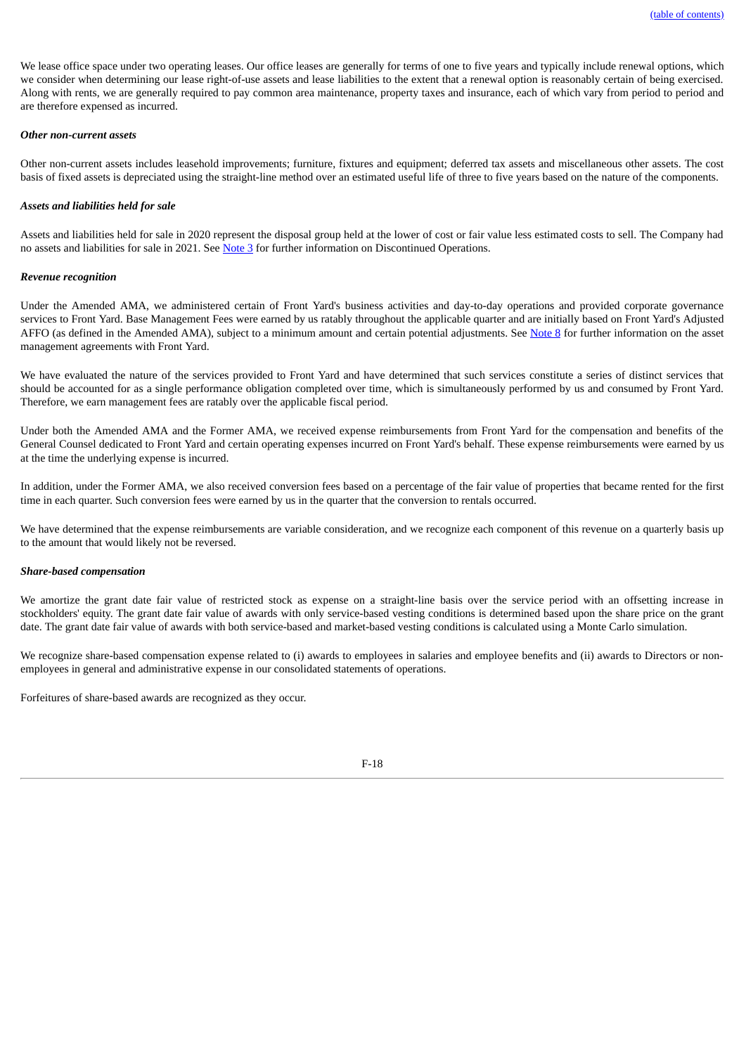We lease office space under two operating leases. Our office leases are generally for terms of one to five years and typically include renewal options, which we consider when determining our lease right-of-use assets and lease liabilities to the extent that a renewal option is reasonably certain of being exercised. Along with rents, we are generally required to pay common area maintenance, property taxes and insurance, each of which vary from period to period and are therefore expensed as incurred.

***Other non-current assets***

Other non-current assets includes leasehold improvements; furniture, fixtures and equipment; deferred tax assets and miscellaneous other assets. The cost basis of fixed assets is depreciated using the straight-line method over an estimated useful life of three to five years based on the nature of the components.

***Assets and liabilities held for sale***

Assets and liabilities held for sale in 2020 represent the disposal group held at the lower of cost or fair value less estimated costs to sell. The Company had no assets and liabilities for sale in 2021. See Note 3 for further information on Discontinued Operations.

***Revenue recognition***

Under the Amended AMA, we administered certain of Front Yard's business activities and day-to-day operations and provided corporate governance services to Front Yard. Base Management Fees were earned by us ratably throughout the applicable quarter and are initially based on Front Yard's Adjusted AFFO (as defined in the Amended AMA), subject to a minimum amount and certain potential adjustments. See Note 8 for further information on the asset management agreements with Front Yard.

We have evaluated the nature of the services provided to Front Yard and have determined that such services constitute a series of distinct services that should be accounted for as a single performance obligation completed over time, which is simultaneously performed by us and consumed by Front Yard. Therefore, we earn management fees are ratably over the applicable fiscal period.

Under both the Amended AMA and the Former AMA, we received expense reimbursements from Front Yard for the compensation and benefits of the General Counsel dedicated to Front Yard and certain operating expenses incurred on Front Yard's behalf. These expense reimbursements were earned by us at the time the underlying expense is incurred.

In addition, under the Former AMA, we also received conversion fees based on a percentage of the fair value of properties that became rented for the first time in each quarter. Such conversion fees were earned by us in the quarter that the conversion to rentals occurred.

We have determined that the expense reimbursements are variable consideration, and we recognize each component of this revenue on a quarterly basis up to the amount that would likely not be reversed.

***Share-based compensation***

We amortize the grant date fair value of restricted stock as expense on a straight-line basis over the service period with an offsetting increase in stockholders' equity. The grant date fair value of awards with only service-based vesting conditions is determined based upon the share price on the grant date. The grant date fair value of awards with both service-based and market-based vesting conditions is calculated using a Monte Carlo simulation.

We recognize share-based compensation expense related to (i) awards to employees in salaries and employee benefits and (ii) awards to Directors or non-employees in general and administrative expense in our consolidated statements of operations.

Forfeitures of share-based awards are recognized as they occur.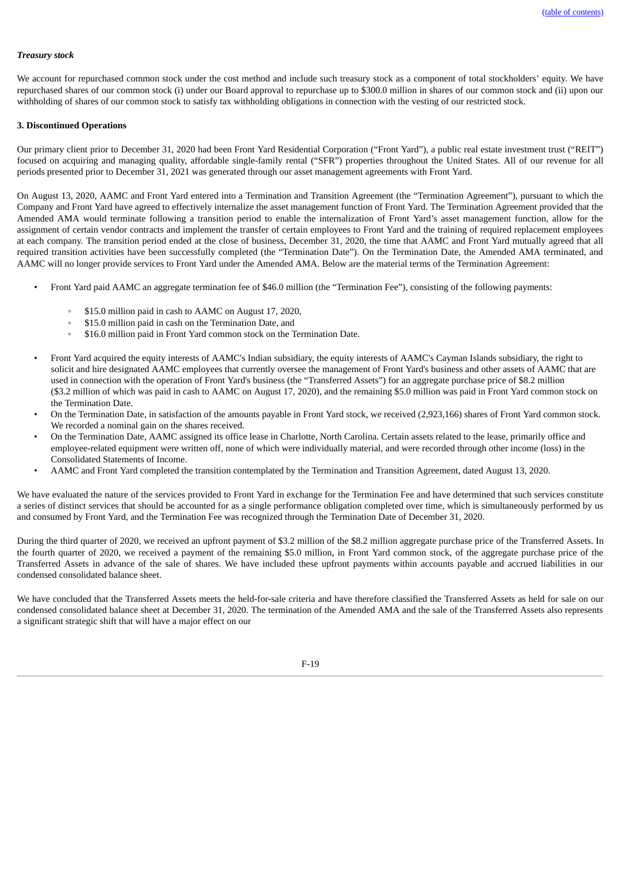***Treasury stock***

We account for repurchased common stock under the cost method and include such treasury stock as a component of total stockholders' equity. We have repurchased shares of our common stock (i) under our Board approval to repurchase up to $300.0 million in shares of our common stock and (ii) upon our withholding of shares of our common stock to satisfy tax withholding obligations in connection with the vesting of our restricted stock.

**3. Discontinued Operations**

Our primary client prior to December 31, 2020 had been Front Yard Residential Corporation ("Front Yard"), a public real estate investment trust ("REIT") focused on acquiring and managing quality, affordable single-family rental ("SFR") properties throughout the United States. All of our revenue for all periods presented prior to December 31, 2021 was generated through our asset management agreements with Front Yard.

On August 13, 2020, AAMC and Front Yard entered into a Termination and Transition Agreement (the "Termination Agreement"), pursuant to which the Company and Front Yard have agreed to effectively internalize the asset management function of Front Yard. The Termination Agreement provided that the Amended AMA would terminate following a transition period to enable the internalization of Front Yard's asset management function, allow for the assignment of certain vendor contracts and implement the transfer of certain employees to Front Yard and the training of required replacement employees at each company. The transition period ended at the close of business, December 31, 2020, the time that AAMC and Front Yard mutually agreed that all required transition activities have been successfully completed (the "Termination Date"). On the Termination Date, the Amended AMA terminated, and AAMC will no longer provide services to Front Yard under the Amended AMA. Below are the material terms of the Termination Agreement:

- Front Yard paid AAMC an aggregate termination fee of $46.0 million (the "Termination Fee"), consisting of the following payments:
  - $15.0 million paid in cash to AAMC on August 17, 2020,
  - $15.0 million paid in cash on the Termination Date, and
  - $16.0 million paid in Front Yard common stock on the Termination Date.
- Front Yard acquired the equity interests of AAMC's Indian subsidiary, the equity interests of AAMC's Cayman Islands subsidiary, the right to solicit and hire designated AAMC employees that currently oversee the management of Front Yard's business and other assets of AAMC that are used in connection with the operation of Front Yard's business (the "Transferred Assets") for an aggregate purchase price of $8.2 million ($3.2 million of which was paid in cash to AAMC on August 17, 2020), and the remaining $5.0 million was paid in Front Yard common stock on the Termination Date.
- On the Termination Date, in satisfaction of the amounts payable in Front Yard stock, we received (2,923,166) shares of Front Yard common stock. We recorded a nominal gain on the shares received.
- On the Termination Date, AAMC assigned its office lease in Charlotte, North Carolina. Certain assets related to the lease, primarily office and employee-related equipment were written off, none of which were individually material, and were recorded through other income (loss) in the Consolidated Statements of Income.
- AAMC and Front Yard completed the transition contemplated by the Termination and Transition Agreement, dated August 13, 2020.

We have evaluated the nature of the services provided to Front Yard in exchange for the Termination Fee and have determined that such services constitute a series of distinct services that should be accounted for as a single performance obligation completed over time, which is simultaneously performed by us and consumed by Front Yard, and the Termination Fee was recognized through the Termination Date of December 31, 2020.

During the third quarter of 2020, we received an upfront payment of $3.2 million of the $8.2 million aggregate purchase price of the Transferred Assets. In the fourth quarter of 2020, we received a payment of the remaining $5.0 million, in Front Yard common stock, of the aggregate purchase price of the Transferred Assets in advance of the sale of shares. We have included these upfront payments within accounts payable and accrued liabilities in our condensed consolidated balance sheet.

We have concluded that the Transferred Assets meets the held-for-sale criteria and have therefore classified the Transferred Assets as held for sale on our condensed consolidated balance sheet at December 31, 2020. The termination of the Amended AMA and the sale of the Transferred Assets also represents a significant strategic shift that will have a major effect on our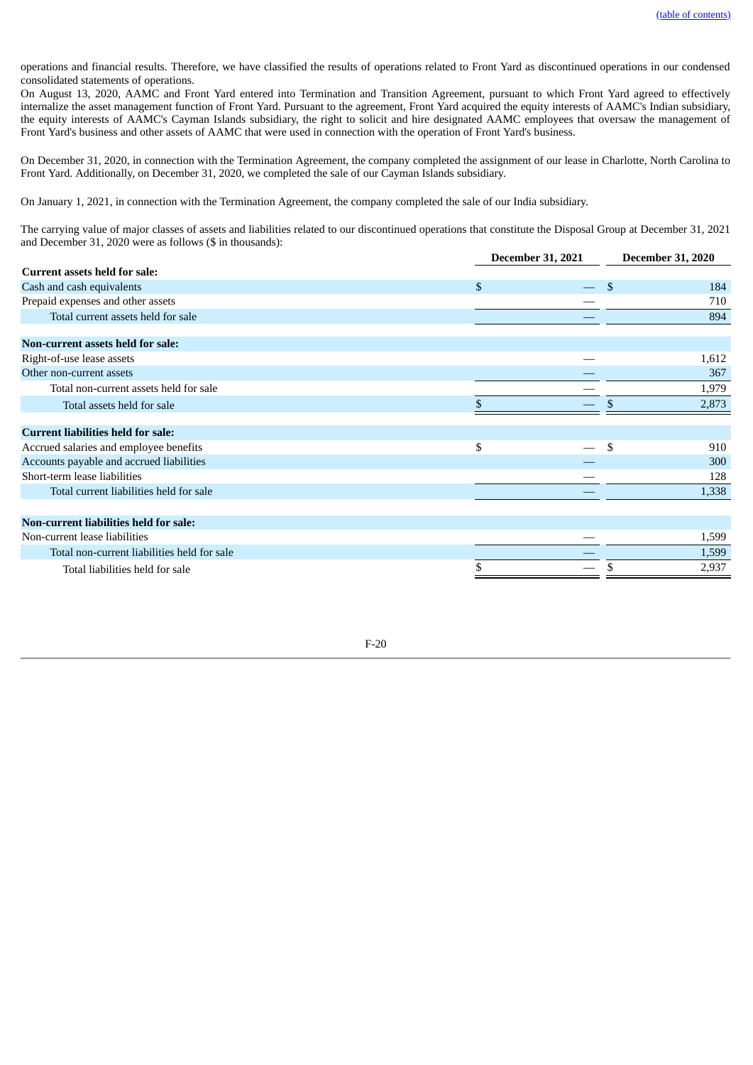operations and financial results. Therefore, we have classified the results of operations related to Front Yard as discontinued operations in our condensed consolidated statements of operations.
On August 13, 2020, AAMC and Front Yard entered into Termination and Transition Agreement, pursuant to which Front Yard agreed to effectively internalize the asset management function of Front Yard. Pursuant to the agreement, Front Yard acquired the equity interests of AAMC's Indian subsidiary, the equity interests of AAMC's Cayman Islands subsidiary, the right to solicit and hire designated AAMC employees that oversaw the management of Front Yard's business and other assets of AAMC that were used in connection with the operation of Front Yard's business.

On December 31, 2020, in connection with the Termination Agreement, the company completed the assignment of our lease in Charlotte, North Carolina to Front Yard. Additionally, on December 31, 2020, we completed the sale of our Cayman Islands subsidiary.

On January 1, 2021, in connection with the Termination Agreement, the company completed the sale of our India subsidiary.

The carrying value of major classes of assets and liabilities related to our discontinued operations that constitute the Disposal Group at December 31, 2021 and December 31, 2020 were as follows ($ in thousands):

| | December 31, 2021 | December 31, 2020 |
|---|---|---|
| **Current assets held for sale:** | | |
| Cash and cash equivalents | $ — | $ 184 |
| Prepaid expenses and other assets | — | 710 |
| Total current assets held for sale | — | 894 |
| | | |
| **Non-current assets held for sale:** | | |
| Right-of-use lease assets | — | 1,612 |
| Other non-current assets | — | 367 |
| Total non-current assets held for sale | — | 1,979 |
| Total assets held for sale | $ — | $ 2,873 |
| | | |
| **Current liabilities held for sale:** | | |
| Accrued salaries and employee benefits | $ — | $ 910 |
| Accounts payable and accrued liabilities | — | 300 |
| Short-term lease liabilities | — | 128 |
| Total current liabilities held for sale | — | 1,338 |
| | | |
| **Non-current liabilities held for sale:** | | |
| Non-current lease liabilities | — | 1,599 |
| Total non-current liabilities held for sale | — | 1,599 |
| Total liabilities held for sale | $ — | $ 2,937 |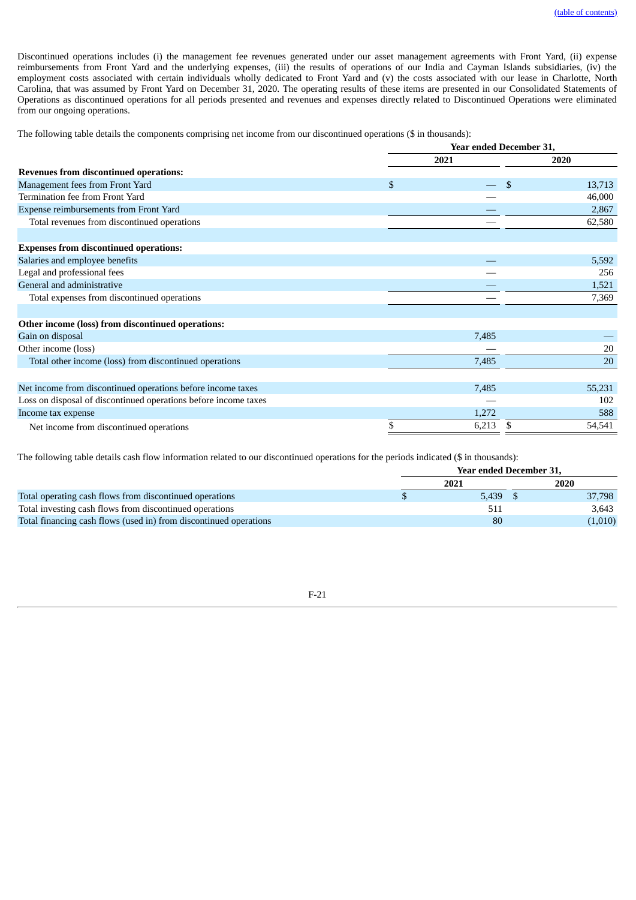Discontinued operations includes (i) the management fee revenues generated under our asset management agreements with Front Yard, (ii) expense reimbursements from Front Yard and the underlying expenses, (iii) the results of operations of our India and Cayman Islands subsidiaries, (iv) the employment costs associated with certain individuals wholly dedicated to Front Yard and (v) the costs associated with our lease in Charlotte, North Carolina, that was assumed by Front Yard on December 31, 2020. The operating results of these items are presented in our Consolidated Statements of Operations as discontinued operations for all periods presented and revenues and expenses directly related to Discontinued Operations were eliminated from our ongoing operations.

The following table details the components comprising net income from our discontinued operations ($ in thousands):

| | Year ended December 31, | |
|---|---|---|
| | 2021 | 2020 |
| **Revenues from discontinued operations:** | | |
| Management fees from Front Yard | $ — | $ 13,713 |
| Termination fee from Front Yard | — | 46,000 |
| Expense reimbursements from Front Yard | — | 2,867 |
| Total revenues from discontinued operations | — | 62,580 |
| | | |
| **Expenses from discontinued operations:** | | |
| Salaries and employee benefits | — | 5,592 |
| Legal and professional fees | — | 256 |
| General and administrative | — | 1,521 |
| Total expenses from discontinued operations | — | 7,369 |
| | | |
| **Other income (loss) from discontinued operations:** | | |
| Gain on disposal | 7,485 | — |
| Other income (loss) | — | 20 |
| Total other income (loss) from discontinued operations | 7,485 | 20 |
| | | |
| Net income from discontinued operations before income taxes | 7,485 | 55,231 |
| Loss on disposal of discontinued operations before income taxes | — | 102 |
| Income tax expense | 1,272 | 588 |
| Net income from discontinued operations | $ 6,213 | $ 54,541 |

The following table details cash flow information related to our discontinued operations for the periods indicated ($ in thousands):

| | Year ended December 31, | |
|---|---|---|
| | 2021 | 2020 |
| Total operating cash flows from discontinued operations | $ 5,439 | $ 37,798 |
| Total investing cash flows from discontinued operations | 511 | 3,643 |
| Total financing cash flows (used in) from discontinued operations | 80 | (1,010) |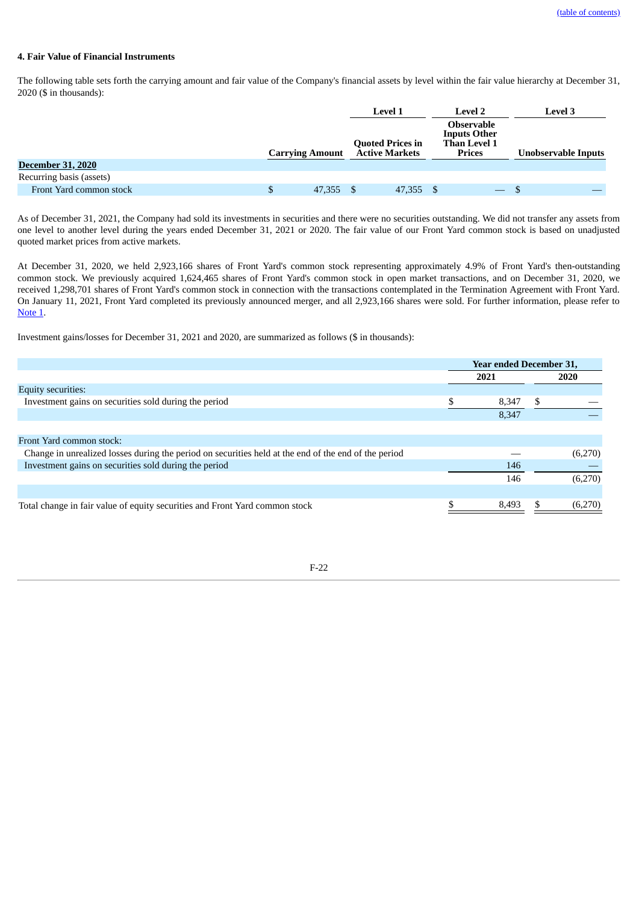### 4. Fair Value of Financial Instruments

The following table sets forth the carrying amount and fair value of the Company's financial assets by level within the fair value hierarchy at December 31, 2020 ($ in thousands):

| | | Level 1 | Level 2 | Level 3 |
|---|---|---|---|---|
| | Carrying Amount | Quoted Prices in Active Markets | Observable Inputs Other Than Level 1 Prices | Unobservable Inputs |
| **December 31, 2020** | | | | |
| Recurring basis (assets) | | | | |
| Front Yard common stock | $ 47,355 | $ 47,355 | $ — | $ — |

As of December 31, 2021, the Company had sold its investments in securities and there were no securities outstanding. We did not transfer any assets from one level to another level during the years ended December 31, 2021 or 2020. The fair value of our Front Yard common stock is based on unadjusted quoted market prices from active markets.

At December 31, 2020, we held 2,923,166 shares of Front Yard's common stock representing approximately 4.9% of Front Yard's then-outstanding common stock. We previously acquired 1,624,465 shares of Front Yard's common stock in open market transactions, and on December 31, 2020, we received 1,298,701 shares of Front Yard's common stock in connection with the transactions contemplated in the Termination Agreement with Front Yard. On January 11, 2021, Front Yard completed its previously announced merger, and all 2,923,166 shares were sold. For further information, please refer to Note 1.

Investment gains/losses for December 31, 2021 and 2020, are summarized as follows ($ in thousands):

| | Year ended December 31, | |
|---|---|---|
| | 2021 | 2020 |
| Equity securities: | | |
| Investment gains on securities sold during the period | $ 8,347 | $ — |
| | 8,347 | — |
| | | |
| Front Yard common stock: | | |
| Change in unrealized losses during the period on securities held at the end of the end of the period | — | (6,270) |
| Investment gains on securities sold during the period | 146 | — |
| | 146 | (6,270) |
| | | |
| Total change in fair value of equity securities and Front Yard common stock | $ 8,493 | $ (6,270) |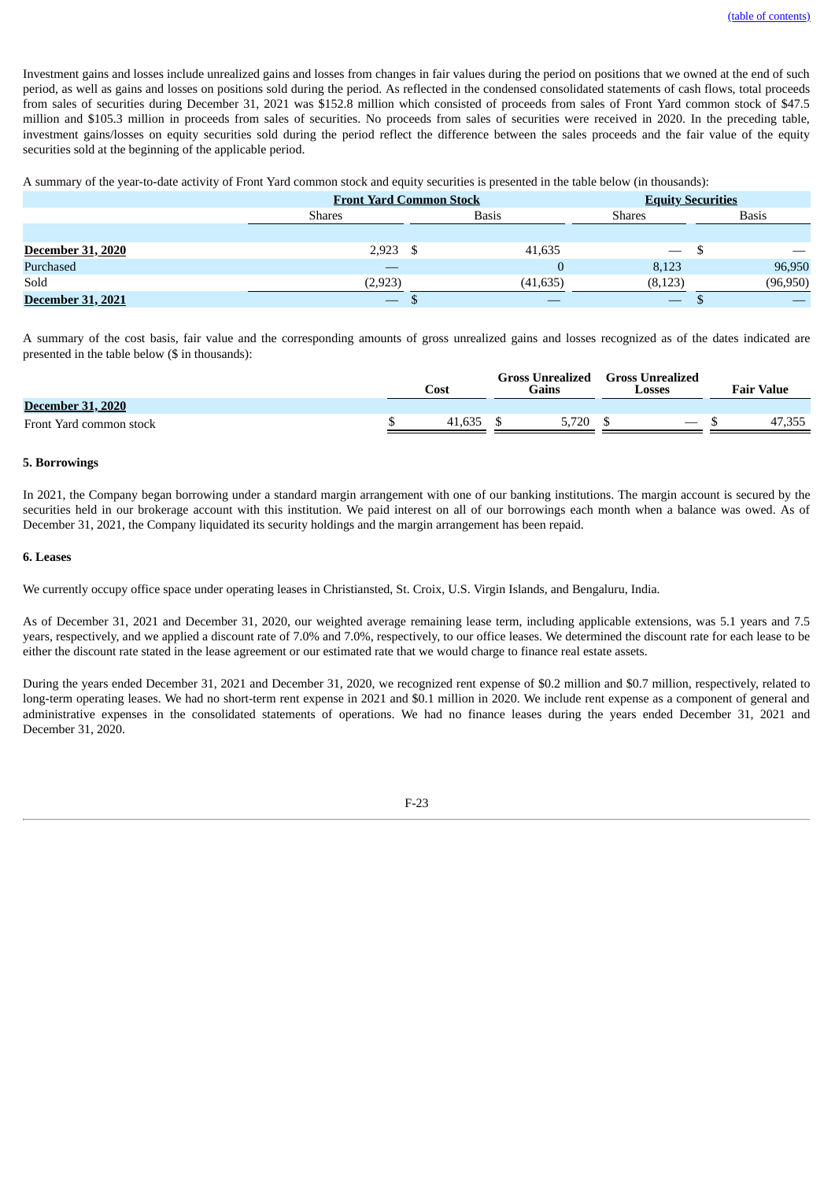Investment gains and losses include unrealized gains and losses from changes in fair values during the period on positions that we owned at the end of such period, as well as gains and losses on positions sold during the period. As reflected in the condensed consolidated statements of cash flows, total proceeds from sales of securities during December 31, 2021 was $152.8 million which consisted of proceeds from sales of Front Yard common stock of $47.5 million and $105.3 million in proceeds from sales of securities. No proceeds from sales of securities were received in 2020. In the preceding table, investment gains/losses on equity securities sold during the period reflect the difference between the sales proceeds and the fair value of the equity securities sold at the beginning of the applicable period.

A summary of the year-to-date activity of Front Yard common stock and equity securities is presented in the table below (in thousands):

| | Front Yard Common Stock | | Equity Securities | |
|---|---|---|---|---|
| | Shares | Basis | Shares | Basis |
| **December 31, 2020** | 2,923 | $ 41,635 | — | $ — |
| Purchased | — | 0 | 8,123 | 96,950 |
| Sold | (2,923) | (41,635) | (8,123) | (96,950) |
| **December 31, 2021** | — | $ — | — | $ — |

A summary of the cost basis, fair value and the corresponding amounts of gross unrealized gains and losses recognized as of the dates indicated are presented in the table below ($ in thousands):

| | Cost | Gross Unrealized Gains | Gross Unrealized Losses | Fair Value |
|---|---|---|---|---|
| **December 31, 2020** | | | | |
| Front Yard common stock | $ 41,635 | $ 5,720 | $ — | $ 47,355 |

**5. Borrowings**

In 2021, the Company began borrowing under a standard margin arrangement with one of our banking institutions. The margin account is secured by the securities held in our brokerage account with this institution. We paid interest on all of our borrowings each month when a balance was owed. As of December 31, 2021, the Company liquidated its security holdings and the margin arrangement has been repaid.

**6. Leases**

We currently occupy office space under operating leases in Christiansted, St. Croix, U.S. Virgin Islands, and Bengaluru, India.

As of December 31, 2021 and December 31, 2020, our weighted average remaining lease term, including applicable extensions, was 5.1 years and 7.5 years, respectively, and we applied a discount rate of 7.0% and 7.0%, respectively, to our office leases. We determined the discount rate for each lease to be either the discount rate stated in the lease agreement or our estimated rate that we would charge to finance real estate assets.

During the years ended December 31, 2021 and December 31, 2020, we recognized rent expense of $0.2 million and $0.7 million, respectively, related to long-term operating leases. We had no short-term rent expense in 2021 and $0.1 million in 2020. We include rent expense as a component of general and administrative expenses in the consolidated statements of operations. We had no finance leases during the years ended December 31, 2021 and December 31, 2020.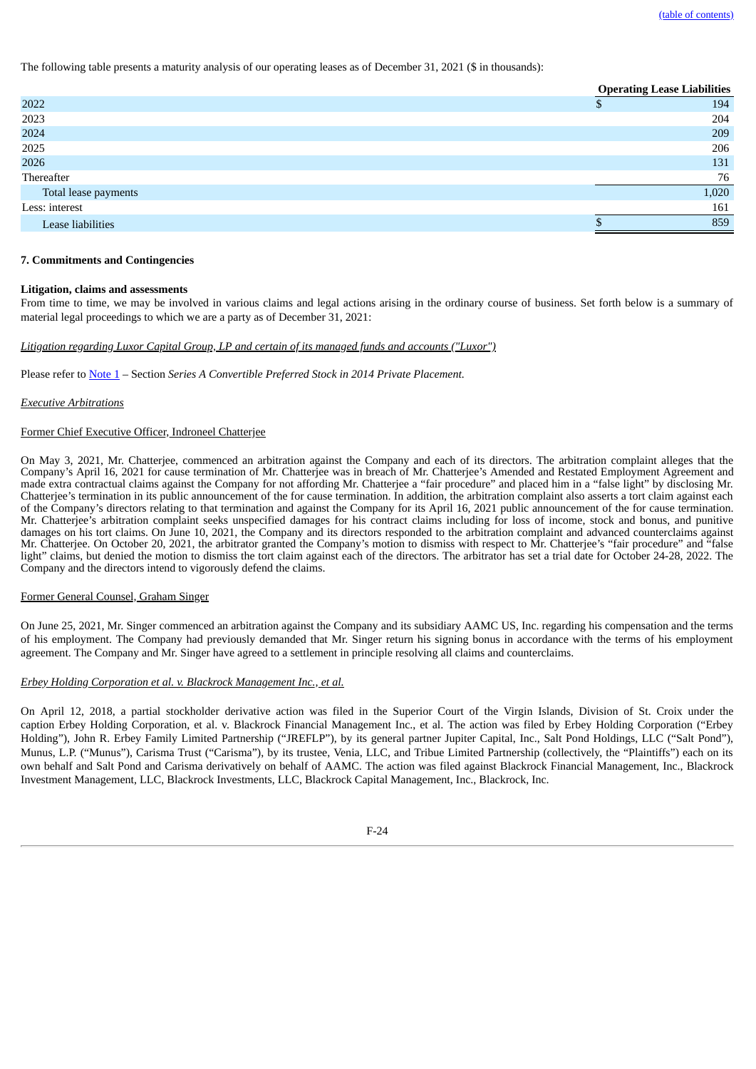The following table presents a maturity analysis of our operating leases as of December 31, 2021 ($ in thousands):

| | Operating Lease Liabilities |
|---|---|
| 2022 | $ 194 |
| 2023 | 204 |
| 2024 | 209 |
| 2025 | 206 |
| 2026 | 131 |
| Thereafter | 76 |
| Total lease payments | 1,020 |
| Less: interest | 161 |
| Lease liabilities | $ 859 |

**7. Commitments and Contingencies**

**Litigation, claims and assessments**

From time to time, we may be involved in various claims and legal actions arising in the ordinary course of business. Set forth below is a summary of material legal proceedings to which we are a party as of December 31, 2021:

*Litigation regarding Luxor Capital Group, LP and certain of its managed funds and accounts ("Luxor")*

Please refer to Note 1 – Section *Series A Convertible Preferred Stock in 2014 Private Placement.*

*Executive Arbitrations*

Former Chief Executive Officer, Indroneel Chatterjee

On May 3, 2021, Mr. Chatterjee, commenced an arbitration against the Company and each of its directors. The arbitration complaint alleges that the Company's April 16, 2021 for cause termination of Mr. Chatterjee was in breach of Mr. Chatterjee's Amended and Restated Employment Agreement and made extra contractual claims against the Company for not affording Mr. Chatterjee a "fair procedure" and placed him in a "false light" by disclosing Mr. Chatterjee's termination in its public announcement of the for cause termination. In addition, the arbitration complaint also asserts a tort claim against each of the Company's directors relating to that termination and against the Company for its April 16, 2021 public announcement of the for cause termination. Mr. Chatterjee's arbitration complaint seeks unspecified damages for his contract claims including for loss of income, stock and bonus, and punitive damages on his tort claims. On June 10, 2021, the Company and its directors responded to the arbitration complaint and advanced counterclaims against Mr. Chatterjee. On October 20, 2021, the arbitrator granted the Company's motion to dismiss with respect to Mr. Chatterjee's "fair procedure" and "false light" claims, but denied the motion to dismiss the tort claim against each of the directors. The arbitrator has set a trial date for October 24-28, 2022. The Company and the directors intend to vigorously defend the claims.

Former General Counsel, Graham Singer

On June 25, 2021, Mr. Singer commenced an arbitration against the Company and its subsidiary AAMC US, Inc. regarding his compensation and the terms of his employment. The Company had previously demanded that Mr. Singer return his signing bonus in accordance with the terms of his employment agreement. The Company and Mr. Singer have agreed to a settlement in principle resolving all claims and counterclaims.

*Erbey Holding Corporation et al. v. Blackrock Management Inc., et al.*

On April 12, 2018, a partial stockholder derivative action was filed in the Superior Court of the Virgin Islands, Division of St. Croix under the caption Erbey Holding Corporation, et al. v. Blackrock Financial Management Inc., et al. The action was filed by Erbey Holding Corporation ("Erbey Holding"), John R. Erbey Family Limited Partnership ("JREFLP"), by its general partner Jupiter Capital, Inc., Salt Pond Holdings, LLC ("Salt Pond"), Munus, L.P. ("Munus"), Carisma Trust ("Carisma"), by its trustee, Venia, LLC, and Tribue Limited Partnership (collectively, the "Plaintiffs") each on its own behalf and Salt Pond and Carisma derivatively on behalf of AAMC. The action was filed against Blackrock Financial Management, Inc., Blackrock Investment Management, LLC, Blackrock Investments, LLC, Blackrock Capital Management, Inc., Blackrock, Inc.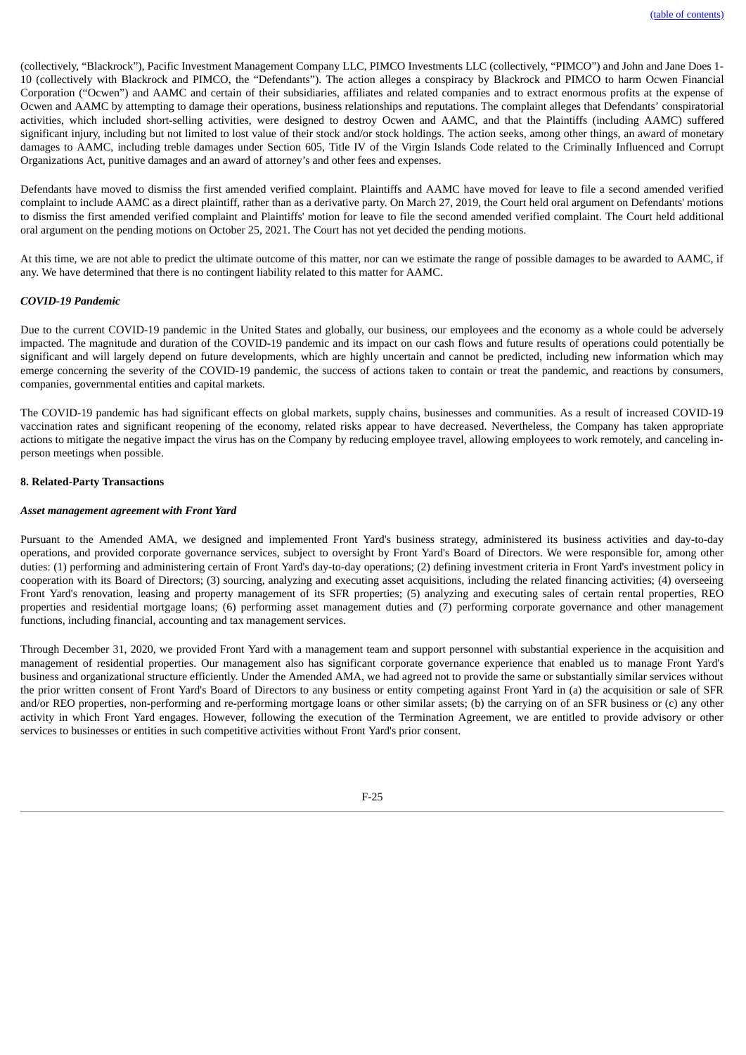(collectively, “Blackrock”), Pacific Investment Management Company LLC, PIMCO Investments LLC (collectively, “PIMCO”) and John and Jane Does 1-10 (collectively with Blackrock and PIMCO, the “Defendants”). The action alleges a conspiracy by Blackrock and PIMCO to harm Ocwen Financial Corporation (“Ocwen”) and AAMC and certain of their subsidiaries, affiliates and related companies and to extract enormous profits at the expense of Ocwen and AAMC by attempting to damage their operations, business relationships and reputations. The complaint alleges that Defendants’ conspiratorial activities, which included short-selling activities, were designed to destroy Ocwen and AAMC, and that the Plaintiffs (including AAMC) suffered significant injury, including but not limited to lost value of their stock and/or stock holdings. The action seeks, among other things, an award of monetary damages to AAMC, including treble damages under Section 605, Title IV of the Virgin Islands Code related to the Criminally Influenced and Corrupt Organizations Act, punitive damages and an award of attorney’s and other fees and expenses.

Defendants have moved to dismiss the first amended verified complaint. Plaintiffs and AAMC have moved for leave to file a second amended verified complaint to include AAMC as a direct plaintiff, rather than as a derivative party. On March 27, 2019, the Court held oral argument on Defendants' motions to dismiss the first amended verified complaint and Plaintiffs' motion for leave to file the second amended verified complaint. The Court held additional oral argument on the pending motions on October 25, 2021. The Court has not yet decided the pending motions.

At this time, we are not able to predict the ultimate outcome of this matter, nor can we estimate the range of possible damages to be awarded to AAMC, if any. We have determined that there is no contingent liability related to this matter for AAMC.

***COVID-19 Pandemic***

Due to the current COVID-19 pandemic in the United States and globally, our business, our employees and the economy as a whole could be adversely impacted. The magnitude and duration of the COVID-19 pandemic and its impact on our cash flows and future results of operations could potentially be significant and will largely depend on future developments, which are highly uncertain and cannot be predicted, including new information which may emerge concerning the severity of the COVID-19 pandemic, the success of actions taken to contain or treat the pandemic, and reactions by consumers, companies, governmental entities and capital markets.

The COVID-19 pandemic has had significant effects on global markets, supply chains, businesses and communities. As a result of increased COVID-19 vaccination rates and significant reopening of the economy, related risks appear to have decreased. Nevertheless, the Company has taken appropriate actions to mitigate the negative impact the virus has on the Company by reducing employee travel, allowing employees to work remotely, and canceling in-person meetings when possible.

## 8. Related-Party Transactions

***Asset management agreement with Front Yard***

Pursuant to the Amended AMA, we designed and implemented Front Yard's business strategy, administered its business activities and day-to-day operations, and provided corporate governance services, subject to oversight by Front Yard's Board of Directors. We were responsible for, among other duties: (1) performing and administering certain of Front Yard's day-to-day operations; (2) defining investment criteria in Front Yard's investment policy in cooperation with its Board of Directors; (3) sourcing, analyzing and executing asset acquisitions, including the related financing activities; (4) overseeing Front Yard's renovation, leasing and property management of its SFR properties; (5) analyzing and executing sales of certain rental properties, REO properties and residential mortgage loans; (6) performing asset management duties and (7) performing corporate governance and other management functions, including financial, accounting and tax management services.

Through December 31, 2020, we provided Front Yard with a management team and support personnel with substantial experience in the acquisition and management of residential properties. Our management also has significant corporate governance experience that enabled us to manage Front Yard's business and organizational structure efficiently. Under the Amended AMA, we had agreed not to provide the same or substantially similar services without the prior written consent of Front Yard's Board of Directors to any business or entity competing against Front Yard in (a) the acquisition or sale of SFR and/or REO properties, non-performing and re-performing mortgage loans or other similar assets; (b) the carrying on of an SFR business or (c) any other activity in which Front Yard engages. However, following the execution of the Termination Agreement, we are entitled to provide advisory or other services to businesses or entities in such competitive activities without Front Yard's prior consent.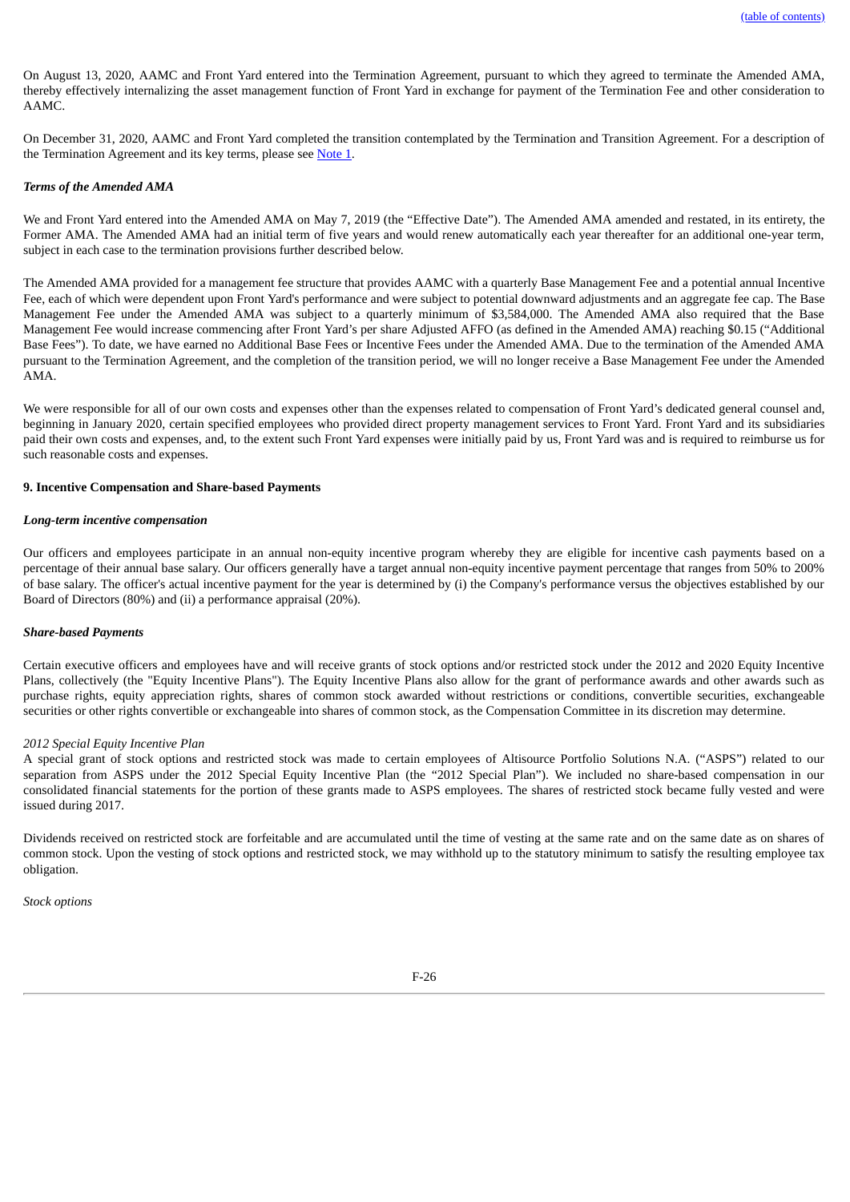On August 13, 2020, AAMC and Front Yard entered into the Termination Agreement, pursuant to which they agreed to terminate the Amended AMA, thereby effectively internalizing the asset management function of Front Yard in exchange for payment of the Termination Fee and other consideration to AAMC.

On December 31, 2020, AAMC and Front Yard completed the transition contemplated by the Termination and Transition Agreement. For a description of the Termination Agreement and its key terms, please see Note 1.

***Terms of the Amended AMA***

We and Front Yard entered into the Amended AMA on May 7, 2019 (the "Effective Date"). The Amended AMA amended and restated, in its entirety, the Former AMA. The Amended AMA had an initial term of five years and would renew automatically each year thereafter for an additional one-year term, subject in each case to the termination provisions further described below.

The Amended AMA provided for a management fee structure that provides AAMC with a quarterly Base Management Fee and a potential annual Incentive Fee, each of which were dependent upon Front Yard's performance and were subject to potential downward adjustments and an aggregate fee cap. The Base Management Fee under the Amended AMA was subject to a quarterly minimum of $3,584,000. The Amended AMA also required that the Base Management Fee would increase commencing after Front Yard's per share Adjusted AFFO (as defined in the Amended AMA) reaching $0.15 ("Additional Base Fees"). To date, we have earned no Additional Base Fees or Incentive Fees under the Amended AMA. Due to the termination of the Amended AMA pursuant to the Termination Agreement, and the completion of the transition period, we will no longer receive a Base Management Fee under the Amended AMA.

We were responsible for all of our own costs and expenses other than the expenses related to compensation of Front Yard's dedicated general counsel and, beginning in January 2020, certain specified employees who provided direct property management services to Front Yard. Front Yard and its subsidiaries paid their own costs and expenses, and, to the extent such Front Yard expenses were initially paid by us, Front Yard was and is required to reimburse us for such reasonable costs and expenses.

**9. Incentive Compensation and Share-based Payments**

***Long-term incentive compensation***

Our officers and employees participate in an annual non-equity incentive program whereby they are eligible for incentive cash payments based on a percentage of their annual base salary. Our officers generally have a target annual non-equity incentive payment percentage that ranges from 50% to 200% of base salary. The officer's actual incentive payment for the year is determined by (i) the Company's performance versus the objectives established by our Board of Directors (80%) and (ii) a performance appraisal (20%).

***Share-based Payments***

Certain executive officers and employees have and will receive grants of stock options and/or restricted stock under the 2012 and 2020 Equity Incentive Plans, collectively (the "Equity Incentive Plans"). The Equity Incentive Plans also allow for the grant of performance awards and other awards such as purchase rights, equity appreciation rights, shares of common stock awarded without restrictions or conditions, convertible securities, exchangeable securities or other rights convertible or exchangeable into shares of common stock, as the Compensation Committee in its discretion may determine.

*2012 Special Equity Incentive Plan*

A special grant of stock options and restricted stock was made to certain employees of Altisource Portfolio Solutions N.A. ("ASPS") related to our separation from ASPS under the 2012 Special Equity Incentive Plan (the "2012 Special Plan"). We included no share-based compensation in our consolidated financial statements for the portion of these grants made to ASPS employees. The shares of restricted stock became fully vested and were issued during 2017.

Dividends received on restricted stock are forfeitable and are accumulated until the time of vesting at the same rate and on the same date as on shares of common stock. Upon the vesting of stock options and restricted stock, we may withhold up to the statutory minimum to satisfy the resulting employee tax obligation.

*Stock options*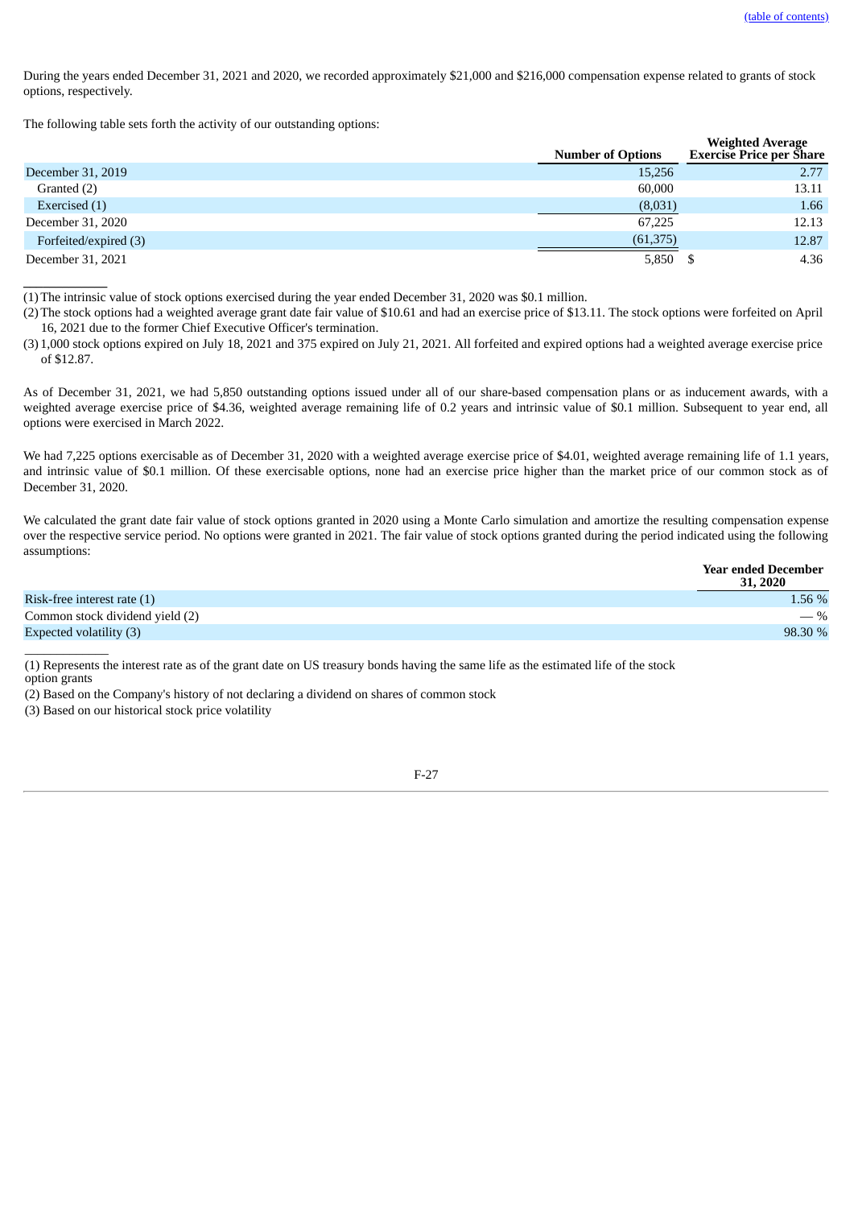During the years ended December 31, 2021 and 2020, we recorded approximately $21,000 and $216,000 compensation expense related to grants of stock options, respectively.

The following table sets forth the activity of our outstanding options:

| | Number of Options | Weighted Average Exercise Price per Share |
|---|---|---|
| December 31, 2019 | 15,256 | 2.77 |
| Granted (2) | 60,000 | 13.11 |
| Exercised (1) | (8,031) | 1.66 |
| December 31, 2020 | 67,225 | 12.13 |
| Forfeited/expired (3) | (61,375) | 12.87 |
| December 31, 2021 | 5,850 | $ 4.36 |

(1) The intrinsic value of stock options exercised during the year ended December 31, 2020 was $0.1 million.

(2) The stock options had a weighted average grant date fair value of $10.61 and had an exercise price of $13.11. The stock options were forfeited on April 16, 2021 due to the former Chief Executive Officer's termination.

(3) 1,000 stock options expired on July 18, 2021 and 375 expired on July 21, 2021. All forfeited and expired options had a weighted average exercise price of $12.87.

As of December 31, 2021, we had 5,850 outstanding options issued under all of our share-based compensation plans or as inducement awards, with a weighted average exercise price of $4.36, weighted average remaining life of 0.2 years and intrinsic value of $0.1 million. Subsequent to year end, all options were exercised in March 2022.

We had 7,225 options exercisable as of December 31, 2020 with a weighted average exercise price of $4.01, weighted average remaining life of 1.1 years, and intrinsic value of $0.1 million. Of these exercisable options, none had an exercise price higher than the market price of our common stock as of December 31, 2020.

We calculated the grant date fair value of stock options granted in 2020 using a Monte Carlo simulation and amortize the resulting compensation expense over the respective service period. No options were granted in 2021. The fair value of stock options granted during the period indicated using the following assumptions:

| | Year ended December 31, 2020 |
|---|---|
| Risk-free interest rate (1) | 1.56 % |
| Common stock dividend yield (2) | — % |
| Expected volatility (3) | 98.30 % |

(1) Represents the interest rate as of the grant date on US treasury bonds having the same life as the estimated life of the stock option grants

(2) Based on the Company's history of not declaring a dividend on shares of common stock

(3) Based on our historical stock price volatility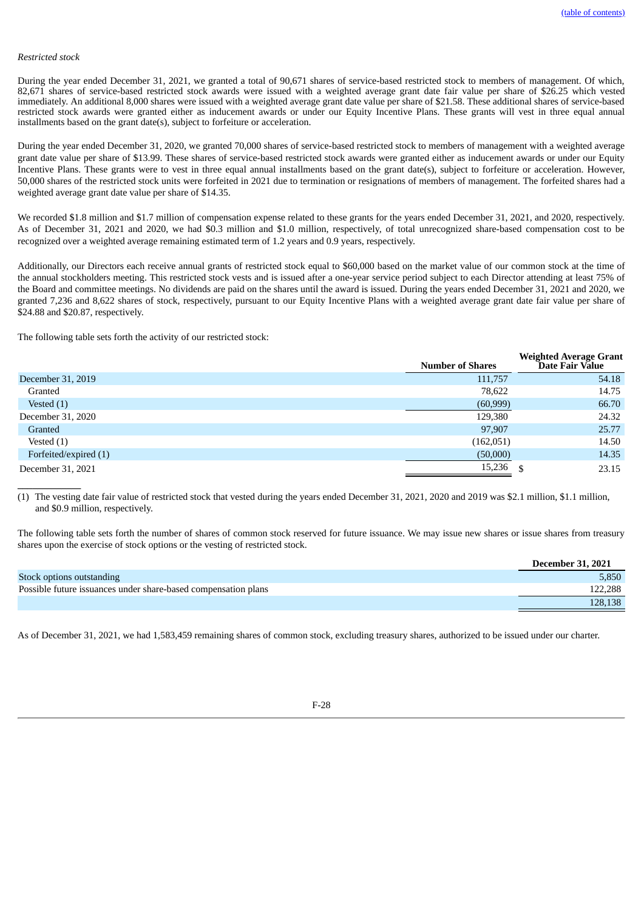*Restricted stock*

During the year ended December 31, 2021, we granted a total of 90,671 shares of service-based restricted stock to members of management. Of which, 82,671 shares of service-based restricted stock awards were issued with a weighted average grant date fair value per share of $26.25 which vested immediately. An additional 8,000 shares were issued with a weighted average grant date value per share of $21.58. These additional shares of service-based restricted stock awards were granted either as inducement awards or under our Equity Incentive Plans. These grants will vest in three equal annual installments based on the grant date(s), subject to forfeiture or acceleration.

During the year ended December 31, 2020, we granted 70,000 shares of service-based restricted stock to members of management with a weighted average grant date value per share of $13.99. These shares of service-based restricted stock awards were granted either as inducement awards or under our Equity Incentive Plans. These grants were to vest in three equal annual installments based on the grant date(s), subject to forfeiture or acceleration. However, 50,000 shares of the restricted stock units were forfeited in 2021 due to termination or resignations of members of management. The forfeited shares had a weighted average grant date value per share of $14.35.

We recorded $1.8 million and $1.7 million of compensation expense related to these grants for the years ended December 31, 2021, and 2020, respectively. As of December 31, 2021 and 2020, we had $0.3 million and $1.0 million, respectively, of total unrecognized share-based compensation cost to be recognized over a weighted average remaining estimated term of 1.2 years and 0.9 years, respectively.

Additionally, our Directors each receive annual grants of restricted stock equal to $60,000 based on the market value of our common stock at the time of the annual stockholders meeting. This restricted stock vests and is issued after a one-year service period subject to each Director attending at least 75% of the Board and committee meetings. No dividends are paid on the shares until the award is issued. During the years ended December 31, 2021 and 2020, we granted 7,236 and 8,622 shares of stock, respectively, pursuant to our Equity Incentive Plans with a weighted average grant date fair value per share of $24.88 and $20.87, respectively.

The following table sets forth the activity of our restricted stock:

| | Number of Shares | Weighted Average Grant Date Fair Value |
|---|---|---|
| December 31, 2019 | 111,757 | 54.18 |
| Granted | 78,622 | 14.75 |
| Vested (1) | (60,999) | 66.70 |
| December 31, 2020 | 129,380 | 24.32 |
| Granted | 97,907 | 25.77 |
| Vested (1) | (162,051) | 14.50 |
| Forfeited/expired (1) | (50,000) | 14.35 |
| December 31, 2021 | 15,236 | $ 23.15 |

(1) The vesting date fair value of restricted stock that vested during the years ended December 31, 2021, 2020 and 2019 was $2.1 million, $1.1 million, and $0.9 million, respectively.

The following table sets forth the number of shares of common stock reserved for future issuance. We may issue new shares or issue shares from treasury shares upon the exercise of stock options or the vesting of restricted stock.

| | December 31, 2021 |
|---|---|
| Stock options outstanding | 5,850 |
| Possible future issuances under share-based compensation plans | 122,288 |
| | 128,138 |

As of December 31, 2021, we had 1,583,459 remaining shares of common stock, excluding treasury shares, authorized to be issued under our charter.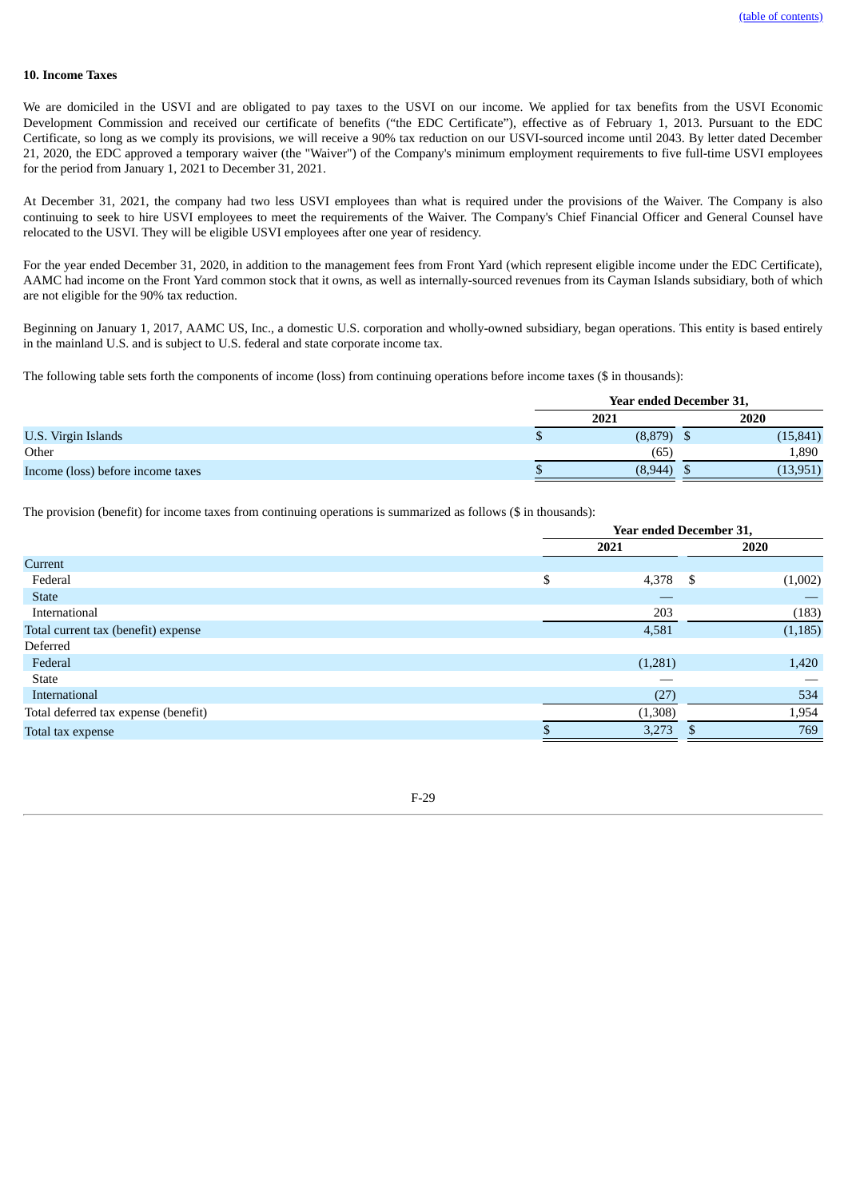**10. Income Taxes**

We are domiciled in the USVI and are obligated to pay taxes to the USVI on our income. We applied for tax benefits from the USVI Economic Development Commission and received our certificate of benefits ("the EDC Certificate"), effective as of February 1, 2013. Pursuant to the EDC Certificate, so long as we comply its provisions, we will receive a 90% tax reduction on our USVI-sourced income until 2043. By letter dated December 21, 2020, the EDC approved a temporary waiver (the "Waiver") of the Company's minimum employment requirements to five full-time USVI employees for the period from January 1, 2021 to December 31, 2021.

At December 31, 2021, the company had two less USVI employees than what is required under the provisions of the Waiver. The Company is also continuing to seek to hire USVI employees to meet the requirements of the Waiver. The Company's Chief Financial Officer and General Counsel have relocated to the USVI. They will be eligible USVI employees after one year of residency.

For the year ended December 31, 2020, in addition to the management fees from Front Yard (which represent eligible income under the EDC Certificate), AAMC had income on the Front Yard common stock that it owns, as well as internally-sourced revenues from its Cayman Islands subsidiary, both of which are not eligible for the 90% tax reduction.

Beginning on January 1, 2017, AAMC US, Inc., a domestic U.S. corporation and wholly-owned subsidiary, began operations. This entity is based entirely in the mainland U.S. and is subject to U.S. federal and state corporate income tax.

The following table sets forth the components of income (loss) from continuing operations before income taxes ($ in thousands):

| | Year ended December 31, | |
|---|---|---|
| | 2021 | 2020 |
| U.S. Virgin Islands | $ (8,879) | $ (15,841) |
| Other | (65) | 1,890 |
| Income (loss) before income taxes | $ (8,944) | $ (13,951) |

The provision (benefit) for income taxes from continuing operations is summarized as follows ($ in thousands):

| | Year ended December 31, | |
|---|---|---|
| | 2021 | 2020 |
| Current | | |
| Federal | $ 4,378 | $ (1,002) |
| State | — | — |
| International | 203 | (183) |
| Total current tax (benefit) expense | 4,581 | (1,185) |
| Deferred | | |
| Federal | (1,281) | 1,420 |
| State | — | — |
| International | (27) | 534 |
| Total deferred tax expense (benefit) | (1,308) | 1,954 |
| Total tax expense | $ 3,273 | $ 769 |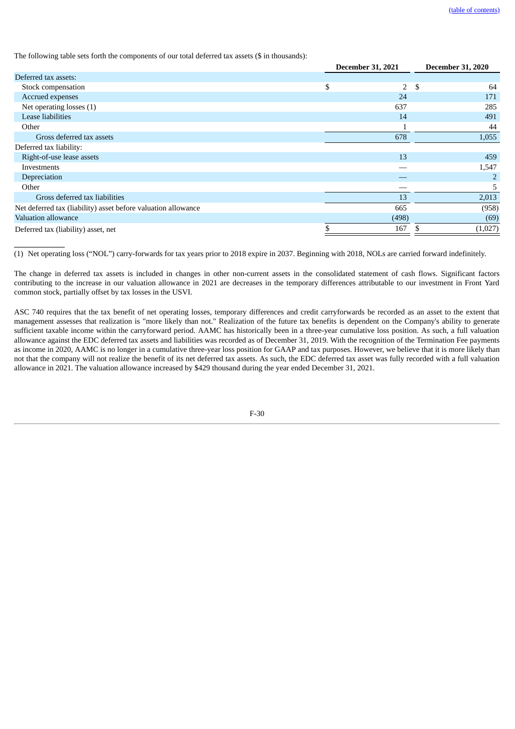The following table sets forth the components of our total deferred tax assets ($ in thousands):

| | December 31, 2021 | December 31, 2020 |
|---|---|---|
| Deferred tax assets: | | |
| Stock compensation | $ 2 | $ 64 |
| Accrued expenses | 24 | 171 |
| Net operating losses (1) | 637 | 285 |
| Lease liabilities | 14 | 491 |
| Other | 1 | 44 |
| Gross deferred tax assets | 678 | 1,055 |
| Deferred tax liability: | | |
| Right-of-use lease assets | 13 | 459 |
| Investments | — | 1,547 |
| Depreciation | — | 2 |
| Other | — | 5 |
| Gross deferred tax liabilities | 13 | 2,013 |
| Net deferred tax (liability) asset before valuation allowance | 665 | (958) |
| Valuation allowance | (498) | (69) |
| Deferred tax (liability) asset, net | $ 167 | $ (1,027) |

(1) Net operating loss ("NOL") carry-forwards for tax years prior to 2018 expire in 2037. Beginning with 2018, NOLs are carried forward indefinitely.

The change in deferred tax assets is included in changes in other non-current assets in the consolidated statement of cash flows. Significant factors contributing to the increase in our valuation allowance in 2021 are decreases in the temporary differences attributable to our investment in Front Yard common stock, partially offset by tax losses in the USVI.

ASC 740 requires that the tax benefit of net operating losses, temporary differences and credit carryforwards be recorded as an asset to the extent that management assesses that realization is "more likely than not." Realization of the future tax benefits is dependent on the Company's ability to generate sufficient taxable income within the carryforward period. AAMC has historically been in a three-year cumulative loss position. As such, a full valuation allowance against the EDC deferred tax assets and liabilities was recorded as of December 31, 2019. With the recognition of the Termination Fee payments as income in 2020, AAMC is no longer in a cumulative three-year loss position for GAAP and tax purposes. However, we believe that it is more likely than not that the company will not realize the benefit of its net deferred tax assets. As such, the EDC deferred tax asset was fully recorded with a full valuation allowance in 2021. The valuation allowance increased by $429 thousand during the year ended December 31, 2021.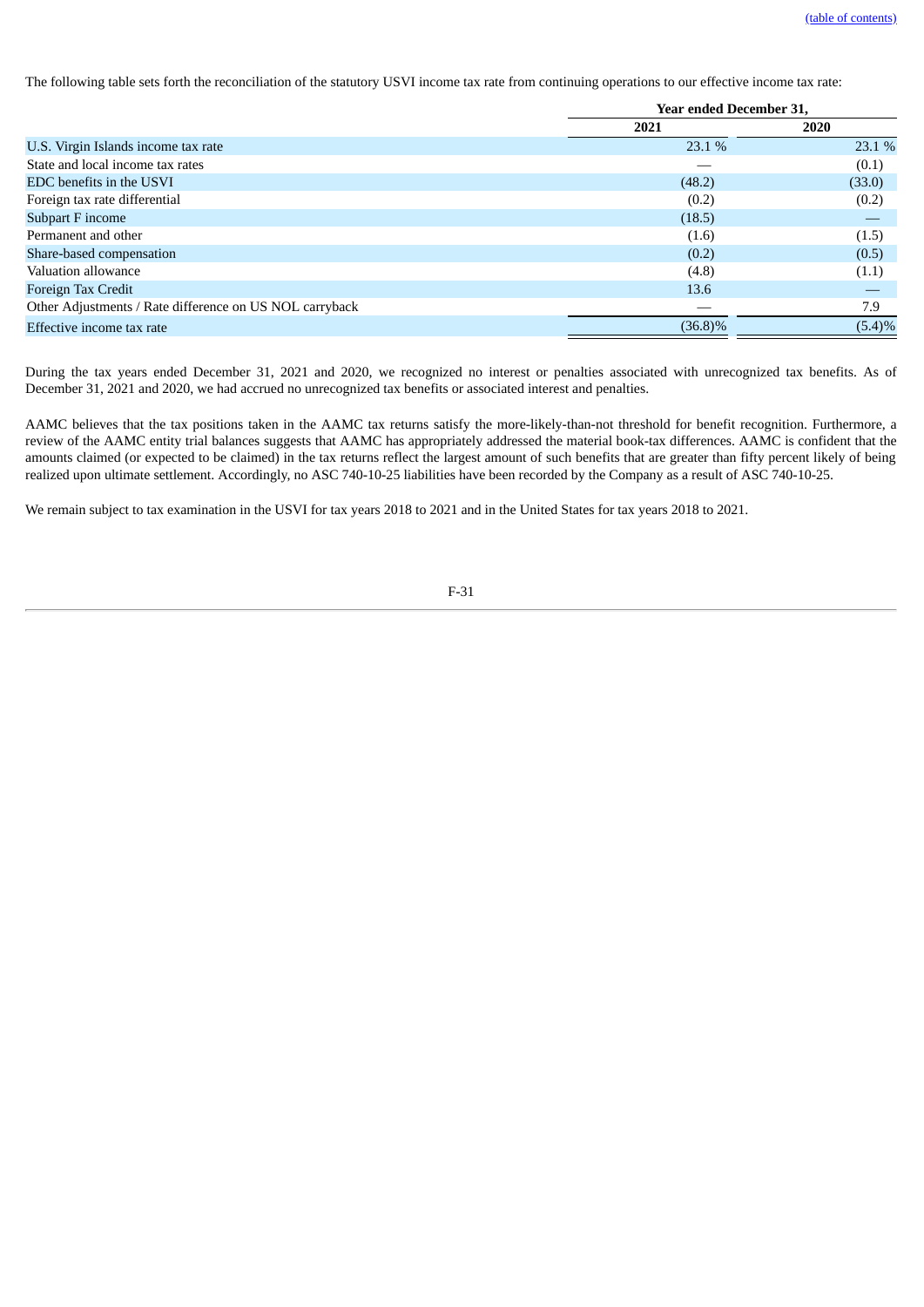The following table sets forth the reconciliation of the statutory USVI income tax rate from continuing operations to our effective income tax rate:

| | Year ended December 31, | |
|---|---|---|
| | 2021 | 2020 |
| U.S. Virgin Islands income tax rate | 23.1 % | 23.1 % |
| State and local income tax rates | — | (0.1) |
| EDC benefits in the USVI | (48.2) | (33.0) |
| Foreign tax rate differential | (0.2) | (0.2) |
| Subpart F income | (18.5) | — |
| Permanent and other | (1.6) | (1.5) |
| Share-based compensation | (0.2) | (0.5) |
| Valuation allowance | (4.8) | (1.1) |
| Foreign Tax Credit | 13.6 | — |
| Other Adjustments / Rate difference on US NOL carryback | — | 7.9 |
| Effective income tax rate | (36.8)% | (5.4)% |

During the tax years ended December 31, 2021 and 2020, we recognized no interest or penalties associated with unrecognized tax benefits. As of December 31, 2021 and 2020, we had accrued no unrecognized tax benefits or associated interest and penalties.

AAMC believes that the tax positions taken in the AAMC tax returns satisfy the more-likely-than-not threshold for benefit recognition. Furthermore, a review of the AAMC entity trial balances suggests that AAMC has appropriately addressed the material book-tax differences. AAMC is confident that the amounts claimed (or expected to be claimed) in the tax returns reflect the largest amount of such benefits that are greater than fifty percent likely of being realized upon ultimate settlement. Accordingly, no ASC 740-10-25 liabilities have been recorded by the Company as a result of ASC 740-10-25.

We remain subject to tax examination in the USVI for tax years 2018 to 2021 and in the United States for tax years 2018 to 2021.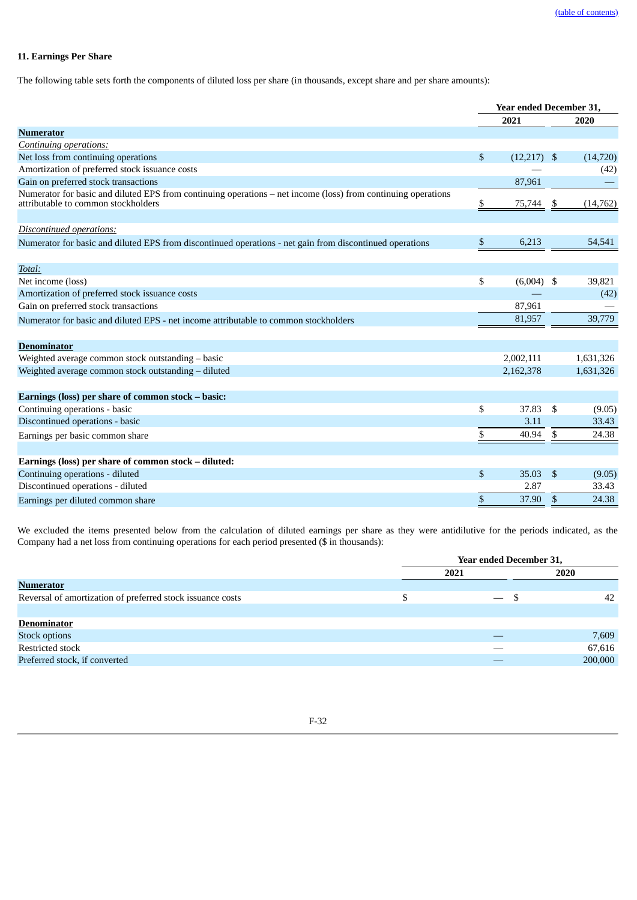### 11. Earnings Per Share

The following table sets forth the components of diluted loss per share (in thousands, except share and per share amounts):

| | Year ended December 31, | |
|---|---|---|
| | 2021 | 2020 |
| **Numerator** | | |
| *Continuing operations:* | | |
| Net loss from continuing operations | $ (12,217) | $ (14,720) |
| Amortization of preferred stock issuance costs | — | (42) |
| Gain on preferred stock transactions | 87,961 | — |
| Numerator for basic and diluted EPS from continuing operations – net income (loss) from continuing operations attributable to common stockholders | $ 75,744 | $ (14,762) |
| | | |
| *Discontinued operations:* | | |
| Numerator for basic and diluted EPS from discontinued operations - net gain from discontinued operations | $ 6,213 | 54,541 |
| | | |
| *Total:* | | |
| Net income (loss) | $ (6,004) | $ 39,821 |
| Amortization of preferred stock issuance costs | — | (42) |
| Gain on preferred stock transactions | 87,961 | — |
| Numerator for basic and diluted EPS - net income attributable to common stockholders | 81,957 | 39,779 |
| | | |
| **Denominator** | | |
| Weighted average common stock outstanding – basic | 2,002,111 | 1,631,326 |
| Weighted average common stock outstanding – diluted | 2,162,378 | 1,631,326 |
| | | |
| **Earnings (loss) per share of common stock – basic:** | | |
| Continuing operations - basic | $ 37.83 | $ (9.05) |
| Discontinued operations - basic | 3.11 | 33.43 |
| Earnings per basic common share | $ 40.94 | $ 24.38 |
| | | |
| **Earnings (loss) per share of common stock – diluted:** | | |
| Continuing operations - diluted | $ 35.03 | $ (9.05) |
| Discontinued operations - diluted | 2.87 | 33.43 |
| Earnings per diluted common share | $ 37.90 | $ 24.38 |

We excluded the items presented below from the calculation of diluted earnings per share as they were antidilutive for the periods indicated, as the Company had a net loss from continuing operations for each period presented ($ in thousands):

| | Year ended December 31, | |
|---|---|---|
| | 2021 | 2020 |
| **Numerator** | | |
| Reversal of amortization of preferred stock issuance costs | $ — | $ 42 |
| | | |
| **Denominator** | | |
| Stock options | — | 7,609 |
| Restricted stock | — | 67,616 |
| Preferred stock, if converted | — | 200,000 |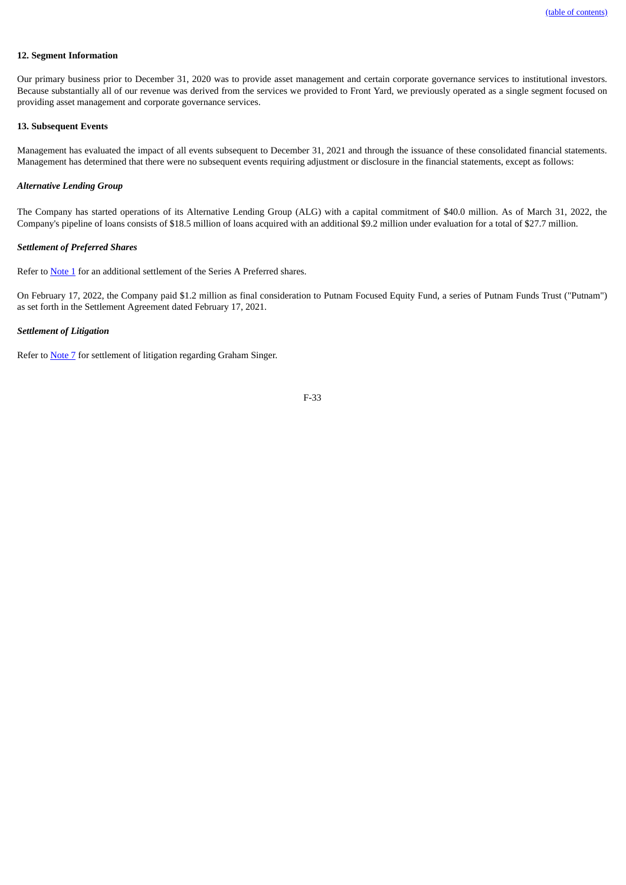**12. Segment Information**

Our primary business prior to December 31, 2020 was to provide asset management and certain corporate governance services to institutional investors. Because substantially all of our revenue was derived from the services we provided to Front Yard, we previously operated as a single segment focused on providing asset management and corporate governance services.

**13. Subsequent Events**

Management has evaluated the impact of all events subsequent to December 31, 2021 and through the issuance of these consolidated financial statements. Management has determined that there were no subsequent events requiring adjustment or disclosure in the financial statements, except as follows:

***Alternative Lending Group***

The Company has started operations of its Alternative Lending Group (ALG) with a capital commitment of $40.0 million. As of March 31, 2022, the Company's pipeline of loans consists of $18.5 million of loans acquired with an additional $9.2 million under evaluation for a total of $27.7 million.

***Settlement of Preferred Shares***

Refer to Note 1 for an additional settlement of the Series A Preferred shares.

On February 17, 2022, the Company paid $1.2 million as final consideration to Putnam Focused Equity Fund, a series of Putnam Funds Trust ("Putnam") as set forth in the Settlement Agreement dated February 17, 2021.

***Settlement of Litigation***

Refer to Note 7 for settlement of litigation regarding Graham Singer.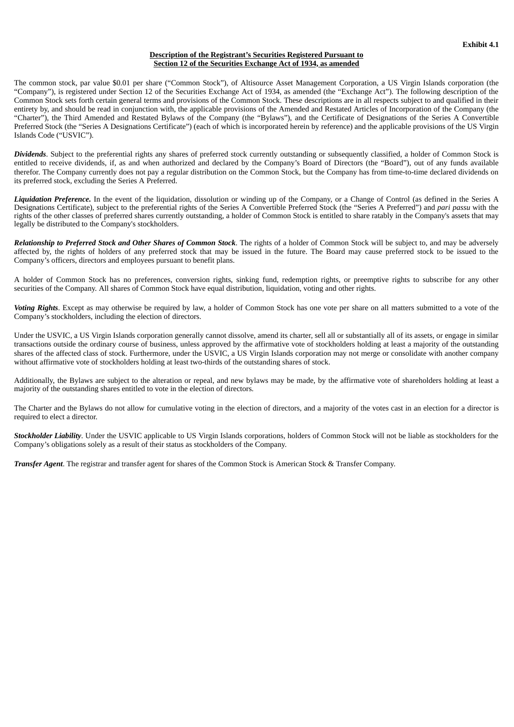**Exhibit 4.1**

**Description of the Registrant's Securities Registered Pursuant to Section 12 of the Securities Exchange Act of 1934, as amended**

The common stock, par value $0.01 per share ("Common Stock"), of Altisource Asset Management Corporation, a US Virgin Islands corporation (the "Company"), is registered under Section 12 of the Securities Exchange Act of 1934, as amended (the "Exchange Act"). The following description of the Common Stock sets forth certain general terms and provisions of the Common Stock. These descriptions are in all respects subject to and qualified in their entirety by, and should be read in conjunction with, the applicable provisions of the Amended and Restated Articles of Incorporation of the Company (the "Charter"), the Third Amended and Restated Bylaws of the Company (the "Bylaws"), and the Certificate of Designations of the Series A Convertible Preferred Stock (the "Series A Designations Certificate") (each of which is incorporated herein by reference) and the applicable provisions of the US Virgin Islands Code ("USVIC").

***Dividends***. Subject to the preferential rights any shares of preferred stock currently outstanding or subsequently classified, a holder of Common Stock is entitled to receive dividends, if, as and when authorized and declared by the Company's Board of Directors (the "Board"), out of any funds available therefor. The Company currently does not pay a regular distribution on the Common Stock, but the Company has from time-to-time declared dividends on its preferred stock, excluding the Series A Preferred.

***Liquidation Preference.*** In the event of the liquidation, dissolution or winding up of the Company, or a Change of Control (as defined in the Series A Designations Certificate), subject to the preferential rights of the Series A Convertible Preferred Stock (the "Series A Preferred") and *pari passu* with the rights of the other classes of preferred shares currently outstanding, a holder of Common Stock is entitled to share ratably in the Company's assets that may legally be distributed to the Company's stockholders.

***Relationship to Preferred Stock and Other Shares of Common Stock***. The rights of a holder of Common Stock will be subject to, and may be adversely affected by, the rights of holders of any preferred stock that may be issued in the future. The Board may cause preferred stock to be issued to the Company's officers, directors and employees pursuant to benefit plans.

A holder of Common Stock has no preferences, conversion rights, sinking fund, redemption rights, or preemptive rights to subscribe for any other securities of the Company. All shares of Common Stock have equal distribution, liquidation, voting and other rights.

***Voting Rights***. Except as may otherwise be required by law, a holder of Common Stock has one vote per share on all matters submitted to a vote of the Company's stockholders, including the election of directors.

Under the USVIC, a US Virgin Islands corporation generally cannot dissolve, amend its charter, sell all or substantially all of its assets, or engage in similar transactions outside the ordinary course of business, unless approved by the affirmative vote of stockholders holding at least a majority of the outstanding shares of the affected class of stock. Furthermore, under the USVIC, a US Virgin Islands corporation may not merge or consolidate with another company without affirmative vote of stockholders holding at least two-thirds of the outstanding shares of stock.

Additionally, the Bylaws are subject to the alteration or repeal, and new bylaws may be made, by the affirmative vote of shareholders holding at least a majority of the outstanding shares entitled to vote in the election of directors.

The Charter and the Bylaws do not allow for cumulative voting in the election of directors, and a majority of the votes cast in an election for a director is required to elect a director.

***Stockholder Liability***. Under the USVIC applicable to US Virgin Islands corporations, holders of Common Stock will not be liable as stockholders for the Company's obligations solely as a result of their status as stockholders of the Company.

***Transfer Agent***. The registrar and transfer agent for shares of the Common Stock is American Stock & Transfer Company.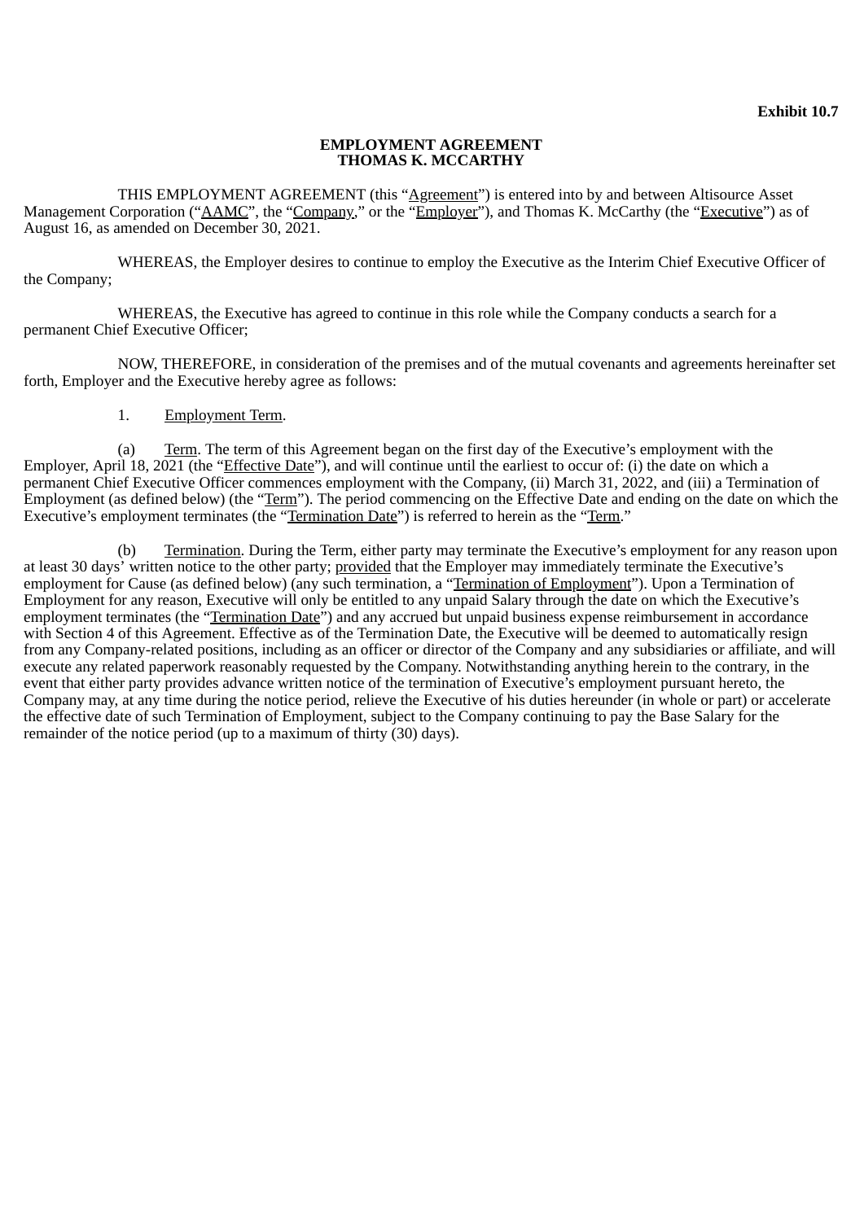**Exhibit 10.7**

**EMPLOYMENT AGREEMENT**
**THOMAS K. MCCARTHY**

THIS EMPLOYMENT AGREEMENT (this "Agreement") is entered into by and between Altisource Asset Management Corporation ("AAMC", the "Company," or the "Employer"), and Thomas K. McCarthy (the "Executive") as of August 16, as amended on December 30, 2021.

WHEREAS, the Employer desires to continue to employ the Executive as the Interim Chief Executive Officer of the Company;

WHEREAS, the Executive has agreed to continue in this role while the Company conducts a search for a permanent Chief Executive Officer;

NOW, THEREFORE, in consideration of the premises and of the mutual covenants and agreements hereinafter set forth, Employer and the Executive hereby agree as follows:

1. Employment Term.

(a) Term. The term of this Agreement began on the first day of the Executive's employment with the Employer, April 18, 2021 (the "Effective Date"), and will continue until the earliest to occur of: (i) the date on which a permanent Chief Executive Officer commences employment with the Company, (ii) March 31, 2022, and (iii) a Termination of Employment (as defined below) (the "Term"). The period commencing on the Effective Date and ending on the date on which the Executive's employment terminates (the "Termination Date") is referred to herein as the "Term."

(b) Termination. During the Term, either party may terminate the Executive's employment for any reason upon at least 30 days' written notice to the other party; provided that the Employer may immediately terminate the Executive's employment for Cause (as defined below) (any such termination, a "Termination of Employment"). Upon a Termination of Employment for any reason, Executive will only be entitled to any unpaid Salary through the date on which the Executive's employment terminates (the "Termination Date") and any accrued but unpaid business expense reimbursement in accordance with Section 4 of this Agreement. Effective as of the Termination Date, the Executive will be deemed to automatically resign from any Company-related positions, including as an officer or director of the Company and any subsidiaries or affiliate, and will execute any related paperwork reasonably requested by the Company. Notwithstanding anything herein to the contrary, in the event that either party provides advance written notice of the termination of Executive's employment pursuant hereto, the Company may, at any time during the notice period, relieve the Executive of his duties hereunder (in whole or part) or accelerate the effective date of such Termination of Employment, subject to the Company continuing to pay the Base Salary for the remainder of the notice period (up to a maximum of thirty (30) days).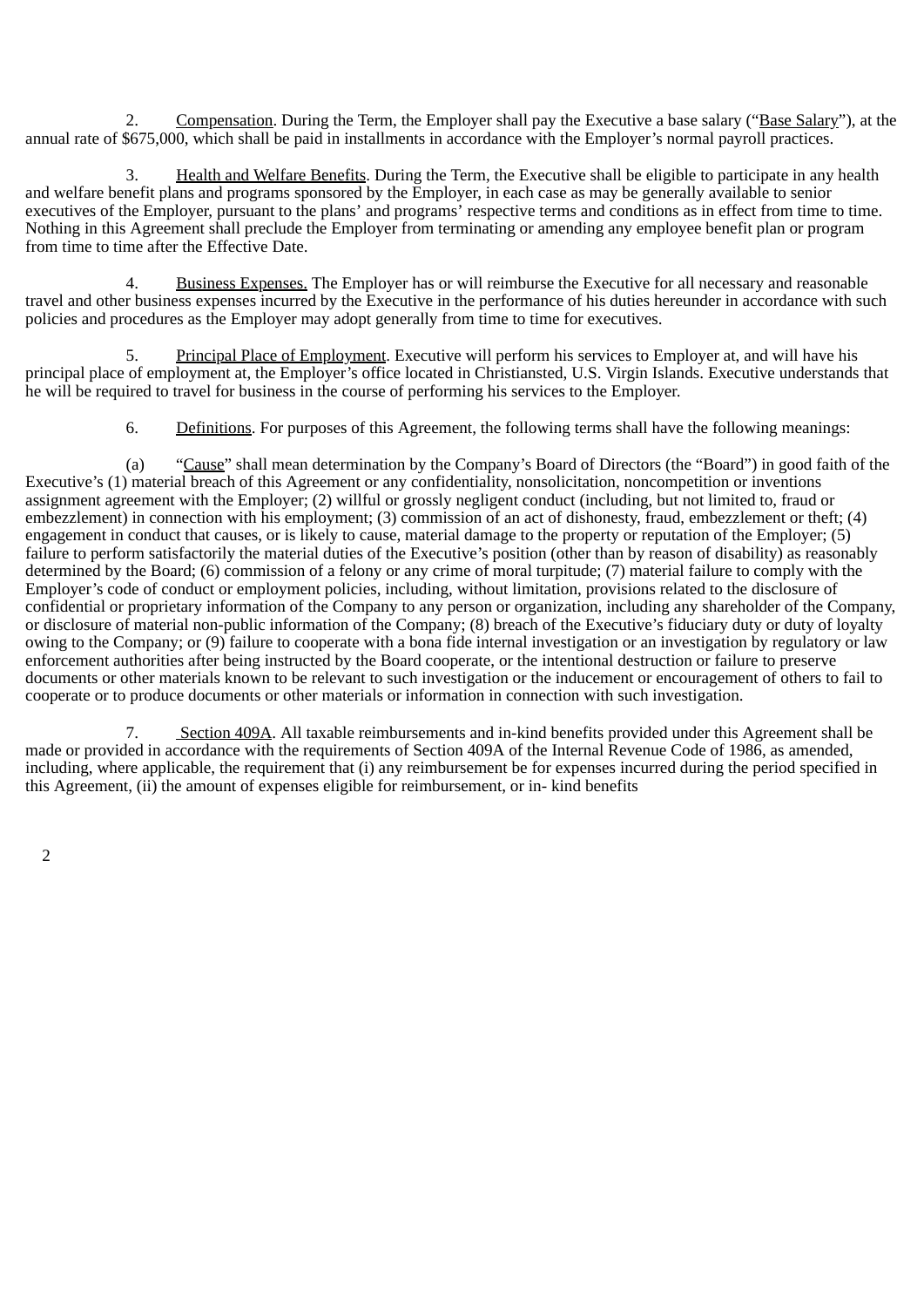2. Compensation. During the Term, the Employer shall pay the Executive a base salary ("Base Salary"), at the annual rate of $675,000, which shall be paid in installments in accordance with the Employer's normal payroll practices.

3. Health and Welfare Benefits. During the Term, the Executive shall be eligible to participate in any health and welfare benefit plans and programs sponsored by the Employer, in each case as may be generally available to senior executives of the Employer, pursuant to the plans' and programs' respective terms and conditions as in effect from time to time. Nothing in this Agreement shall preclude the Employer from terminating or amending any employee benefit plan or program from time to time after the Effective Date.

4. Business Expenses. The Employer has or will reimburse the Executive for all necessary and reasonable travel and other business expenses incurred by the Executive in the performance of his duties hereunder in accordance with such policies and procedures as the Employer may adopt generally from time to time for executives.

5. Principal Place of Employment. Executive will perform his services to Employer at, and will have his principal place of employment at, the Employer's office located in Christiansted, U.S. Virgin Islands. Executive understands that he will be required to travel for business in the course of performing his services to the Employer.

6. Definitions. For purposes of this Agreement, the following terms shall have the following meanings:

(a) "Cause" shall mean determination by the Company's Board of Directors (the "Board") in good faith of the Executive's (1) material breach of this Agreement or any confidentiality, nonsolicitation, noncompetition or inventions assignment agreement with the Employer; (2) willful or grossly negligent conduct (including, but not limited to, fraud or embezzlement) in connection with his employment; (3) commission of an act of dishonesty, fraud, embezzlement or theft; (4) engagement in conduct that causes, or is likely to cause, material damage to the property or reputation of the Employer; (5) failure to perform satisfactorily the material duties of the Executive's position (other than by reason of disability) as reasonably determined by the Board; (6) commission of a felony or any crime of moral turpitude; (7) material failure to comply with the Employer's code of conduct or employment policies, including, without limitation, provisions related to the disclosure of confidential or proprietary information of the Company to any person or organization, including any shareholder of the Company, or disclosure of material non-public information of the Company; (8) breach of the Executive's fiduciary duty or duty of loyalty owing to the Company; or (9) failure to cooperate with a bona fide internal investigation or an investigation by regulatory or law enforcement authorities after being instructed by the Board cooperate, or the intentional destruction or failure to preserve documents or other materials known to be relevant to such investigation or the inducement or encouragement of others to fail to cooperate or to produce documents or other materials or information in connection with such investigation.

7. Section 409A. All taxable reimbursements and in-kind benefits provided under this Agreement shall be made or provided in accordance with the requirements of Section 409A of the Internal Revenue Code of 1986, as amended, including, where applicable, the requirement that (i) any reimbursement be for expenses incurred during the period specified in this Agreement, (ii) the amount of expenses eligible for reimbursement, or in- kind benefits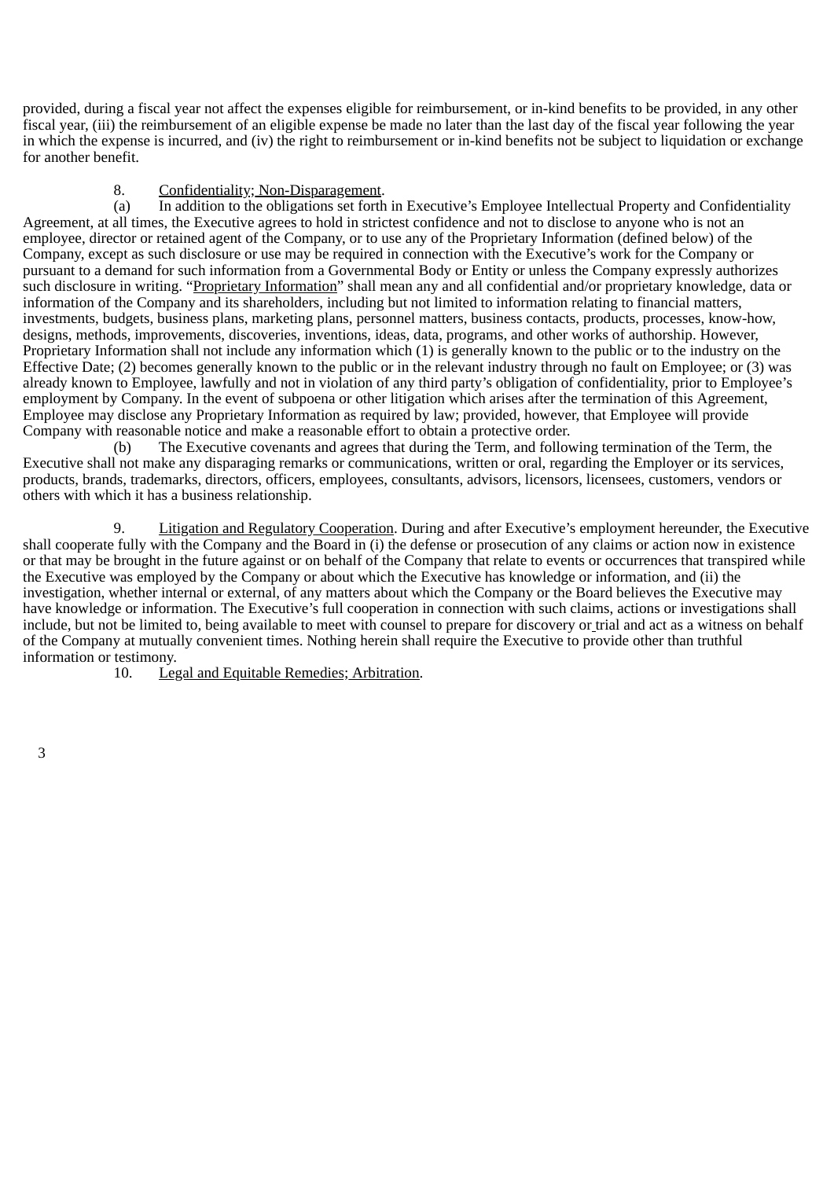provided, during a fiscal year not affect the expenses eligible for reimbursement, or in-kind benefits to be provided, in any other fiscal year, (iii) the reimbursement of an eligible expense be made no later than the last day of the fiscal year following the year in which the expense is incurred, and (iv) the right to reimbursement or in-kind benefits not be subject to liquidation or exchange for another benefit.

8. Confidentiality; Non-Disparagement.

(a) In addition to the obligations set forth in Executive's Employee Intellectual Property and Confidentiality Agreement, at all times, the Executive agrees to hold in strictest confidence and not to disclose to anyone who is not an employee, director or retained agent of the Company, or to use any of the Proprietary Information (defined below) of the Company, except as such disclosure or use may be required in connection with the Executive's work for the Company or pursuant to a demand for such information from a Governmental Body or Entity or unless the Company expressly authorizes such disclosure in writing. "Proprietary Information" shall mean any and all confidential and/or proprietary knowledge, data or information of the Company and its shareholders, including but not limited to information relating to financial matters, investments, budgets, business plans, marketing plans, personnel matters, business contacts, products, processes, know-how, designs, methods, improvements, discoveries, inventions, ideas, data, programs, and other works of authorship. However, Proprietary Information shall not include any information which (1) is generally known to the public or to the industry on the Effective Date; (2) becomes generally known to the public or in the relevant industry through no fault on Employee; or (3) was already known to Employee, lawfully and not in violation of any third party's obligation of confidentiality, prior to Employee's employment by Company. In the event of subpoena or other litigation which arises after the termination of this Agreement, Employee may disclose any Proprietary Information as required by law; provided, however, that Employee will provide Company with reasonable notice and make a reasonable effort to obtain a protective order.

(b) The Executive covenants and agrees that during the Term, and following termination of the Term, the Executive shall not make any disparaging remarks or communications, written or oral, regarding the Employer or its services, products, brands, trademarks, directors, officers, employees, consultants, advisors, licensors, licensees, customers, vendors or others with which it has a business relationship.

9. Litigation and Regulatory Cooperation. During and after Executive's employment hereunder, the Executive shall cooperate fully with the Company and the Board in (i) the defense or prosecution of any claims or action now in existence or that may be brought in the future against or on behalf of the Company that relate to events or occurrences that transpired while the Executive was employed by the Company or about which the Executive has knowledge or information, and (ii) the investigation, whether internal or external, of any matters about which the Company or the Board believes the Executive may have knowledge or information. The Executive's full cooperation in connection with such claims, actions or investigations shall include, but not be limited to, being available to meet with counsel to prepare for discovery or trial and act as a witness on behalf of the Company at mutually convenient times. Nothing herein shall require the Executive to provide other than truthful information or testimony.

10. Legal and Equitable Remedies; Arbitration.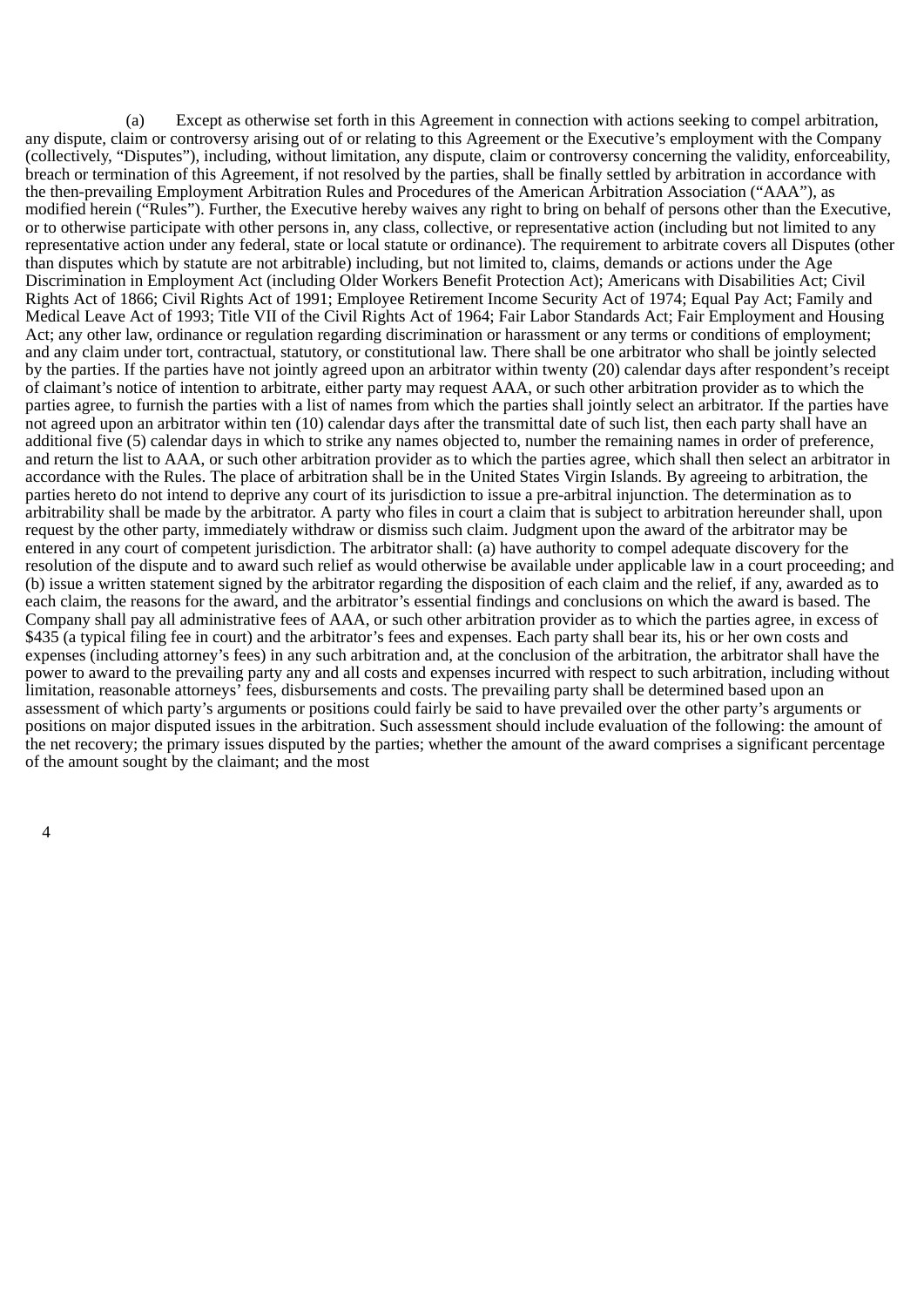(a) Except as otherwise set forth in this Agreement in connection with actions seeking to compel arbitration, any dispute, claim or controversy arising out of or relating to this Agreement or the Executive's employment with the Company (collectively, "Disputes"), including, without limitation, any dispute, claim or controversy concerning the validity, enforceability, breach or termination of this Agreement, if not resolved by the parties, shall be finally settled by arbitration in accordance with the then-prevailing Employment Arbitration Rules and Procedures of the American Arbitration Association ("AAA"), as modified herein ("Rules"). Further, the Executive hereby waives any right to bring on behalf of persons other than the Executive, or to otherwise participate with other persons in, any class, collective, or representative action (including but not limited to any representative action under any federal, state or local statute or ordinance). The requirement to arbitrate covers all Disputes (other than disputes which by statute are not arbitrable) including, but not limited to, claims, demands or actions under the Age Discrimination in Employment Act (including Older Workers Benefit Protection Act); Americans with Disabilities Act; Civil Rights Act of 1866; Civil Rights Act of 1991; Employee Retirement Income Security Act of 1974; Equal Pay Act; Family and Medical Leave Act of 1993; Title VII of the Civil Rights Act of 1964; Fair Labor Standards Act; Fair Employment and Housing Act; any other law, ordinance or regulation regarding discrimination or harassment or any terms or conditions of employment; and any claim under tort, contractual, statutory, or constitutional law. There shall be one arbitrator who shall be jointly selected by the parties. If the parties have not jointly agreed upon an arbitrator within twenty (20) calendar days after respondent's receipt of claimant's notice of intention to arbitrate, either party may request AAA, or such other arbitration provider as to which the parties agree, to furnish the parties with a list of names from which the parties shall jointly select an arbitrator. If the parties have not agreed upon an arbitrator within ten (10) calendar days after the transmittal date of such list, then each party shall have an additional five (5) calendar days in which to strike any names objected to, number the remaining names in order of preference, and return the list to AAA, or such other arbitration provider as to which the parties agree, which shall then select an arbitrator in accordance with the Rules. The place of arbitration shall be in the United States Virgin Islands. By agreeing to arbitration, the parties hereto do not intend to deprive any court of its jurisdiction to issue a pre-arbitral injunction. The determination as to arbitrability shall be made by the arbitrator. A party who files in court a claim that is subject to arbitration hereunder shall, upon request by the other party, immediately withdraw or dismiss such claim. Judgment upon the award of the arbitrator may be entered in any court of competent jurisdiction. The arbitrator shall: (a) have authority to compel adequate discovery for the resolution of the dispute and to award such relief as would otherwise be available under applicable law in a court proceeding; and (b) issue a written statement signed by the arbitrator regarding the disposition of each claim and the relief, if any, awarded as to each claim, the reasons for the award, and the arbitrator's essential findings and conclusions on which the award is based. The Company shall pay all administrative fees of AAA, or such other arbitration provider as to which the parties agree, in excess of $435 (a typical filing fee in court) and the arbitrator's fees and expenses. Each party shall bear its, his or her own costs and expenses (including attorney's fees) in any such arbitration and, at the conclusion of the arbitration, the arbitrator shall have the power to award to the prevailing party any and all costs and expenses incurred with respect to such arbitration, including without limitation, reasonable attorneys' fees, disbursements and costs. The prevailing party shall be determined based upon an assessment of which party's arguments or positions could fairly be said to have prevailed over the other party's arguments or positions on major disputed issues in the arbitration. Such assessment should include evaluation of the following: the amount of the net recovery; the primary issues disputed by the parties; whether the amount of the award comprises a significant percentage of the amount sought by the claimant; and the most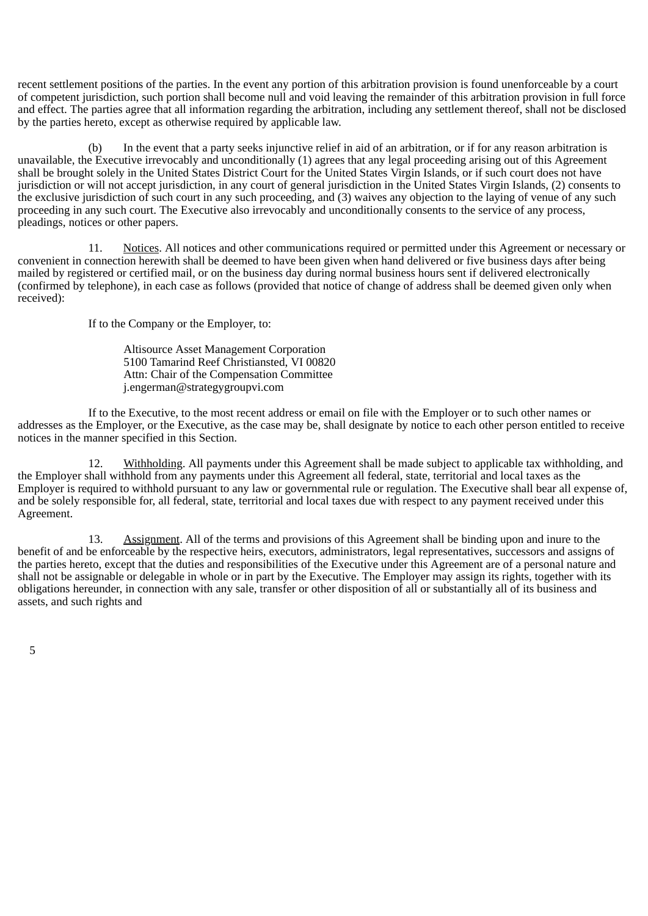recent settlement positions of the parties. In the event any portion of this arbitration provision is found unenforceable by a court of competent jurisdiction, such portion shall become null and void leaving the remainder of this arbitration provision in full force and effect. The parties agree that all information regarding the arbitration, including any settlement thereof, shall not be disclosed by the parties hereto, except as otherwise required by applicable law.

(b) In the event that a party seeks injunctive relief in aid of an arbitration, or if for any reason arbitration is unavailable, the Executive irrevocably and unconditionally (1) agrees that any legal proceeding arising out of this Agreement shall be brought solely in the United States District Court for the United States Virgin Islands, or if such court does not have jurisdiction or will not accept jurisdiction, in any court of general jurisdiction in the United States Virgin Islands, (2) consents to the exclusive jurisdiction of such court in any such proceeding, and (3) waives any objection to the laying of venue of any such proceeding in any such court. The Executive also irrevocably and unconditionally consents to the service of any process, pleadings, notices or other papers.

11. Notices. All notices and other communications required or permitted under this Agreement or necessary or convenient in connection herewith shall be deemed to have been given when hand delivered or five business days after being mailed by registered or certified mail, or on the business day during normal business hours sent if delivered electronically (confirmed by telephone), in each case as follows (provided that notice of change of address shall be deemed given only when received):

If to the Company or the Employer, to:

Altisource Asset Management Corporation
5100 Tamarind Reef Christiansted, VI 00820
Attn: Chair of the Compensation Committee
j.engerman@strategygroupvi.com

If to the Executive, to the most recent address or email on file with the Employer or to such other names or addresses as the Employer, or the Executive, as the case may be, shall designate by notice to each other person entitled to receive notices in the manner specified in this Section.

12. Withholding. All payments under this Agreement shall be made subject to applicable tax withholding, and the Employer shall withhold from any payments under this Agreement all federal, state, territorial and local taxes as the Employer is required to withhold pursuant to any law or governmental rule or regulation. The Executive shall bear all expense of, and be solely responsible for, all federal, state, territorial and local taxes due with respect to any payment received under this Agreement.

13. Assignment. All of the terms and provisions of this Agreement shall be binding upon and inure to the benefit of and be enforceable by the respective heirs, executors, administrators, legal representatives, successors and assigns of the parties hereto, except that the duties and responsibilities of the Executive under this Agreement are of a personal nature and shall not be assignable or delegable in whole or in part by the Executive. The Employer may assign its rights, together with its obligations hereunder, in connection with any sale, transfer or other disposition of all or substantially all of its business and assets, and such rights and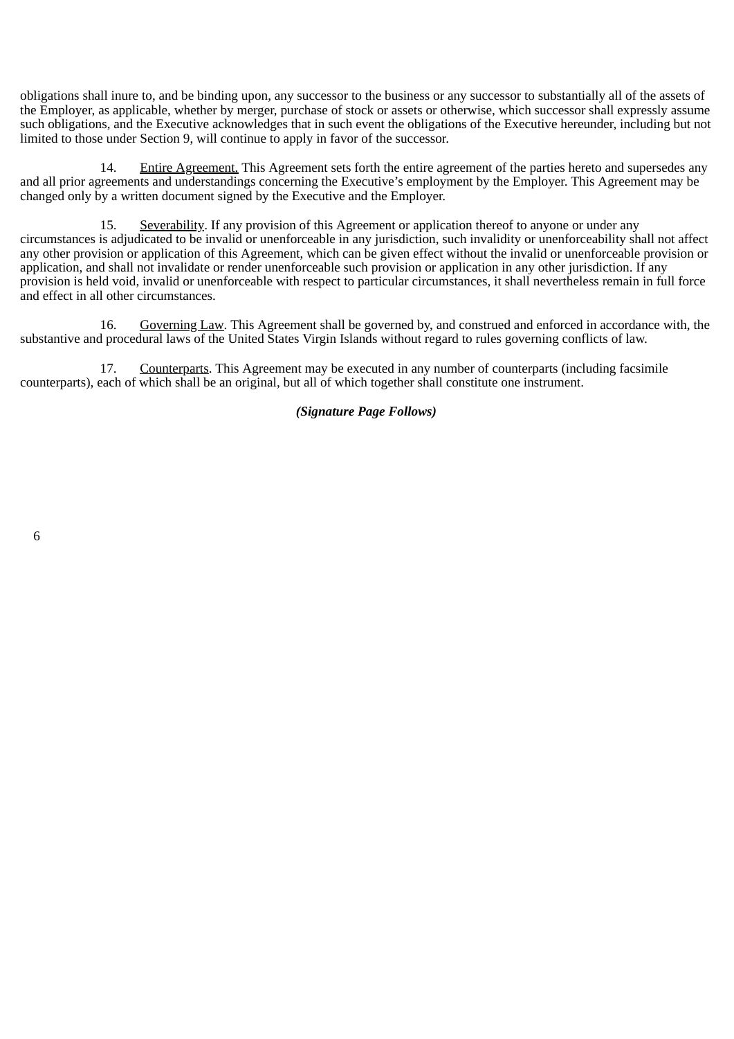obligations shall inure to, and be binding upon, any successor to the business or any successor to substantially all of the assets of the Employer, as applicable, whether by merger, purchase of stock or assets or otherwise, which successor shall expressly assume such obligations, and the Executive acknowledges that in such event the obligations of the Executive hereunder, including but not limited to those under Section 9, will continue to apply in favor of the successor.

14. Entire Agreement. This Agreement sets forth the entire agreement of the parties hereto and supersedes any and all prior agreements and understandings concerning the Executive's employment by the Employer. This Agreement may be changed only by a written document signed by the Executive and the Employer.

15. Severability. If any provision of this Agreement or application thereof to anyone or under any circumstances is adjudicated to be invalid or unenforceable in any jurisdiction, such invalidity or unenforceability shall not affect any other provision or application of this Agreement, which can be given effect without the invalid or unenforceable provision or application, and shall not invalidate or render unenforceable such provision or application in any other jurisdiction. If any provision is held void, invalid or unenforceable with respect to particular circumstances, it shall nevertheless remain in full force and effect in all other circumstances.

16. Governing Law. This Agreement shall be governed by, and construed and enforced in accordance with, the substantive and procedural laws of the United States Virgin Islands without regard to rules governing conflicts of law.

17. Counterparts. This Agreement may be executed in any number of counterparts (including facsimile counterparts), each of which shall be an original, but all of which together shall constitute one instrument.

***(Signature Page Follows)***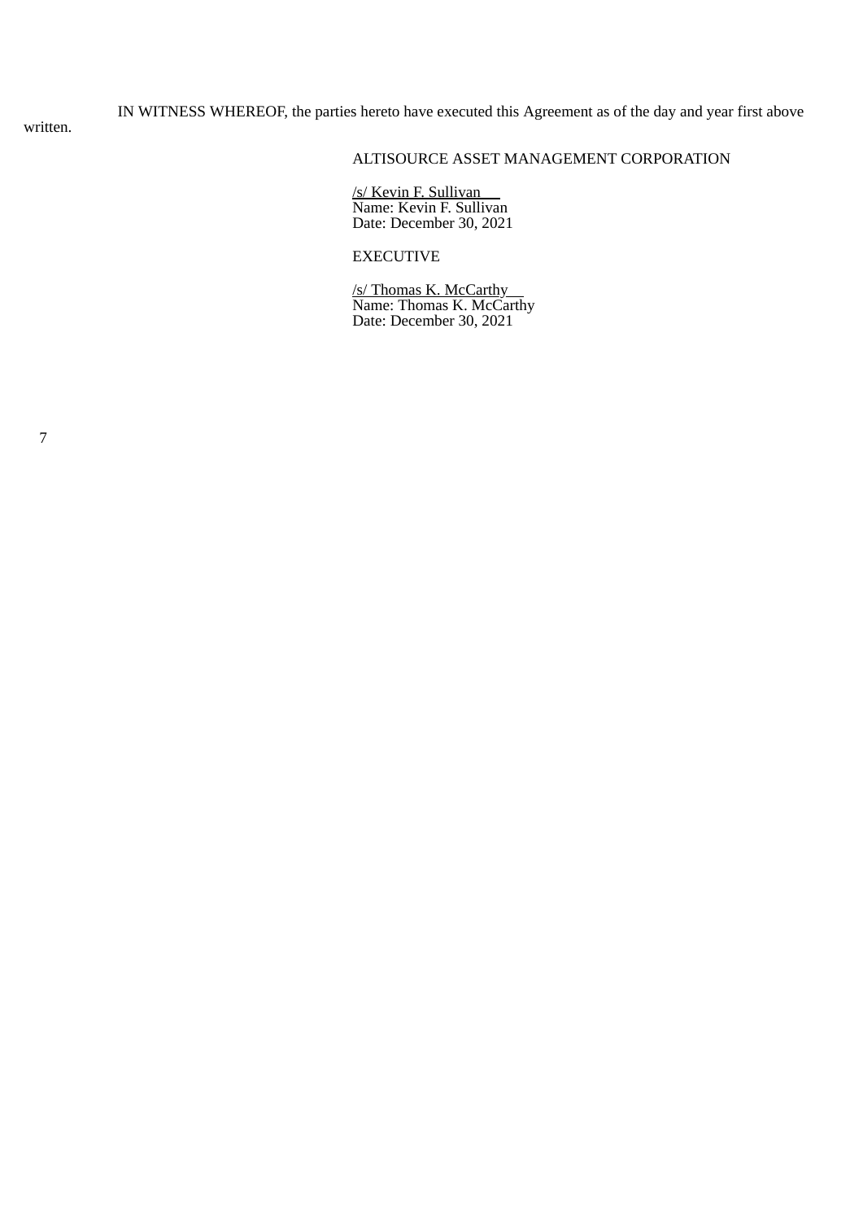IN WITNESS WHEREOF, the parties hereto have executed this Agreement as of the day and year first above written.

ALTISOURCE ASSET MANAGEMENT CORPORATION

/s/ Kevin F. Sullivan
Name: Kevin F. Sullivan
Date: December 30, 2021

EXECUTIVE

/s/ Thomas K. McCarthy
Name: Thomas K. McCarthy
Date: December 30, 2021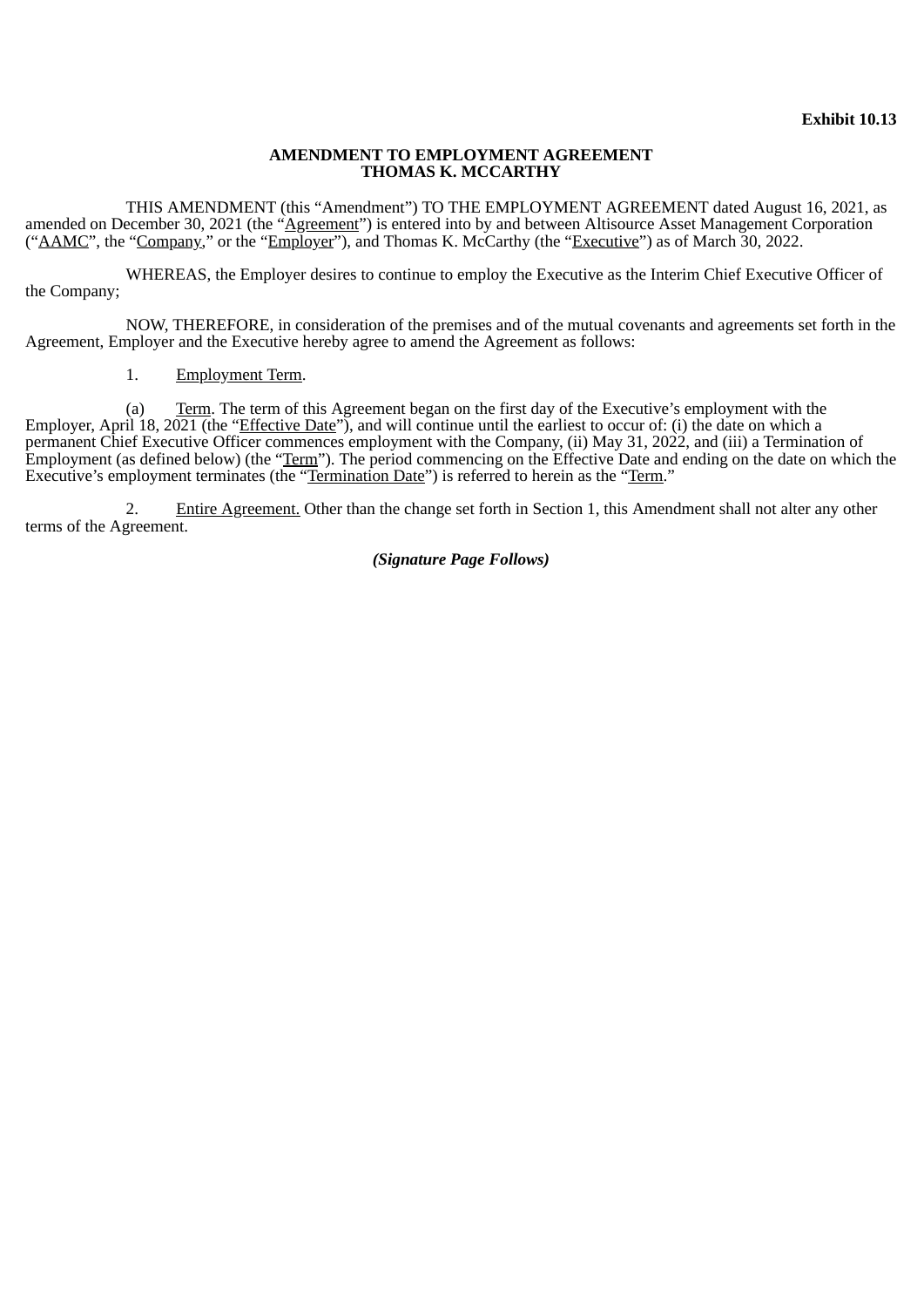**Exhibit 10.13**

**AMENDMENT TO EMPLOYMENT AGREEMENT**
**THOMAS K. MCCARTHY**

THIS AMENDMENT (this "Amendment") TO THE EMPLOYMENT AGREEMENT dated August 16, 2021, as amended on December 30, 2021 (the "Agreement") is entered into by and between Altisource Asset Management Corporation ("AAMC", the "Company," or the "Employer"), and Thomas K. McCarthy (the "Executive") as of March 30, 2022.

WHEREAS, the Employer desires to continue to employ the Executive as the Interim Chief Executive Officer of the Company;

NOW, THEREFORE, in consideration of the premises and of the mutual covenants and agreements set forth in the Agreement, Employer and the Executive hereby agree to amend the Agreement as follows:

1. Employment Term.

(a) Term. The term of this Agreement began on the first day of the Executive's employment with the Employer, April 18, 2021 (the "Effective Date"), and will continue until the earliest to occur of: (i) the date on which a permanent Chief Executive Officer commences employment with the Company, (ii) May 31, 2022, and (iii) a Termination of Employment (as defined below) (the "Term"). The period commencing on the Effective Date and ending on the date on which the Executive's employment terminates (the "Termination Date") is referred to herein as the "Term."

2. Entire Agreement. Other than the change set forth in Section 1, this Amendment shall not alter any other terms of the Agreement.

***(Signature Page Follows)***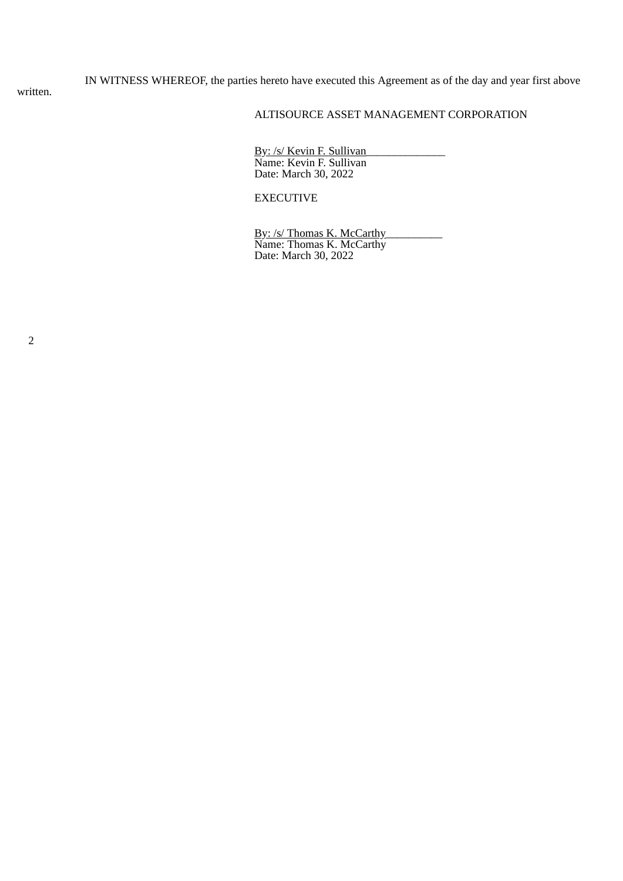IN WITNESS WHEREOF, the parties hereto have executed this Agreement as of the day and year first above written.

ALTISOURCE ASSET MANAGEMENT CORPORATION

By: /s/ Kevin F. Sullivan______________
Name: Kevin F. Sullivan
Date: March 30, 2022

EXECUTIVE

By: /s/ Thomas K. McCarthy__________
Name: Thomas K. McCarthy
Date: March 30, 2022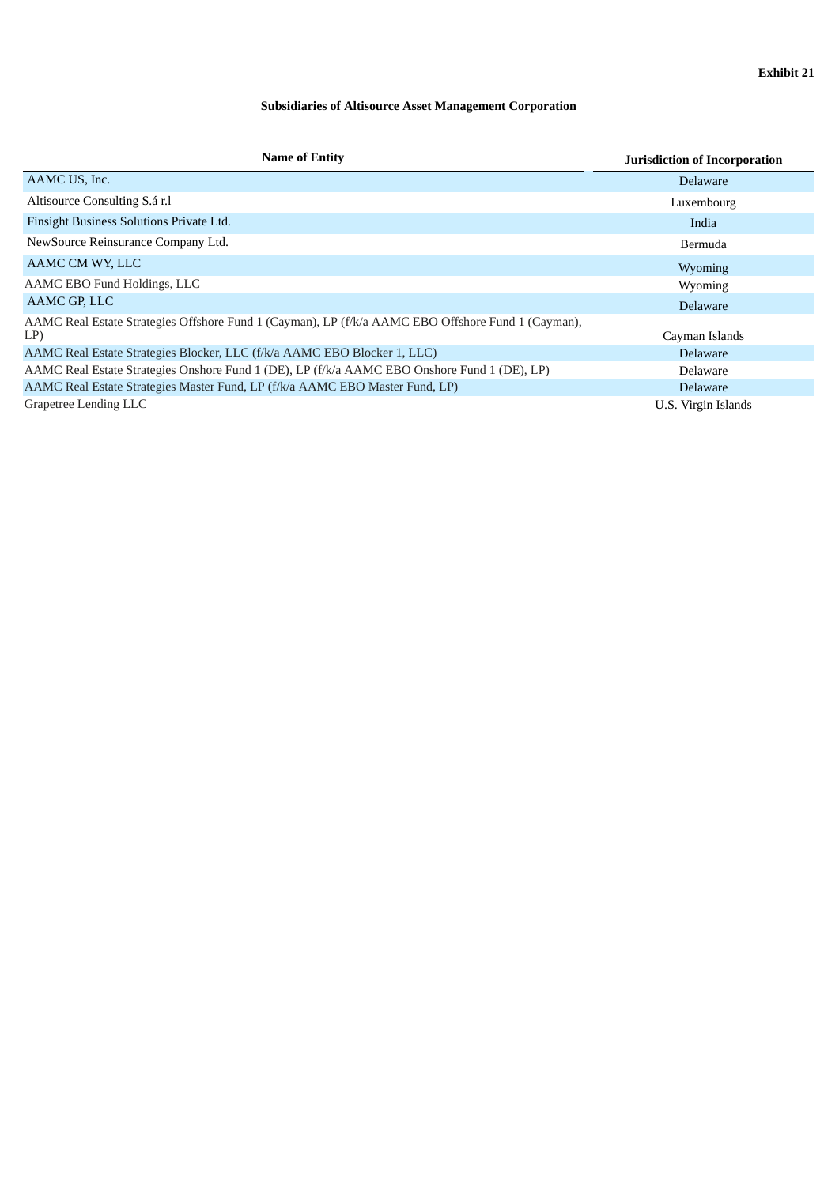**Exhibit 21**

**Subsidiaries of Altisource Asset Management Corporation**

| Name of Entity | Jurisdiction of Incorporation |
|---|---|
| AAMC US, Inc. | Delaware |
| Altisource Consulting S.á r.l | Luxembourg |
| Finsight Business Solutions Private Ltd. | India |
| NewSource Reinsurance Company Ltd. | Bermuda |
| AAMC CM WY, LLC | Wyoming |
| AAMC EBO Fund Holdings, LLC | Wyoming |
| AAMC GP, LLC | Delaware |
| AAMC Real Estate Strategies Offshore Fund 1 (Cayman), LP (f/k/a AAMC EBO Offshore Fund 1 (Cayman), LP) | Cayman Islands |
| AAMC Real Estate Strategies Blocker, LLC (f/k/a AAMC EBO Blocker 1, LLC) | Delaware |
| AAMC Real Estate Strategies Onshore Fund 1 (DE), LP (f/k/a AAMC EBO Onshore Fund 1 (DE), LP) | Delaware |
| AAMC Real Estate Strategies Master Fund, LP (f/k/a AAMC EBO Master Fund, LP) | Delaware |
| Grapetree Lending LLC | U.S. Virgin Islands |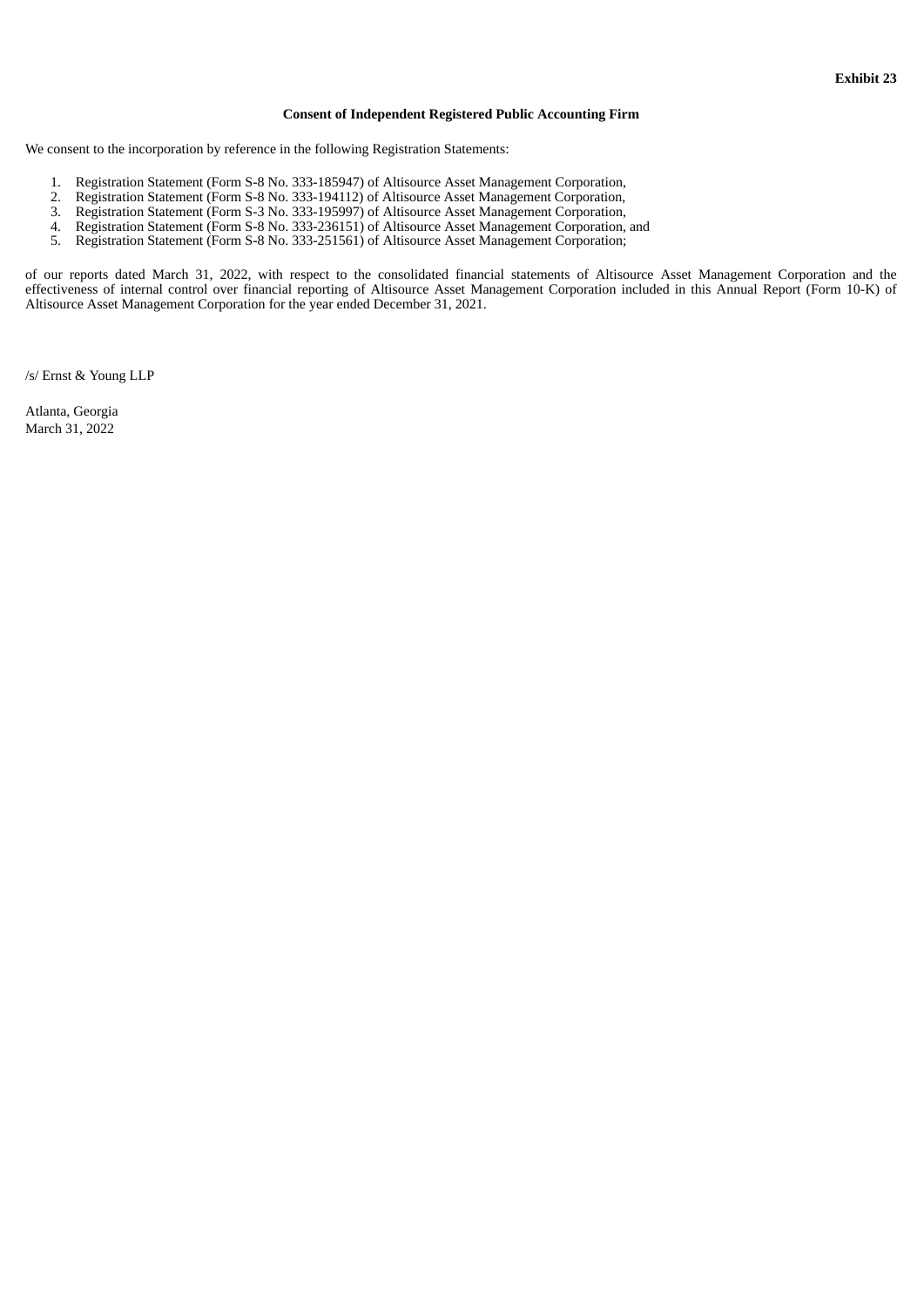**Exhibit 23**

**Consent of Independent Registered Public Accounting Firm**

We consent to the incorporation by reference in the following Registration Statements:

1. Registration Statement (Form S-8 No. 333-185947) of Altisource Asset Management Corporation,
2. Registration Statement (Form S-8 No. 333-194112) of Altisource Asset Management Corporation,
3. Registration Statement (Form S-3 No. 333-195997) of Altisource Asset Management Corporation,
4. Registration Statement (Form S-8 No. 333-236151) of Altisource Asset Management Corporation, and
5. Registration Statement (Form S-8 No. 333-251561) of Altisource Asset Management Corporation;

of our reports dated March 31, 2022, with respect to the consolidated financial statements of Altisource Asset Management Corporation and the effectiveness of internal control over financial reporting of Altisource Asset Management Corporation included in this Annual Report (Form 10-K) of Altisource Asset Management Corporation for the year ended December 31, 2021.

/s/ Ernst & Young LLP

Atlanta, Georgia
March 31, 2022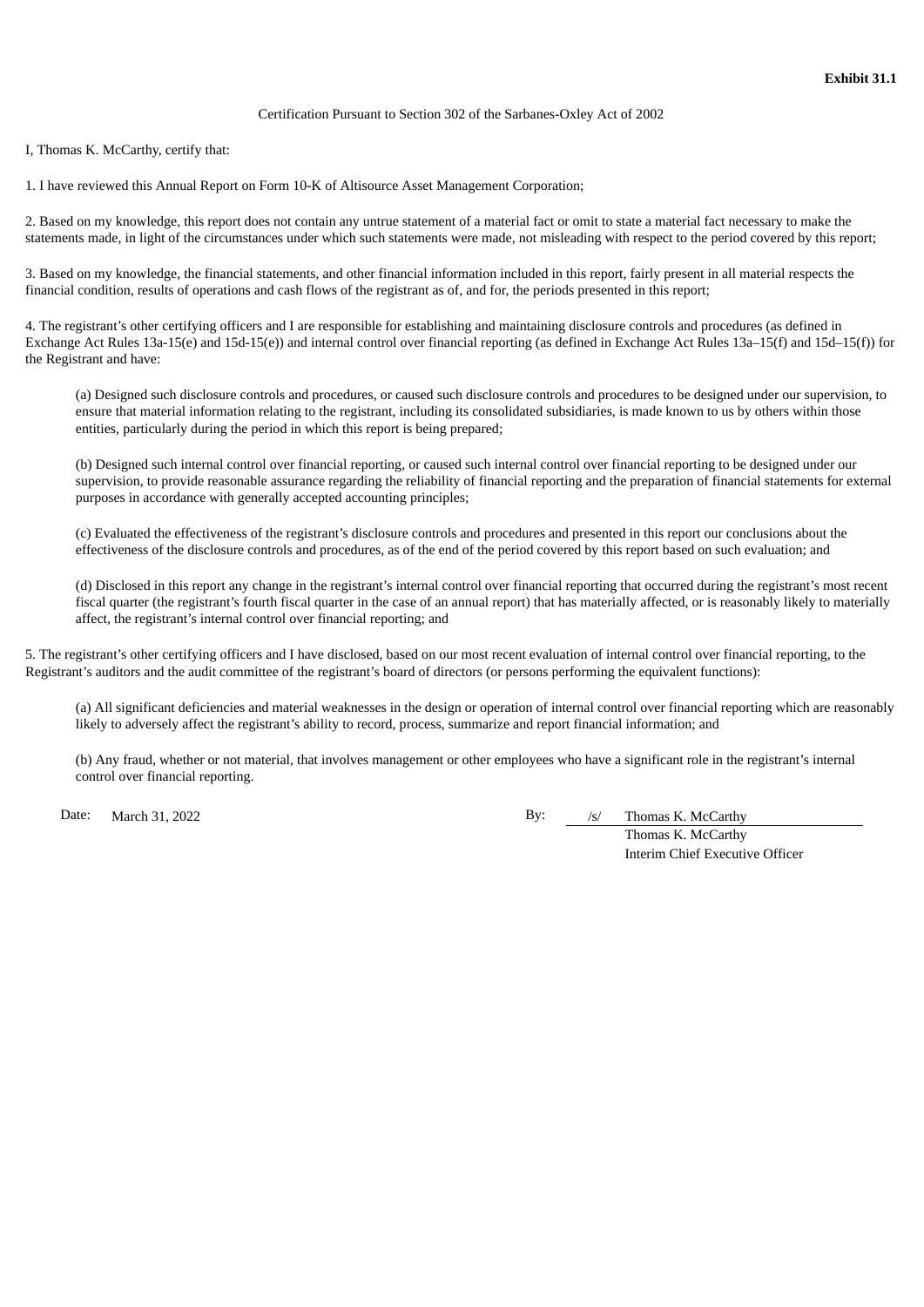**Exhibit 31.1**

Certification Pursuant to Section 302 of the Sarbanes-Oxley Act of 2002

I, Thomas K. McCarthy, certify that:

1. I have reviewed this Annual Report on Form 10-K of Altisource Asset Management Corporation;

2. Based on my knowledge, this report does not contain any untrue statement of a material fact or omit to state a material fact necessary to make the statements made, in light of the circumstances under which such statements were made, not misleading with respect to the period covered by this report;

3. Based on my knowledge, the financial statements, and other financial information included in this report, fairly present in all material respects the financial condition, results of operations and cash flows of the registrant as of, and for, the periods presented in this report;

4. The registrant's other certifying officers and I are responsible for establishing and maintaining disclosure controls and procedures (as defined in Exchange Act Rules 13a-15(e) and 15d-15(e)) and internal control over financial reporting (as defined in Exchange Act Rules 13a–15(f) and 15d–15(f)) for the Registrant and have:

(a) Designed such disclosure controls and procedures, or caused such disclosure controls and procedures to be designed under our supervision, to ensure that material information relating to the registrant, including its consolidated subsidiaries, is made known to us by others within those entities, particularly during the period in which this report is being prepared;

(b) Designed such internal control over financial reporting, or caused such internal control over financial reporting to be designed under our supervision, to provide reasonable assurance regarding the reliability of financial reporting and the preparation of financial statements for external purposes in accordance with generally accepted accounting principles;

(c) Evaluated the effectiveness of the registrant's disclosure controls and procedures and presented in this report our conclusions about the effectiveness of the disclosure controls and procedures, as of the end of the period covered by this report based on such evaluation; and

(d) Disclosed in this report any change in the registrant's internal control over financial reporting that occurred during the registrant's most recent fiscal quarter (the registrant's fourth fiscal quarter in the case of an annual report) that has materially affected, or is reasonably likely to materially affect, the registrant's internal control over financial reporting; and

5. The registrant's other certifying officers and I have disclosed, based on our most recent evaluation of internal control over financial reporting, to the Registrant's auditors and the audit committee of the registrant's board of directors (or persons performing the equivalent functions):

(a) All significant deficiencies and material weaknesses in the design or operation of internal control over financial reporting which are reasonably likely to adversely affect the registrant's ability to record, process, summarize and report financial information; and

(b) Any fraud, whether or not material, that involves management or other employees who have a significant role in the registrant's internal control over financial reporting.

Date: March 31, 2022

By: /s/ Thomas K. McCarthy
Thomas K. McCarthy
Interim Chief Executive Officer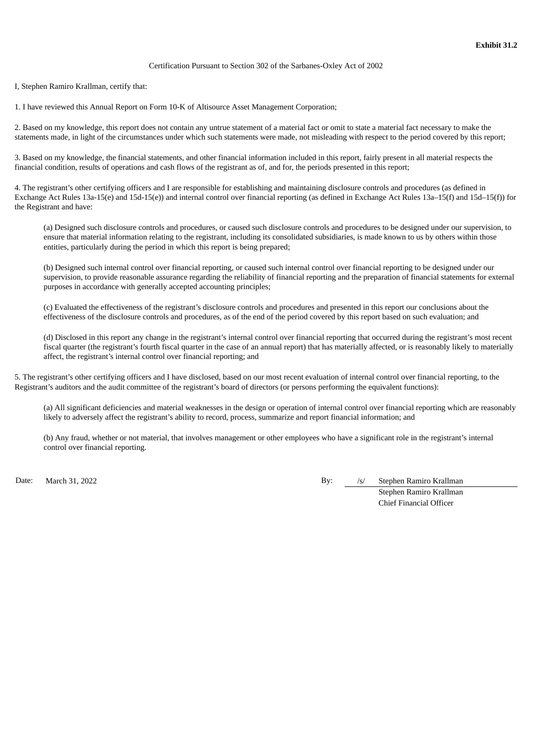**Exhibit 31.2**

Certification Pursuant to Section 302 of the Sarbanes-Oxley Act of 2002

I, Stephen Ramiro Krallman, certify that:

1. I have reviewed this Annual Report on Form 10-K of Altisource Asset Management Corporation;

2. Based on my knowledge, this report does not contain any untrue statement of a material fact or omit to state a material fact necessary to make the statements made, in light of the circumstances under which such statements were made, not misleading with respect to the period covered by this report;

3. Based on my knowledge, the financial statements, and other financial information included in this report, fairly present in all material respects the financial condition, results of operations and cash flows of the registrant as of, and for, the periods presented in this report;

4. The registrant's other certifying officers and I are responsible for establishing and maintaining disclosure controls and procedures (as defined in Exchange Act Rules 13a-15(e) and 15d-15(e)) and internal control over financial reporting (as defined in Exchange Act Rules 13a–15(f) and 15d–15(f)) for the Registrant and have:

(a) Designed such disclosure controls and procedures, or caused such disclosure controls and procedures to be designed under our supervision, to ensure that material information relating to the registrant, including its consolidated subsidiaries, is made known to us by others within those entities, particularly during the period in which this report is being prepared;

(b) Designed such internal control over financial reporting, or caused such internal control over financial reporting to be designed under our supervision, to provide reasonable assurance regarding the reliability of financial reporting and the preparation of financial statements for external purposes in accordance with generally accepted accounting principles;

(c) Evaluated the effectiveness of the registrant's disclosure controls and procedures and presented in this report our conclusions about the effectiveness of the disclosure controls and procedures, as of the end of the period covered by this report based on such evaluation; and

(d) Disclosed in this report any change in the registrant's internal control over financial reporting that occurred during the registrant's most recent fiscal quarter (the registrant's fourth fiscal quarter in the case of an annual report) that has materially affected, or is reasonably likely to materially affect, the registrant's internal control over financial reporting; and

5. The registrant's other certifying officers and I have disclosed, based on our most recent evaluation of internal control over financial reporting, to the Registrant's auditors and the audit committee of the registrant's board of directors (or persons performing the equivalent functions):

(a) All significant deficiencies and material weaknesses in the design or operation of internal control over financial reporting which are reasonably likely to adversely affect the registrant's ability to record, process, summarize and report financial information; and

(b) Any fraud, whether or not material, that involves management or other employees who have a significant role in the registrant's internal control over financial reporting.

Date: March 31, 2022

By: /s/ Stephen Ramiro Krallman
Stephen Ramiro Krallman
Chief Financial Officer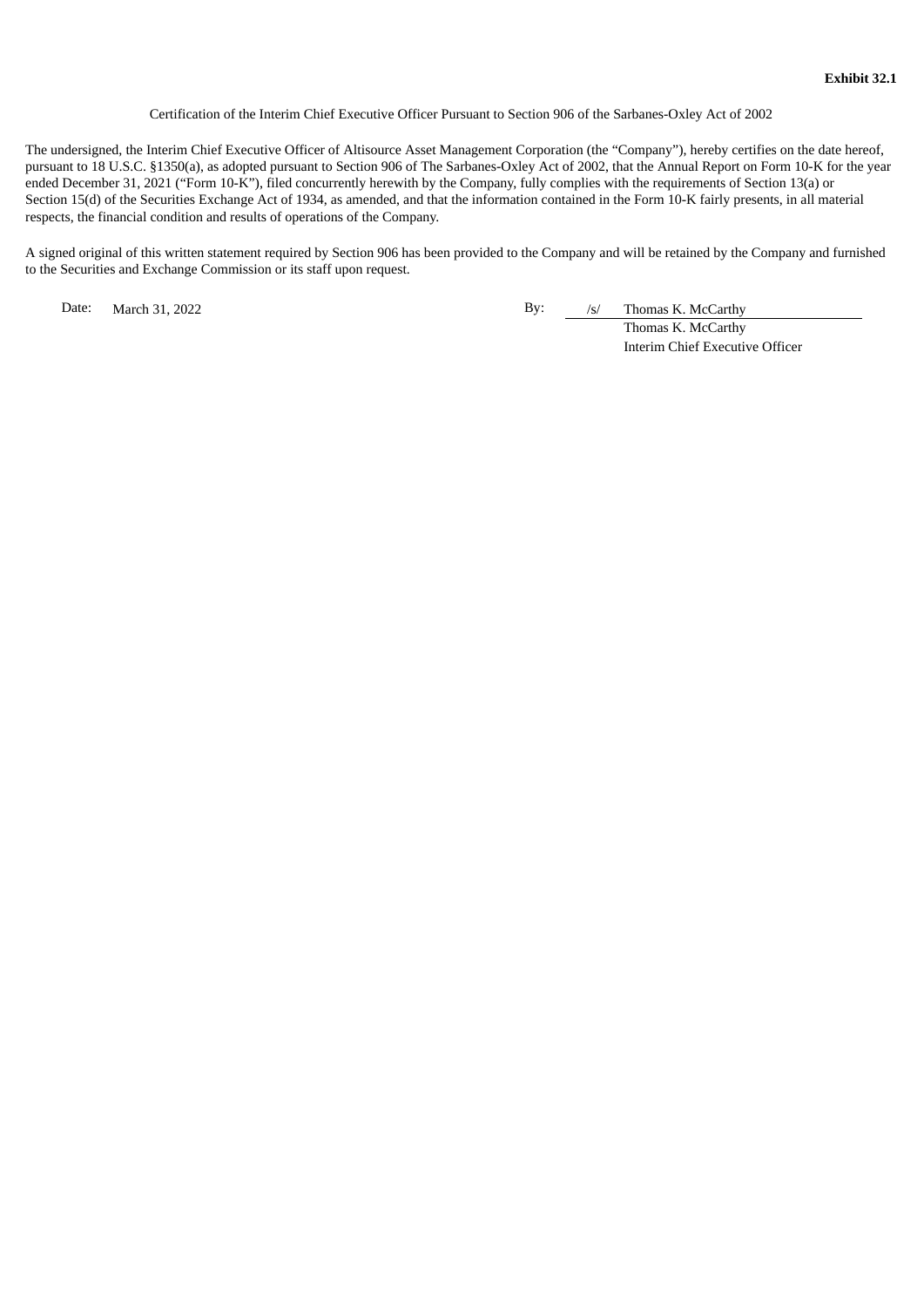**Exhibit 32.1**

Certification of the Interim Chief Executive Officer Pursuant to Section 906 of the Sarbanes-Oxley Act of 2002

The undersigned, the Interim Chief Executive Officer of Altisource Asset Management Corporation (the "Company"), hereby certifies on the date hereof, pursuant to 18 U.S.C. §1350(a), as adopted pursuant to Section 906 of The Sarbanes-Oxley Act of 2002, that the Annual Report on Form 10-K for the year ended December 31, 2021 ("Form 10-K"), filed concurrently herewith by the Company, fully complies with the requirements of Section 13(a) or Section 15(d) of the Securities Exchange Act of 1934, as amended, and that the information contained in the Form 10-K fairly presents, in all material respects, the financial condition and results of operations of the Company.

A signed original of this written statement required by Section 906 has been provided to the Company and will be retained by the Company and furnished to the Securities and Exchange Commission or its staff upon request.

Date: March 31, 2022

By: /s/ Thomas K. McCarthy
Thomas K. McCarthy
Interim Chief Executive Officer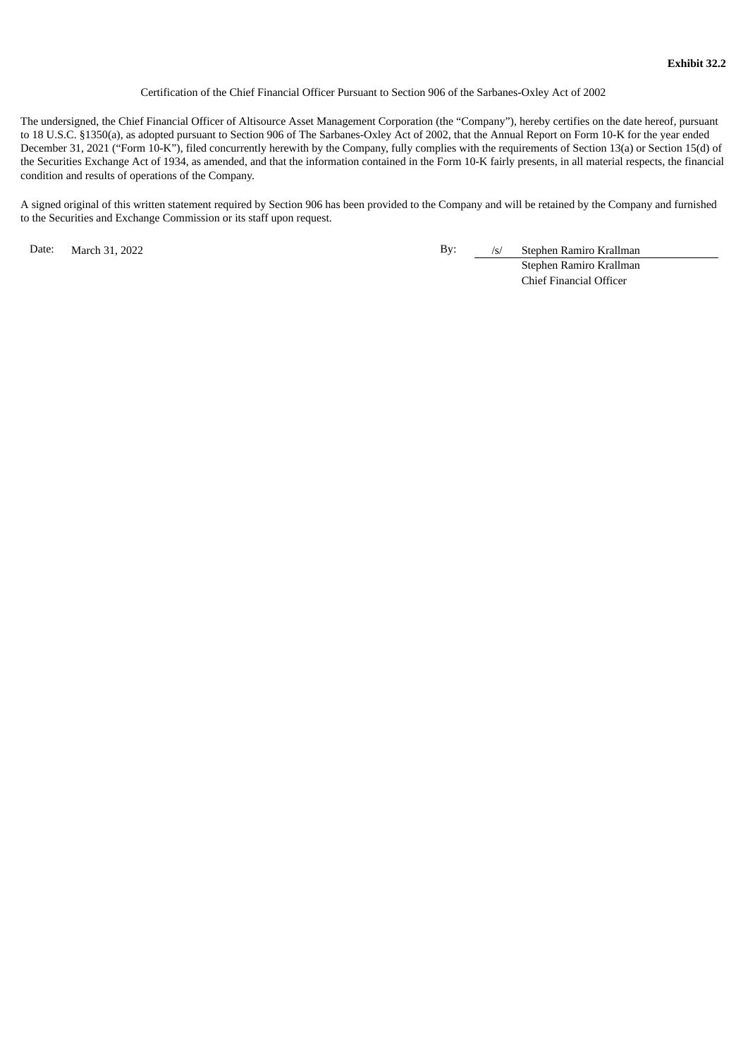**Exhibit 32.2**

Certification of the Chief Financial Officer Pursuant to Section 906 of the Sarbanes-Oxley Act of 2002

The undersigned, the Chief Financial Officer of Altisource Asset Management Corporation (the "Company"), hereby certifies on the date hereof, pursuant to 18 U.S.C. §1350(a), as adopted pursuant to Section 906 of The Sarbanes-Oxley Act of 2002, that the Annual Report on Form 10-K for the year ended December 31, 2021 ("Form 10-K"), filed concurrently herewith by the Company, fully complies with the requirements of Section 13(a) or Section 15(d) of the Securities Exchange Act of 1934, as amended, and that the information contained in the Form 10-K fairly presents, in all material respects, the financial condition and results of operations of the Company.

A signed original of this written statement required by Section 906 has been provided to the Company and will be retained by the Company and furnished to the Securities and Exchange Commission or its staff upon request.

Date: March 31, 2022

By: /s/ Stephen Ramiro Krallman

Stephen Ramiro Krallman
Chief Financial Officer